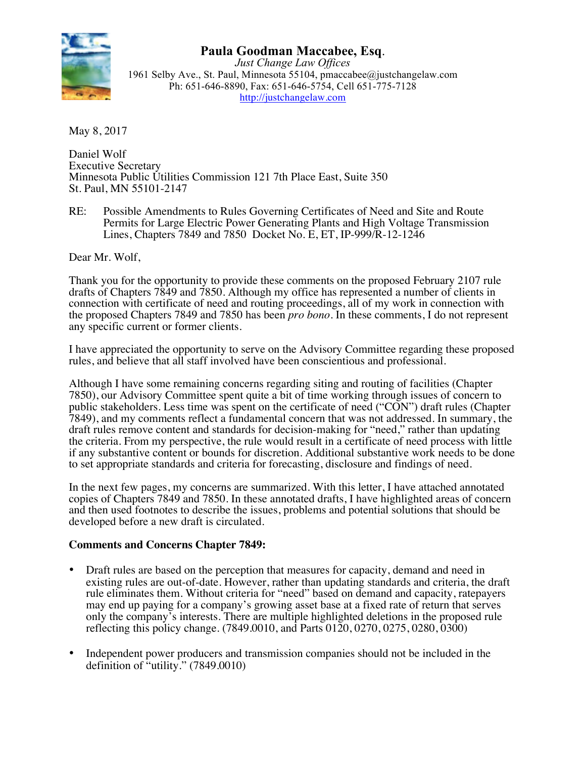**Paula Goodman Maccabee, Esq.**
*Just Change Law Offices*
1961 Selby Ave., St. Paul, Minnesota 55104, pmaccabee@justchangelaw.com
Ph: 651-646-8890, Fax: 651-646-5754, Cell 651-775-7128
http://justchangelaw.com

May 8, 2017

Daniel Wolf
Executive Secretary
Minnesota Public Utilities Commission 121 7th Place East, Suite 350
St. Paul, MN 55101-2147

RE: Possible Amendments to Rules Governing Certificates of Need and Site and Route Permits for Large Electric Power Generating Plants and High Voltage Transmission Lines, Chapters 7849 and 7850 Docket No. E, ET, IP-999/R-12-1246

Dear Mr. Wolf,

Thank you for the opportunity to provide these comments on the proposed February 2107 rule drafts of Chapters 7849 and 7850. Although my office has represented a number of clients in connection with certificate of need and routing proceedings, all of my work in connection with the proposed Chapters 7849 and 7850 has been *pro bono*. In these comments, I do not represent any specific current or former clients.

I have appreciated the opportunity to serve on the Advisory Committee regarding these proposed rules, and believe that all staff involved have been conscientious and professional.

Although I have some remaining concerns regarding siting and routing of facilities (Chapter 7850), our Advisory Committee spent quite a bit of time working through issues of concern to public stakeholders. Less time was spent on the certificate of need ("CON") draft rules (Chapter 7849), and my comments reflect a fundamental concern that was not addressed. In summary, the draft rules remove content and standards for decision-making for "need," rather than updating the criteria. From my perspective, the rule would result in a certificate of need process with little if any substantive content or bounds for discretion. Additional substantive work needs to be done to set appropriate standards and criteria for forecasting, disclosure and findings of need.

In the next few pages, my concerns are summarized. With this letter, I have attached annotated copies of Chapters 7849 and 7850. In these annotated drafts, I have highlighted areas of concern and then used footnotes to describe the issues, problems and potential solutions that should be developed before a new draft is circulated.

**Comments and Concerns Chapter 7849:**

- Draft rules are based on the perception that measures for capacity, demand and need in existing rules are out-of-date. However, rather than updating standards and criteria, the draft rule eliminates them. Without criteria for "need" based on demand and capacity, ratepayers may end up paying for a company's growing asset base at a fixed rate of return that serves only the company's interests. There are multiple highlighted deletions in the proposed rule reflecting this policy change. (7849.0010, and Parts 0120, 0270, 0275, 0280, 0300)

- Independent power producers and transmission companies should not be included in the definition of "utility." (7849.0010)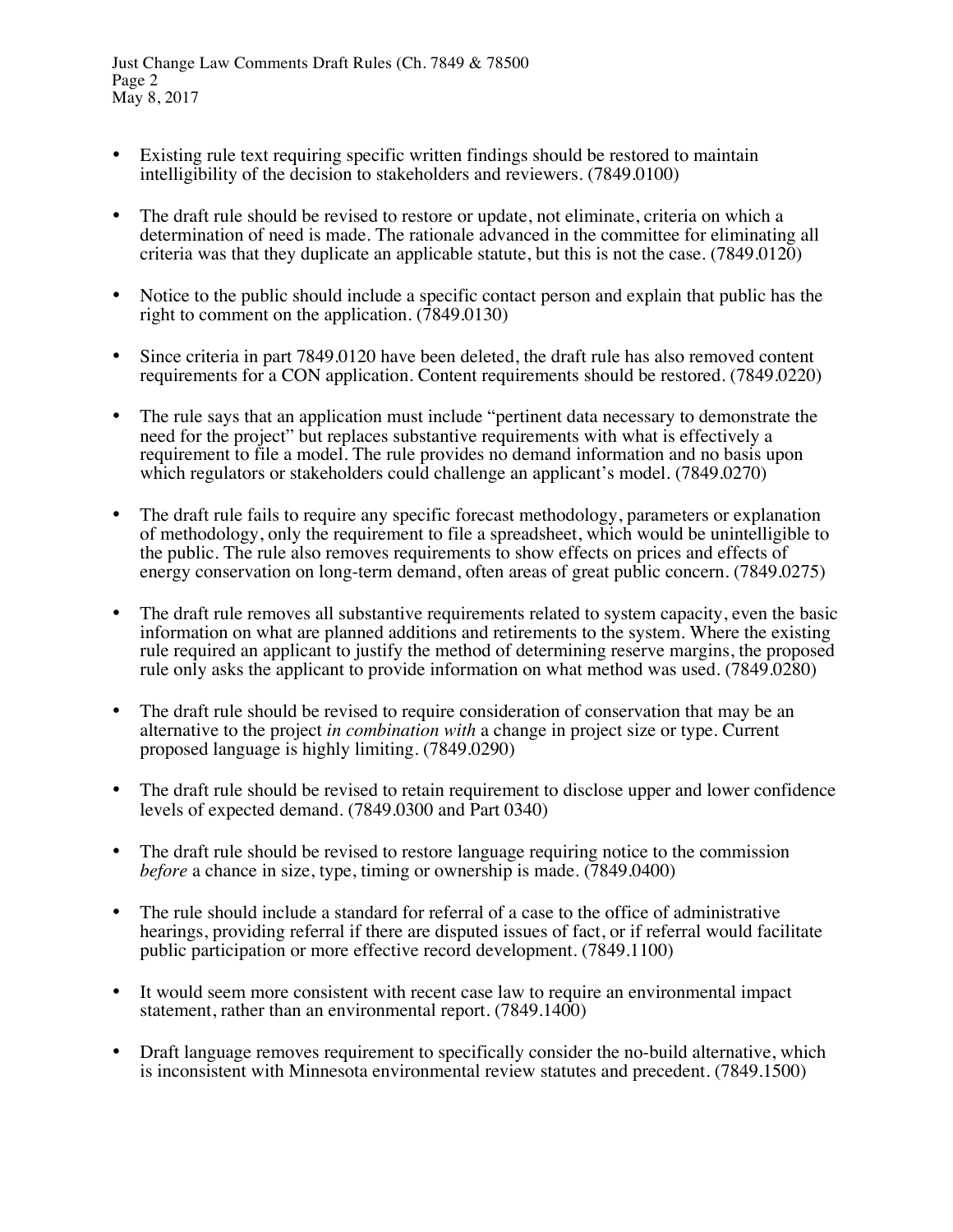- Existing rule text requiring specific written findings should be restored to maintain intelligibility of the decision to stakeholders and reviewers. (7849.0100)

- The draft rule should be revised to restore or update, not eliminate, criteria on which a determination of need is made. The rationale advanced in the committee for eliminating all criteria was that they duplicate an applicable statute, but this is not the case. (7849.0120)

- Notice to the public should include a specific contact person and explain that public has the right to comment on the application. (7849.0130)

- Since criteria in part 7849.0120 have been deleted, the draft rule has also removed content requirements for a CON application. Content requirements should be restored. (7849.0220)

- The rule says that an application must include "pertinent data necessary to demonstrate the need for the project" but replaces substantive requirements with what is effectively a requirement to file a model. The rule provides no demand information and no basis upon which regulators or stakeholders could challenge an applicant's model. (7849.0270)

- The draft rule fails to require any specific forecast methodology, parameters or explanation of methodology, only the requirement to file a spreadsheet, which would be unintelligible to the public. The rule also removes requirements to show effects on prices and effects of energy conservation on long-term demand, often areas of great public concern. (7849.0275)

- The draft rule removes all substantive requirements related to system capacity, even the basic information on what are planned additions and retirements to the system. Where the existing rule required an applicant to justify the method of determining reserve margins, the proposed rule only asks the applicant to provide information on what method was used. (7849.0280)

- The draft rule should be revised to require consideration of conservation that may be an alternative to the project *in combination with* a change in project size or type. Current proposed language is highly limiting. (7849.0290)

- The draft rule should be revised to retain requirement to disclose upper and lower confidence levels of expected demand. (7849.0300 and Part 0340)

- The draft rule should be revised to restore language requiring notice to the commission *before* a chance in size, type, timing or ownership is made. (7849.0400)

- The rule should include a standard for referral of a case to the office of administrative hearings, providing referral if there are disputed issues of fact, or if referral would facilitate public participation or more effective record development. (7849.1100)

- It would seem more consistent with recent case law to require an environmental impact statement, rather than an environmental report. (7849.1400)

- Draft language removes requirement to specifically consider the no-build alternative, which is inconsistent with Minnesota environmental review statutes and precedent. (7849.1500)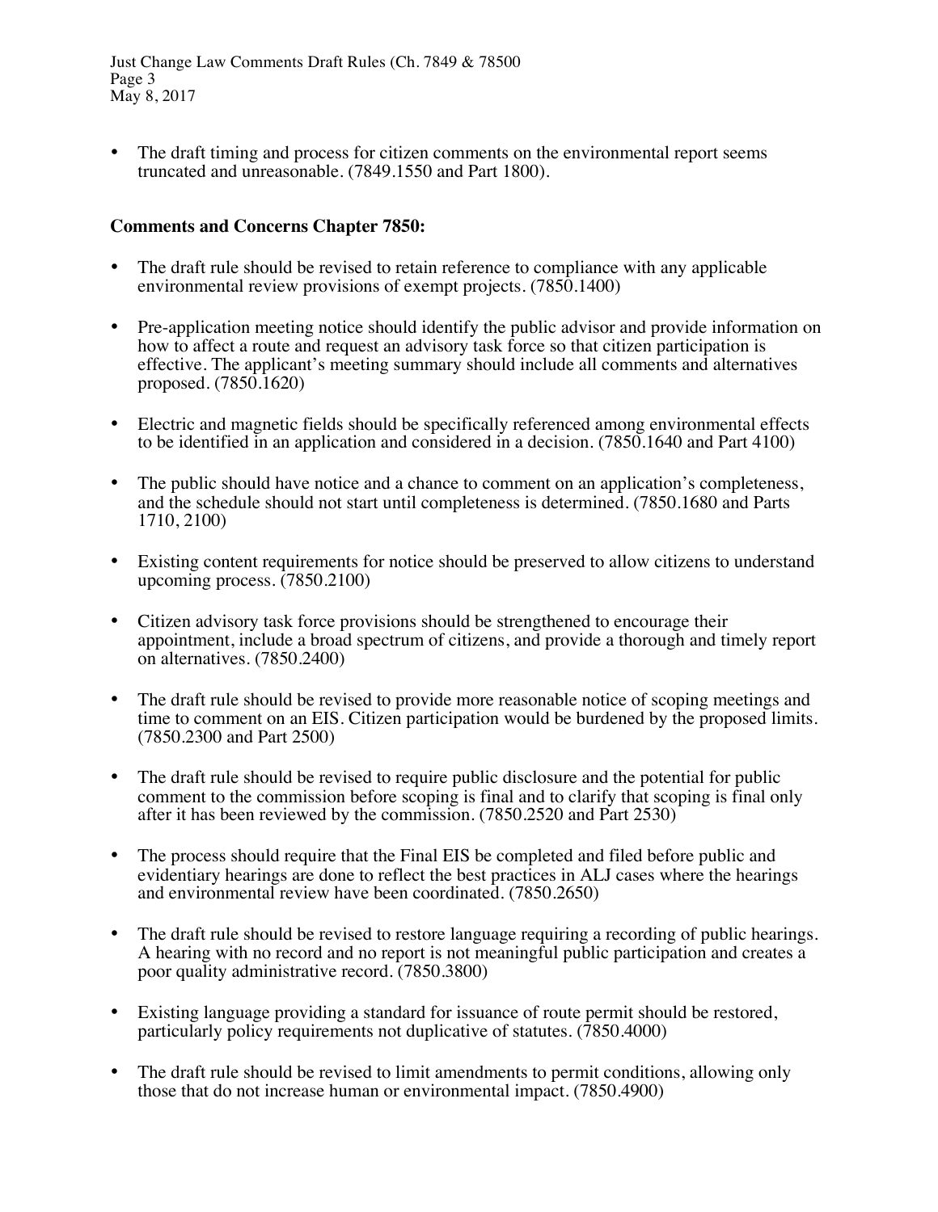- The draft timing and process for citizen comments on the environmental report seems truncated and unreasonable. (7849.1550 and Part 1800).

**Comments and Concerns Chapter 7850:**

- The draft rule should be revised to retain reference to compliance with any applicable environmental review provisions of exempt projects. (7850.1400)
- Pre-application meeting notice should identify the public advisor and provide information on how to affect a route and request an advisory task force so that citizen participation is effective. The applicant's meeting summary should include all comments and alternatives proposed. (7850.1620)
- Electric and magnetic fields should be specifically referenced among environmental effects to be identified in an application and considered in a decision. (7850.1640 and Part 4100)
- The public should have notice and a chance to comment on an application's completeness, and the schedule should not start until completeness is determined. (7850.1680 and Parts 1710, 2100)
- Existing content requirements for notice should be preserved to allow citizens to understand upcoming process. (7850.2100)
- Citizen advisory task force provisions should be strengthened to encourage their appointment, include a broad spectrum of citizens, and provide a thorough and timely report on alternatives. (7850.2400)
- The draft rule should be revised to provide more reasonable notice of scoping meetings and time to comment on an EIS. Citizen participation would be burdened by the proposed limits. (7850.2300 and Part 2500)
- The draft rule should be revised to require public disclosure and the potential for public comment to the commission before scoping is final and to clarify that scoping is final only after it has been reviewed by the commission. (7850.2520 and Part 2530)
- The process should require that the Final EIS be completed and filed before public and evidentiary hearings are done to reflect the best practices in ALJ cases where the hearings and environmental review have been coordinated. (7850.2650)
- The draft rule should be revised to restore language requiring a recording of public hearings. A hearing with no record and no report is not meaningful public participation and creates a poor quality administrative record. (7850.3800)
- Existing language providing a standard for issuance of route permit should be restored, particularly policy requirements not duplicative of statutes. (7850.4000)
- The draft rule should be revised to limit amendments to permit conditions, allowing only those that do not increase human or environmental impact. (7850.4900)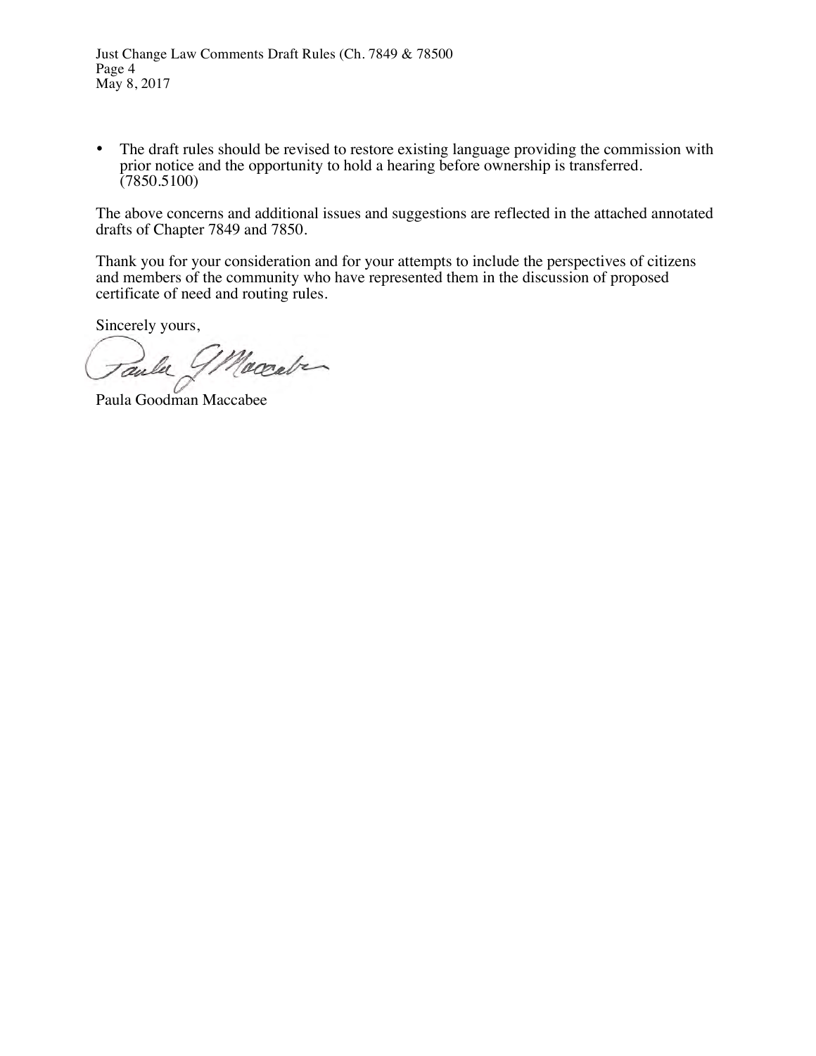- The draft rules should be revised to restore existing language providing the commission with prior notice and the opportunity to hold a hearing before ownership is transferred. (7850.5100)

The above concerns and additional issues and suggestions are reflected in the attached annotated drafts of Chapter 7849 and 7850.

Thank you for your consideration and for your attempts to include the perspectives of citizens and members of the community who have represented them in the discussion of proposed certificate of need and routing rules.

Sincerely yours,

Paula Goodman Maccabee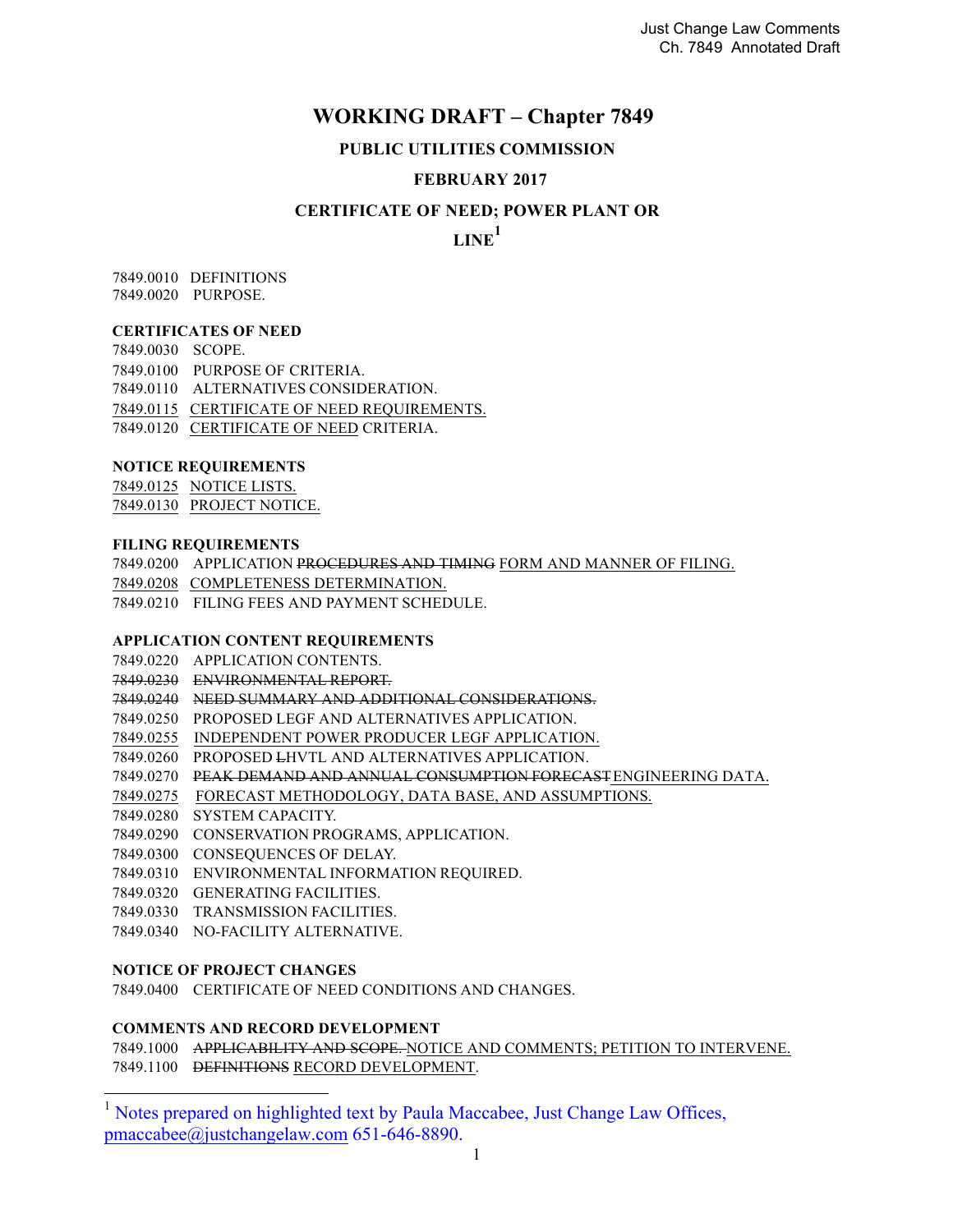# WORKING DRAFT – Chapter 7849

## PUBLIC UTILITIES COMMISSION

## FEBRUARY 2017

## CERTIFICATE OF NEED; POWER PLANT OR LINE[1]

7849.0010 DEFINITIONS
7849.0020 PURPOSE.

**CERTIFICATES OF NEED**

7849.0030 SCOPE.
7849.0100 PURPOSE OF CRITERIA.
7849.0110 ALTERNATIVES CONSIDERATION.
<u>7849.0115 CERTIFICATE OF NEED REQUIREMENTS.</u>
7849.0120 <u>CERTIFICATE OF NEED</u> CRITERIA.

**NOTICE REQUIREMENTS**

<u>7849.0125 NOTICE LISTS.</u>
<u>7849.0130 PROJECT NOTICE.</u>

**FILING REQUIREMENTS**

7849.0200 APPLICATION ~~PROCEDURES AND TIMING~~ <u>FORM AND MANNER OF FILING.</u>
<u>7849.0208 COMPLETENESS DETERMINATION.</u>
7849.0210 FILING FEES AND PAYMENT SCHEDULE.

**APPLICATION CONTENT REQUIREMENTS**

7849.0220 APPLICATION CONTENTS.
~~7849.0230 ENVIRONMENTAL REPORT.~~
~~7849.0240 NEED SUMMARY AND ADDITIONAL CONSIDERATIONS.~~
7849.0250 PROPOSED LEGF AND ALTERNATIVES APPLICATION.
<u>7849.0255 INDEPENDENT POWER PRODUCER LEGF APPLICATION.</u>
7849.0260 PROPOSED ~~L~~HVTL AND ALTERNATIVES APPLICATION.
7849.0270 ~~PEAK DEMAND AND ANNUAL CONSUMPTION FORECAST~~ <u>ENGINEERING DATA.</u>
<u>7849.0275 FORECAST METHODOLOGY, DATA BASE, AND ASSUMPTIONS.</u>
7849.0280 SYSTEM CAPACITY.
7849.0290 CONSERVATION PROGRAMS, APPLICATION.
7849.0300 CONSEQUENCES OF DELAY.
7849.0310 ENVIRONMENTAL INFORMATION REQUIRED.
7849.0320 GENERATING FACILITIES.
7849.0330 TRANSMISSION FACILITIES.
7849.0340 NO-FACILITY ALTERNATIVE.

**NOTICE OF PROJECT CHANGES**

7849.0400 CERTIFICATE OF NEED CONDITIONS AND CHANGES.

**COMMENTS AND RECORD DEVELOPMENT**

7849.1000 ~~APPLICABILITY AND SCOPE.~~ <u>NOTICE AND COMMENTS; PETITION TO INTERVENE.</u>
7849.1100 ~~DEFINITIONS~~ <u>RECORD DEVELOPMENT</u>.

---

[1] Notes prepared on highlighted text by Paula Maccabee, Just Change Law Offices, pmaccabee@justchangelaw.com 651-646-8890.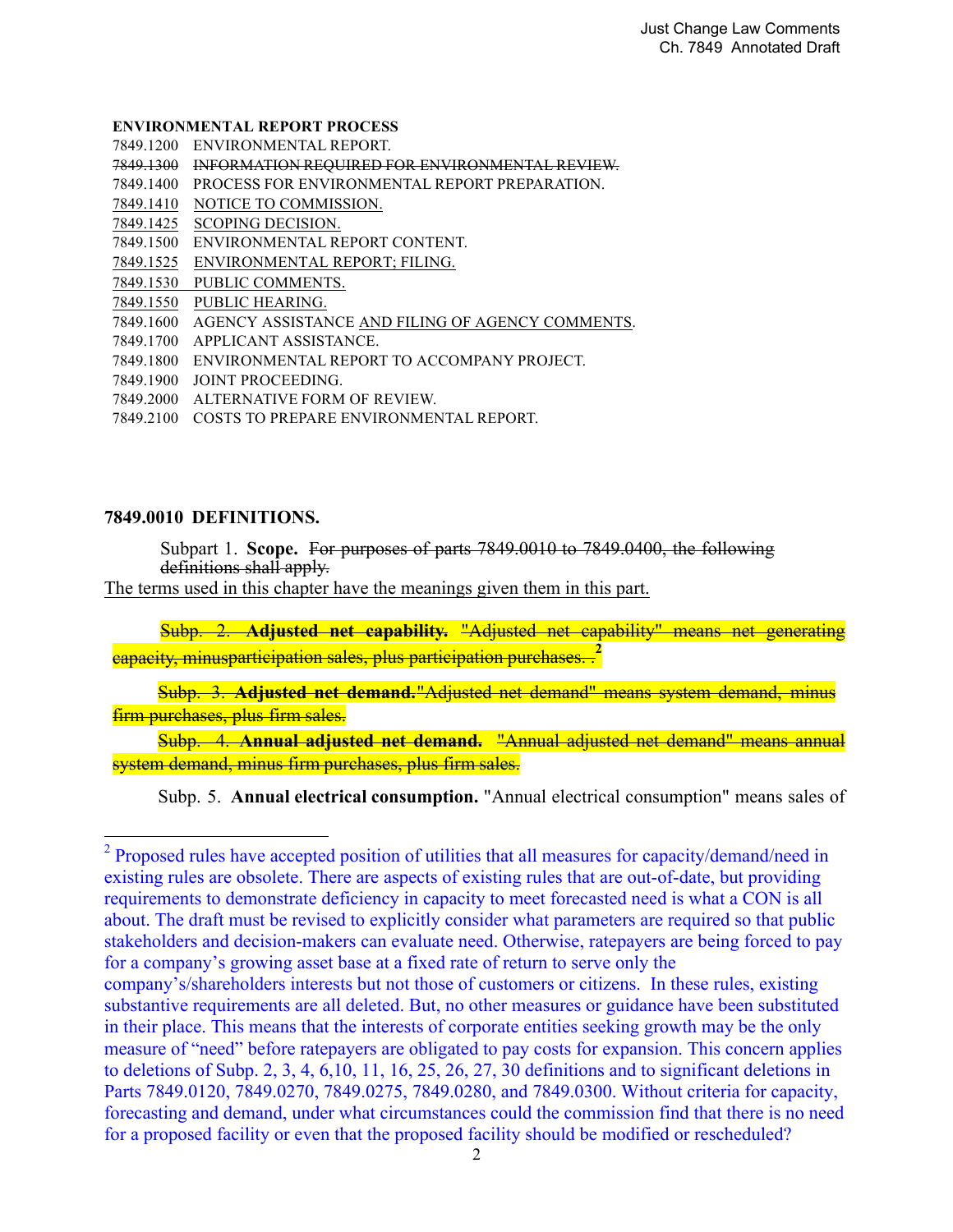**ENVIRONMENTAL REPORT PROCESS**

7849.1200 ENVIRONMENTAL REPORT.
~~7849.1300 INFORMATION REQUIRED FOR ENVIRONMENTAL REVIEW.~~
7849.1400 PROCESS FOR ENVIRONMENTAL REPORT PREPARATION.
<u>7849.1410 NOTICE TO COMMISSION.</u>
<u>7849.1425 SCOPING DECISION.</u>
7849.1500 ENVIRONMENTAL REPORT CONTENT.
<u>7849.1525 ENVIRONMENTAL REPORT; FILING.</u>
<u>7849.1530 PUBLIC COMMENTS.</u>
<u>7849.1550 PUBLIC HEARING.</u>
7849.1600 AGENCY ASSISTANCE <u>AND FILING OF AGENCY COMMENTS</u>.
7849.1700 APPLICANT ASSISTANCE.
7849.1800 ENVIRONMENTAL REPORT TO ACCOMPANY PROJECT.
7849.1900 JOINT PROCEEDING.
7849.2000 ALTERNATIVE FORM OF REVIEW.
7849.2100 COSTS TO PREPARE ENVIRONMENTAL REPORT.

## 7849.0010 DEFINITIONS.

Subpart 1. **Scope.** ~~For purposes of parts 7849.0010 to 7849.0400, the following definitions shall apply.~~
<u>The terms used in this chapter have the meanings given them in this part.</u>

~~Subp. 2. **Adjusted net capability.** "Adjusted net capability" means net generating capacity, minusparticipation sales, plus participation purchases. .~~[2]

~~Subp. 3. **Adjusted net demand.** "Adjusted net demand" means system demand, minus firm purchases, plus firm sales.~~

~~Subp. 4. **Annual adjusted net demand.** "Annual adjusted net demand" means annual system demand, minus firm purchases, plus firm sales.~~

Subp. 5. **Annual electrical consumption.** "Annual electrical consumption" means sales of

---

[2] Proposed rules have accepted position of utilities that all measures for capacity/demand/need in existing rules are obsolete. There are aspects of existing rules that are out-of-date, but providing requirements to demonstrate deficiency in capacity to meet forecasted need is what a CON is all about. The draft must be revised to explicitly consider what parameters are required so that public stakeholders and decision-makers can evaluate need. Otherwise, ratepayers are being forced to pay for a company's growing asset base at a fixed rate of return to serve only the company's/shareholders interests but not those of customers or citizens. In these rules, existing substantive requirements are all deleted. But, no other measures or guidance have been substituted in their place. This means that the interests of corporate entities seeking growth may be the only measure of "need" before ratepayers are obligated to pay costs for expansion. This concern applies to deletions of Subp. 2, 3, 4, 6,10, 11, 16, 25, 26, 27, 30 definitions and to significant deletions in Parts 7849.0120, 7849.0270, 7849.0275, 7849.0280, and 7849.0300. Without criteria for capacity, forecasting and demand, under what circumstances could the commission find that there is no need for a proposed facility or even that the proposed facility should be modified or rescheduled?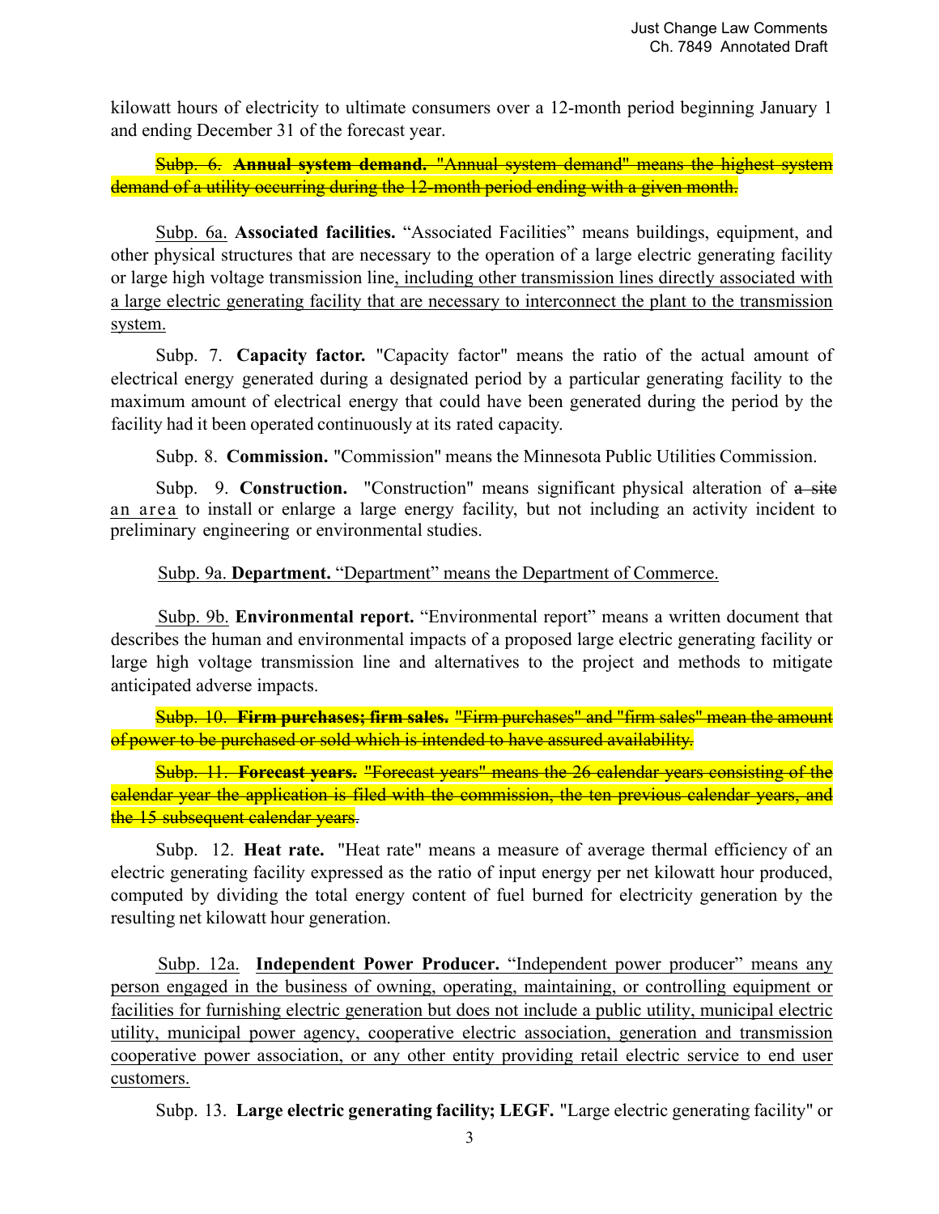kilowatt hours of electricity to ultimate consumers over a 12-month period beginning January 1 and ending December 31 of the forecast year.

~~Subp. 6. **Annual system demand.** "Annual system demand" means the highest system demand of a utility occurring during the 12-month period ending with a given month.~~

<u>Subp. 6a.</u> **Associated facilities.** "Associated Facilities" means buildings, equipment, and other physical structures that are necessary to the operation of a large electric generating facility or large high voltage transmission line<u>, including other transmission lines directly associated with a large electric generating facility that are necessary to interconnect the plant to the transmission system.</u>

Subp. 7. **Capacity factor.** "Capacity factor" means the ratio of the actual amount of electrical energy generated during a designated period by a particular generating facility to the maximum amount of electrical energy that could have been generated during the period by the facility had it been operated continuously at its rated capacity.

Subp. 8. **Commission.** "Commission" means the Minnesota Public Utilities Commission.

Subp. 9. **Construction.** "Construction" means significant physical alteration of ~~a site~~ <u>an area</u> to install or enlarge a large energy facility, but not including an activity incident to preliminary engineering or environmental studies.

<u>Subp. 9a. **Department.** "Department" means the Department of Commerce.</u>

<u>Subp. 9b.</u> **Environmental report.** "Environmental report" means a written document that describes the human and environmental impacts of a proposed large electric generating facility or large high voltage transmission line and alternatives to the project and methods to mitigate anticipated adverse impacts.

~~Subp. 10. **Firm purchases; firm sales.** "Firm purchases" and "firm sales" mean the amount of power to be purchased or sold which is intended to have assured availability.~~

~~Subp. 11. **Forecast years.** "Forecast years" means the 26 calendar years consisting of the calendar year the application is filed with the commission, the ten previous calendar years, and the 15 subsequent calendar years~~.

Subp. 12. **Heat rate.** "Heat rate" means a measure of average thermal efficiency of an electric generating facility expressed as the ratio of input energy per net kilowatt hour produced, computed by dividing the total energy content of fuel burned for electricity generation by the resulting net kilowatt hour generation.

<u>Subp. 12a. **Independent Power Producer.** "Independent power producer" means any person engaged in the business of owning, operating, maintaining, or controlling equipment or facilities for furnishing electric generation but does not include a public utility, municipal electric utility, municipal power agency, cooperative electric association, generation and transmission cooperative power association, or any other entity providing retail electric service to end user customers.</u>

Subp. 13. **Large electric generating facility; LEGF.** "Large electric generating facility" or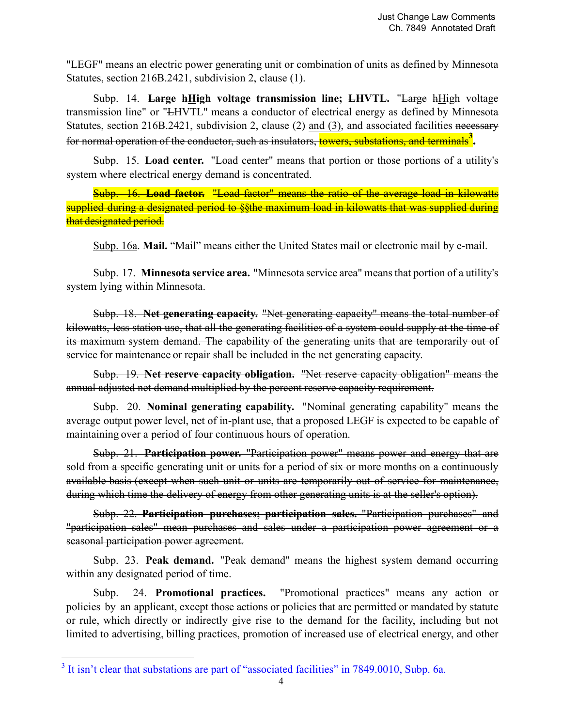"LEGF" means an electric power generating unit or combination of units as defined by Minnesota Statutes, section 216B.2421, subdivision 2, clause (1).

Subp. 14. **~~Large~~ ~~h~~High voltage transmission line; ~~L~~HVTL.** "~~Large~~ ~~h~~High voltage transmission line" or "~~L~~HVTL" means a conductor of electrical energy as defined by Minnesota Statutes, section 216B.2421, subdivision 2, clause (2) and (3), and associated facilities ~~necessary for normal operation of the conductor, such as insulators, towers, substations, and terminals~~[3].

Subp. 15. **Load center.** "Load center" means that portion or those portions of a utility's system where electrical energy demand is concentrated.

~~Subp. 16. **Load factor.** "Load factor" means the ratio of the average load in kilowatts supplied during a designated period to §§the maximum load in kilowatts that was supplied during that designated period.~~

Subp. 16a. **Mail.** "Mail" means either the United States mail or electronic mail by e-mail.

Subp. 17. **Minnesota service area.** "Minnesota service area" means that portion of a utility's system lying within Minnesota.

~~Subp. 18. **Net generating capacity.** "Net generating capacity" means the total number of kilowatts, less station use, that all the generating facilities of a system could supply at the time of its maximum system demand. The capability of the generating units that are temporarily out of service for maintenance or repair shall be included in the net generating capacity.~~

~~Subp. 19. **Net reserve capacity obligation.** "Net reserve capacity obligation" means the annual adjusted net demand multiplied by the percent reserve capacity requirement.~~

Subp. 20. **Nominal generating capability.** "Nominal generating capability" means the average output power level, net of in-plant use, that a proposed LEGF is expected to be capable of maintaining over a period of four continuous hours of operation.

~~Subp. 21. **Participation power.** "Participation power" means power and energy that are sold from a specific generating unit or units for a period of six or more months on a continuously available basis (except when such unit or units are temporarily out of service for maintenance, during which time the delivery of energy from other generating units is at the seller's option).~~

~~Subp. 22. **Participation purchases; participation sales.** "Participation purchases" and "participation sales" mean purchases and sales under a participation power agreement or a seasonal participation power agreement.~~

Subp. 23. **Peak demand.** "Peak demand" means the highest system demand occurring within any designated period of time.

Subp. 24. **Promotional practices.** "Promotional practices" means any action or policies by an applicant, except those actions or policies that are permitted or mandated by statute or rule, which directly or indirectly give rise to the demand for the facility, including but not limited to advertising, billing practices, promotion of increased use of electrical energy, and other

[3] It isn't clear that substations are part of "associated facilities" in 7849.0010, Subp. 6a.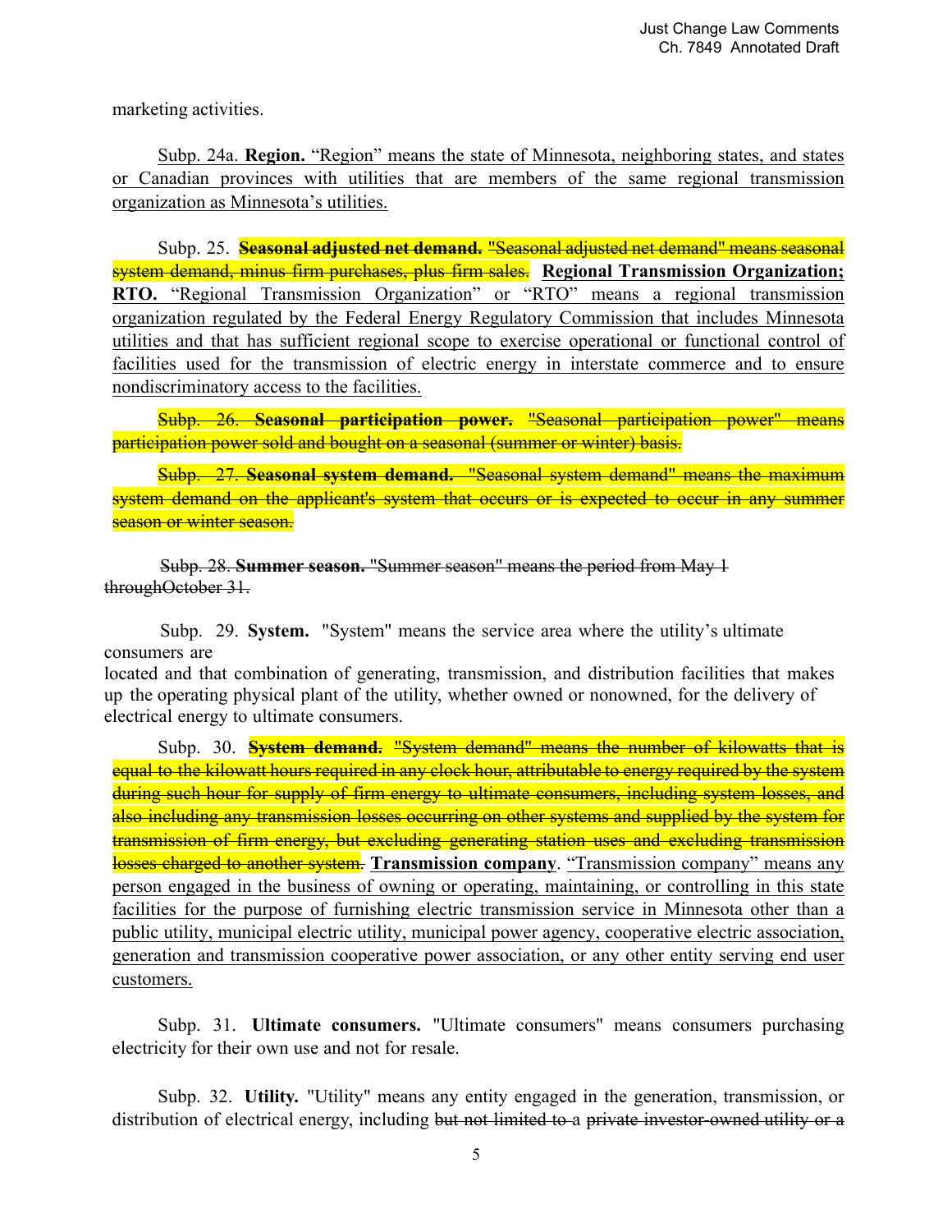marketing activities.

<u>Subp. 24a. **Region.** "Region" means the state of Minnesota, neighboring states, and states or Canadian provinces with utilities that are members of the same regional transmission organization as Minnesota's utilities.</u>

Subp. 25. ~~**Seasonal adjusted net demand.** "Seasonal adjusted net demand" means seasonal system demand, minus firm purchases, plus firm sales.~~ <u>**Regional Transmission Organization; RTO.** "Regional Transmission Organization" or "RTO" means a regional transmission organization regulated by the Federal Energy Regulatory Commission that includes Minnesota utilities and that has sufficient regional scope to exercise operational or functional control of facilities used for the transmission of electric energy in interstate commerce and to ensure nondiscriminatory access to the facilities.</u>

~~Subp. 26. **Seasonal participation power.** "Seasonal participation power" means participation power sold and bought on a seasonal (summer or winter) basis.~~

~~Subp. 27. **Seasonal system demand.** "Seasonal system demand" means the maximum system demand on the applicant's system that occurs or is expected to occur in any summer season or winter season.~~

Subp. 28. **Summer season.** ~~"Summer season" means the period from May 1 throughOctober 31.~~

Subp. 29. **System.** "System" means the service area where the utility's ultimate consumers are located and that combination of generating, transmission, and distribution facilities that makes up the operating physical plant of the utility, whether owned or nonowned, for the delivery of electrical energy to ultimate consumers.

Subp. 30. ~~**System demand.** "System demand" means the number of kilowatts that is equal to the kilowatt hours required in any clock hour, attributable to energy required by the system during such hour for supply of firm energy to ultimate consumers, including system losses, and also including any transmission losses occurring on other systems and supplied by the system for transmission of firm energy, but excluding generating station uses and excluding transmission losses charged to another system.~~ <u>**Transmission company**. "Transmission company" means any person engaged in the business of owning or operating, maintaining, or controlling in this state facilities for the purpose of furnishing electric transmission service in Minnesota other than a public utility, municipal electric utility, municipal power agency, cooperative electric association, generation and transmission cooperative power association, or any other entity serving end user customers.</u>

Subp. 31. **Ultimate consumers.** "Ultimate consumers" means consumers purchasing electricity for their own use and not for resale.

Subp. 32. **Utility.** "Utility" means any entity engaged in the generation, transmission, or distribution of electrical energy, including ~~but not limited to a~~ ~~private investor-owned utility or a~~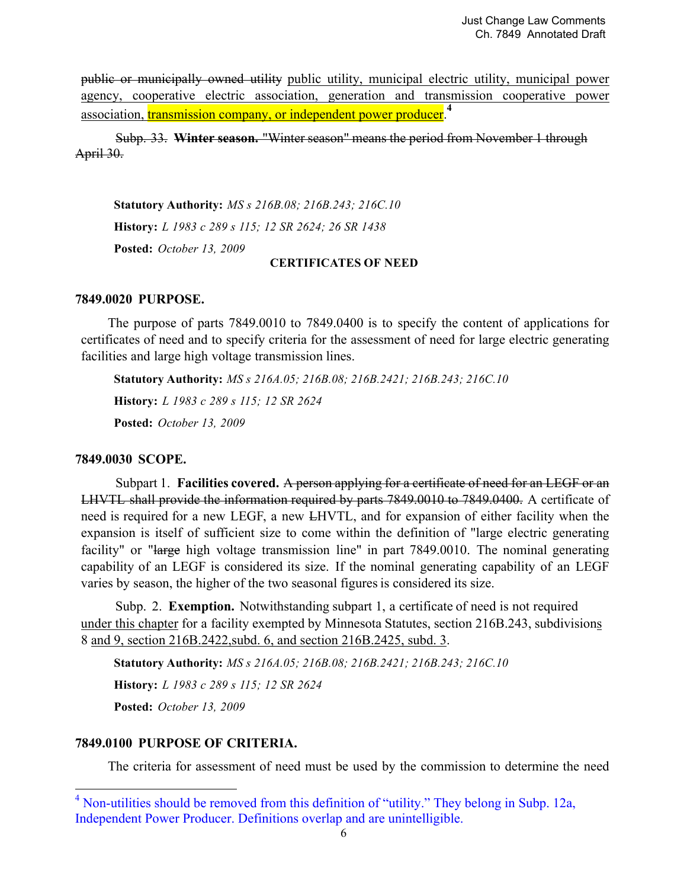~~public or municipally owned utility~~ public utility, municipal electric utility, municipal power agency, cooperative electric association, generation and transmission cooperative power association, transmission company, or independent power producer.[4]

~~Subp. 33. **Winter season.** "Winter season" means the period from November 1 through April 30.~~

**Statutory Authority:** *MS s 216B.08; 216B.243; 216C.10*

**History:** *L 1983 c 289 s 115; 12 SR 2624; 26 SR 1438*

**Posted:** *October 13, 2009*

## CERTIFICATES OF NEED

### 7849.0020 PURPOSE.

The purpose of parts 7849.0010 to 7849.0400 is to specify the content of applications for certificates of need and to specify criteria for the assessment of need for large electric generating facilities and large high voltage transmission lines.

**Statutory Authority:** *MS s 216A.05; 216B.08; 216B.2421; 216B.243; 216C.10*

**History:** *L 1983 c 289 s 115; 12 SR 2624*

**Posted:** *October 13, 2009*

### 7849.0030 SCOPE.

Subpart 1. **Facilities covered.** ~~A person applying for a certificate of need for an LEGF or an LHVTL shall provide the information required by parts 7849.0010 to 7849.0400.~~ A certificate of need is required for a new LEGF, a new ~~L~~HVTL, and for expansion of either facility when the expansion is itself of sufficient size to come within the definition of "large electric generating facility" or "~~large~~ high voltage transmission line" in part 7849.0010. The nominal generating capability of an LEGF is considered its size. If the nominal generating capability of an LEGF varies by season, the higher of the two seasonal figures is considered its size.

Subp. 2. **Exemption.** Notwithstanding subpart 1, a certificate of need is not required under this chapter for a facility exempted by Minnesota Statutes, section 216B.243, subdivisions 8 and 9, section 216B.2422,subd. 6, and section 216B.2425, subd. 3.

**Statutory Authority:** *MS s 216A.05; 216B.08; 216B.2421; 216B.243; 216C.10*

**History:** *L 1983 c 289 s 115; 12 SR 2624*

**Posted:** *October 13, 2009*

### 7849.0100 PURPOSE OF CRITERIA.

The criteria for assessment of need must be used by the commission to determine the need

---

[4] Non-utilities should be removed from this definition of "utility." They belong in Subp. 12a, Independent Power Producer. Definitions overlap and are unintelligible.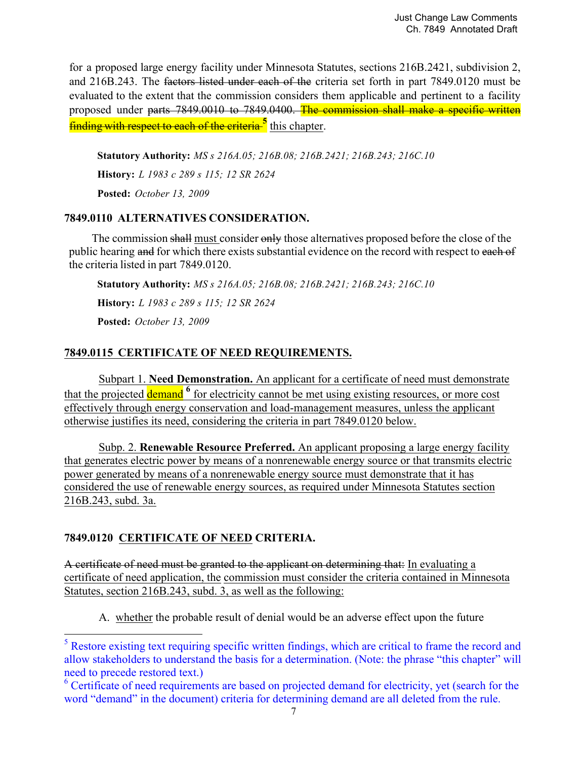for a proposed large energy facility under Minnesota Statutes, sections 216B.2421, subdivision 2, and 216B.243. The ~~factors listed under each of the~~ criteria set forth in part 7849.0120 must be evaluated to the extent that the commission considers them applicable and pertinent to a facility proposed under ~~parts 7849.0010 to 7849.0400.~~ ~~The commission shall make a specific written finding with respect to each of the criteria~~ [5] <u>this chapter</u>.

**Statutory Authority:** *MS s 216A.05; 216B.08; 216B.2421; 216B.243; 216C.10*

**History:** *L 1983 c 289 s 115; 12 SR 2624*

**Posted:** *October 13, 2009*

## 7849.0110 ALTERNATIVES CONSIDERATION.

The commission ~~shall~~ <u>must</u> consider ~~only~~ those alternatives proposed before the close of the public hearing ~~and~~ for which there exists substantial evidence on the record with respect to ~~each of~~ the criteria listed in part 7849.0120.

**Statutory Authority:** *MS s 216A.05; 216B.08; 216B.2421; 216B.243; 216C.10*

**History:** *L 1983 c 289 s 115; 12 SR 2624*

**Posted:** *October 13, 2009*

## <u>7849.0115 CERTIFICATE OF NEED REQUIREMENTS.</u>

<u>Subpart 1. **Need Demonstration.** An applicant for a certificate of need must demonstrate that the projected demand</u> [6] <u>for electricity cannot be met using existing resources, or more cost effectively through energy conservation and load-management measures, unless the applicant otherwise justifies its need, considering the criteria in part 7849.0120 below.</u>

<u>Subp. 2. **Renewable Resource Preferred.** An applicant proposing a large energy facility that generates electric power by means of a nonrenewable energy source or that transmits electric power generated by means of a nonrenewable energy source must demonstrate that it has considered the use of renewable energy sources, as required under Minnesota Statutes section 216B.243, subd. 3a.</u>

## 7849.0120 <u>CERTIFICATE OF NEED</u> CRITERIA.

~~A certificate of need must be granted to the applicant on determining that:~~ <u>In evaluating a certificate of need application, the</u> <u>commission must consider the criteria contained in Minnesota Statutes, section 216B.243, subd. 3, as well as the following:</u>

A. <u>whether</u> the probable result of denial would be an adverse effect upon the future

---

[5] Restore existing text requiring specific written findings, which are critical to frame the record and allow stakeholders to understand the basis for a determination. (Note: the phrase "this chapter" will need to precede restored text.)

[6] Certificate of need requirements are based on projected demand for electricity, yet (search for the word "demand" in the document) criteria for determining demand are all deleted from the rule.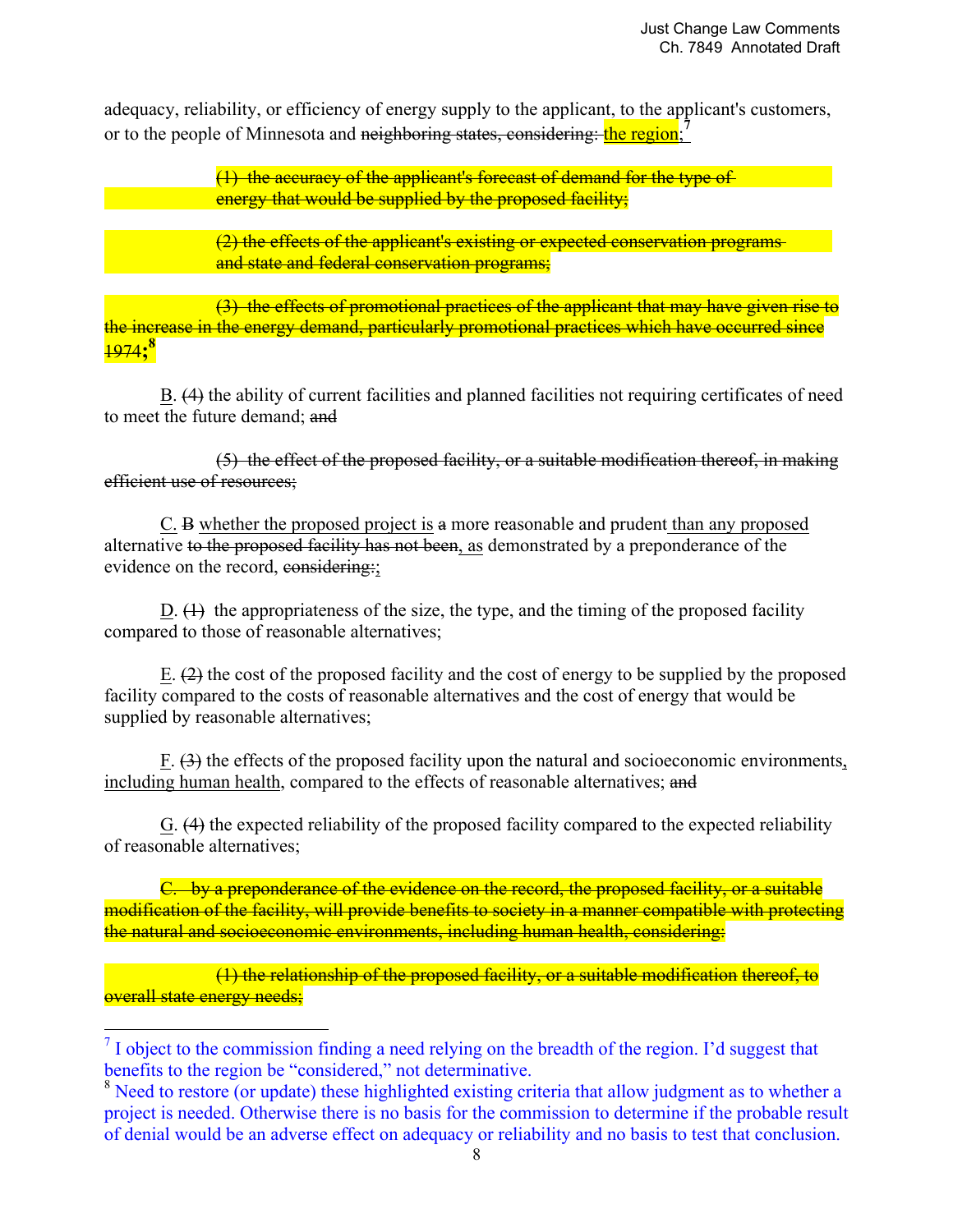adequacy, reliability, or efficiency of energy supply to the applicant, to the applicant's customers, or to the people of Minnesota and ~~neighboring states, considering:~~ <u>the region;</u>[7]

~~(1) the accuracy of the applicant's forecast of demand for the type of energy that would be supplied by the proposed facility;~~

~~(2) the effects of the applicant's existing or expected conservation programs and state and federal conservation programs;~~

~~(3) the effects of promotional practices of the applicant that may have given rise to the increase in the energy demand, particularly promotional practices which have occurred since 1974~~**;**[8]

<u>B</u>. ~~(4)~~ the ability of current facilities and planned facilities not requiring certificates of need to meet the future demand; ~~and~~

~~(5) the effect of the proposed facility, or a suitable modification thereof, in making efficient use of resources;~~

<u>C.</u> ~~B~~ <u>whether the proposed project is</u> ~~a~~ more reasonable and prudent <u>than any proposed</u> alternative ~~to the proposed facility has not been~~<u>, as</u> demonstrated by a preponderance of the evidence on the record, ~~considering:~~<u>;</u>

<u>D</u>. ~~(1)~~ the appropriateness of the size, the type, and the timing of the proposed facility compared to those of reasonable alternatives;

<u>E</u>. ~~(2)~~ the cost of the proposed facility and the cost of energy to be supplied by the proposed facility compared to the costs of reasonable alternatives and the cost of energy that would be supplied by reasonable alternatives;

<u>F</u>. ~~(3)~~ the effects of the proposed facility upon the natural and socioeconomic environments<u>, including human health</u>, compared to the effects of reasonable alternatives; ~~and~~

<u>G</u>. ~~(4)~~ the expected reliability of the proposed facility compared to the expected reliability of reasonable alternatives;

~~C. by a preponderance of the evidence on the record, the proposed facility, or a suitable modification of the facility, will provide benefits to society in a manner compatible with protecting the natural and socioeconomic environments, including human health, considering:~~

~~(1) the relationship of the proposed facility, or a suitable modification thereof, to overall state energy needs;~~

---

[7] I object to the commission finding a need relying on the breadth of the region. I'd suggest that benefits to the region be "considered," not determinative.

[8] Need to restore (or update) these highlighted existing criteria that allow judgment as to whether a project is needed. Otherwise there is no basis for the commission to determine if the probable result of denial would be an adverse effect on adequacy or reliability and no basis to test that conclusion.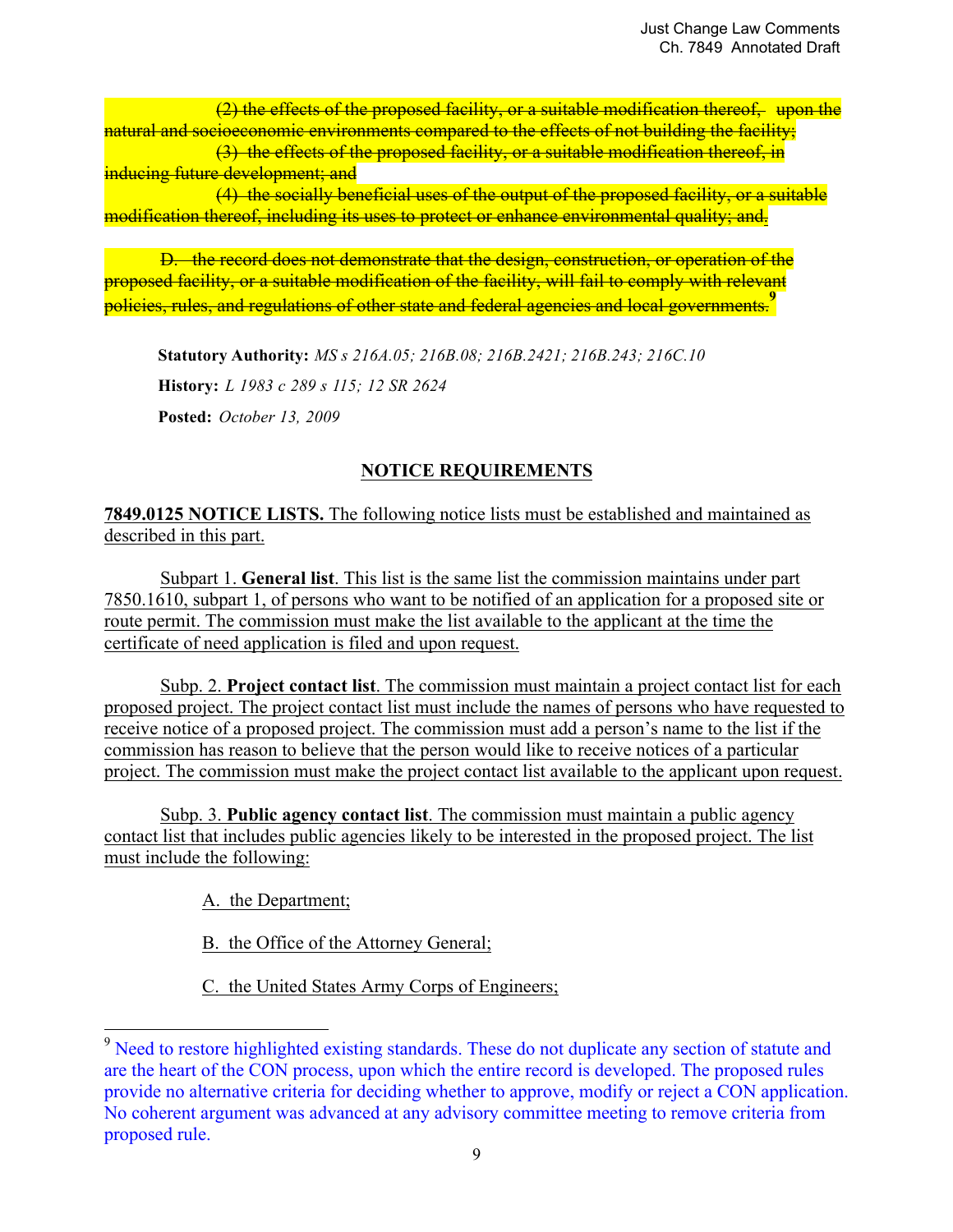~~(2) the effects of the proposed facility, or a suitable modification thereof, upon the natural and socioeconomic environments compared to the effects of not building the facility;~~

~~(3) the effects of the proposed facility, or a suitable modification thereof, in inducing future development; and~~

~~(4) the socially beneficial uses of the output of the proposed facility, or a suitable modification thereof, including its uses to protect or enhance environmental quality; and.~~

~~D. the record does not demonstrate that the design, construction, or operation of the proposed facility, or a suitable modification of the facility, will fail to comply with relevant policies, rules, and regulations of other state and federal agencies and local governments.~~[9]

**Statutory Authority:** *MS s 216A.05; 216B.08; 216B.2421; 216B.243; 216C.10*

**History:** *L 1983 c 289 s 115; 12 SR 2624*

**Posted:** *October 13, 2009*

## NOTICE REQUIREMENTS

**7849.0125 NOTICE LISTS.** The following notice lists must be established and maintained as described in this part.

Subpart 1. **General list**. This list is the same list the commission maintains under part 7850.1610, subpart 1, of persons who want to be notified of an application for a proposed site or route permit. The commission must make the list available to the applicant at the time the certificate of need application is filed and upon request.

Subp. 2. **Project contact list**. The commission must maintain a project contact list for each proposed project. The project contact list must include the names of persons who have requested to receive notice of a proposed project. The commission must add a person's name to the list if the commission has reason to believe that the person would like to receive notices of a particular project. The commission must make the project contact list available to the applicant upon request.

Subp. 3. **Public agency contact list**. The commission must maintain a public agency contact list that includes public agencies likely to be interested in the proposed project. The list must include the following:

A. the Department;

B. the Office of the Attorney General;

C. the United States Army Corps of Engineers;

---

[9] Need to restore highlighted existing standards. These do not duplicate any section of statute and are the heart of the CON process, upon which the entire record is developed. The proposed rules provide no alternative criteria for deciding whether to approve, modify or reject a CON application. No coherent argument was advanced at any advisory committee meeting to remove criteria from proposed rule.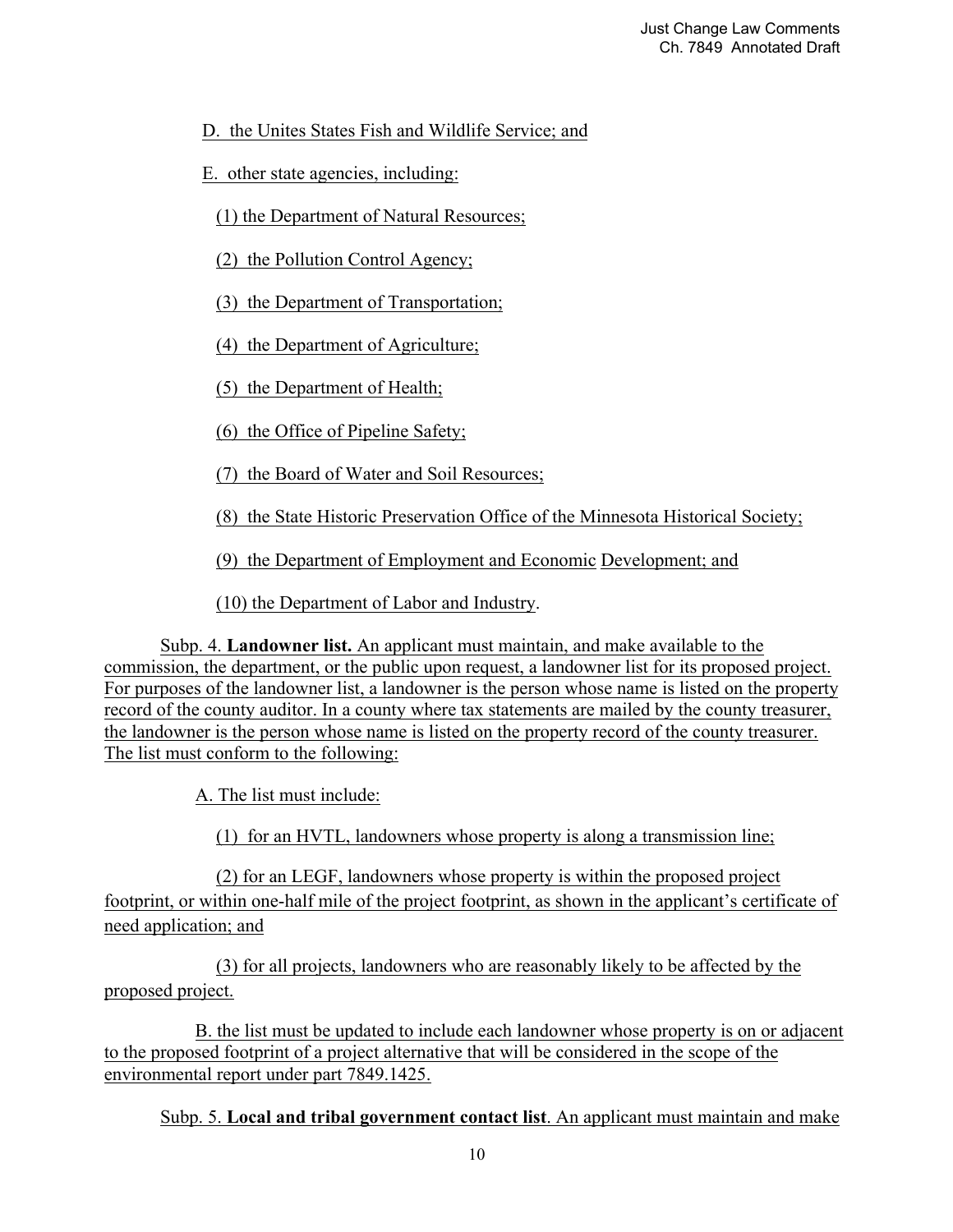D. the Unites States Fish and Wildlife Service; and

E. other state agencies, including:

(1) the Department of Natural Resources;

(2) the Pollution Control Agency;

(3) the Department of Transportation;

(4) the Department of Agriculture;

(5) the Department of Health;

(6) the Office of Pipeline Safety;

(7) the Board of Water and Soil Resources;

(8) the State Historic Preservation Office of the Minnesota Historical Society;

(9) the Department of Employment and Economic Development; and

(10) the Department of Labor and Industry.

Subp. 4. **Landowner list.** An applicant must maintain, and make available to the commission, the department, or the public upon request, a landowner list for its proposed project. For purposes of the landowner list, a landowner is the person whose name is listed on the property record of the county auditor. In a county where tax statements are mailed by the county treasurer, the landowner is the person whose name is listed on the property record of the county treasurer. The list must conform to the following:

A. The list must include:

(1) for an HVTL, landowners whose property is along a transmission line;

(2) for an LEGF, landowners whose property is within the proposed project footprint, or within one-half mile of the project footprint, as shown in the applicant's certificate of need application; and

(3) for all projects, landowners who are reasonably likely to be affected by the proposed project.

B. the list must be updated to include each landowner whose property is on or adjacent to the proposed footprint of a project alternative that will be considered in the scope of the environmental report under part 7849.1425.

Subp. 5. **Local and tribal government contact list**. An applicant must maintain and make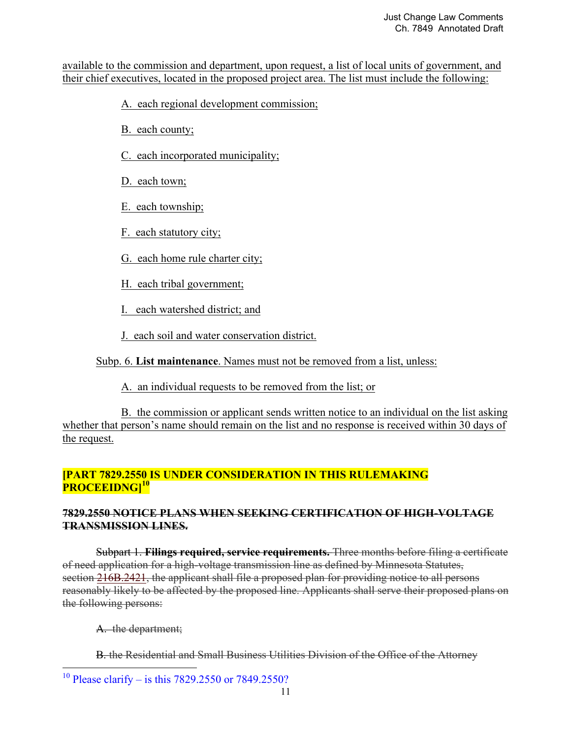available to the commission and department, upon request, a list of local units of government, and their chief executives, located in the proposed project area. The list must include the following:

A. each regional development commission;

B. each county;

C. each incorporated municipality;

D. each town;

E. each township;

F. each statutory city;

G. each home rule charter city;

H. each tribal government;

I. each watershed district; and

J. each soil and water conservation district.

Subp. 6. **List maintenance**. Names must not be removed from a list, unless:

A. an individual requests to be removed from the list; or

B. the commission or applicant sends written notice to an individual on the list asking whether that person's name should remain on the list and no response is received within 30 days of the request.

**[PART 7829.2550 IS UNDER CONSIDERATION IN THIS RULEMAKING PROCEEIDNG][10]**

**~~7829.2550 NOTICE PLANS WHEN SEEKING CERTIFICATION OF HIGH-VOLTAGE TRANSMISSION LINES.~~**

~~Subpart 1.~~ **~~Filings required, service requirements.~~** ~~Three months before filing a certificate of need application for a high-voltage transmission line as defined by Minnesota Statutes, section 216B.2421, the applicant shall file a proposed plan for providing notice to all persons reasonably likely to be affected by the proposed line. Applicants shall serve their proposed plans on the following persons:~~

~~A. the department;~~

~~B. the Residential and Small Business Utilities Division of the Office of the Attorney~~

[10] Please clarify – is this 7829.2550 or 7849.2550?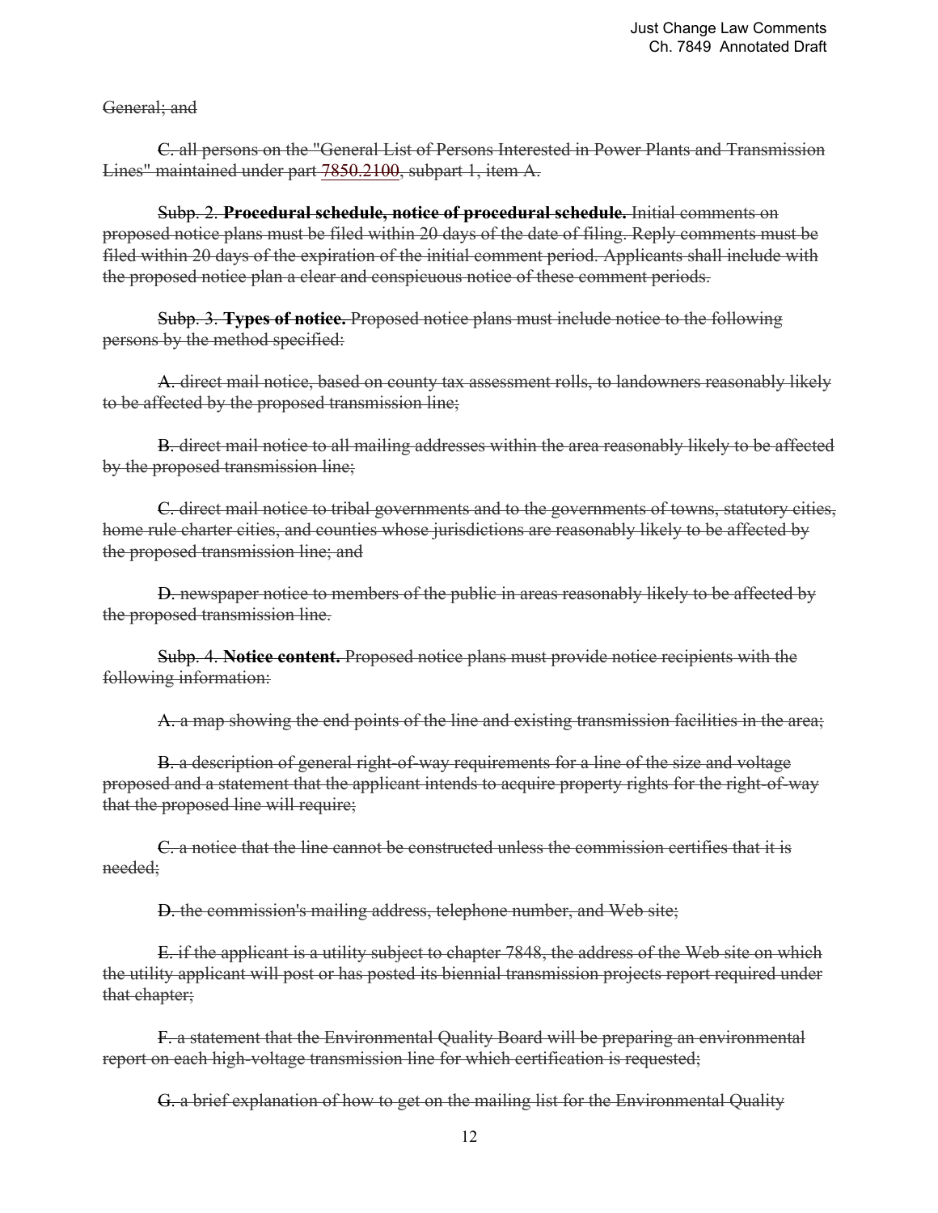~~General; and~~

~~C. all persons on the "General List of Persons Interested in Power Plants and Transmission Lines" maintained under part 7850.2100, subpart 1, item A.~~

~~Subp. 2. **Procedural schedule, notice of procedural schedule.** Initial comments on proposed notice plans must be filed within 20 days of the date of filing. Reply comments must be filed within 20 days of the expiration of the initial comment period. Applicants shall include with the proposed notice plan a clear and conspicuous notice of these comment periods.~~

~~Subp. 3. **Types of notice.** Proposed notice plans must include notice to the following persons by the method specified:~~

~~A. direct mail notice, based on county tax assessment rolls, to landowners reasonably likely to be affected by the proposed transmission line;~~

~~B. direct mail notice to all mailing addresses within the area reasonably likely to be affected by the proposed transmission line;~~

~~C. direct mail notice to tribal governments and to the governments of towns, statutory cities, home rule charter cities, and counties whose jurisdictions are reasonably likely to be affected by the proposed transmission line; and~~

~~D. newspaper notice to members of the public in areas reasonably likely to be affected by the proposed transmission line.~~

~~Subp. 4. **Notice content.** Proposed notice plans must provide notice recipients with the following information:~~

~~A. a map showing the end points of the line and existing transmission facilities in the area;~~

~~B. a description of general right-of-way requirements for a line of the size and voltage proposed and a statement that the applicant intends to acquire property rights for the right-of-way that the proposed line will require;~~

~~C. a notice that the line cannot be constructed unless the commission certifies that it is needed;~~

~~D. the commission's mailing address, telephone number, and Web site;~~

~~E. if the applicant is a utility subject to chapter 7848, the address of the Web site on which the utility applicant will post or has posted its biennial transmission projects report required under that chapter;~~

~~F. a statement that the Environmental Quality Board will be preparing an environmental report on each high-voltage transmission line for which certification is requested;~~

~~G. a brief explanation of how to get on the mailing list for the Environmental Quality~~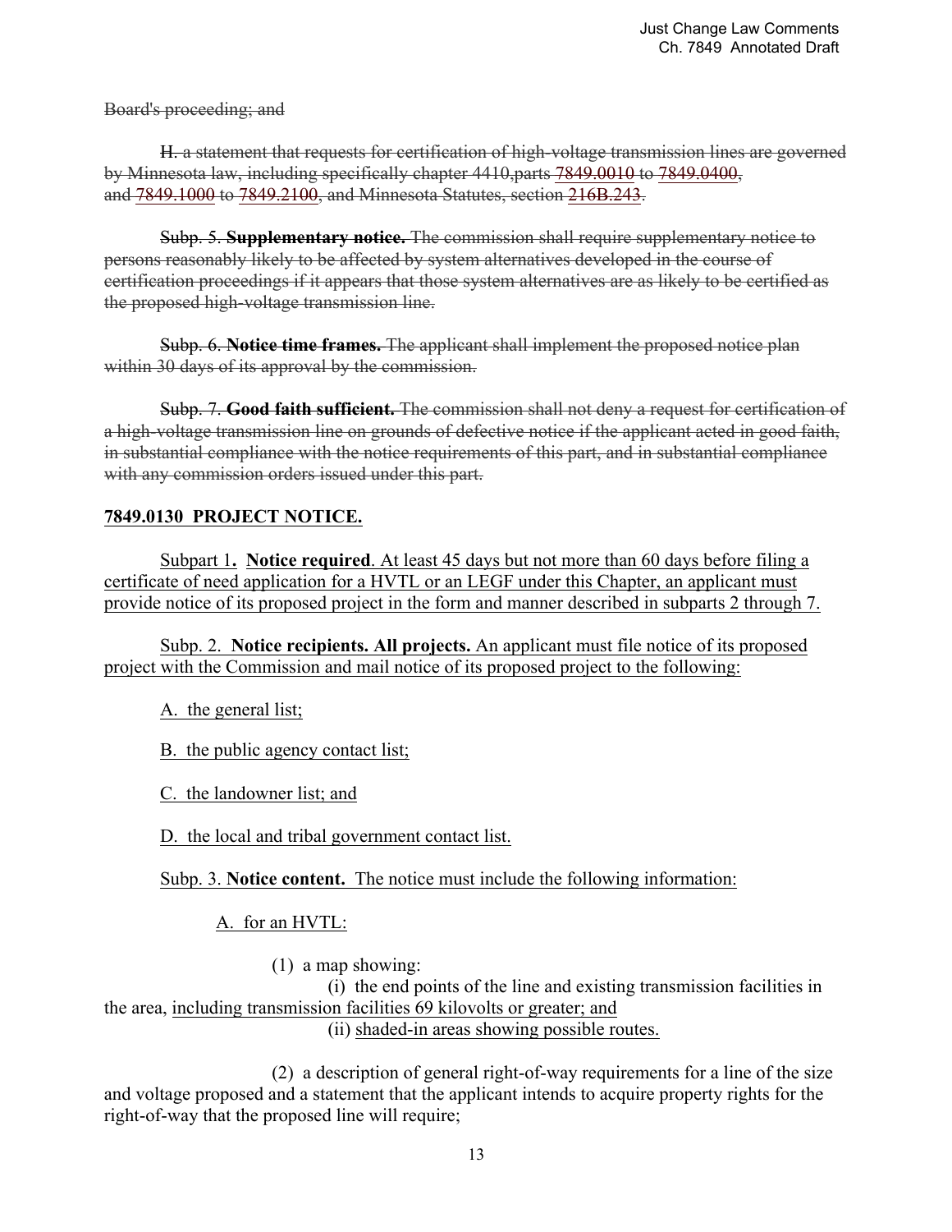~~Board's proceeding; and~~

~~H. a statement that requests for certification of high-voltage transmission lines are governed by Minnesota law, including specifically chapter 4410,parts 7849.0010 to 7849.0400, and 7849.1000 to 7849.2100, and Minnesota Statutes, section 216B.243.~~

~~Subp. 5. **Supplementary notice.** The commission shall require supplementary notice to persons reasonably likely to be affected by system alternatives developed in the course of certification proceedings if it appears that those system alternatives are as likely to be certified as the proposed high-voltage transmission line.~~

~~Subp. 6. **Notice time frames.** The applicant shall implement the proposed notice plan within 30 days of its approval by the commission.~~

~~Subp. 7. **Good faith sufficient.** The commission shall not deny a request for certification of a high-voltage transmission line on grounds of defective notice if the applicant acted in good faith, in substantial compliance with the notice requirements of this part, and in substantial compliance with any commission orders issued under this part.~~

**<u>7849.0130 PROJECT NOTICE.</u>**

<u>Subpart 1**.** **Notice required**. At least 45 days but not more than 60 days before filing a certificate of need application for a HVTL or an LEGF under this Chapter, an applicant must provide notice of its proposed project in the form and manner described in subparts 2 through 7.</u>

<u>Subp. 2. **Notice recipients. All projects.** An applicant must file notice of its proposed project with the Commission and mail notice of its proposed project to the following:</u>

<u>A. the general list;</u>

<u>B. the public agency contact list;</u>

<u>C. the landowner list; and</u>

<u>D. the local and tribal government contact list.</u>

<u>Subp. 3. **Notice content.** The notice must include the following information:</u>

<u>A. for an HVTL:</u>

(1) a map showing:

(i) the end points of the line and existing transmission facilities in the area, <u>including transmission facilities 69 kilovolts or greater; and</u>

(ii) <u>shaded-in areas showing possible routes.</u>

(2) a description of general right-of-way requirements for a line of the size and voltage proposed and a statement that the applicant intends to acquire property rights for the right-of-way that the proposed line will require;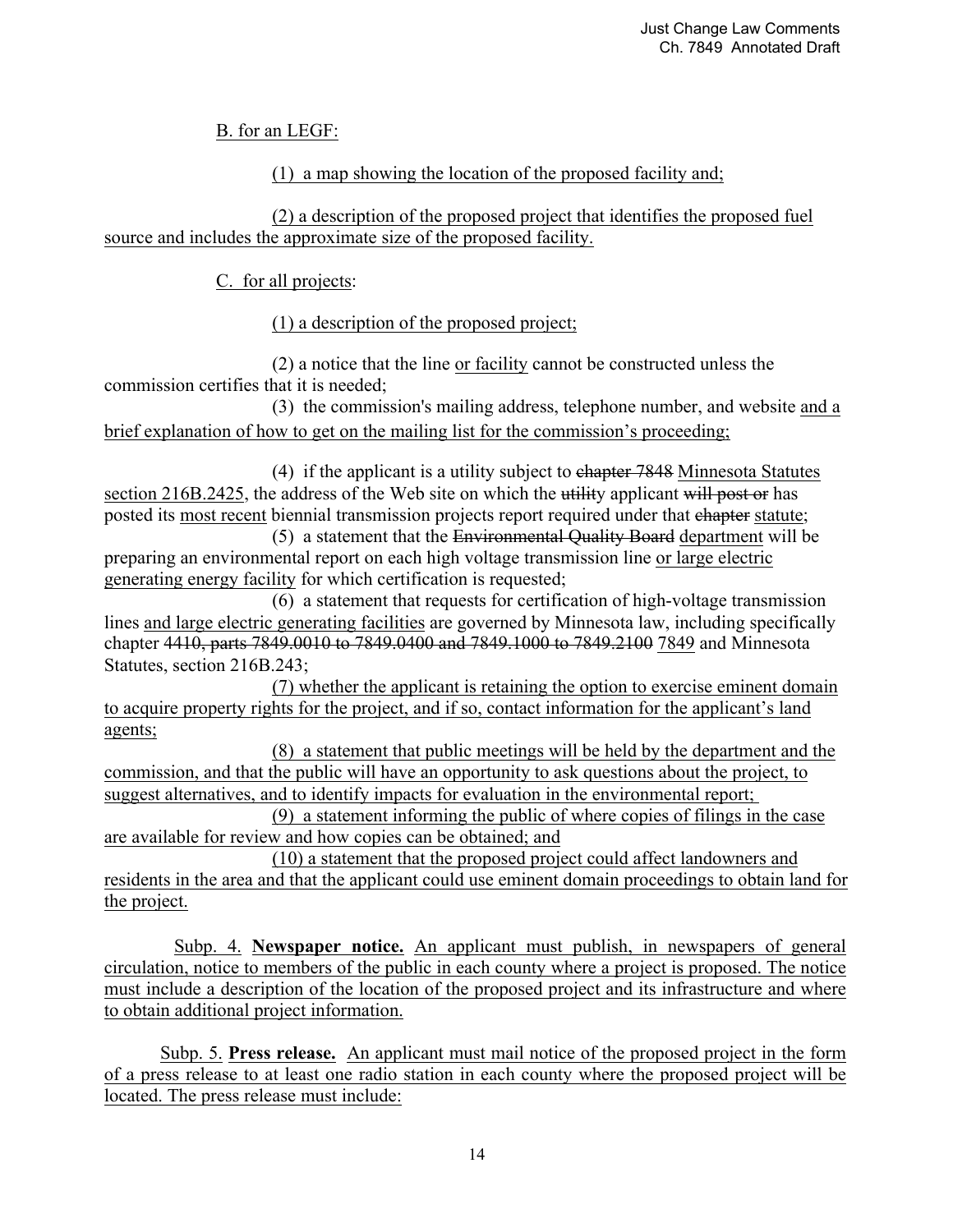B. for an LEGF:

(1) a map showing the location of the proposed facility and;

(2) a description of the proposed project that identifies the proposed fuel source and includes the approximate size of the proposed facility.

C. for all projects:

(1) a description of the proposed project;

(2) a notice that the line or facility cannot be constructed unless the commission certifies that it is needed;

(3) the commission's mailing address, telephone number, and website and a brief explanation of how to get on the mailing list for the commission's proceeding;

(4) if the applicant is a utility subject to ~~chapter 7848~~ Minnesota Statutes section 216B.2425, the address of the Web site on which the ~~utility~~ applicant ~~will post or~~ has posted its most recent biennial transmission projects report required under that ~~chapter~~ statute;

(5) a statement that the ~~Environmental Quality Board~~ department will be preparing an environmental report on each high voltage transmission line or large electric generating energy facility for which certification is requested;

(6) a statement that requests for certification of high-voltage transmission lines and large electric generating facilities are governed by Minnesota law, including specifically chapter ~~4410, parts 7849.0010 to 7849.0400 and 7849.1000 to 7849.2100~~ 7849 and Minnesota Statutes, section 216B.243;

(7) whether the applicant is retaining the option to exercise eminent domain to acquire property rights for the project, and if so, contact information for the applicant's land agents;

(8) a statement that public meetings will be held by the department and the commission, and that the public will have an opportunity to ask questions about the project, to suggest alternatives, and to identify impacts for evaluation in the environmental report;

(9) a statement informing the public of where copies of filings in the case are available for review and how copies can be obtained; and

(10) a statement that the proposed project could affect landowners and residents in the area and that the applicant could use eminent domain proceedings to obtain land for the project.

Subp. 4. **Newspaper notice.** An applicant must publish, in newspapers of general circulation, notice to members of the public in each county where a project is proposed. The notice must include a description of the location of the proposed project and its infrastructure and where to obtain additional project information.

Subp. 5. **Press release.** An applicant must mail notice of the proposed project in the form of a press release to at least one radio station in each county where the proposed project will be located. The press release must include: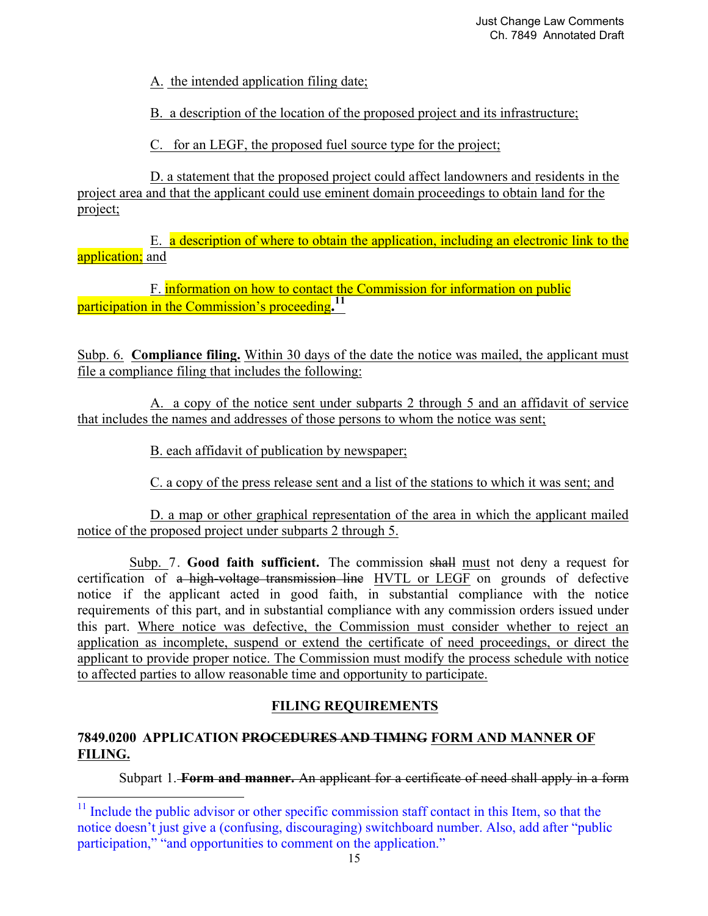A. the intended application filing date;

B. a description of the location of the proposed project and its infrastructure;

C. for an LEGF, the proposed fuel source type for the project;

D. a statement that the proposed project could affect landowners and residents in the project area and that the applicant could use eminent domain proceedings to obtain land for the project;

E. a description of where to obtain the application, including an electronic link to the application; and

F. information on how to contact the Commission for information on public participation in the Commission's proceeding.[11]

Subp. 6. **Compliance filing.** Within 30 days of the date the notice was mailed, the applicant must file a compliance filing that includes the following:

A. a copy of the notice sent under subparts 2 through 5 and an affidavit of service that includes the names and addresses of those persons to whom the notice was sent;

B. each affidavit of publication by newspaper;

C. a copy of the press release sent and a list of the stations to which it was sent; and

D. a map or other graphical representation of the area in which the applicant mailed notice of the proposed project under subparts 2 through 5.

Subp. 7. **Good faith sufficient.** The commission ~~shall~~ must not deny a request for certification of ~~a high-voltage transmission line~~ HVTL or LEGF on grounds of defective notice if the applicant acted in good faith, in substantial compliance with the notice requirements of this part, and in substantial compliance with any commission orders issued under this part. Where notice was defective, the Commission must consider whether to reject an application as incomplete, suspend or extend the certificate of need proceedings, or direct the applicant to provide proper notice. The Commission must modify the process schedule with notice to affected parties to allow reasonable time and opportunity to participate.

## FILING REQUIREMENTS

### 7849.0200 APPLICATION ~~PROCEDURES AND TIMING~~ FORM AND MANNER OF FILING.

Subpart 1. ~~**Form and manner.** An applicant for a certificate of need shall apply in a form~~

---

[11] Include the public advisor or other specific commission staff contact in this Item, so that the notice doesn't just give a (confusing, discouraging) switchboard number. Also, add after "public participation," "and opportunities to comment on the application."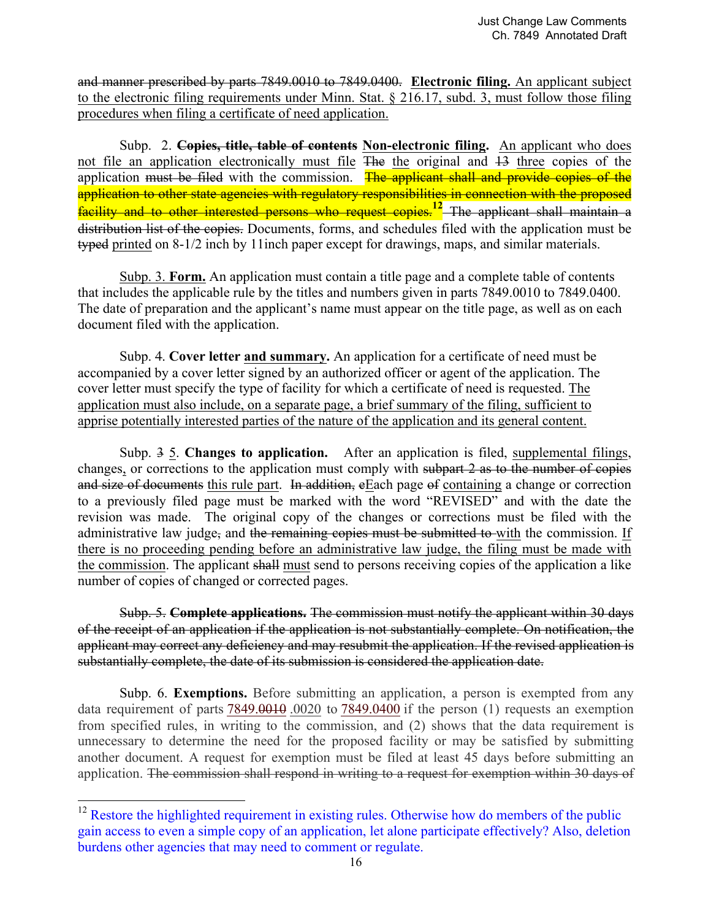~~and manner prescribed by parts 7849.0010 to 7849.0400.~~ **Electronic filing.** An applicant subject to the electronic filing requirements under Minn. Stat. § 216.17, subd. 3, must follow those filing procedures when filing a certificate of need application.

Subp. 2. ~~**Copies, title, table of contents**~~ **Non-electronic filing.** An applicant who does not file an application electronically must file ~~The~~ the original and ~~13~~ three copies of the application ~~must be filed~~ with the commission. ~~The applicant shall and provide copies of the application to other state agencies with regulatory responsibilities in connection with the proposed facility and to other interested persons who request copies.~~[12] ~~The applicant shall maintain a distribution list of the copies.~~ Documents, forms, and schedules filed with the application must be ~~typed~~ printed on 8-1/2 inch by 11inch paper except for drawings, maps, and similar materials.

Subp. 3. **Form.** An application must contain a title page and a complete table of contents that includes the applicable rule by the titles and numbers given in parts 7849.0010 to 7849.0400. The date of preparation and the applicant's name must appear on the title page, as well as on each document filed with the application.

Subp. 4. **Cover letter and summary.** An application for a certificate of need must be accompanied by a cover letter signed by an authorized officer or agent of the application. The cover letter must specify the type of facility for which a certificate of need is requested. The application must also include, on a separate page, a brief summary of the filing, sufficient to apprise potentially interested parties of the nature of the application and its general content.

Subp. ~~3~~ 5. **Changes to application.** After an application is filed, supplemental filings, changes, or corrections to the application must comply with ~~subpart 2 as to the number of copies and size of documents~~ this rule part. ~~In addition, e~~Each page ~~of~~ containing a change or correction to a previously filed page must be marked with the word "REVISED" and with the date the revision was made. The original copy of the changes or corrections must be filed with the administrative law judge~~,~~ and ~~the remaining copies must be submitted to~~ with the commission. If there is no proceeding pending before an administrative law judge, the filing must be made with the commission. The applicant ~~shall~~ must send to persons receiving copies of the application a like number of copies of changed or corrected pages.

~~Subp. 5. **Complete applications.** The commission must notify the applicant within 30 days of the receipt of an application if the application is not substantially complete. On notification, the applicant may correct any deficiency and may resubmit the application. If the revised application is substantially complete, the date of its submission is considered the application date.~~

Subp. 6. **Exemptions.** Before submitting an application, a person is exempted from any data requirement of parts 7849.~~0010~~ .0020 to 7849.0400 if the person (1) requests an exemption from specified rules, in writing to the commission, and (2) shows that the data requirement is unnecessary to determine the need for the proposed facility or may be satisfied by submitting another document. A request for exemption must be filed at least 45 days before submitting an application. ~~The commission shall respond in writing to a request for exemption within 30 days of~~

[12] Restore the highlighted requirement in existing rules. Otherwise how do members of the public gain access to even a simple copy of an application, let alone participate effectively? Also, deletion burdens other agencies that may need to comment or regulate.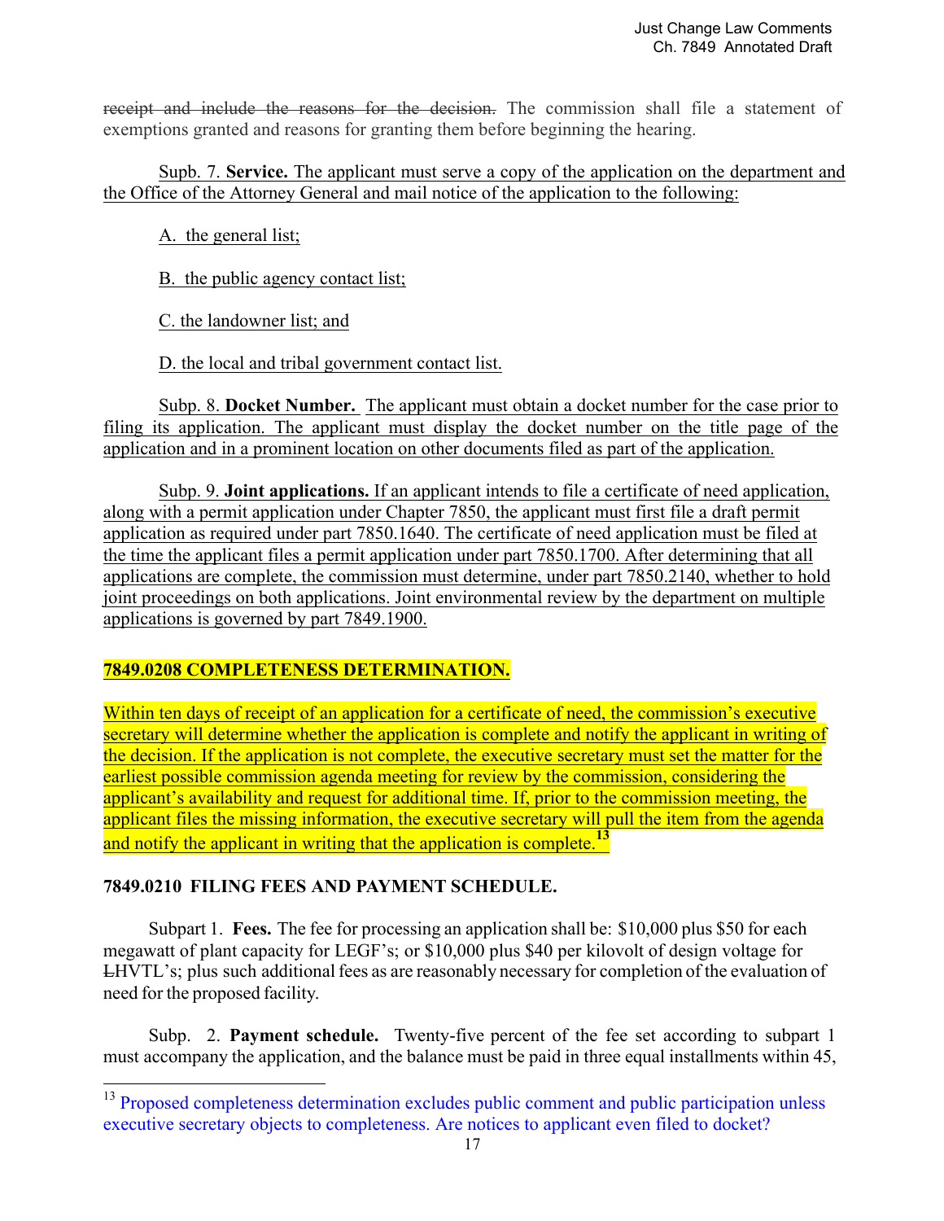~~receipt and include the reasons for the decision.~~ The commission shall file a statement of exemptions granted and reasons for granting them before beginning the hearing.

<u>Supb. 7. **Service.** The applicant must serve a copy of the application on the department and the Office of the Attorney General and mail notice of the application to the following:</u>

<u>A. the general list;</u>

<u>B. the public agency contact list;</u>

<u>C. the landowner list; and</u>

<u>D. the local and tribal government contact list.</u>

<u>Subp. 8. **Docket Number.** The applicant must obtain a docket number for the case prior to filing its application. The applicant must display the docket number on the title page of the application and in a prominent location on other documents filed as part of the application.</u>

<u>Subp. 9. **Joint applications.** If an applicant intends to file a certificate of need application, along with a permit application under Chapter 7850, the applicant must first file a draft permit application as required under part 7850.1640. The certificate of need application must be filed at the time the applicant files a permit application under part 7850.1700. After determining that all applications are complete, the commission must determine, under part 7850.2140, whether to hold joint proceedings on both applications. Joint environmental review by the department on multiple applications is governed by part 7849.1900.</u>

**<u>7849.0208 COMPLETENESS DETERMINATION.</u>**

<u>Within ten days of receipt of an application for a certificate of need, the commission's executive secretary will determine whether the application is complete and notify the applicant in writing of the decision. If the application is not complete, the executive secretary must set the matter for the earliest possible commission agenda meeting for review by the commission, considering the applicant's availability and request for additional time. If, prior to the commission meeting, the applicant files the missing information, the executive secretary will pull the item from the agenda and notify the applicant in writing that the application is complete.</u>[13]

**7849.0210 FILING FEES AND PAYMENT SCHEDULE.**

Subpart 1. **Fees.** The fee for processing an application shall be: $10,000 plus $50 for each megawatt of plant capacity for LEGF's; or $10,000 plus $40 per kilovolt of design voltage for ~~L~~HVTL's; plus such additional fees as are reasonably necessary for completion of the evaluation of need for the proposed facility.

Subp. 2. **Payment schedule.** Twenty-five percent of the fee set according to subpart 1 must accompany the application, and the balance must be paid in three equal installments within 45,

[13] Proposed completeness determination excludes public comment and public participation unless executive secretary objects to completeness. Are notices to applicant even filed to docket?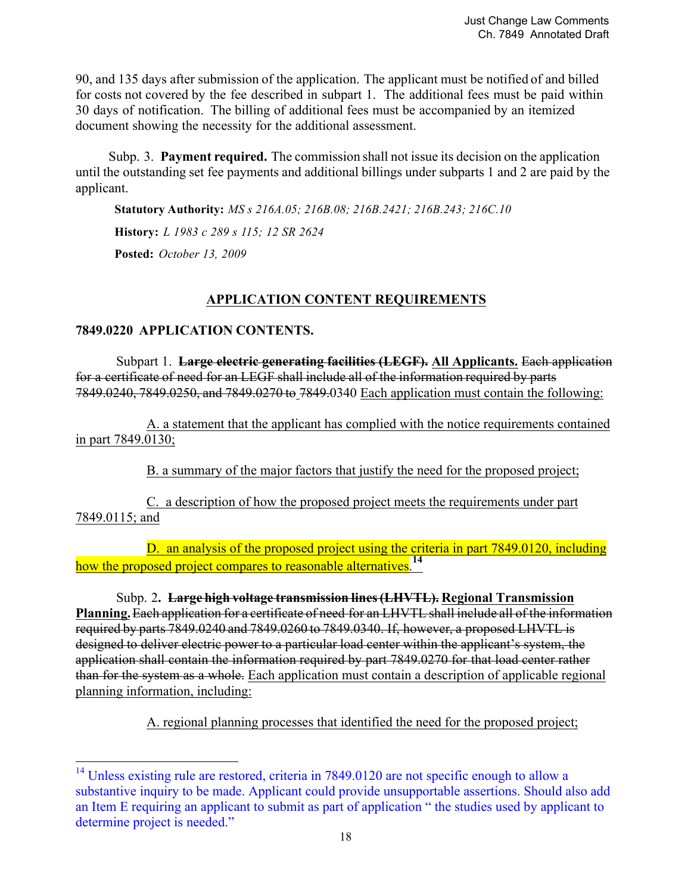90, and 135 days after submission of the application. The applicant must be notified of and billed for costs not covered by the fee described in subpart 1. The additional fees must be paid within 30 days of notification. The billing of additional fees must be accompanied by an itemized document showing the necessity for the additional assessment.

Subp. 3. **Payment required.** The commission shall not issue its decision on the application until the outstanding set fee payments and additional billings under subparts 1 and 2 are paid by the applicant.

**Statutory Authority:** *MS s 216A.05; 216B.08; 216B.2421; 216B.243; 216C.10*

**History:** *L 1983 c 289 s 115; 12 SR 2624*

**Posted:** *October 13, 2009*

## APPLICATION CONTENT REQUIREMENTS

### 7849.0220 APPLICATION CONTENTS.

Subpart 1. ~~**Large electric generating facilities (LEGF).**~~ **All Applicants.** ~~Each application for a certificate of need for an LEGF shall include all of the information required by parts 7849.0240, 7849.0250, and 7849.0270 to 7849.~~0340 Each application must contain the following:

A. a statement that the applicant has complied with the notice requirements contained in part 7849.0130;

B. a summary of the major factors that justify the need for the proposed project;

C. a description of how the proposed project meets the requirements under part 7849.0115; and

D. an analysis of the proposed project using the criteria in part 7849.0120, including how the proposed project compares to reasonable alternatives.[14]

Subp. 2. ~~**Large high voltage transmission lines (LHVTL).**~~ **Regional Transmission Planning.** ~~Each application for a certificate of need for an LHVTL shall include all of the information required by parts 7849.0240 and 7849.0260 to 7849.0340. If, however, a proposed LHVTL is designed to deliver electric power to a particular load center within the applicant's system, the application shall contain the information required by part 7849.0270 for that load center rather than for the system as a whole.~~ Each application must contain a description of applicable regional planning information, including:

A. regional planning processes that identified the need for the proposed project;

---

[14] Unless existing rule are restored, criteria in 7849.0120 are not specific enough to allow a substantive inquiry to be made. Applicant could provide unsupportable assertions. Should also add an Item E requiring an applicant to submit as part of application " the studies used by applicant to determine project is needed."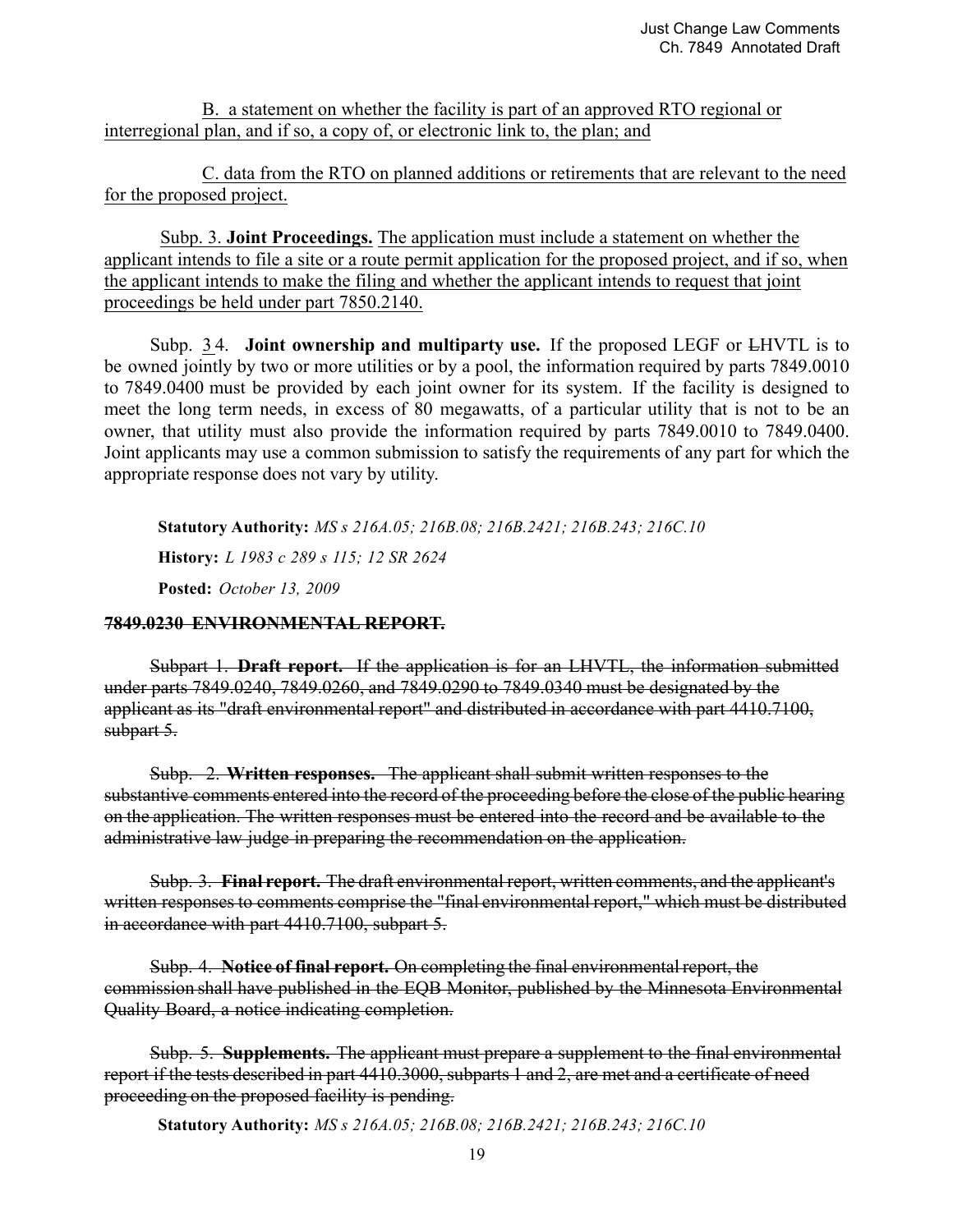B. a statement on whether the facility is part of an approved RTO regional or interregional plan, and if so, a copy of, or electronic link to, the plan; and

C. data from the RTO on planned additions or retirements that are relevant to the need for the proposed project.

Subp. 3. **Joint Proceedings.** The application must include a statement on whether the applicant intends to file a site or a route permit application for the proposed project, and if so, when the applicant intends to make the filing and whether the applicant intends to request that joint proceedings be held under part 7850.2140.

Subp. ~~3~~ 4. **Joint ownership and multiparty use.** If the proposed LEGF or ~~L~~HVTL is to be owned jointly by two or more utilities or by a pool, the information required by parts 7849.0010 to 7849.0400 must be provided by each joint owner for its system. If the facility is designed to meet the long term needs, in excess of 80 megawatts, of a particular utility that is not to be an owner, that utility must also provide the information required by parts 7849.0010 to 7849.0400. Joint applicants may use a common submission to satisfy the requirements of any part for which the appropriate response does not vary by utility.

**Statutory Authority:** *MS s 216A.05; 216B.08; 216B.2421; 216B.243; 216C.10*

**History:** *L 1983 c 289 s 115; 12 SR 2624*

**Posted:** *October 13, 2009*

~~**7849.0230 ENVIRONMENTAL REPORT.**~~

~~Subpart 1. **Draft report.** If the application is for an LHVTL, the information submitted under parts 7849.0240, 7849.0260, and 7849.0290 to 7849.0340 must be designated by the applicant as its "draft environmental report" and distributed in accordance with part 4410.7100, subpart 5.~~

~~Subp. 2. **Written responses.** The applicant shall submit written responses to the substantive comments entered into the record of the proceeding before the close of the public hearing on the application. The written responses must be entered into the record and be available to the administrative law judge in preparing the recommendation on the application.~~

~~Subp. 3. **Final report.** The draft environmental report, written comments, and the applicant's written responses to comments comprise the "final environmental report," which must be distributed in accordance with part 4410.7100, subpart 5.~~

~~Subp. 4. **Notice of final report.** On completing the final environmental report, the commission shall have published in the EQB Monitor, published by the Minnesota Environmental Quality Board, a notice indicating completion.~~

~~Subp. 5. **Supplements.** The applicant must prepare a supplement to the final environmental report if the tests described in part 4410.3000, subparts 1 and 2, are met and a certificate of need proceeding on the proposed facility is pending.~~

**Statutory Authority:** *MS s 216A.05; 216B.08; 216B.2421; 216B.243; 216C.10*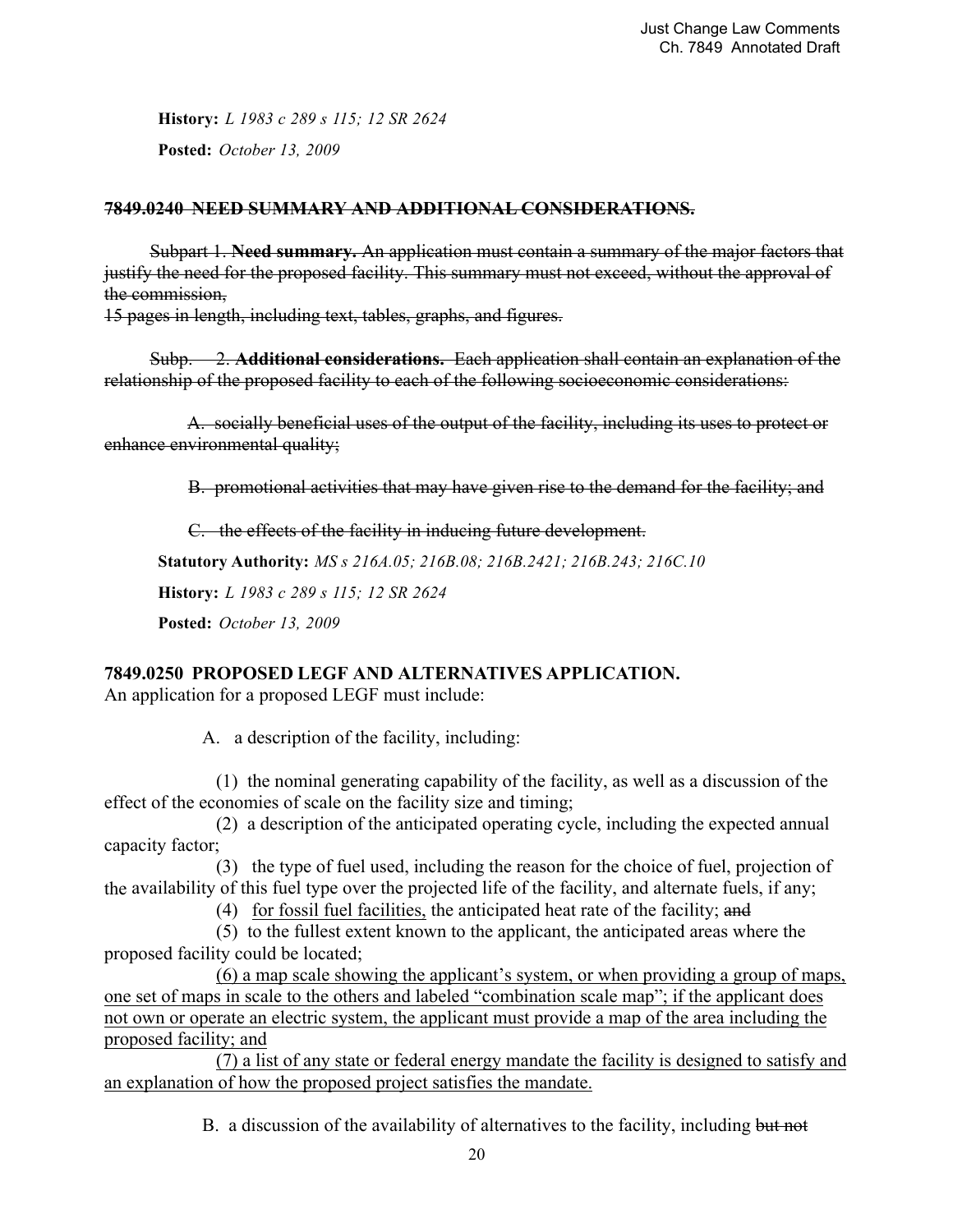**History:** *L 1983 c 289 s 115; 12 SR 2624*

**Posted:** *October 13, 2009*

~~**7849.0240 NEED SUMMARY AND ADDITIONAL CONSIDERATIONS.**~~

~~Subpart 1. **Need summary.** An application must contain a summary of the major factors that justify the need for the proposed facility. This summary must not exceed, without the approval of the commission,~~
~~15 pages in length, including text, tables, graphs, and figures.~~

~~Subp. 2. **Additional considerations.** Each application shall contain an explanation of the relationship of the proposed facility to each of the following socioeconomic considerations:~~

~~A. socially beneficial uses of the output of the facility, including its uses to protect or enhance environmental quality;~~

~~B. promotional activities that may have given rise to the demand for the facility; and~~

~~C. the effects of the facility in inducing future development.~~

**Statutory Authority:** *MS s 216A.05; 216B.08; 216B.2421; 216B.243; 216C.10*

**History:** *L 1983 c 289 s 115; 12 SR 2624*

**Posted:** *October 13, 2009*

**7849.0250 PROPOSED LEGF AND ALTERNATIVES APPLICATION.**
An application for a proposed LEGF must include:

A. a description of the facility, including:

(1) the nominal generating capability of the facility, as well as a discussion of the effect of the economies of scale on the facility size and timing;

(2) a description of the anticipated operating cycle, including the expected annual capacity factor;

(3) the type of fuel used, including the reason for the choice of fuel, projection of the availability of this fuel type over the projected life of the facility, and alternate fuels, if any;

(4) <u>for fossil fuel facilities,</u> the anticipated heat rate of the facility; ~~and~~

(5) to the fullest extent known to the applicant, the anticipated areas where the proposed facility could be located;

<u>(6) a map scale showing the applicant's system, or when providing a group of maps, one set of maps in scale to the others and labeled "combination scale map"; if the applicant does not own or operate an electric system, the applicant must provide a map of the area including the proposed facility; and</u>

<u>(7) a list of any state or federal energy mandate the facility is designed to satisfy and an explanation of how the proposed project satisfies the mandate.</u>

B. a discussion of the availability of alternatives to the facility, including ~~but not~~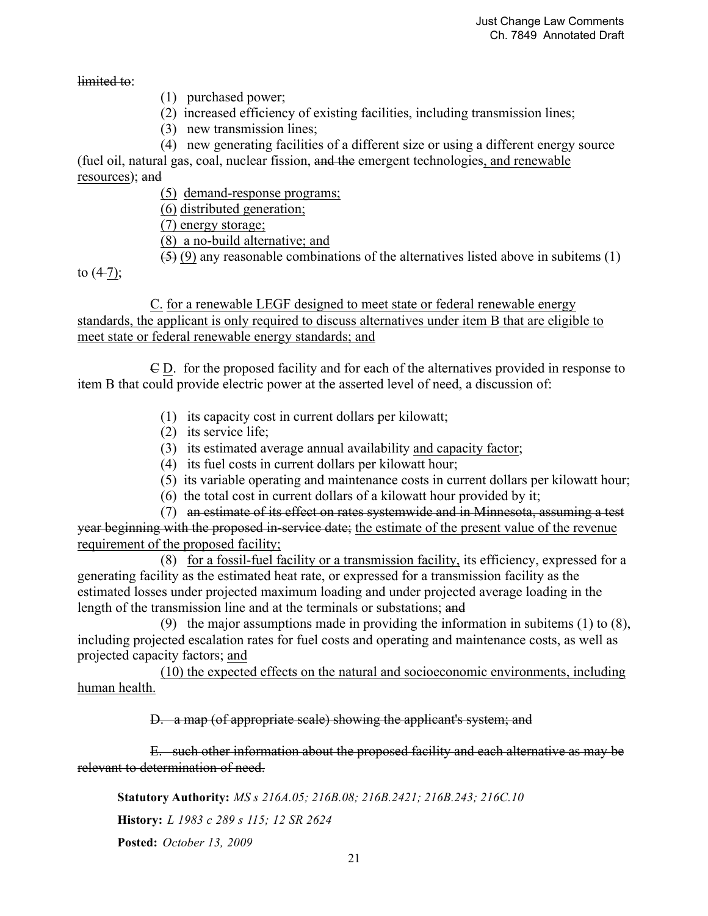~~limited to~~:

(1) purchased power;

(2) increased efficiency of existing facilities, including transmission lines;

(3) new transmission lines;

(4) new generating facilities of a different size or using a different energy source (fuel oil, natural gas, coal, nuclear fission, ~~and the~~ emergent technologies<u>, and renewable resources</u>); ~~and~~

<u>(5) demand-response programs;</u>

<u>(6) distributed generation;</u>

<u>(7) energy storage;</u>

<u>(8) a no-build alternative; and</u>

~~(5)~~ <u>(9)</u> any reasonable combinations of the alternatives listed above in subitems (1) to (~~4~~ <u>7</u>);

<u>C. for a renewable LEGF designed to meet state or federal renewable energy standards, the applicant is only required to discuss alternatives under item B that are eligible to meet state or federal renewable energy standards; and</u>

~~C~~ <u>D</u>. for the proposed facility and for each of the alternatives provided in response to item B that could provide electric power at the asserted level of need, a discussion of:

(1) its capacity cost in current dollars per kilowatt;

(2) its service life;

(3) its estimated average annual availability <u>and capacity factor</u>;

(4) its fuel costs in current dollars per kilowatt hour;

(5) its variable operating and maintenance costs in current dollars per kilowatt hour;

(6) the total cost in current dollars of a kilowatt hour provided by it;

(7) ~~an estimate of its effect on rates systemwide and in Minnesota, assuming a test year beginning with the proposed in-service date;~~ <u>the estimate of the present value of the revenue requirement of the proposed facility;</u>

(8) <u>for a fossil-fuel facility or a transmission facility,</u> its efficiency, expressed for a generating facility as the estimated heat rate, or expressed for a transmission facility as the estimated losses under projected maximum loading and under projected average loading in the length of the transmission line and at the terminals or substations; ~~and~~

(9) the major assumptions made in providing the information in subitems (1) to (8), including projected escalation rates for fuel costs and operating and maintenance costs, as well as projected capacity factors; <u>and</u>

<u>(10) the expected effects on the natural and socioeconomic environments, including human health.</u>

~~D. a map (of appropriate scale) showing the applicant's system; and~~

~~E. such other information about the proposed facility and each alternative as may be relevant to determination of need.~~

**Statutory Authority:** *MS s 216A.05; 216B.08; 216B.2421; 216B.243; 216C.10*

**History:** *L 1983 c 289 s 115; 12 SR 2624*

**Posted:** *October 13, 2009*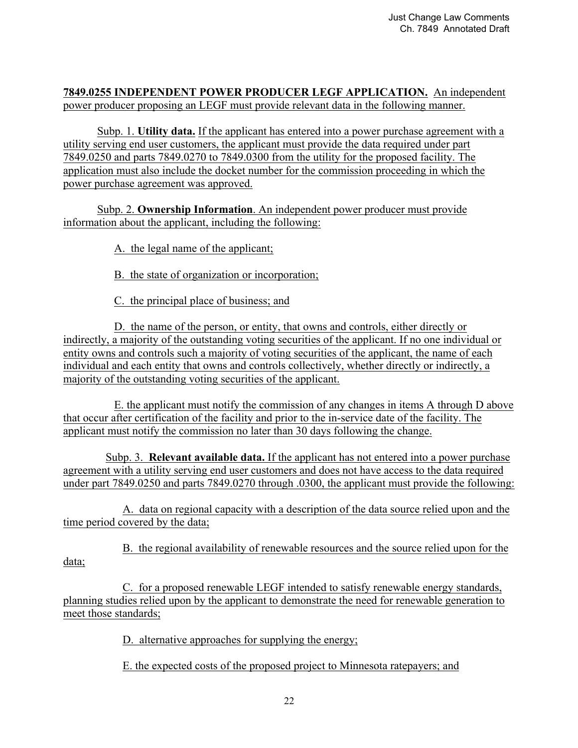**7849.0255 INDEPENDENT POWER PRODUCER LEGF APPLICATION.** An independent power producer proposing an LEGF must provide relevant data in the following manner.

Subp. 1. **Utility data.** If the applicant has entered into a power purchase agreement with a utility serving end user customers, the applicant must provide the data required under part 7849.0250 and parts 7849.0270 to 7849.0300 from the utility for the proposed facility. The application must also include the docket number for the commission proceeding in which the power purchase agreement was approved.

Subp. 2. **Ownership Information**. An independent power producer must provide information about the applicant, including the following:

A. the legal name of the applicant;

B. the state of organization or incorporation;

C. the principal place of business; and

D. the name of the person, or entity, that owns and controls, either directly or indirectly, a majority of the outstanding voting securities of the applicant. If no one individual or entity owns and controls such a majority of voting securities of the applicant, the name of each individual and each entity that owns and controls collectively, whether directly or indirectly, a majority of the outstanding voting securities of the applicant.

E. the applicant must notify the commission of any changes in items A through D above that occur after certification of the facility and prior to the in-service date of the facility. The applicant must notify the commission no later than 30 days following the change.

Subp. 3. **Relevant available data.** If the applicant has not entered into a power purchase agreement with a utility serving end user customers and does not have access to the data required under part 7849.0250 and parts 7849.0270 through .0300, the applicant must provide the following:

A. data on regional capacity with a description of the data source relied upon and the time period covered by the data;

B. the regional availability of renewable resources and the source relied upon for the data;

C. for a proposed renewable LEGF intended to satisfy renewable energy standards, planning studies relied upon by the applicant to demonstrate the need for renewable generation to meet those standards;

D. alternative approaches for supplying the energy;

E. the expected costs of the proposed project to Minnesota ratepayers; and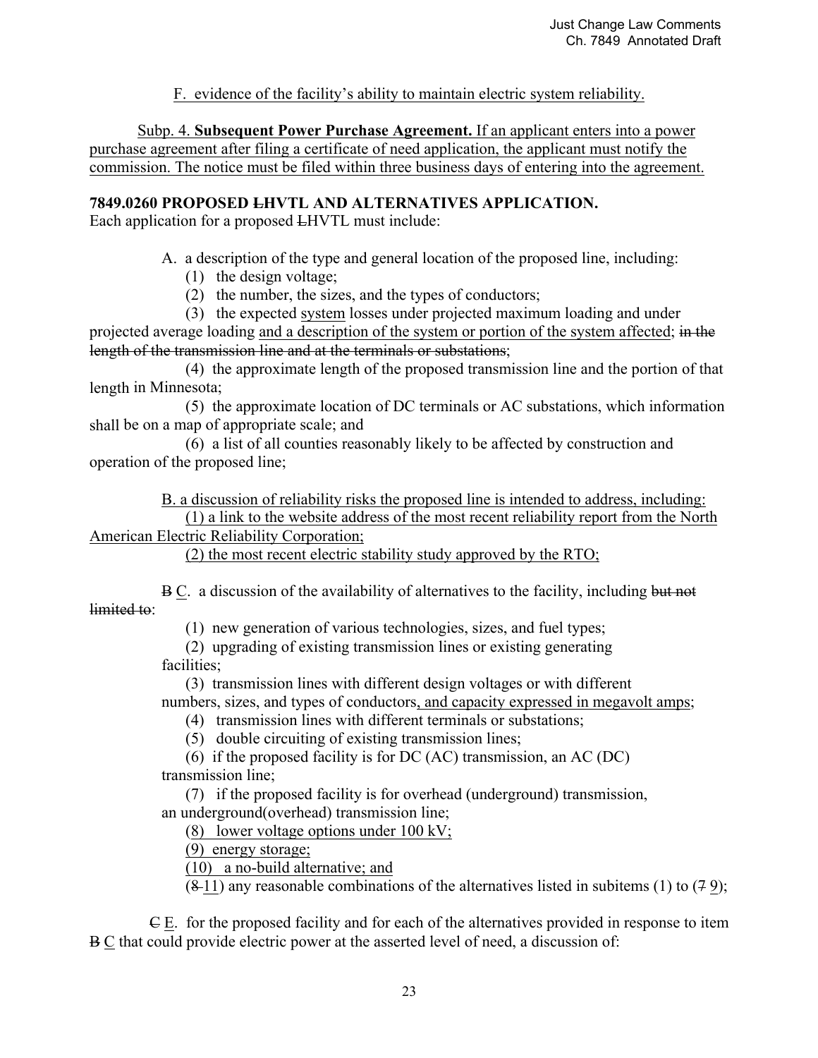F. evidence of the facility's ability to maintain electric system reliability.

Subp. 4. **Subsequent Power Purchase Agreement.** If an applicant enters into a power purchase agreement after filing a certificate of need application, the applicant must notify the commission. The notice must be filed within three business days of entering into the agreement.

**7849.0260 PROPOSED ~~L~~HVTL AND ALTERNATIVES APPLICATION.**

Each application for a proposed ~~L~~HVTL must include:

A. a description of the type and general location of the proposed line, including:

(1) the design voltage;

(2) the number, the sizes, and the types of conductors;

(3) the expected system losses under projected maximum loading and under projected average loading and a description of the system or portion of the system affected; ~~in the length of the transmission line and at the terminals or substations~~;

(4) the approximate length of the proposed transmission line and the portion of that length in Minnesota;

(5) the approximate location of DC terminals or AC substations, which information shall be on a map of appropriate scale; and

(6) a list of all counties reasonably likely to be affected by construction and operation of the proposed line;

B. a discussion of reliability risks the proposed line is intended to address, including:

(1) a link to the website address of the most recent reliability report from the North American Electric Reliability Corporation;

(2) the most recent electric stability study approved by the RTO;

~~B~~ C. a discussion of the availability of alternatives to the facility, including ~~but not limited to~~:

(1) new generation of various technologies, sizes, and fuel types;

(2) upgrading of existing transmission lines or existing generating facilities;

(3) transmission lines with different design voltages or with different numbers, sizes, and types of conductors, and capacity expressed in megavolt amps;

(4) transmission lines with different terminals or substations;

(5) double circuiting of existing transmission lines;

(6) if the proposed facility is for DC (AC) transmission, an AC (DC) transmission line;

(7) if the proposed facility is for overhead (underground) transmission, an underground(overhead) transmission line;

(8) lower voltage options under 100 kV;

(9) energy storage;

(10) a no-build alternative; and

(~~8~~ 11) any reasonable combinations of the alternatives listed in subitems (1) to (~~7~~ 9);

~~C~~ E. for the proposed facility and for each of the alternatives provided in response to item ~~B~~ C that could provide electric power at the asserted level of need, a discussion of: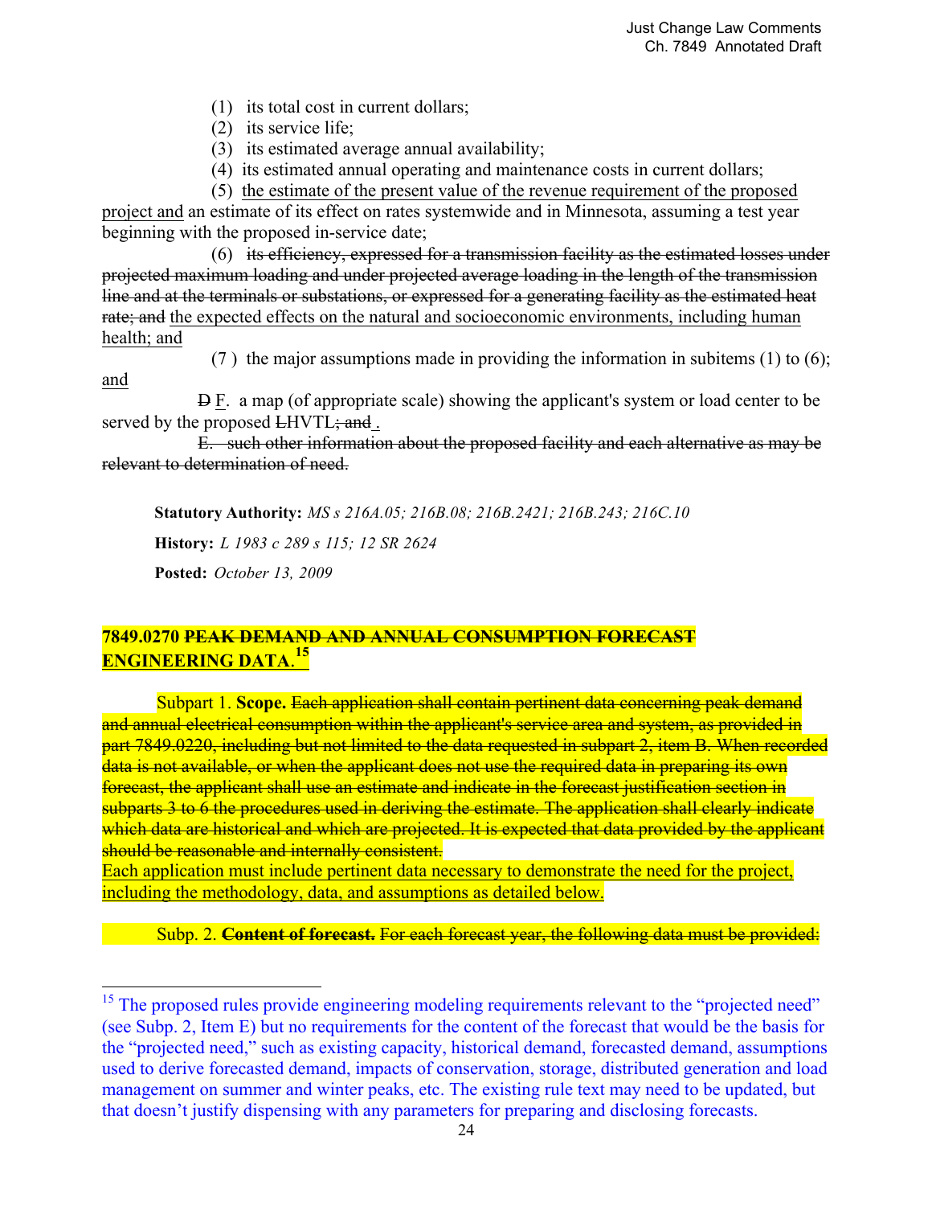(1) its total cost in current dollars;

(2) its service life;

(3) its estimated average annual availability;

(4) its estimated annual operating and maintenance costs in current dollars;

(5) <u>the estimate of the present value of the revenue requirement of the proposed project and</u> an estimate of its effect on rates systemwide and in Minnesota, assuming a test year beginning with the proposed in-service date;

(6) ~~its efficiency, expressed for a transmission facility as the estimated losses under projected maximum loading and under projected average loading in the length of the transmission line and at the terminals or substations, or expressed for a generating facility as the estimated heat rate; and~~ <u>the expected effects on the natural and socioeconomic environments, including human health; and</u>

(7) the major assumptions made in providing the information in subitems (1) to (6); <u>and</u>

~~D~~ <u>F</u>. a map (of appropriate scale) showing the applicant's system or load center to be served by the proposed ~~L~~HVTL~~; and~~ <u>.</u>

~~E. such other information about the proposed facility and each alternative as may be relevant to determination of need.~~

**Statutory Authority:** *MS s 216A.05; 216B.08; 216B.2421; 216B.243; 216C.10*

**History:** *L 1983 c 289 s 115; 12 SR 2624*

**Posted:** *October 13, 2009*

## 7849.0270 ~~PEAK DEMAND AND ANNUAL CONSUMPTION FORECAST~~ <u>ENGINEERING DATA.</u>[15]

Subpart 1. **Scope.** ~~Each application shall contain pertinent data concerning peak demand and annual electrical consumption within the applicant's service area and system, as provided in part 7849.0220, including but not limited to the data requested in subpart 2, item B. When recorded data is not available, or when the applicant does not use the required data in preparing its own forecast, the applicant shall use an estimate and indicate in the forecast justification section in subparts 3 to 6 the procedures used in deriving the estimate. The application shall clearly indicate which data are historical and which are projected. It is expected that data provided by the applicant should be reasonable and internally consistent.~~
<u>Each application must include pertinent data necessary to demonstrate the need for the project, including the methodology, data, and assumptions as detailed below.</u>

Subp. 2. ~~**Content of forecast.** For each forecast year, the following data must be provided:~~

---

[15] The proposed rules provide engineering modeling requirements relevant to the "projected need" (see Subp. 2, Item E) but no requirements for the content of the forecast that would be the basis for the "projected need," such as existing capacity, historical demand, forecasted demand, assumptions used to derive forecasted demand, impacts of conservation, storage, distributed generation and load management on summer and winter peaks, etc. The existing rule text may need to be updated, but that doesn't justify dispensing with any parameters for preparing and disclosing forecasts.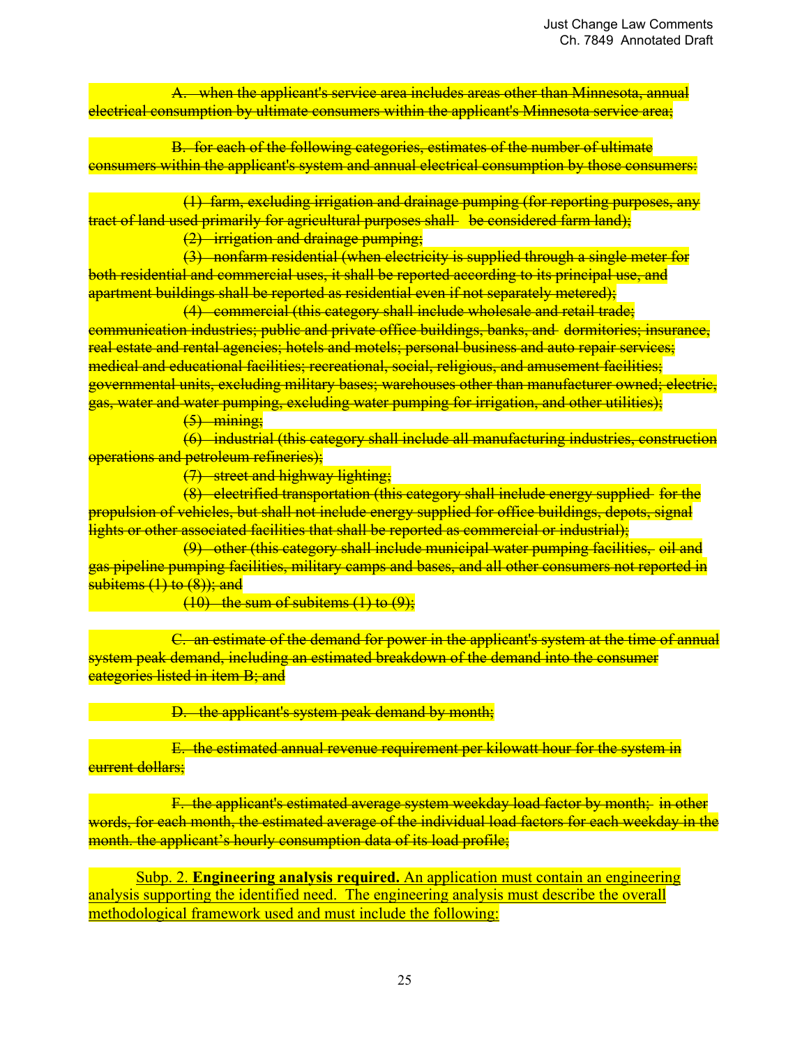~~A. when the applicant's service area includes areas other than Minnesota, annual electrical consumption by ultimate consumers within the applicant's Minnesota service area;~~

~~B. for each of the following categories, estimates of the number of ultimate consumers within the applicant's system and annual electrical consumption by those consumers:~~

~~(1) farm, excluding irrigation and drainage pumping (for reporting purposes, any tract of land used primarily for agricultural purposes shall be considered farm land);~~
~~(2) irrigation and drainage pumping;~~
~~(3) nonfarm residential (when electricity is supplied through a single meter for both residential and commercial uses, it shall be reported according to its principal use, and apartment buildings shall be reported as residential even if not separately metered);~~
~~(4) commercial (this category shall include wholesale and retail trade; communication industries; public and private office buildings, banks, and dormitories; insurance, real estate and rental agencies; hotels and motels; personal business and auto repair services; medical and educational facilities; recreational, social, religious, and amusement facilities; governmental units, excluding military bases; warehouses other than manufacturer owned; electric, gas, water and water pumping, excluding water pumping for irrigation, and other utilities);~~
~~(5) mining;~~
~~(6) industrial (this category shall include all manufacturing industries, construction operations and petroleum refineries);~~
~~(7) street and highway lighting;~~
~~(8) electrified transportation (this category shall include energy supplied for the propulsion of vehicles, but shall not include energy supplied for office buildings, depots, signal lights or other associated facilities that shall be reported as commercial or industrial);~~
~~(9) other (this category shall include municipal water pumping facilities, oil and gas pipeline pumping facilities, military camps and bases, and all other consumers not reported in subitems (1) to (8)); and~~
~~(10) the sum of subitems (1) to (9);~~

~~C. an estimate of the demand for power in the applicant's system at the time of annual system peak demand, including an estimated breakdown of the demand into the consumer categories listed in item B; and~~

~~D. the applicant's system peak demand by month;~~

~~E. the estimated annual revenue requirement per kilowatt hour for the system in current dollars;~~

~~F. the applicant's estimated average system weekday load factor by month; in other words, for each month, the estimated average of the individual load factors for each weekday in the month. the applicant's hourly consumption data of its load profile;~~

<u>Subp. 2. **Engineering analysis required.** An application must contain an engineering analysis supporting the identified need. The engineering analysis must describe the overall methodological framework used and must include the following:</u>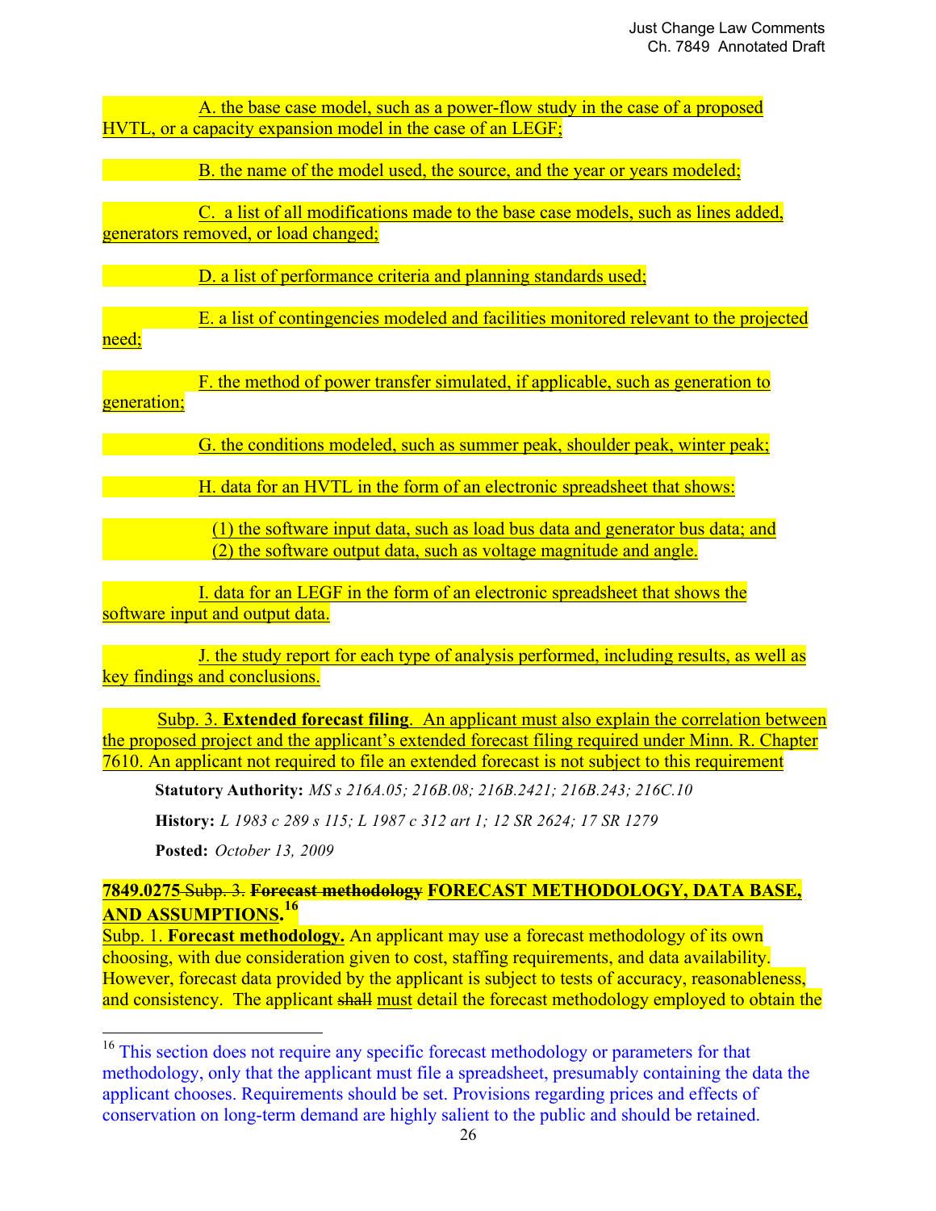A. the base case model, such as a power-flow study in the case of a proposed HVTL, or a capacity expansion model in the case of an LEGF;

B. the name of the model used, the source, and the year or years modeled;

C. a list of all modifications made to the base case models, such as lines added, generators removed, or load changed;

D. a list of performance criteria and planning standards used;

E. a list of contingencies modeled and facilities monitored relevant to the projected need;

F. the method of power transfer simulated, if applicable, such as generation to generation;

G. the conditions modeled, such as summer peak, shoulder peak, winter peak;

H. data for an HVTL in the form of an electronic spreadsheet that shows:

(1) the software input data, such as load bus data and generator bus data; and
(2) the software output data, such as voltage magnitude and angle.

I. data for an LEGF in the form of the electronic spreadsheet that shows the software input and output data.

J. the study report for each type of analysis performed, including results, as well as key findings and conclusions.

Subp. 3. **Extended forecast filing**. An applicant must also explain the correlation between the proposed project and the applicant's extended forecast filing required under Minn. R. Chapter 7610. An applicant not required to file an extended forecast is not subject to this requirement

**Statutory Authority:** *MS s 216A.05; 216B.08; 216B.2421; 216B.243; 216C.10*

**History:** *L 1983 c 289 s 115; L 1987 c 312 art 1; 12 SR 2624; 17 SR 1279*

**Posted:** *October 13, 2009*

**7849.0275** ~~Subp. 3.~~ ~~**Forecast methodology**~~ **FORECAST METHODOLOGY, DATA BASE, AND ASSUMPTIONS.**[16]

Subp. 1. **Forecast methodology.** An applicant may use a forecast methodology of its own choosing, with due consideration given to cost, staffing requirements, and data availability. However, forecast data provided by the applicant is subject to tests of accuracy, reasonableness, and consistency. The applicant ~~shall~~ must detail the forecast methodology employed to obtain the

---

[16] This section does not require any specific forecast methodology or parameters for that methodology, only that the applicant must file a spreadsheet, presumably containing the data the applicant chooses. Requirements should be set. Provisions regarding prices and effects of conservation on long-term demand are highly salient to the public and should be retained.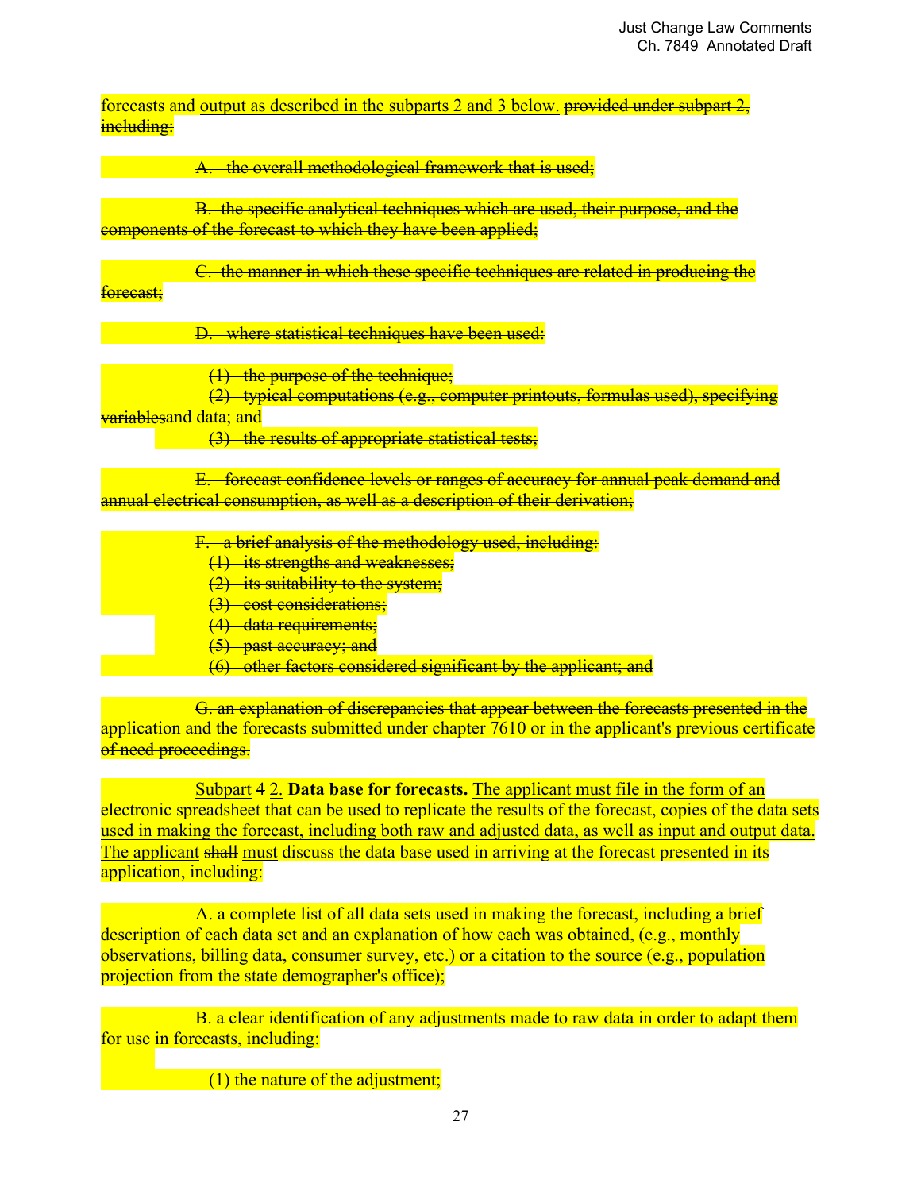forecasts and <u>output as described in the subparts 2 and 3 below.</u> ~~provided under subpart 2, including:~~

~~A. the overall methodological framework that is used;~~

~~B. the specific analytical techniques which are used, their purpose, and the components of the forecast to which they have been applied;~~

~~C. the manner in which these specific techniques are related in producing the forecast;~~

~~D. where statistical techniques have been used:~~

~~(1) the purpose of the technique;~~
~~(2) typical computations (e.g., computer printouts, formulas used), specifying variablesand data; and~~
~~(3) the results of appropriate statistical tests;~~

~~E. forecast confidence levels or ranges of accuracy for annual peak demand and annual electrical consumption, as well as a description of their derivation;~~

~~F. a brief analysis of the methodology used, including:~~
~~(1) its strengths and weaknesses;~~
~~(2) its suitability to the system;~~
~~(3) cost considerations;~~
~~(4) data requirements;~~
~~(5) past accuracy; and~~
~~(6) other factors considered significant by the applicant; and~~

~~G. an explanation of discrepancies that appear between the forecasts presented in the application and the forecasts submitted under chapter 7610 or in the applicant's previous certificate of need proceedings.~~

<u>Subpart</u> ~~4~~ <u>2.</u> **Data base for forecasts.** <u>The applicant must file in the form of an electronic spreadsheet that can be used to replicate the results of the forecast, copies of the data sets used in making the forecast, including both raw and adjusted data, as well as input and output data. The applicant</u> ~~shall~~ <u>must</u> discuss the data base used in arriving at the forecast presented in its application, including:

A. a complete list of all data sets used in making the forecast, including a brief description of each data set and an explanation of how each was obtained, (e.g., monthly observations, billing data, consumer survey, etc.) or a citation to the source (e.g., population projection from the state demographer's office);

B. a clear identification of any adjustments made to raw data in order to adapt them for use in forecasts, including:

(1) the nature of the adjustment;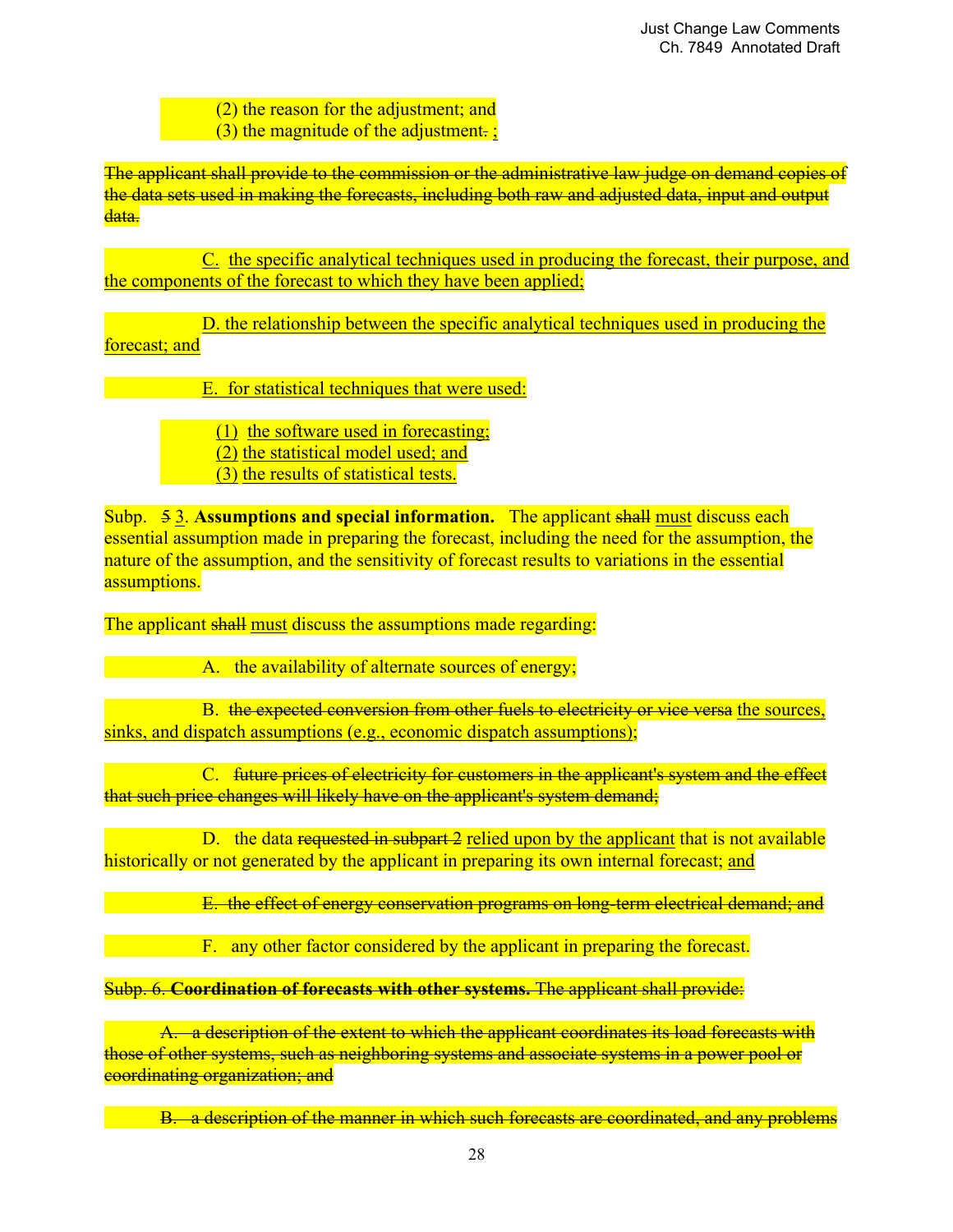(2) the reason for the adjustment; and
(3) the magnitude of the adjustment~~.~~ <u>;</u>

~~The applicant shall provide to the commission or the administrative law judge on demand copies of the data sets used in making the forecasts, including both raw and adjusted data, input and output data.~~

<u>C. the specific analytical techniques used in producing the forecast, their purpose, and the components of the forecast to which they have been applied;</u>

<u>D. the relationship between the specific analytical techniques used in producing the forecast; and</u>

<u>E. for statistical techniques that were used:</u>

<u>(1) the software used in forecasting;</u>
<u>(2) the statistical model used; and</u>
<u>(3) the results of statistical tests.</u>

Subp. ~~5~~ <u>3</u>. **Assumptions and special information.** The applicant ~~shall~~ <u>must</u> discuss each essential assumption made in preparing the forecast, including the need for the assumption, the nature of the assumption, and the sensitivity of forecast results to variations in the essential assumptions.

The applicant ~~shall~~ <u>must</u> discuss the assumptions made regarding:

A. the availability of alternate sources of energy;

B. ~~the expected conversion from other fuels to electricity or vice versa~~ <u>the sources, sinks, and dispatch assumptions (e.g., economic dispatch assumptions);</u>

C. ~~future prices of electricity for customers in the applicant's system and the effect that such price changes will likely have on the applicant's system demand;~~

D. the data ~~requested in subpart 2~~ <u>relied upon by the applicant</u> that is not available historically or not generated by the applicant in preparing its own internal forecast; <u>and</u>

~~E. the effect of energy conservation programs on long-term electrical demand; and~~

F. any other factor considered by the applicant in preparing the forecast.

~~Subp. 6. **Coordination of forecasts with other systems.** The applicant shall provide:~~

~~A. a description of the extent to which the applicant coordinates its load forecasts with those of other systems, such as neighboring systems and associate systems in a power pool or coordinating organization; and~~

~~B. a description of the manner in which such forecasts are coordinated, and any problems~~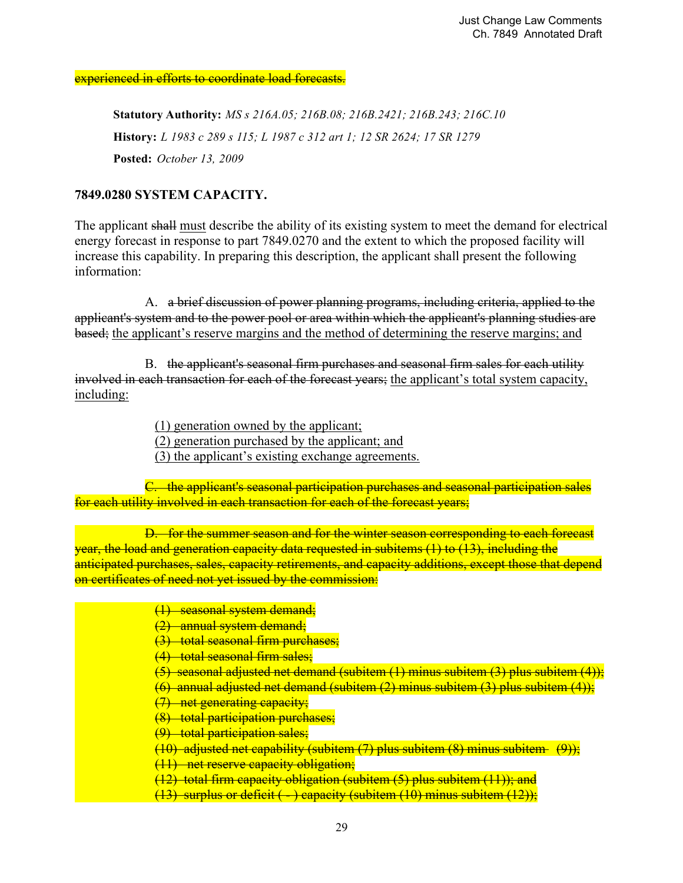~~experienced in efforts to coordinate load forecasts.~~

**Statutory Authority:** *MS s 216A.05; 216B.08; 216B.2421; 216B.243; 216C.10*

**History:** *L 1983 c 289 s 115; L 1987 c 312 art 1; 12 SR 2624; 17 SR 1279*

**Posted:** *October 13, 2009*

### 7849.0280 SYSTEM CAPACITY.

The applicant ~~shall~~ <u>must</u> describe the ability of its existing system to meet the demand for electrical energy forecast in response to part 7849.0270 and the extent to which the proposed facility will increase this capability. In preparing this description, the applicant shall present the following information:

A. ~~a brief discussion of power planning programs, including criteria, applied to the applicant's system and to the power pool or area within which the applicant's planning studies are based;~~ <u>the applicant's reserve margins and the method of determining the reserve margins; and</u>

B. ~~the applicant's seasonal firm purchases and seasonal firm sales for each utility involved in each transaction for each of the forecast years;~~ <u>the applicant's total system capacity, including:</u>

<u>(1) generation owned by the applicant;</u>
<u>(2) generation purchased by the applicant; and</u>
<u>(3) the applicant's existing exchange agreements.</u>

~~C. the applicant's seasonal participation purchases and seasonal participation sales for each utility involved in each transaction for each of the forecast years;~~

~~D. for the summer season and for the winter season corresponding to each forecast year, the load and generation capacity data requested in subitems (1) to (13), including the anticipated purchases, sales, capacity retirements, and capacity additions, except those that depend on certificates of need not yet issued by the commission:~~

~~(1) seasonal system demand;~~
~~(2) annual system demand;~~
~~(3) total seasonal firm purchases;~~
~~(4) total seasonal firm sales;~~
~~(5) seasonal adjusted net demand (subitem (1) minus subitem (3) plus subitem (4));~~
~~(6) annual adjusted net demand (subitem (2) minus subitem (3) plus subitem (4));~~
~~(7) net generating capacity;~~
~~(8) total participation purchases;~~
~~(9) total participation sales;~~
~~(10) adjusted net capability (subitem (7) plus subitem (8) minus subitem (9));~~
~~(11) net reserve capacity obligation;~~
~~(12) total firm capacity obligation (subitem (5) plus subitem (11)); and~~
~~(13) surplus or deficit ( - ) capacity (subitem (10) minus subitem (12));~~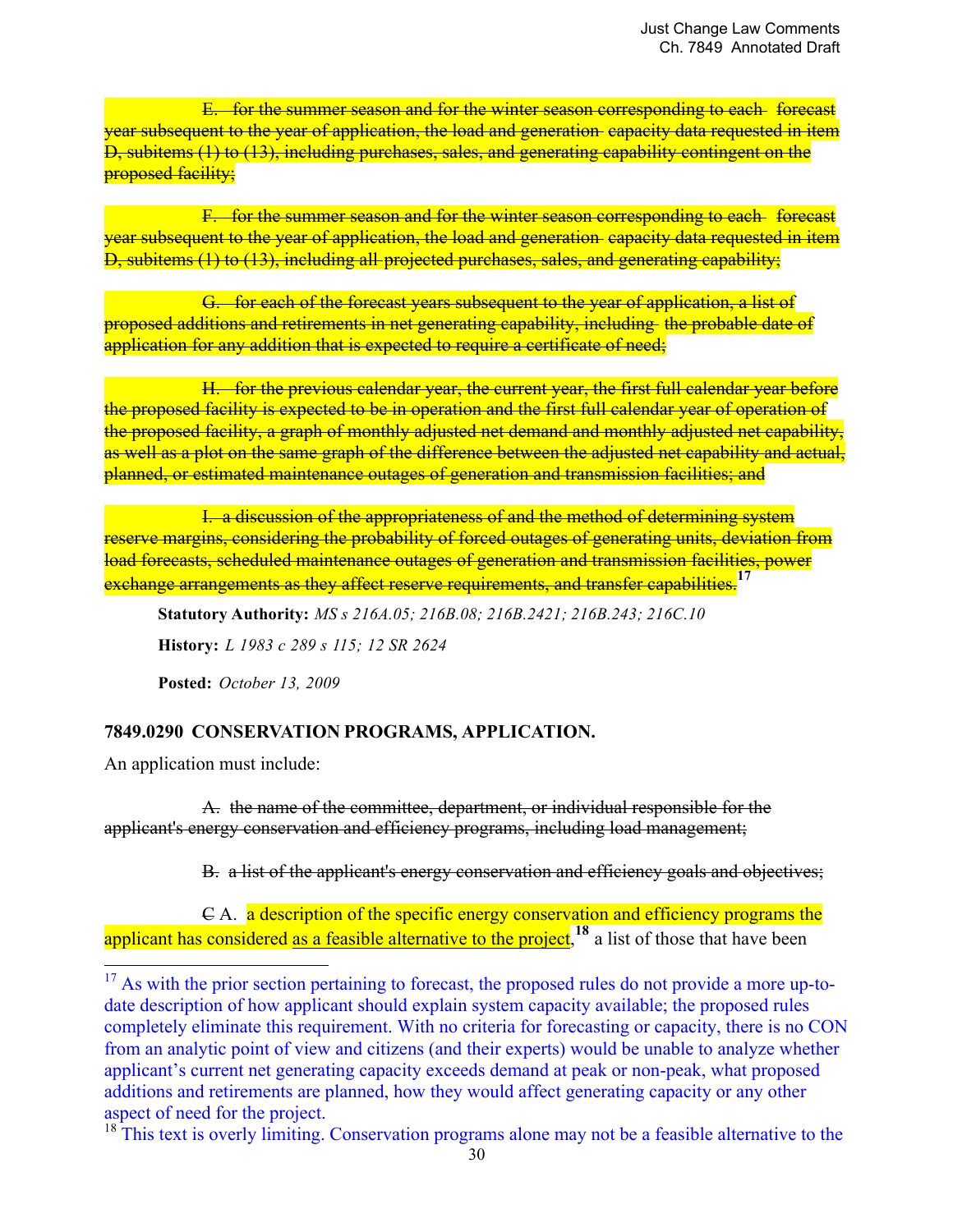~~E. for the summer season and for the winter season corresponding to each forecast year subsequent to the year of application, the load and generation capacity data requested in item D, subitems (1) to (13), including purchases, sales, and generating capability contingent on the proposed facility;~~

~~F. for the summer season and for the winter season corresponding to each forecast year subsequent to the year of application, the load and generation capacity data requested in item D, subitems (1) to (13), including all projected purchases, sales, and generating capability;~~

~~G. for each of the forecast years subsequent to the year of application, a list of proposed additions and retirements in net generating capability, including the probable date of application for any addition that is expected to require a certificate of need;~~

~~H. for the previous calendar year, the current year, the first full calendar year before the proposed facility is expected to be in operation and the first full calendar year of operation of the proposed facility, a graph of monthly adjusted net demand and monthly adjusted net capability, as well as a plot on the same graph of the difference between the adjusted net capability and actual, planned, or estimated maintenance outages of generation and transmission facilities; and~~

~~I. a discussion of the appropriateness of and the method of determining system reserve margins, considering the probability of forced outages of generating units, deviation from load forecasts, scheduled maintenance outages of generation and transmission facilities, power exchange arrangements as they affect reserve requirements, and transfer capabilities.~~[17]

**Statutory Authority:** *MS s 216A.05; 216B.08; 216B.2421; 216B.243; 216C.10*

**History:** *L 1983 c 289 s 115; 12 SR 2624*

**Posted:** *October 13, 2009*

## 7849.0290 CONSERVATION PROGRAMS, APPLICATION.

An application must include:

~~A. the name of the committee, department, or individual responsible for the applicant's energy conservation and efficiency programs, including load management;~~

~~B. a list of the applicant's energy conservation and efficiency goals and objectives;~~

~~C~~ A. a description of the specific energy conservation and efficiency programs the applicant has considered as a feasible alternative to the project,[18] a list of those that have been

---

[17] As with the prior section pertaining to forecast, the proposed rules do not provide a more up-to-date description of how applicant should explain system capacity available; the proposed rules completely eliminate this requirement. With no criteria for forecasting or capacity, there is no CON from an analytic point of view and citizens (and their experts) would be unable to analyze whether applicant's current net generating capacity exceeds demand at peak or non-peak, what proposed additions and retirements are planned, how they would affect generating capacity or any other aspect of need for the project.

[18] This text is overly limiting. Conservation programs alone may not be a feasible alternative to the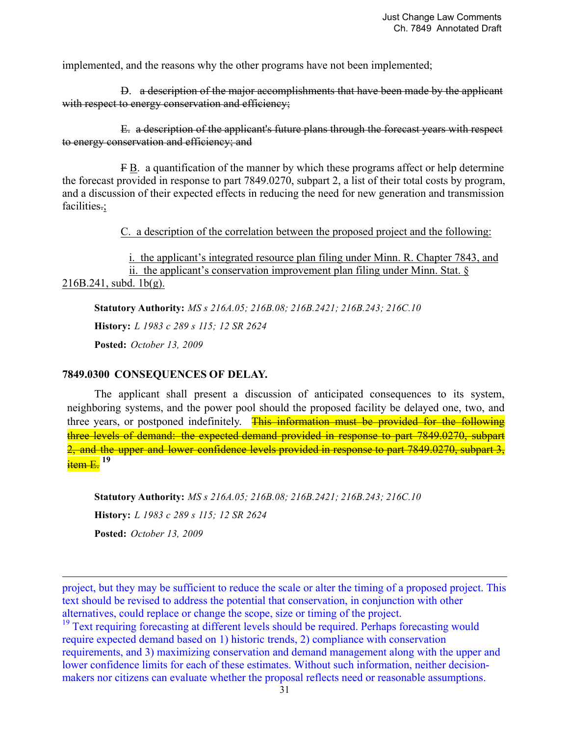implemented, and the reasons why the other programs have not been implemented;

~~D. a description of the major accomplishments that have been made by the applicant with respect to energy conservation and efficiency;~~

~~E. a description of the applicant's future plans through the forecast years with respect to energy conservation and efficiency; and~~

~~F~~ <u>B</u>. a quantification of the manner by which these programs affect or help determine the forecast provided in response to part 7849.0270, subpart 2, a list of their total costs by program, and a discussion of their expected effects in reducing the need for new generation and transmission facilities~~.~~<u>;</u>

<u>C. a description of the correlation between the proposed project and the following:</u>

<u>i. the applicant's integrated resource plan filing under Minn. R. Chapter 7843, and</u>
<u>ii. the applicant's conservation improvement plan filing under Minn. Stat. § 216B.241, subd. 1b(g).</u>

**Statutory Authority:** *MS s 216A.05; 216B.08; 216B.2421; 216B.243; 216C.10*

**History:** *L 1983 c 289 s 115; 12 SR 2624*

**Posted:** *October 13, 2009*

### 7849.0300 CONSEQUENCES OF DELAY.

The applicant shall present a discussion of anticipated consequences to its system, neighboring systems, and the power pool should the proposed facility be delayed one, two, and three years, or postponed indefinitely. ~~This information must be provided for the following three levels of demand: the expected demand provided in response to part 7849.0270, subpart 2, and the upper and lower confidence levels provided in response to part 7849.0270, subpart 3, item E.~~ [19]

**Statutory Authority:** *MS s 216A.05; 216B.08; 216B.2421; 216B.243; 216C.10*

**History:** *L 1983 c 289 s 115; 12 SR 2624*

**Posted:** *October 13, 2009*

---

project, but they may be sufficient to reduce the scale or alter the timing of a proposed project. This text should be revised to address the potential that conservation, in conjunction with other alternatives, could replace or change the scope, size or timing of the project.

[19] Text requiring forecasting at different levels should be required. Perhaps forecasting would require expected demand based on 1) historic trends, 2) compliance with conservation requirements, and 3) maximizing conservation and demand management along with the upper and lower confidence limits for each of these estimates. Without such information, neither decision-makers nor citizens can evaluate whether the proposal reflects need or reasonable assumptions.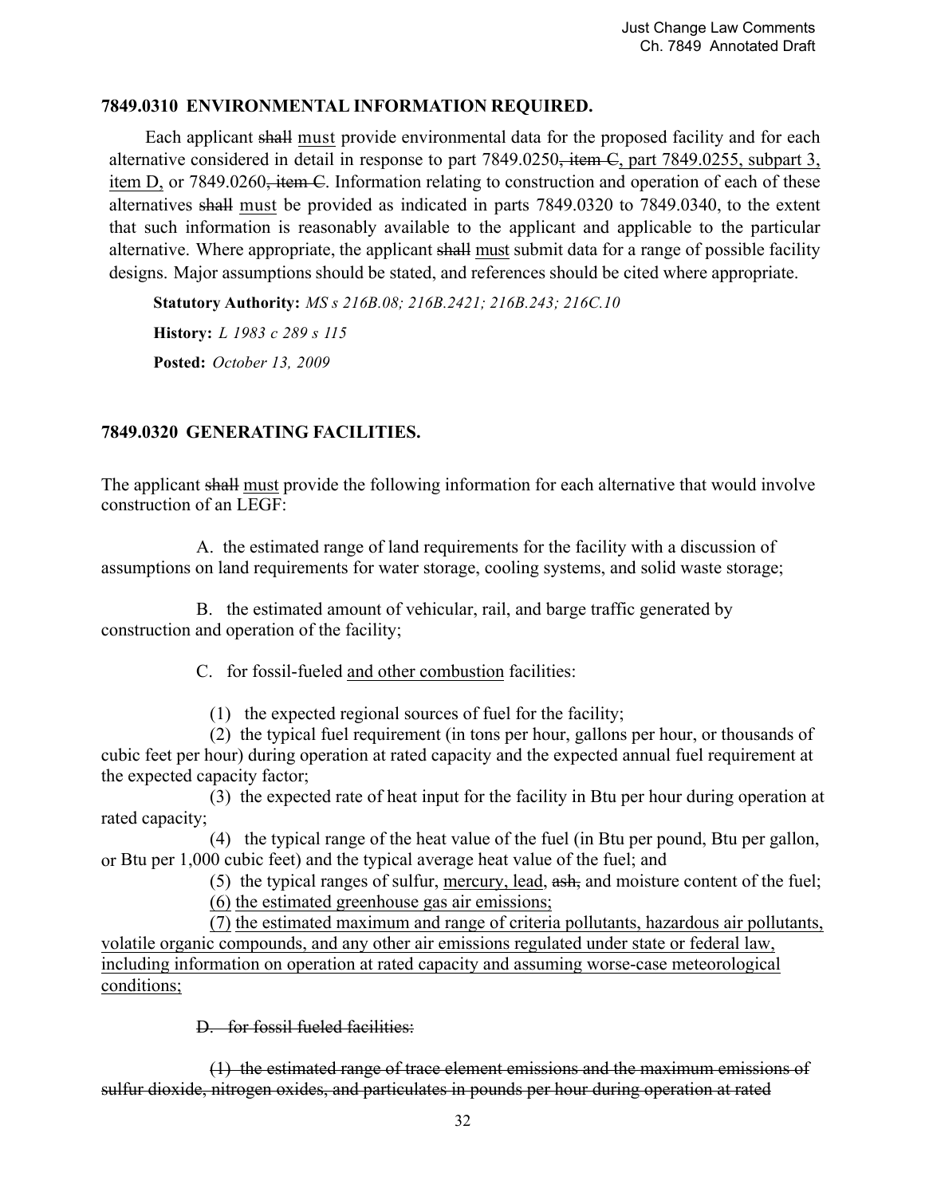### 7849.0310 ENVIRONMENTAL INFORMATION REQUIRED.

Each applicant ~~shall~~ <u>must</u> provide environmental data for the proposed facility and for each alternative considered in detail in response to part 7849.0250~~, item C~~, <u>part 7849.0255, subpart 3, item D,</u> or 7849.0260~~, item C~~. Information relating to construction and operation of each of these alternatives ~~shall~~ <u>must</u> be provided as indicated in parts 7849.0320 to 7849.0340, to the extent that such information is reasonably available to the applicant and applicable to the particular alternative. Where appropriate, the applicant ~~shall~~ <u>must</u> submit data for a range of possible facility designs. Major assumptions should be stated, and references should be cited where appropriate.

**Statutory Authority:** *MS s 216B.08; 216B.2421; 216B.243; 216C.10*

**History:** *L 1983 c 289 s 115*

**Posted:** *October 13, 2009*

### 7849.0320 GENERATING FACILITIES.

The applicant ~~shall~~ <u>must</u> provide the following information for each alternative that would involve construction of an LEGF:

A. the estimated range of land requirements for the facility with a discussion of assumptions on land requirements for water storage, cooling systems, and solid waste storage;

B. the estimated amount of vehicular, rail, and barge traffic generated by construction and operation of the facility;

C. for fossil-fueled <u>and other combustion</u> facilities:

(1) the expected regional sources of fuel for the facility;

(2) the typical fuel requirement (in tons per hour, gallons per hour, or thousands of cubic feet per hour) during operation at rated capacity and the expected annual fuel requirement at the expected capacity factor;

(3) the expected rate of heat input for the facility in Btu per hour during operation at rated capacity;

(4) the typical range of the heat value of the fuel (in Btu per pound, Btu per gallon, or Btu per 1,000 cubic feet) and the typical average heat value of the fuel; and

(5) the typical ranges of sulfur, <u>mercury, lead,</u> ~~ash,~~ and moisture content of the fuel;

<u>(6) the estimated greenhouse gas air emissions;</u>

<u>(7) the estimated maximum and range of criteria pollutants, hazardous air pollutants, volatile organic compounds, and any other air emissions regulated under state or federal law, including information on operation at rated capacity and assuming worse-case meteorological conditions;</u>

~~D. for fossil fueled facilities:~~

~~(1) the estimated range of trace element emissions and the maximum emissions of sulfur dioxide, nitrogen oxides, and particulates in pounds per hour during operation at rated~~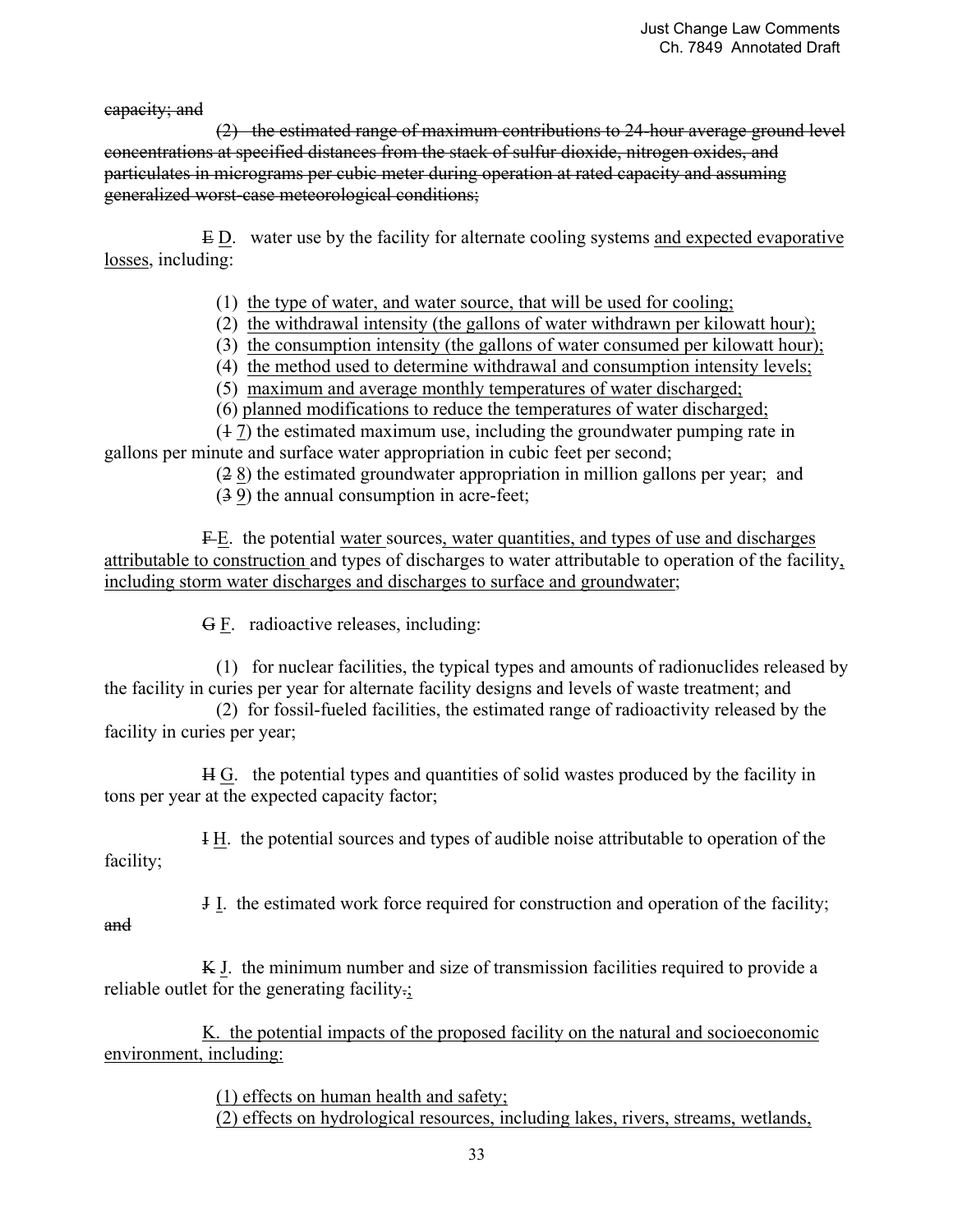~~capacity; and~~

~~(2) the estimated range of maximum contributions to 24-hour average ground level concentrations at specified distances from the stack of sulfur dioxide, nitrogen oxides, and particulates in micrograms per cubic meter during operation at rated capacity and assuming generalized worst-case meteorological conditions;~~

~~E~~ <u>D</u>. water use by the facility for alternate cooling systems <u>and expected evaporative losses</u>, including:

(1) <u>the type of water, and water source, that will be used for cooling;</u>
(2) <u>the withdrawal intensity (the gallons of water withdrawn per kilowatt hour);</u>
(3) <u>the consumption intensity (the gallons of water consumed per kilowatt hour);</u>
(4) <u>the method used to determine withdrawal and consumption intensity levels;</u>
(5) <u>maximum and average monthly temperatures of water discharged;</u>
(6) <u>planned modifications to reduce the temperatures of water discharged;</u>
(~~1~~ <u>7</u>) the estimated maximum use, including the groundwater pumping rate in gallons per minute and surface water appropriation in cubic feet per second;
(~~2~~ <u>8</u>) the estimated groundwater appropriation in million gallons per year; and
(~~3~~ <u>9</u>) the annual consumption in acre-feet;

~~F~~ <u>E</u>. the potential <u>water</u> sources<u>, water quantities, and types of use and discharges attributable to construction</u> and types of discharges to water attributable to operation of the facility<u>, including storm water discharges and discharges to surface and groundwater</u>;

~~G~~ <u>F</u>. radioactive releases, including:

(1) for nuclear facilities, the typical types and amounts of radionuclides released by the facility in curies per year for alternate facility designs and levels of waste treatment; and
(2) for fossil-fueled facilities, the estimated range of radioactivity released by the facility in curies per year;

~~H~~ <u>G</u>. the potential types and quantities of solid wastes produced by the facility in tons per year at the expected capacity factor;

~~I~~ <u>H</u>. the potential sources and types of audible noise attributable to operation of the facility;

~~J~~ <u>I</u>. the estimated work force required for construction and operation of the facility; ~~and~~

~~K~~ <u>J</u>. the minimum number and size of transmission facilities required to provide a reliable outlet for the generating facility~~.~~<u>;</u>

<u>K. the potential impacts of the proposed facility on the natural and socioeconomic environment, including:</u>

<u>(1) effects on human health and safety;</u>
<u>(2) effects on hydrological resources, including lakes, rivers, streams, wetlands,</u>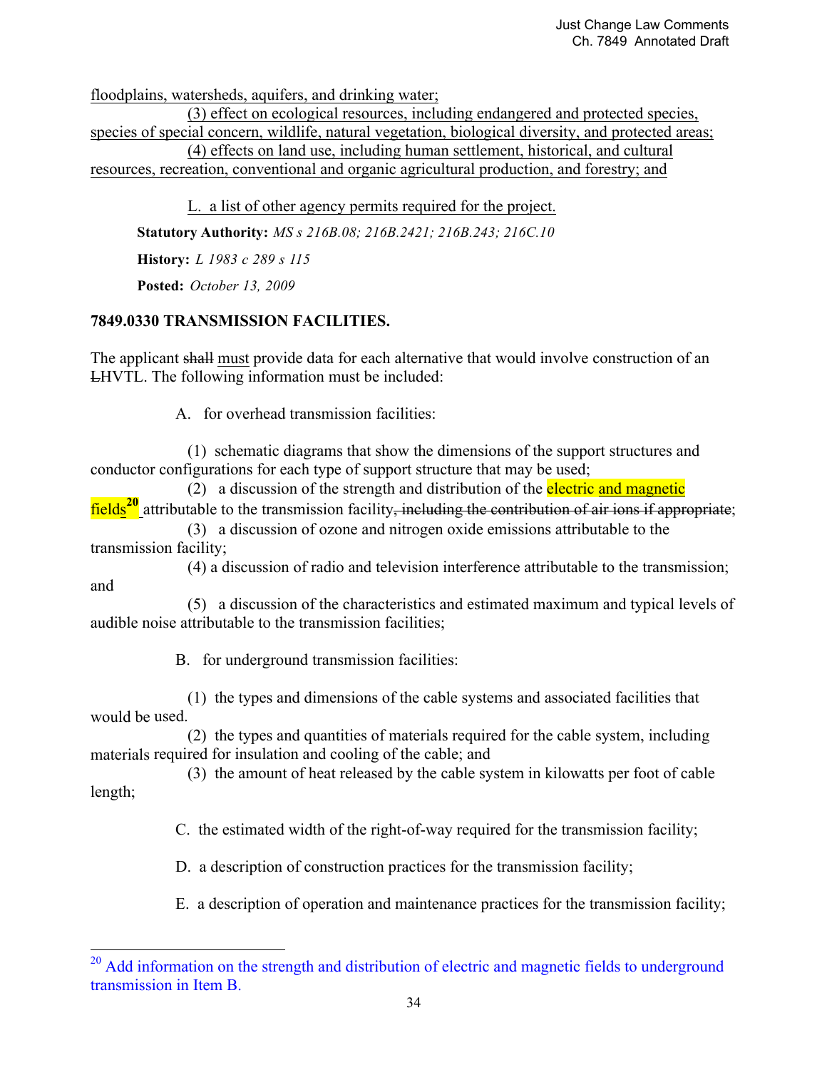floodplains, watersheds, aquifers, and drinking water;

(3) effect on ecological resources, including endangered and protected species, species of special concern, wildlife, natural vegetation, biological diversity, and protected areas;

(4) effects on land use, including human settlement, historical, and cultural resources, recreation, conventional and organic agricultural production, and forestry; and

L. a list of other agency permits required for the project.

**Statutory Authority:** *MS s 216B.08; 216B.2421; 216B.243; 216C.10*

**History:** *L 1983 c 289 s 115*

**Posted:** *October 13, 2009*

## 7849.0330 TRANSMISSION FACILITIES.

The applicant ~~shall~~ must provide data for each alternative that would involve construction of an ~~L~~HVTL. The following information must be included:

A. for overhead transmission facilities:

(1) schematic diagrams that show the dimensions of the support structures and conductor configurations for each type of support structure that may be used;

(2) a discussion of the strength and distribution of the electric and magnetic fields[20] attributable to the transmission facility~~, including the contribution of air ions if appropriate~~;

(3) a discussion of ozone and nitrogen oxide emissions attributable to the transmission facility;

(4) a discussion of radio and television interference attributable to the transmission; and

(5) a discussion of the characteristics and estimated maximum and typical levels of audible noise attributable to the transmission facilities;

B. for underground transmission facilities:

(1) the types and dimensions of the cable systems and associated facilities that would be used.

(2) the types and quantities of materials required for the cable system, including materials required for insulation and cooling of the cable; and

(3) the amount of heat released by the cable system in kilowatts per foot of cable length;

C. the estimated width of the right-of-way required for the transmission facility;

D. a description of construction practices for the transmission facility;

E. a description of operation and maintenance practices for the transmission facility;

---

[20] Add information on the strength and distribution of electric and magnetic fields to underground transmission in Item B.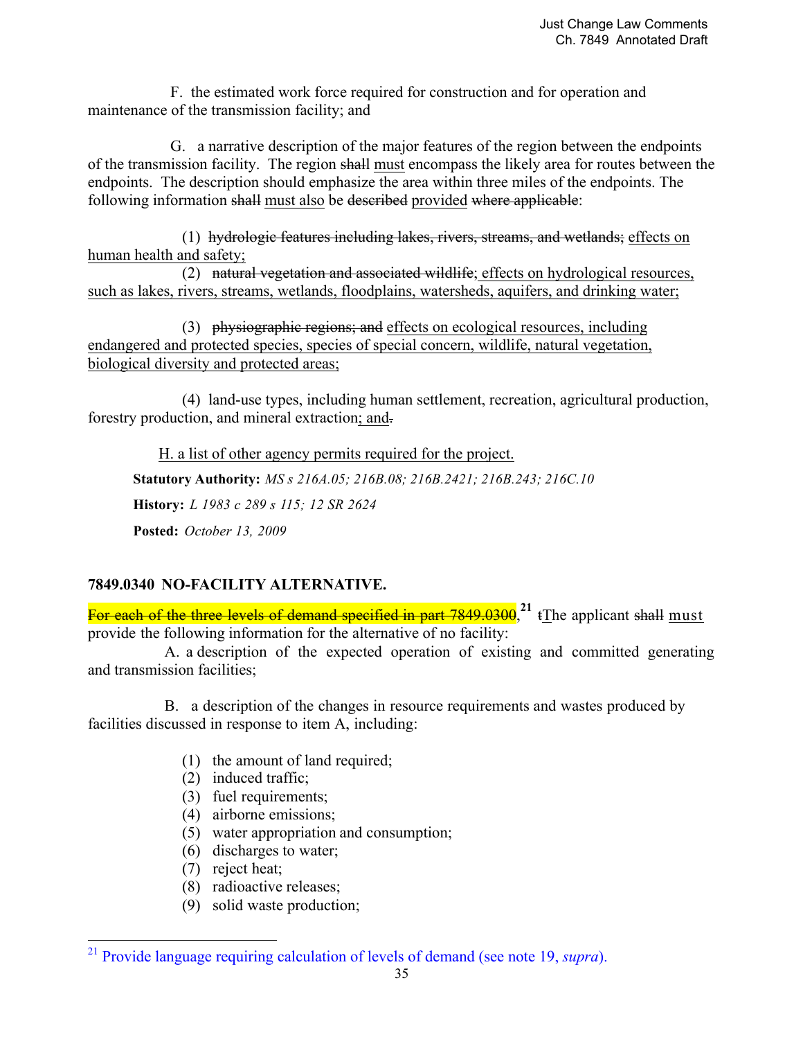F. the estimated work force required for construction and for operation and maintenance of the transmission facility; and

G. a narrative description of the major features of the region between the endpoints of the transmission facility. The region ~~shall~~ <u>must</u> encompass the likely area for routes between the endpoints. The description should emphasize the area within three miles of the endpoints. The following information ~~shall~~ <u>must also</u> be ~~described~~ <u>provided</u> ~~where applicable~~:

(1) ~~hydrologic features including lakes, rivers, streams, and wetlands;~~ <u>effects on human health and safety;</u>

(2) ~~natural vegetation and associated wildlife~~<u>; effects on hydrological resources, such as lakes, rivers, streams, wetlands, floodplains, watersheds, aquifers, and drinking water;</u>

(3) ~~physiographic regions; and~~ <u>effects on ecological resources, including endangered and protected species, species of special concern, wildlife, natural vegetation, biological diversity and protected areas;</u>

(4) land-use types, including human settlement, recreation, agricultural production, forestry production, and mineral extraction<u>; and</u>~~.~~

<u>H. a list of other agency permits required for the project.</u>

**Statutory Authority:** *MS s 216A.05; 216B.08; 216B.2421; 216B.243; 216C.10*

**History:** *L 1983 c 289 s 115; 12 SR 2624*

**Posted:** *October 13, 2009*

## 7849.0340 NO-FACILITY ALTERNATIVE.

~~For each of the three levels of demand specified in part 7849.0300~~,[21] ~~t~~<u>T</u>he applicant ~~shall~~ <u>must</u> provide the following information for the alternative of no facility:

A. a description of the expected operation of existing and committed generating and transmission facilities;

B. a description of the changes in resource requirements and wastes produced by facilities discussed in response to item A, including:

(1) the amount of land required;
(2) induced traffic;
(3) fuel requirements;
(4) airborne emissions;
(5) water appropriation and consumption;
(6) discharges to water;
(7) reject heat;
(8) radioactive releases;
(9) solid waste production;

---

[21] Provide language requiring calculation of levels of demand (see note 19, *supra*).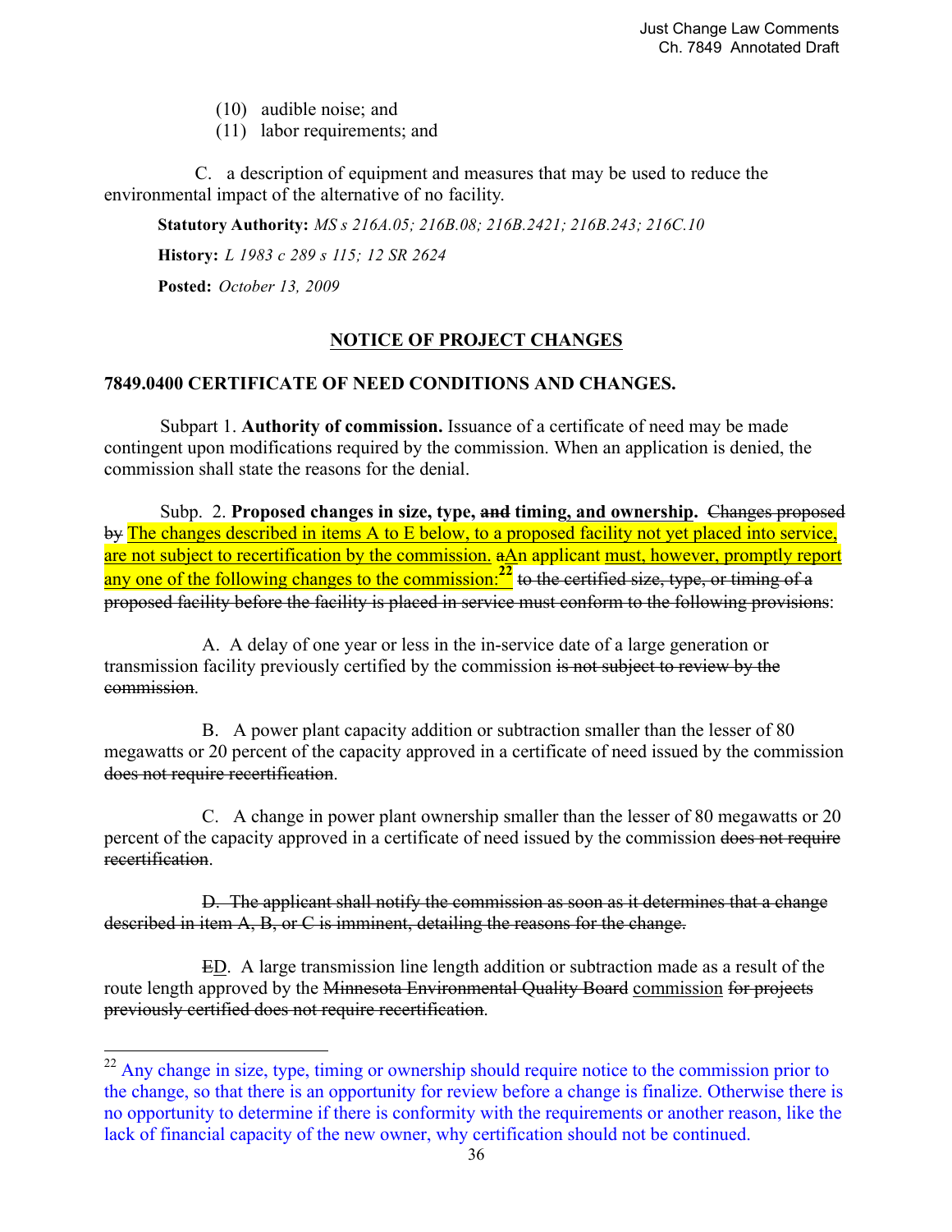(10) audible noise; and

(11) labor requirements; and

C. a description of equipment and measures that may be used to reduce the environmental impact of the alternative of no facility.

**Statutory Authority:** *MS s 216A.05; 216B.08; 216B.2421; 216B.243; 216C.10*

**History:** *L 1983 c 289 s 115; 12 SR 2624*

**Posted:** *October 13, 2009*

## NOTICE OF PROJECT CHANGES

### 7849.0400 CERTIFICATE OF NEED CONDITIONS AND CHANGES.

Subpart 1. **Authority of commission.** Issuance of a certificate of need may be made contingent upon modifications required by the commission. When an application is denied, the commission shall state the reasons for the denial.

Subp. 2. **Proposed changes in size, type, ~~and~~ timing, and ownership.** ~~Changes proposed by~~ The changes described in items A to E below, to a proposed facility not yet placed into service, are not subject to recertification by the commission. ~~a~~An applicant must, however, promptly report any one of the following changes to the commission:[22] ~~to the certified size, type, or timing of a proposed facility before the facility is placed in service must conform to the following provisions~~:

A. A delay of one year or less in the in-service date of a large generation or transmission facility previously certified by the commission ~~is not subject to review by the commission~~.

B. A power plant capacity addition or subtraction smaller than the lesser of 80 megawatts or 20 percent of the capacity approved in a certificate of need issued by the commission ~~does not require recertification~~.

C. A change in power plant ownership smaller than the lesser of 80 megawatts or 20 percent of the capacity approved in a certificate of need issued by the commission ~~does not require recertification~~.

~~D. The applicant shall notify the commission as soon as it determines that a change described in item A, B, or C is imminent, detailing the reasons for the change.~~

~~E~~D. A large transmission line length addition or subtraction made as a result of the route length approved by the ~~Minnesota Environmental Quality Board~~ commission ~~for projects previously certified does not require recertification~~.

[22] Any change in size, type, timing or ownership should require notice to the commission prior to the change, so that there is an opportunity for review before a change is finalize. Otherwise there is no opportunity to determine if there is conformity with the requirements or another reason, like the lack of financial capacity of the new owner, why certification should not be continued.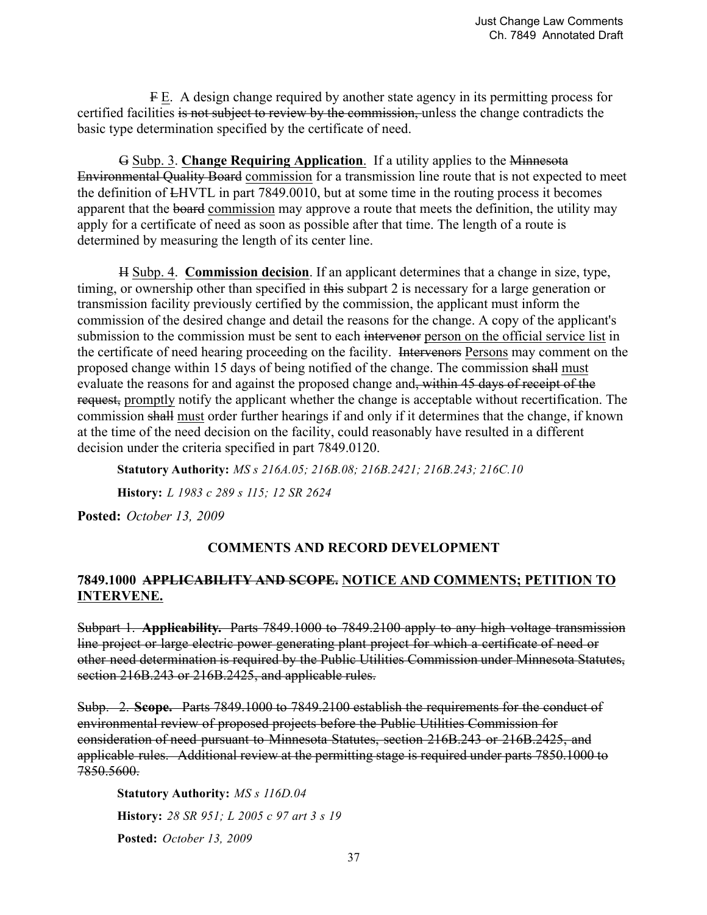~~F~~ E. A design change required by another state agency in its permitting process for certified facilities ~~is not subject to review by the commission,~~ unless the change contradicts the basic type determination specified by the certificate of need.

~~G~~ Subp. 3. **Change Requiring Application**. If a utility applies to the ~~Minnesota Environmental Quality Board~~ commission for a transmission line route that is not expected to meet the definition of ~~L~~HVTL in part 7849.0010, but at some time in the routing process it becomes apparent that the ~~board~~ commission may approve a route that meets the definition, the utility may apply for a certificate of need as soon as possible after that time. The length of a route is determined by measuring the length of its center line.

~~H~~ Subp. 4. **Commission decision**. If an applicant determines that a change in size, type, timing, or ownership other than specified in ~~this~~ subpart 2 is necessary for a large generation or transmission facility previously certified by the commission, the applicant must inform the commission of the desired change and detail the reasons for the change. A copy of the applicant's submission to the commission must be sent to each ~~intervenor~~ person on the official service list in the certificate of need hearing proceeding on the facility. ~~Intervenors~~ Persons may comment on the proposed change within 15 days of being notified of the change. The commission ~~shall~~ must evaluate the reasons for and against the proposed change and~~, within 45 days of receipt of the request,~~ promptly notify the applicant whether the change is acceptable without recertification. The commission ~~shall~~ must order further hearings if and only if it determines that the change, if known at the time of the need decision on the facility, could reasonably have resulted in a different decision under the criteria specified in part 7849.0120.

**Statutory Authority:** *MS s 216A.05; 216B.08; 216B.2421; 216B.243; 216C.10*

**History:** *L 1983 c 289 s 115; 12 SR 2624*

**Posted:** *October 13, 2009*

## COMMENTS AND RECORD DEVELOPMENT

### 7849.1000 ~~APPLICABILITY AND SCOPE.~~ NOTICE AND COMMENTS; PETITION TO INTERVENE.

~~Subpart 1. **Applicability.** Parts 7849.1000 to 7849.2100 apply to any high voltage transmission line project or large electric power generating plant project for which a certificate of need or other need determination is required by the Public Utilities Commission under Minnesota Statutes, section 216B.243 or 216B.2425, and applicable rules.~~

~~Subp. 2. **Scope.** Parts 7849.1000 to 7849.2100 establish the requirements for the conduct of environmental review of proposed projects before the Public Utilities Commission for consideration of need pursuant to Minnesota Statutes, section 216B.243 or 216B.2425, and applicable rules. Additional review at the permitting stage is required under parts 7850.1000 to 7850.5600.~~

**Statutory Authority:** *MS s 116D.04*

**History:** *28 SR 951; L 2005 c 97 art 3 s 19*

**Posted:** *October 13, 2009*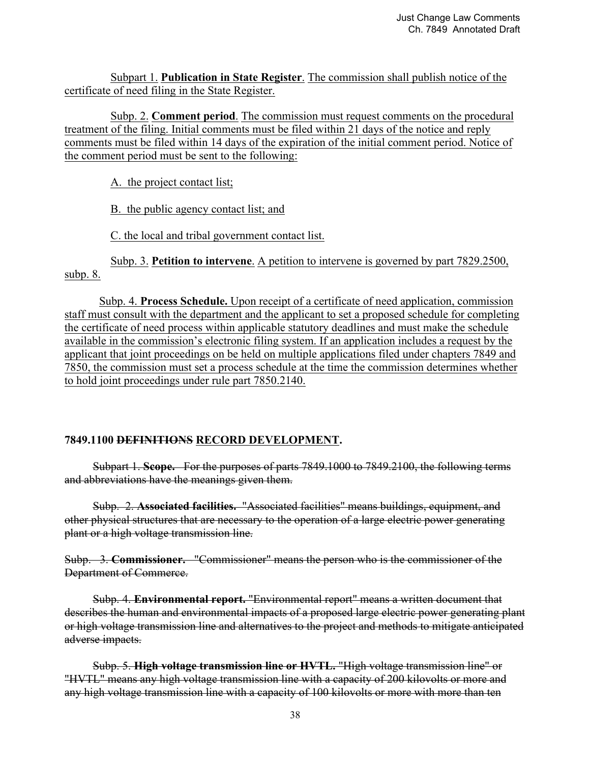Subpart 1. **Publication in State Register**. The commission shall publish notice of the certificate of need filing in the State Register.

Subp. 2. **Comment period**. The commission must request comments on the procedural treatment of the filing. Initial comments must be filed within 21 days of the notice and reply comments must be filed within 14 days of the expiration of the initial comment period. Notice of the comment period must be sent to the following:

A. the project contact list;

B. the public agency contact list; and

C. the local and tribal government contact list.

Subp. 3. **Petition to intervene**. A petition to intervene is governed by part 7829.2500, subp. 8.

Subp. 4. **Process Schedule.** Upon receipt of a certificate of need application, commission staff must consult with the department and the applicant to set a proposed schedule for completing the certificate of need process within applicable statutory deadlines and must make the schedule available in the commission's electronic filing system. If an application includes a request by the applicant that joint proceedings on be held on multiple applications filed under chapters 7849 and 7850, the commission must set a process schedule at the time the commission determines whether to hold joint proceedings under rule part 7850.2140.

**7849.1100 ~~DEFINITIONS~~ RECORD DEVELOPMENT.**

~~Subpart 1. **Scope.** For the purposes of parts 7849.1000 to 7849.2100, the following terms and abbreviations have the meanings given them.~~

~~Subp. 2. **Associated facilities.** "Associated facilities" means buildings, equipment, and other physical structures that are necessary to the operation of a large electric power generating plant or a high voltage transmission line.~~

~~Subp. 3. **Commissioner.** "Commissioner" means the person who is the commissioner of the Department of Commerce.~~

~~Subp. 4. **Environmental report.** "Environmental report" means a written document that describes the human and environmental impacts of a proposed large electric power generating plant or high voltage transmission line and alternatives to the project and methods to mitigate anticipated adverse impacts.~~

~~Subp. 5. **High voltage transmission line or HVTL.** "High voltage transmission line" or "HVTL" means any high voltage transmission line with a capacity of 200 kilovolts or more and any high voltage transmission line with a capacity of 100 kilovolts or more with more than ten~~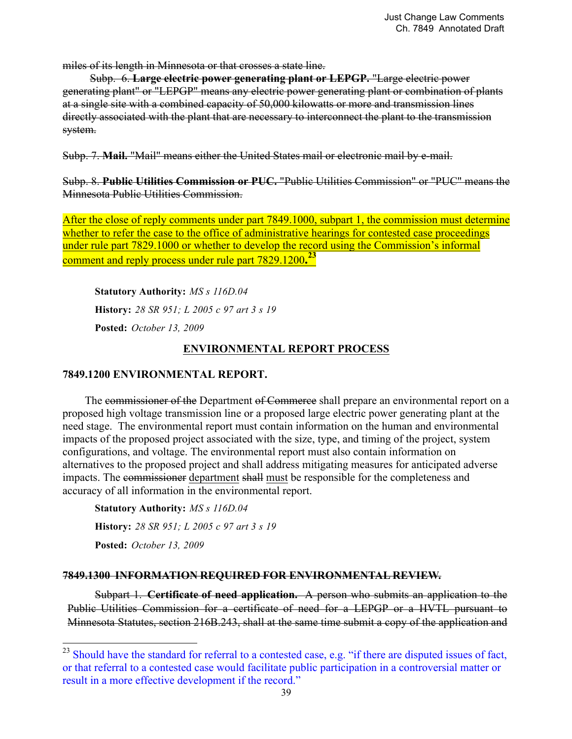~~miles of its length in Minnesota or that crosses a state line.~~

~~Subp. 6. **Large electric power generating plant or LEPGP.** "Large electric power generating plant" or "LEPGP" means any electric power generating plant or combination of plants at a single site with a combined capacity of 50,000 kilowatts or more and transmission lines directly associated with the plant that are necessary to interconnect the plant to the transmission system.~~

~~Subp. 7. **Mail.** "Mail" means either the United States mail or electronic mail by e-mail.~~

~~Subp. 8. **Public Utilities Commission or PUC.** "Public Utilities Commission" or "PUC" means the Minnesota Public Utilities Commission.~~

<u>After the close of reply comments under part 7849.1000, subpart 1, the commission must determine whether to refer the case to the office of administrative hearings for contested case proceedings under rule part 7829.1000 or whether to develop the record using the Commission's informal comment and reply process under rule part 7829.1200</u>**.**[23]

**Statutory Authority:** *MS s 116D.04*

**History:** *28 SR 951; L 2005 c 97 art 3 s 19*

**Posted:** *October 13, 2009*

## <u>ENVIRONMENTAL REPORT PROCESS</u>

### 7849.1200 ENVIRONMENTAL REPORT.

The ~~commissioner of the~~ Department ~~of Commerce~~ shall prepare an environmental report on a proposed high voltage transmission line or a proposed large electric power generating plant at the need stage. The environmental report must contain information on the human and environmental impacts of the proposed project associated with the size, type, and timing of the project, system configurations, and voltage. The environmental report must also contain information on alternatives to the proposed project and shall address mitigating measures for anticipated adverse impacts. The ~~commissioner~~ <u>department</u> ~~shall~~ <u>must</u> be responsible for the completeness and accuracy of all information in the environmental report.

**Statutory Authority:** *MS s 116D.04*

**History:** *28 SR 951; L 2005 c 97 art 3 s 19*

**Posted:** *October 13, 2009*

### ~~7849.1300 INFORMATION REQUIRED FOR ENVIRONMENTAL REVIEW.~~

~~Subpart 1. **Certificate of need application.** A person who submits an application to the Public Utilities Commission for a certificate of need for a LEPGP or a HVTL pursuant to Minnesota Statutes, section 216B.243, shall at the same time submit a copy of the application and~~

---

[23] Should have the standard for referral to a contested case, e.g. "if there are disputed issues of fact, or that referral to a contested case would facilitate public participation in a controversial matter or result in a more effective development if the record."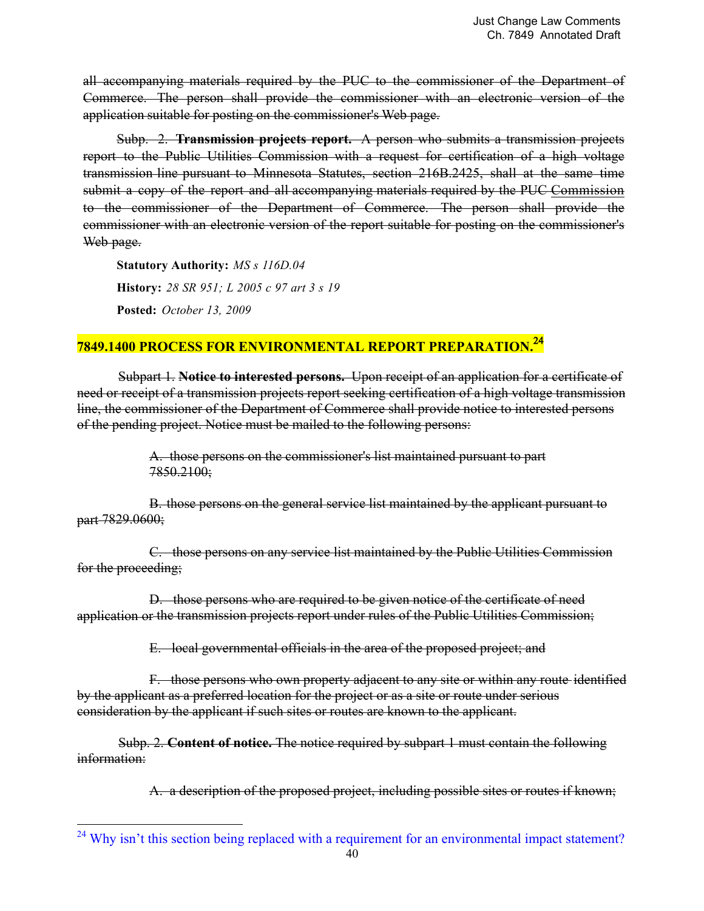~~all accompanying materials required by the PUC to the commissioner of the Department of Commerce. The person shall provide the commissioner with an electronic version of the application suitable for posting on the commissioner's Web page.~~

~~Subp. 2. **Transmission projects report.** A person who submits a transmission projects report to the Public Utilities Commission with a request for certification of a high voltage transmission line pursuant to Minnesota Statutes, section 216B.2425, shall at the same time submit a copy of the report and all accompanying materials required by the PUC~~ <u>Commission</u> ~~to the commissioner of the Department of Commerce. The person shall provide the commissioner with an electronic version of the report suitable for posting on the commissioner's Web page.~~

**Statutory Authority:** *MS s 116D.04*

**History:** *28 SR 951; L 2005 c 97 art 3 s 19*

**Posted:** *October 13, 2009*

## 7849.1400 PROCESS FOR ENVIRONMENTAL REPORT PREPARATION.[24]

~~Subpart 1. **Notice to interested persons.** Upon receipt of an application for a certificate of need or receipt of a transmission projects report seeking certification of a high voltage transmission line, the commissioner of the Department of Commerce shall provide notice to interested persons of the pending project. Notice must be mailed to the following persons:~~

~~A. those persons on the commissioner's list maintained pursuant to part 7850.2100;~~

~~B. those persons on the general service list maintained by the applicant pursuant to part 7829.0600;~~

~~C. those persons on any service list maintained by the Public Utilities Commission for the proceeding;~~

~~D. those persons who are required to be given notice of the certificate of need application or the transmission projects report under rules of the Public Utilities Commission;~~

~~E. local governmental officials in the area of the proposed project; and~~

~~F. those persons who own property adjacent to any site or within any route identified by the applicant as a preferred location for the project or as a site or route under serious consideration by the applicant if such sites or routes are known to the applicant.~~

~~Subp. 2. **Content of notice.** The notice required by subpart 1 must contain the following information:~~

~~A. a description of the proposed project, including possible sites or routes if known;~~

---

[24] Why isn't this section being replaced with a requirement for an environmental impact statement?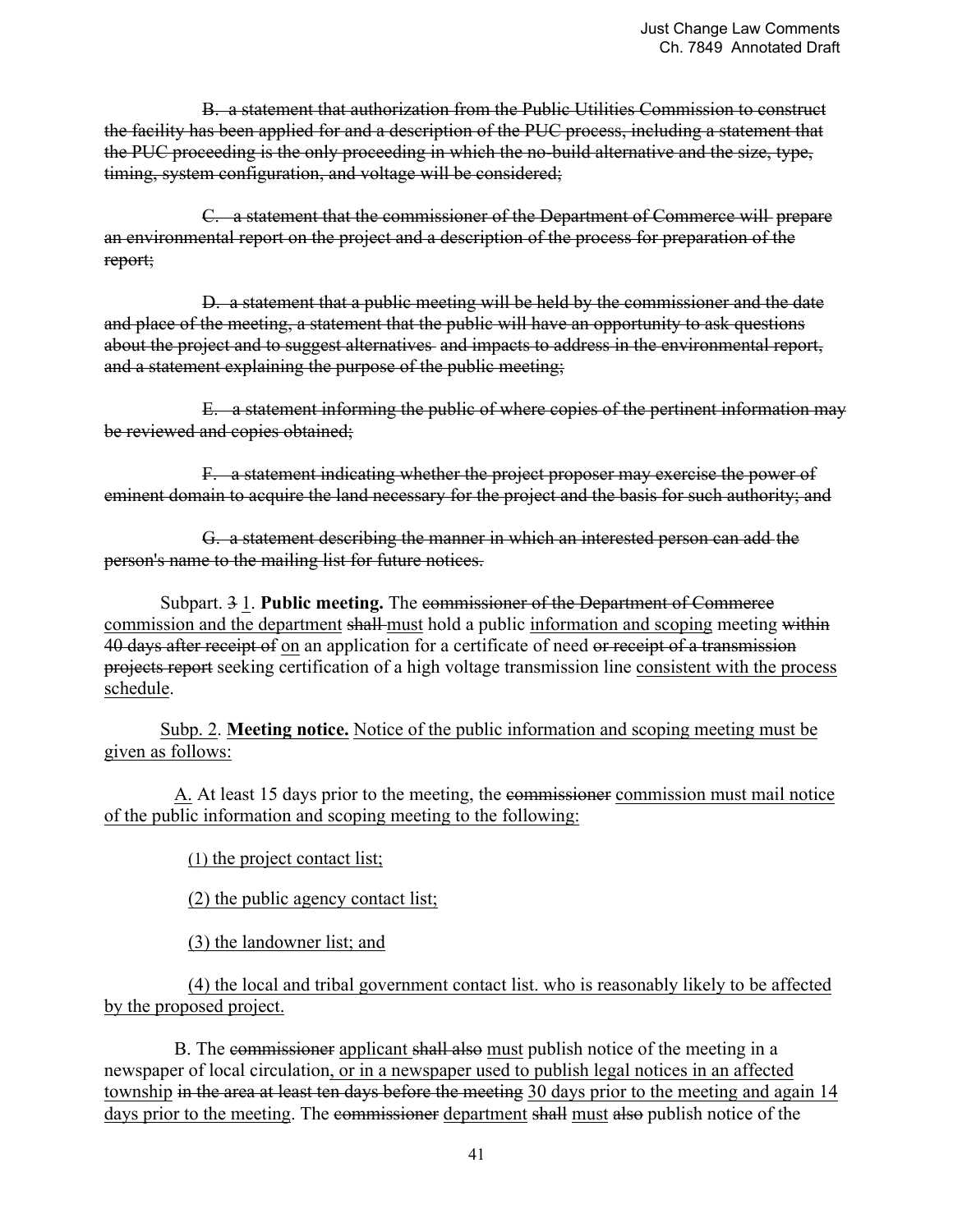~~B. a statement that authorization from the Public Utilities Commission to construct the facility has been applied for and a description of the PUC process, including a statement that the PUC proceeding is the only proceeding in which the no-build alternative and the size, type, timing, system configuration, and voltage will be considered;~~

~~C. a statement that the commissioner of the Department of Commerce will prepare an environmental report on the project and a description of the process for preparation of the report;~~

~~D. a statement that a public meeting will be held by the commissioner and the date and place of the meeting, a statement that the public will have an opportunity to ask questions about the project and to suggest alternatives and impacts to address in the environmental report, and a statement explaining the purpose of the public meeting;~~

~~E. a statement informing the public of where copies of the pertinent information may be reviewed and copies obtained;~~

~~F. a statement indicating whether the project proposer may exercise the power of eminent domain to acquire the land necessary for the project and the basis for such authority; and~~

~~G. a statement describing the manner in which an interested person can add the person's name to the mailing list for future notices.~~

Subpart. ~~3~~ <u>1</u>. **Public meeting.** The ~~commissioner of the Department of Commerce~~ <u>commission and the department</u> ~~shall~~ <u>must</u> hold a public <u>information and scoping</u> meeting ~~within 40 days after receipt of~~ <u>on</u> an application for a certificate of need ~~or receipt of a transmission projects report~~ seeking certification of a high voltage transmission line <u>consistent with the process schedule</u>.

<u>Subp. 2</u>. <u>**Meeting notice.**</u> <u>Notice of the public information and scoping meeting must be given as follows:</u>

<u>A.</u> At least 15 days prior to the meeting, the ~~commissioner~~ <u>commission must mail notice of the public information and scoping meeting to the following:</u>

<u>(1) the project contact list;</u>

<u>(2) the public agency contact list;</u>

<u>(3) the landowner list; and</u>

<u>(4) the local and tribal government contact list. who is reasonably likely to be affected by the proposed project.</u>

B. The ~~commissioner~~ <u>applicant</u> ~~shall also~~ <u>must</u> publish notice of the meeting in a newspaper of local circulation<u>, or in a newspaper used to publish legal notices in an affected township</u> ~~in the area at least ten days before the meeting~~ <u>30 days prior to the meeting and again 14 days prior to the meeting</u>. The ~~commissioner~~ <u>department</u> ~~shall~~ <u>must</u> ~~also~~ publish notice of the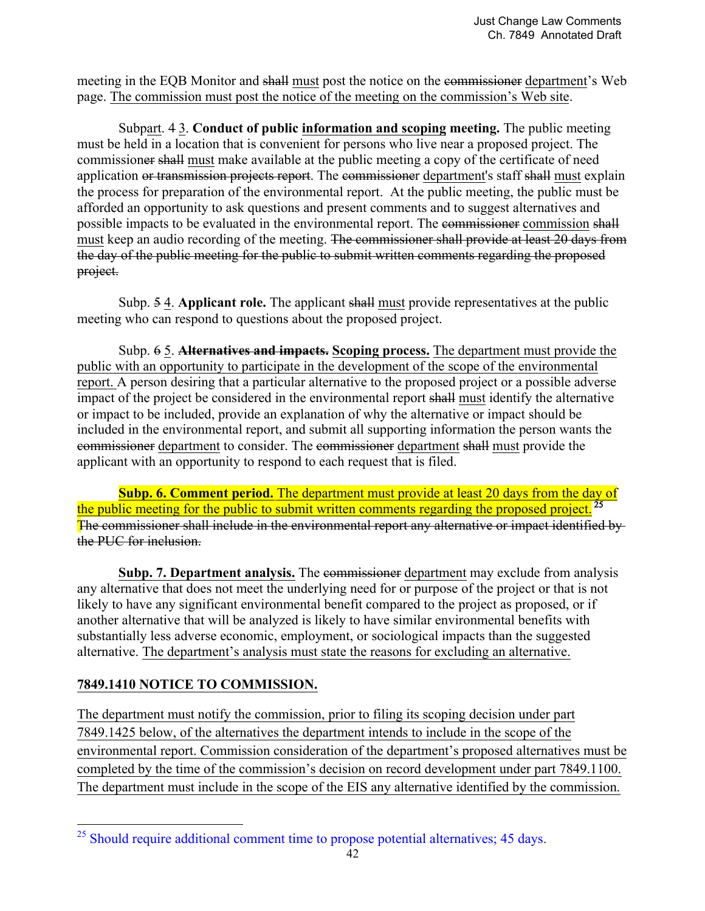meeting in the EQB Monitor and ~~shall~~ must post the notice on the ~~commissioner~~ department's Web page. The commission must post the notice of the meeting on the commission's Web site.

Subpart. 4 3. **Conduct of public information and scoping meeting.** The public meeting must be held in a location that is convenient for persons who live near a proposed project. The commission~~er~~ ~~shall~~ must make available at the public meeting a copy of the certificate of need application ~~or transmission projects report~~. The ~~commissioner~~ department's staff ~~shall~~ must explain the process for preparation of the environmental report. At the public meeting, the public must be afforded an opportunity to ask questions and present comments and to suggest alternatives and possible impacts to be evaluated in the environmental report. The ~~commissioner~~ commission ~~shall~~ must keep an audio recording of the meeting. ~~The commissioner shall provide at least 20 days from the day of the public meeting for the public to submit written comments regarding the proposed project.~~

Subp. ~~5~~ 4. **Applicant role.** The applicant ~~shall~~ must provide representatives at the public meeting who can respond to questions about the proposed project.

Subp. ~~6~~ 5. ~~**Alternatives and impacts.**~~ **Scoping process.** The department must provide the public with an opportunity to participate in the development of the scope of the environmental report. A person desiring that a particular alternative to the proposed project or a possible adverse impact of the project be considered in the environmental report ~~shall~~ must identify the alternative or impact to be included, provide an explanation of why the alternative or impact should be included in the environmental report, and submit all supporting information the person wants the ~~commissioner~~ department to consider. The ~~commissioner~~ department ~~shall~~ must provide the applicant with an opportunity to respond to each request that is filed.

**Subp. 6. Comment period.** The department must provide at least 20 days from the day of the public meeting for the public to submit written comments regarding the proposed project.[25] ~~The commissioner shall include in the environmental report any alternative or impact identified by the PUC for inclusion.~~

**Subp. 7. Department analysis.** The ~~commissioner~~ department may exclude from analysis any alternative that does not meet the underlying need for or purpose of the project or that is not likely to have any significant environmental benefit compared to the project as proposed, or if another alternative that will be analyzed is likely to have similar environmental benefits with substantially less adverse economic, employment, or sociological impacts than the suggested alternative. The department's analysis must state the reasons for excluding an alternative.

## 7849.1410 NOTICE TO COMMISSION.

The department must notify the commission, prior to filing its scoping decision under part 7849.1425 below, of the alternatives the department intends to include in the scope of the environmental report. Commission consideration of the department's proposed alternatives must be completed by the time of the commission's decision on record development under part 7849.1100. The department must include in the scope of the EIS any alternative identified by the commission.

[25] Should require additional comment time to propose potential alternatives; 45 days.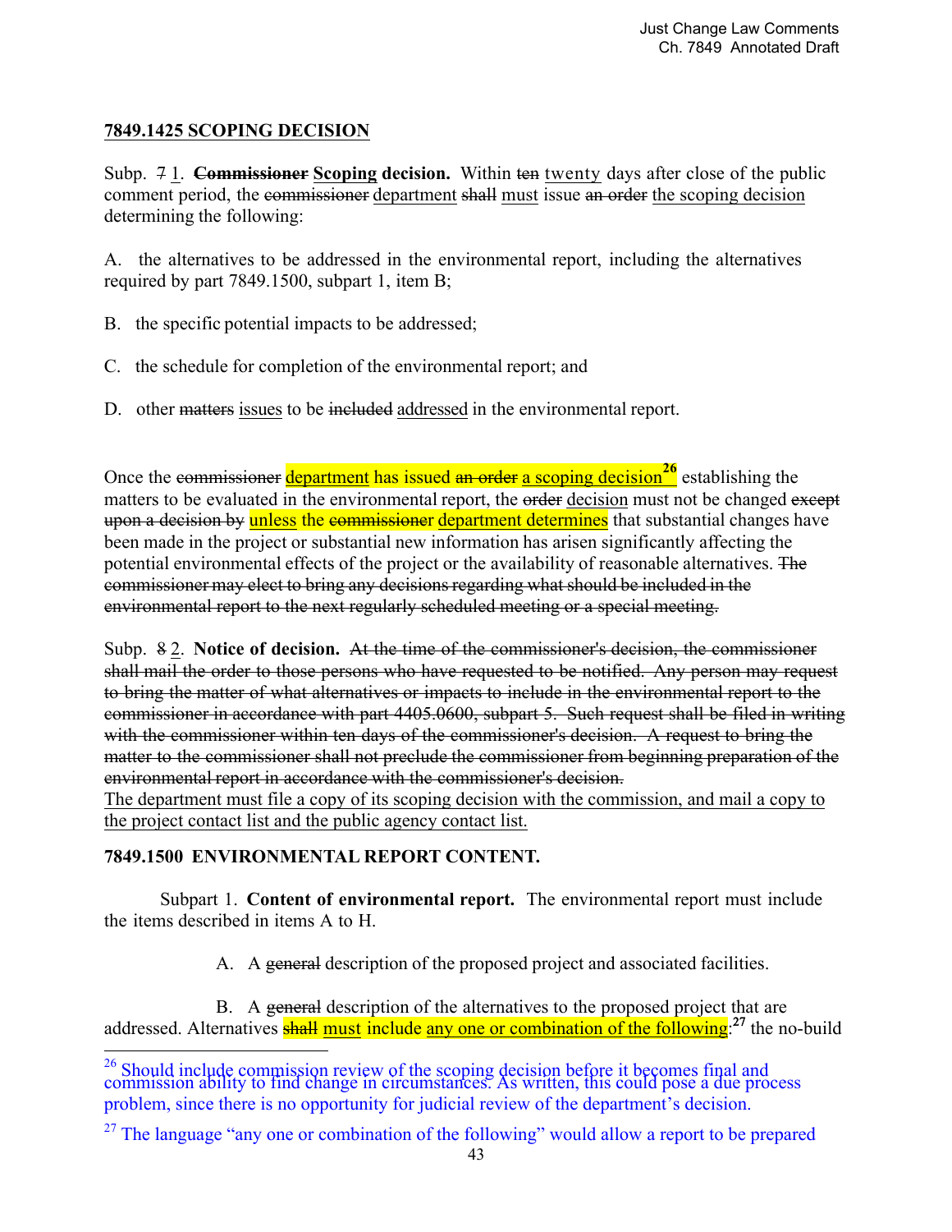## 7849.1425 SCOPING DECISION

Subp. ~~7~~ 1. ~~**Commissioner**~~ **Scoping decision.** Within ~~ten~~ twenty days after close of the public comment period, the ~~commissioner~~ department ~~shall~~ must issue ~~an order~~ the scoping decision determining the following:

A. the alternatives to be addressed in the environmental report, including the alternatives required by part 7849.1500, subpart 1, item B;

B. the specific potential impacts to be addressed;

C. the schedule for completion of the environmental report; and

D. other ~~matters~~ issues to be ~~included~~ addressed in the environmental report.

Once the ~~commissioner~~ department has issued ~~an order~~ a scoping decision[26] establishing the matters to be evaluated in the environmental report, the ~~order~~ decision must not be changed ~~except upon a decision by~~ unless the ~~commissioner~~ department determines that substantial changes have been made in the project or substantial new information has arisen significantly affecting the potential environmental effects of the project or the availability of reasonable alternatives. ~~The commissioner may elect to bring any decisions regarding what should be included in the environmental report to the next regularly scheduled meeting or a special meeting.~~

Subp. ~~8~~ 2. **Notice of decision.** ~~At the time of the commissioner's decision, the commissioner shall mail the order to those persons who have requested to be notified. Any person may request to bring the matter of what alternatives or impacts to include in the environmental report to the commissioner in accordance with part 4405.0600, subpart 5. Such request shall be filed in writing with the commissioner within ten days of the commissioner's decision. A request to bring the matter to the commissioner shall not preclude the commissioner from beginning preparation of the environmental report in accordance with the commissioner's decision.~~
The department must file a copy of its scoping decision with the commission, and mail a copy to the project contact list and the public agency contact list.

## 7849.1500 ENVIRONMENTAL REPORT CONTENT.

Subpart 1. **Content of environmental report.** The environmental report must include the items described in items A to H.

A. A ~~general~~ description of the proposed project and associated facilities.

B. A ~~general~~ description of the alternatives to the proposed project that are addressed. Alternatives ~~shall~~ must include any one or combination of the following:[27] the no-build

---

[26] Should include commission review of the scoping decision before it becomes final and commission ability to find change in circumstances. As written, this could pose a due process problem, since there is no opportunity for judicial review of the department's decision.

[27] The language "any one or combination of the following" would allow a report to be prepared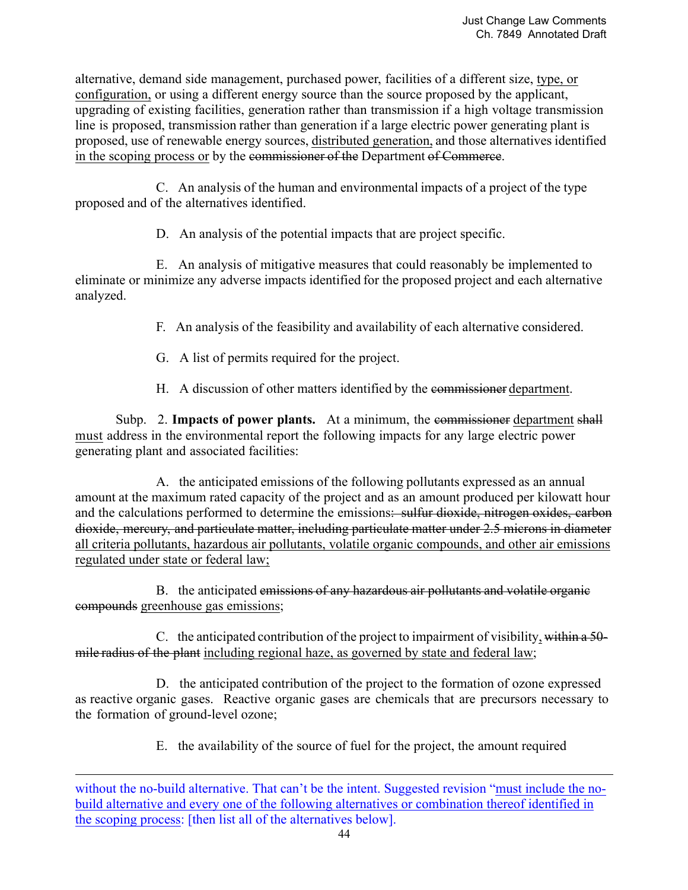alternative, demand side management, purchased power, facilities of a different size, <u>type, or configuration,</u> or using a different energy source than the source proposed by the applicant, upgrading of existing facilities, generation rather than transmission if a high voltage transmission line is proposed, transmission rather than generation if a large electric power generating plant is proposed, use of renewable energy sources, <u>distributed generation,</u> and those alternatives identified <u>in the scoping process or</u> by the ~~commissioner of the~~ Department ~~of Commerce~~.

C. An analysis of the human and environmental impacts of a project of the type proposed and of the alternatives identified.

D. An analysis of the potential impacts that are project specific.

E. An analysis of mitigative measures that could reasonably be implemented to eliminate or minimize any adverse impacts identified for the proposed project and each alternative analyzed.

F. An analysis of the feasibility and availability of each alternative considered.

G. A list of permits required for the project.

H. A discussion of other matters identified by the ~~commissioner~~ <u>department</u>.

Subp. 2. **Impacts of power plants.** At a minimum, the ~~commissioner~~ <u>department</u> ~~shall~~ <u>must</u> address in the environmental report the following impacts for any large electric power generating plant and associated facilities:

A. the anticipated emissions of the following pollutants expressed as an annual amount at the maximum rated capacity of the project and as an amount produced per kilowatt hour and the calculations performed to determine the emissions~~: sulfur dioxide, nitrogen oxides, carbon dioxide, mercury, and particulate matter, including particulate matter under 2.5 microns in diameter~~ <u>all criteria pollutants, hazardous air pollutants, volatile organic compounds, and other air emissions regulated under state or federal law;</u>

B. the anticipated ~~emissions of any hazardous air pollutants and volatile organic compounds~~ <u>greenhouse gas emissions</u>;

C. the anticipated contribution of the project to impairment of visibility<u>,</u> ~~within a 50-mile radius of the plant~~ <u>including regional haze, as governed by state and federal law</u>;

D. the anticipated contribution of the project to the formation of ozone expressed as reactive organic gases. Reactive organic gases are chemicals that are precursors necessary to the formation of ground-level ozone;

E. the availability of the source of fuel for the project, the amount required

---

without the no-build alternative. That can't be the intent. Suggested revision "<u>must include the no-build alternative and every one of the following alternatives or combination thereof identified in the scoping process</u>: [then list all of the alternatives below].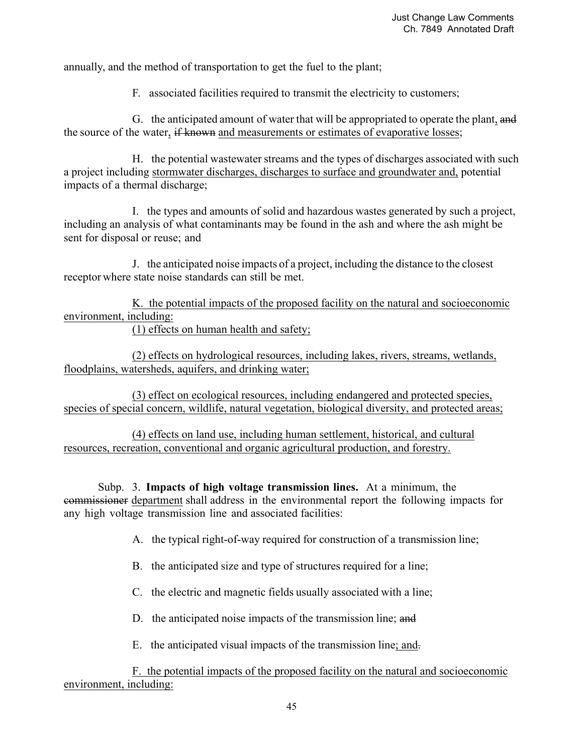annually, and the method of transportation to get the fuel to the plant;

F. associated facilities required to transmit the electricity to customers;

G. the anticipated amount of water that will be appropriated to operate the plant, ~~and~~ the source of the water, ~~if known~~ <u>and measurements or estimates of evaporative losses</u>;

H. the potential wastewater streams and the types of discharges associated with such a project including <u>stormwater discharges, discharges to surface and groundwater and,</u> potential impacts of a thermal discharge;

I. the types and amounts of solid and hazardous wastes generated by such a project, including an analysis of what contaminants may be found in the ash and where the ash might be sent for disposal or reuse; and

J. the anticipated noise impacts of a project, including the distance to the closest receptor where state noise standards can still be met.

<u>K. the potential impacts of the proposed facility on the natural and socioeconomic environment, including:</u>

<u>(1) effects on human health and safety;</u>

<u>(2) effects on hydrological resources, including lakes, rivers, streams, wetlands, floodplains, watersheds, aquifers, and drinking water;</u>

<u>(3) effect on ecological resources, including endangered and protected species, species of special concern, wildlife, natural vegetation, biological diversity, and protected areas;</u>

<u>(4) effects on land use, including human settlement, historical, and cultural resources, recreation, conventional and organic agricultural production, and forestry.</u>

Subp. 3. **Impacts of high voltage transmission lines.** At a minimum, the ~~commissioner~~ <u>department</u> shall address in the environmental report the following impacts for any high voltage transmission line and associated facilities:

A. the typical right-of-way required for construction of a transmission line;

B. the anticipated size and type of structures required for a line;

C. the electric and magnetic fields usually associated with a line;

D. the anticipated noise impacts of the transmission line; ~~and~~

E. the anticipated visual impacts of the transmission line<u>; and</u>~~.~~

<u>F. the potential impacts of the proposed facility on the natural and socioeconomic environment, including:</u>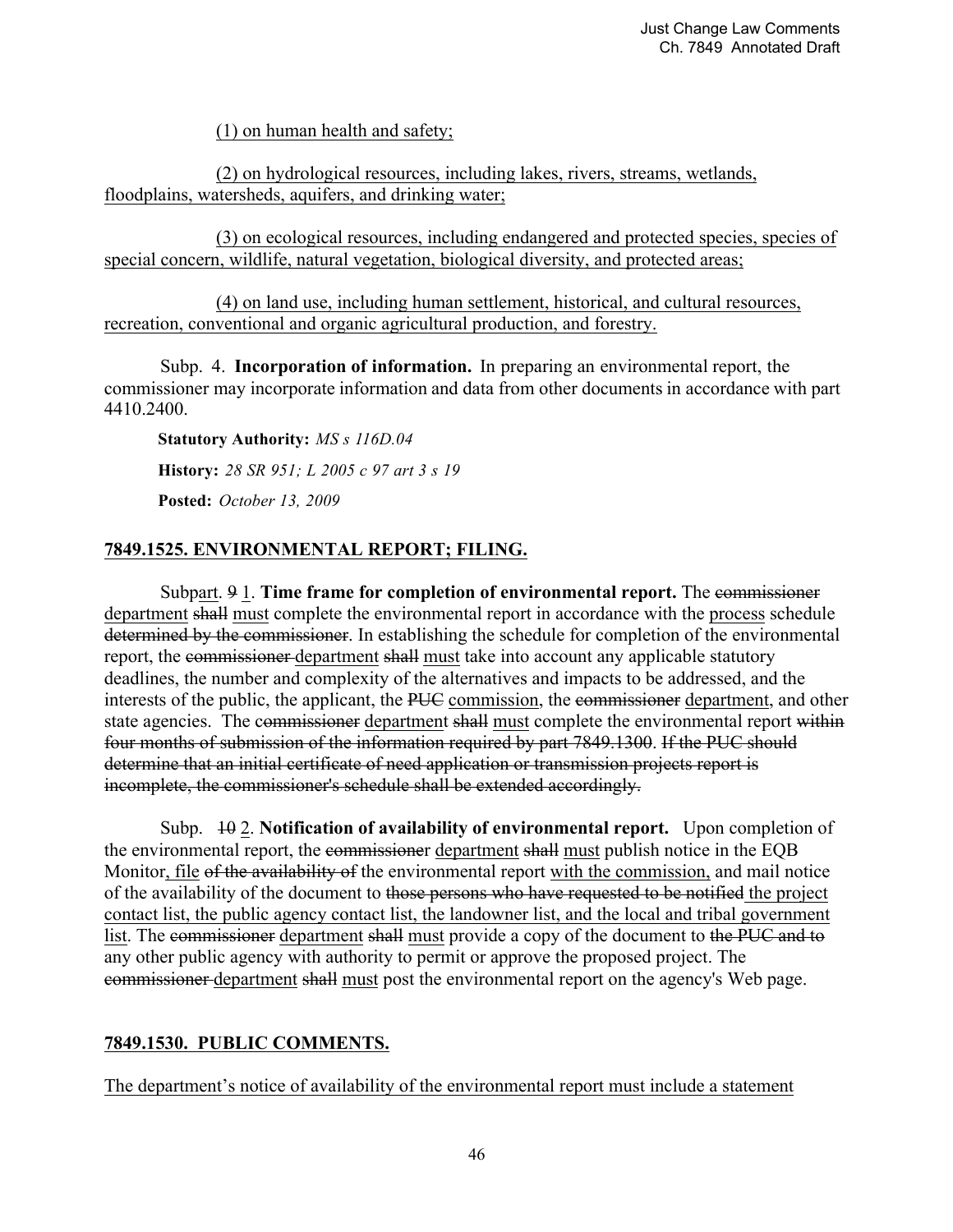(1) on human health and safety;

(2) on hydrological resources, including lakes, rivers, streams, wetlands, floodplains, watersheds, aquifers, and drinking water;

(3) on ecological resources, including endangered and protected species, species of special concern, wildlife, natural vegetation, biological diversity, and protected areas;

(4) on land use, including human settlement, historical, and cultural resources, recreation, conventional and organic agricultural production, and forestry.

Subp. 4. **Incorporation of information.** In preparing an environmental report, the commissioner may incorporate information and data from other documents in accordance with part 4410.2400.

**Statutory Authority:** *MS s 116D.04*

**History:** *28 SR 951; L 2005 c 97 art 3 s 19*

**Posted:** *October 13, 2009*

## 7849.1525. ENVIRONMENTAL REPORT; FILING.

Subpart. ~~9~~ 1. **Time frame for completion of environmental report.** The ~~commissioner~~ department ~~shall~~ must complete the environmental report in accordance with the process schedule ~~determined by the commissioner~~. In establishing the schedule for completion of the environmental report, the ~~commissioner~~ department ~~shall~~ must take into account any applicable statutory deadlines, the number and complexity of the alternatives and impacts to be addressed, and the interests of the public, the applicant, the ~~PUC~~ commission, the ~~commissioner~~ department, and other state agencies. The ~~commissioner~~ department ~~shall~~ must complete the environmental report ~~within four months of submission of the information required by part 7849.1300~~. ~~If the PUC should determine that an initial certificate of need application or transmission projects report is incomplete, the commissioner's schedule shall be extended accordingly.~~

Subp. ~~10~~ 2. **Notification of availability of environmental report.** Upon completion of the environmental report, the ~~commissioner~~ department ~~shall~~ must publish notice in the EQB Monitor, file ~~of the availability of~~ the environmental report with the commission, and mail notice of the availability of the document to ~~those persons who have requested to be notified~~ the project contact list, the public agency contact list, the landowner list, and the local and tribal government list. The ~~commissioner~~ department ~~shall~~ must provide a copy of the document to ~~the PUC and to~~ any other public agency with authority to permit or approve the proposed project. The ~~commissioner~~ department ~~shall~~ must post the environmental report on the agency's Web page.

## 7849.1530. PUBLIC COMMENTS.

The department's notice of availability of the environmental report must include a statement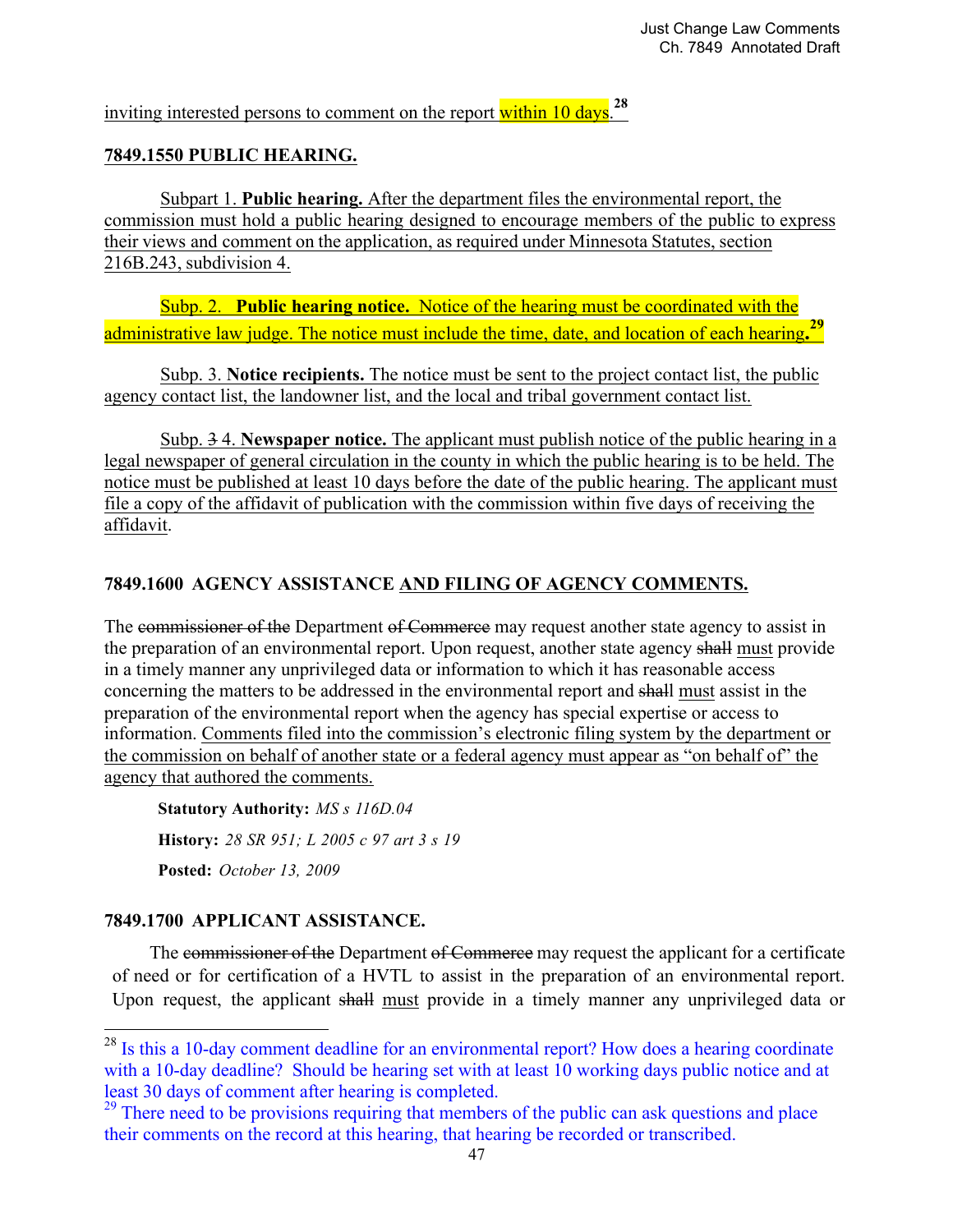inviting interested persons to comment on the report within 10 days.[28]

**7849.1550 PUBLIC HEARING.**

Subpart 1. **Public hearing.** After the department files the environmental report, the commission must hold a public hearing designed to encourage members of the public to express their views and comment on the application, as required under Minnesota Statutes, section 216B.243, subdivision 4.

Subp. 2. **Public hearing notice.** Notice of the hearing must be coordinated with the administrative law judge. The notice must include the time, date, and location of each hearing.[29]

Subp. 3. **Notice recipients.** The notice must be sent to the project contact list, the public agency contact list, the landowner list, and the local and tribal government contact list.

Subp. ~~3~~ 4. **Newspaper notice.** The applicant must publish notice of the public hearing in a legal newspaper of general circulation in the county in which the public hearing is to be held. The notice must be published at least 10 days before the date of the public hearing. The applicant must file a copy of the affidavit of publication with the commission within five days of receiving the affidavit.

**7849.1600 AGENCY ASSISTANCE AND FILING OF AGENCY COMMENTS.**

The ~~commissioner of the~~ Department ~~of Commerce~~ may request another state agency to assist in the preparation of an environmental report. Upon request, another state agency ~~shall~~ must provide in a timely manner any unprivileged data or information to which it has reasonable access concerning the matters to be addressed in the environmental report and ~~shall~~ must assist in the preparation of the environmental report when the agency has special expertise or access to information. Comments filed into the commission's electronic filing system by the department or the commission on behalf of another state or a federal agency must appear as "on behalf of" the agency that authored the comments.

**Statutory Authority:** *MS s 116D.04*

**History:** *28 SR 951; L 2005 c 97 art 3 s 19*

**Posted:** *October 13, 2009*

**7849.1700 APPLICANT ASSISTANCE.**

The ~~commissioner of the~~ Department ~~of Commerce~~ may request the applicant for a certificate of need or for certification of a HVTL to assist in the preparation of an environmental report. Upon request, the applicant ~~shall~~ must provide in a timely manner any unprivileged data or

---

[28] Is this a 10-day comment deadline for an environmental report? How does a hearing coordinate with a 10-day deadline? Should be hearing set with at least 10 working days public notice and at least 30 days of comment after hearing is completed.

[29] There need to be provisions requiring that members of the public can ask questions and place their comments on the record at this hearing, that hearing be recorded or transcribed.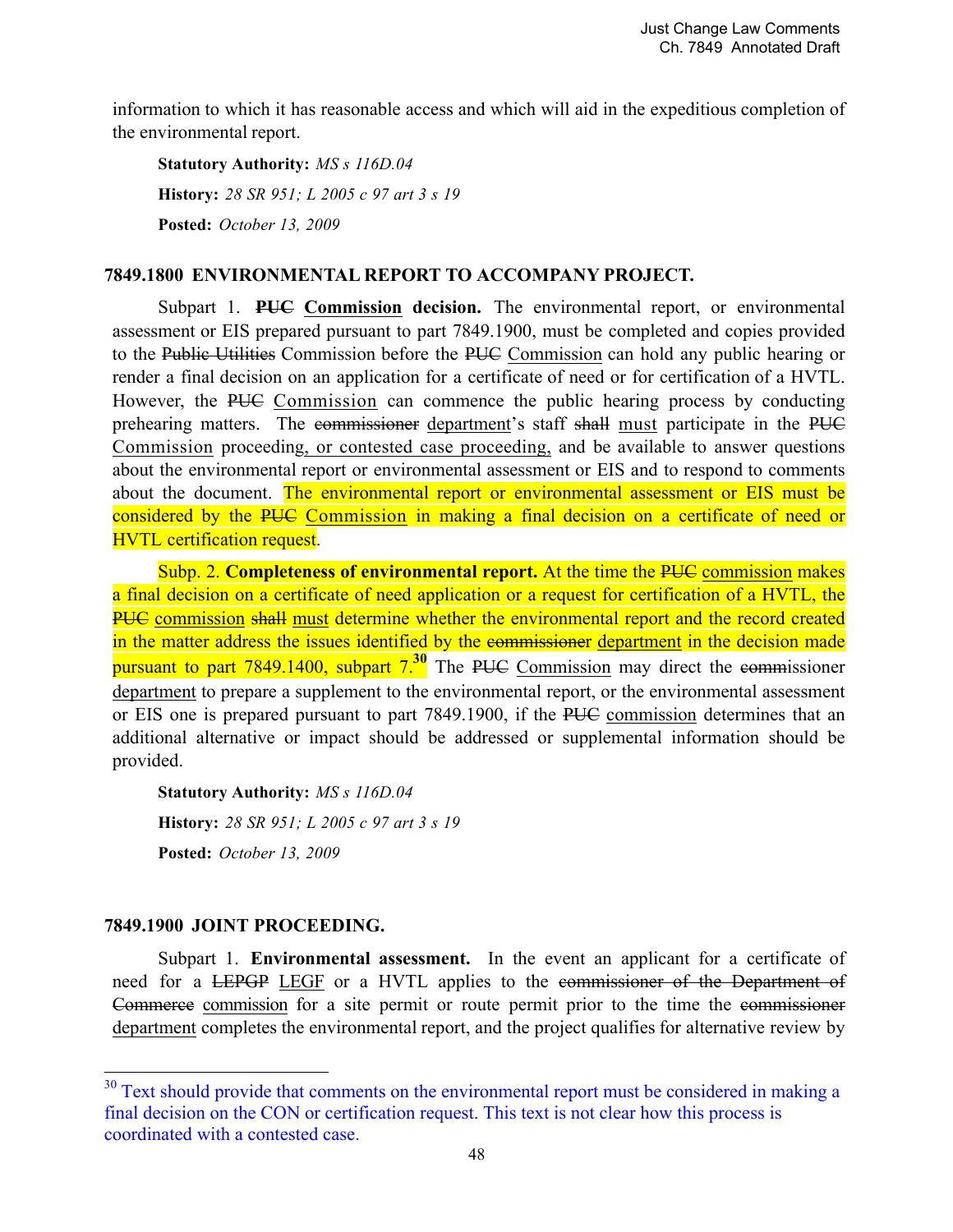information to which it has reasonable access and which will aid in the expeditious completion of the environmental report.

**Statutory Authority:** *MS s 116D.04*

**History:** *28 SR 951; L 2005 c 97 art 3 s 19*

**Posted:** *October 13, 2009*

### 7849.1800 ENVIRONMENTAL REPORT TO ACCOMPANY PROJECT.

Subpart 1. **~~PUC~~ Commission decision.** The environmental report, or environmental assessment or EIS prepared pursuant to part 7849.1900, must be completed and copies provided to the ~~Public Utilities~~ Commission before the ~~PUC~~ Commission can hold any public hearing or render a final decision on an application for a certificate of need or for certification of a HVTL. However, the ~~PUC~~ Commission can commence the public hearing process by conducting prehearing matters. The ~~commissioner~~ department's staff ~~shall~~ must participate in the ~~PUC~~ Commission proceeding, or contested case proceeding, and be available to answer questions about the environmental report or environmental assessment or EIS and to respond to comments about the document. The environmental report or environmental assessment or EIS must be considered by the ~~PUC~~ Commission in making a final decision on a certificate of need or HVTL certification request.

Subp. 2. **Completeness of environmental report.** At the time the ~~PUC~~ commission makes a final decision on a certificate of need application or a request for certification of a HVTL, the ~~PUC~~ commission ~~shall~~ must determine whether the environmental report and the record created in the matter address the issues identified by the ~~commissioner~~ department in the decision made pursuant to part 7849.1400, subpart 7.[30] The ~~PUC~~ Commission may direct the ~~commissioner~~ department to prepare a supplement to the environmental report, or the environmental assessment or EIS one is prepared pursuant to part 7849.1900, if the ~~PUC~~ commission determines that an additional alternative or impact should be addressed or supplemental information should be provided.

**Statutory Authority:** *MS s 116D.04*

**History:** *28 SR 951; L 2005 c 97 art 3 s 19*

**Posted:** *October 13, 2009*

### 7849.1900 JOINT PROCEEDING.

Subpart 1. **Environmental assessment.** In the event an applicant for a certificate of need for a ~~LEPGP~~ LEGF or a HVTL applies to the ~~commissioner of the Department of Commerce~~ commission for a site permit or route permit prior to the time the ~~commissioner~~ department completes the environmental report, and the project qualifies for alternative review by

---

[30] Text should provide that comments on the environmental report must be considered in making a final decision on the CON or certification request. This text is not clear how this process is coordinated with a contested case.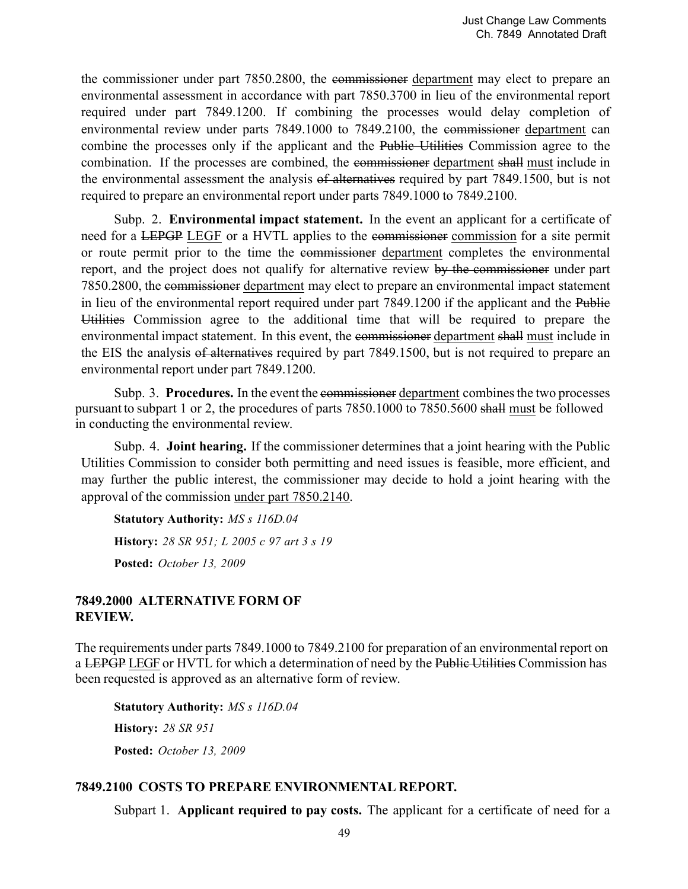the commissioner under part 7850.2800, the ~~commissioner~~ <u>department</u> may elect to prepare an environmental assessment in accordance with part 7850.3700 in lieu of the environmental report required under part 7849.1200. If combining the processes would delay completion of environmental review under parts 7849.1000 to 7849.2100, the ~~commissioner~~ <u>department</u> can combine the processes only if the applicant and the ~~Public Utilities~~ Commission agree to the combination. If the processes are combined, the ~~commissioner~~ <u>department</u> ~~shall~~ <u>must</u> include in the environmental assessment the analysis ~~of alternatives~~ required by part 7849.1500, but is not required to prepare an environmental report under parts 7849.1000 to 7849.2100.

Subp. 2. **Environmental impact statement.** In the event an applicant for a certificate of need for a ~~LEPGP~~ <u>LEGF</u> or a HVTL applies to the ~~commissioner~~ <u>commission</u> for a site permit or route permit prior to the time the ~~commissioner~~ <u>department</u> completes the environmental report, and the project does not qualify for alternative review ~~by the commissioner~~ under part 7850.2800, the ~~commissioner~~ <u>department</u> may elect to prepare an environmental impact statement in lieu of the environmental report required under part 7849.1200 if the applicant and the ~~Public Utilities~~ Commission agree to the additional time that will be required to prepare the environmental impact statement. In this event, the ~~commissioner~~ <u>department</u> ~~shall~~ <u>must</u> include in the EIS the analysis ~~of alternatives~~ required by part 7849.1500, but is not required to prepare an environmental report under part 7849.1200.

Subp. 3. **Procedures.** In the event the ~~commissioner~~ <u>department</u> combines the two processes pursuant to subpart 1 or 2, the procedures of parts 7850.1000 to 7850.5600 ~~shall~~ <u>must</u> be followed in conducting the environmental review.

Subp. 4. **Joint hearing.** If the commissioner determines that a joint hearing with the Public Utilities Commission to consider both permitting and need issues is feasible, more efficient, and may further the public interest, the commissioner may decide to hold a joint hearing with the approval of the commission <u>under part 7850.2140</u>.

**Statutory Authority:** *MS s 116D.04*

**History:** *28 SR 951; L 2005 c 97 art 3 s 19*

**Posted:** *October 13, 2009*

## 7849.2000 ALTERNATIVE FORM OF REVIEW.

The requirements under parts 7849.1000 to 7849.2100 for preparation of an environmental report on a ~~LEPGP~~ <u>LEGF</u> or HVTL for which a determination of need by the ~~Public Utilities~~ Commission has been requested is approved as an alternative form of review.

**Statutory Authority:** *MS s 116D.04*

**History:** *28 SR 951*

**Posted:** *October 13, 2009*

## 7849.2100 COSTS TO PREPARE ENVIRONMENTAL REPORT.

Subpart 1. **Applicant required to pay costs.** The applicant for a certificate of need for a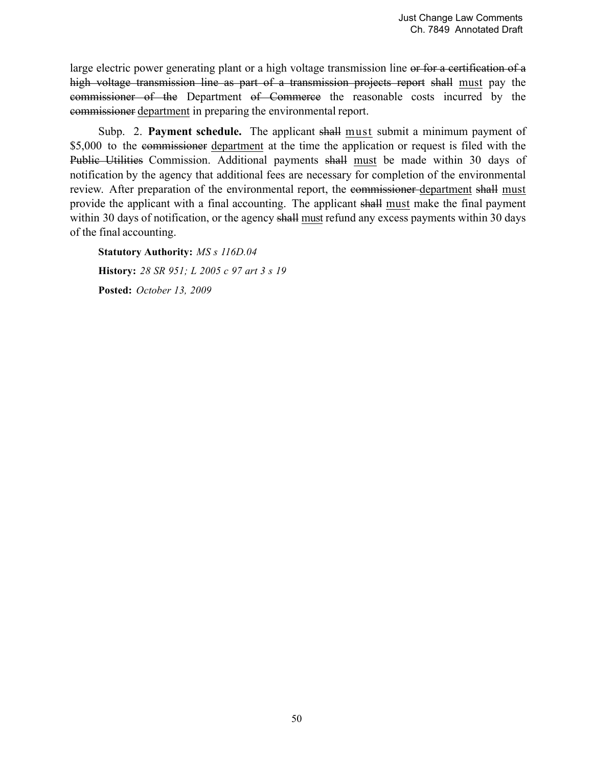large electric power generating plant or a high voltage transmission line ~~or for a certification of a high voltage transmission line as part of a transmission projects report~~ ~~shall~~ <u>must</u> pay the ~~commissioner of the~~ Department ~~of Commerce~~ the reasonable costs incurred by the ~~commissioner~~ <u>department</u> in preparing the environmental report.

Subp. 2. **Payment schedule.** The applicant ~~shall~~ <u>must</u> submit a minimum payment of $5,000 to the ~~commissioner~~ <u>department</u> at the time the application or request is filed with the ~~Public Utilities~~ Commission. Additional payments ~~shall~~ <u>must</u> be made within 30 days of notification by the agency that additional fees are necessary for completion of the environmental review. After preparation of the environmental report, the ~~commissioner~~ <u>department</u> ~~shall~~ <u>must</u> provide the applicant with a final accounting. The applicant ~~shall~~ <u>must</u> make the final payment within 30 days of notification, or the agency ~~shall~~ <u>must</u> refund any excess payments within 30 days of the final accounting.

**Statutory Authority:** *MS s 116D.04*

**History:** *28 SR 951; L 2005 c 97 art 3 s 19*

**Posted:** *October 13, 2009*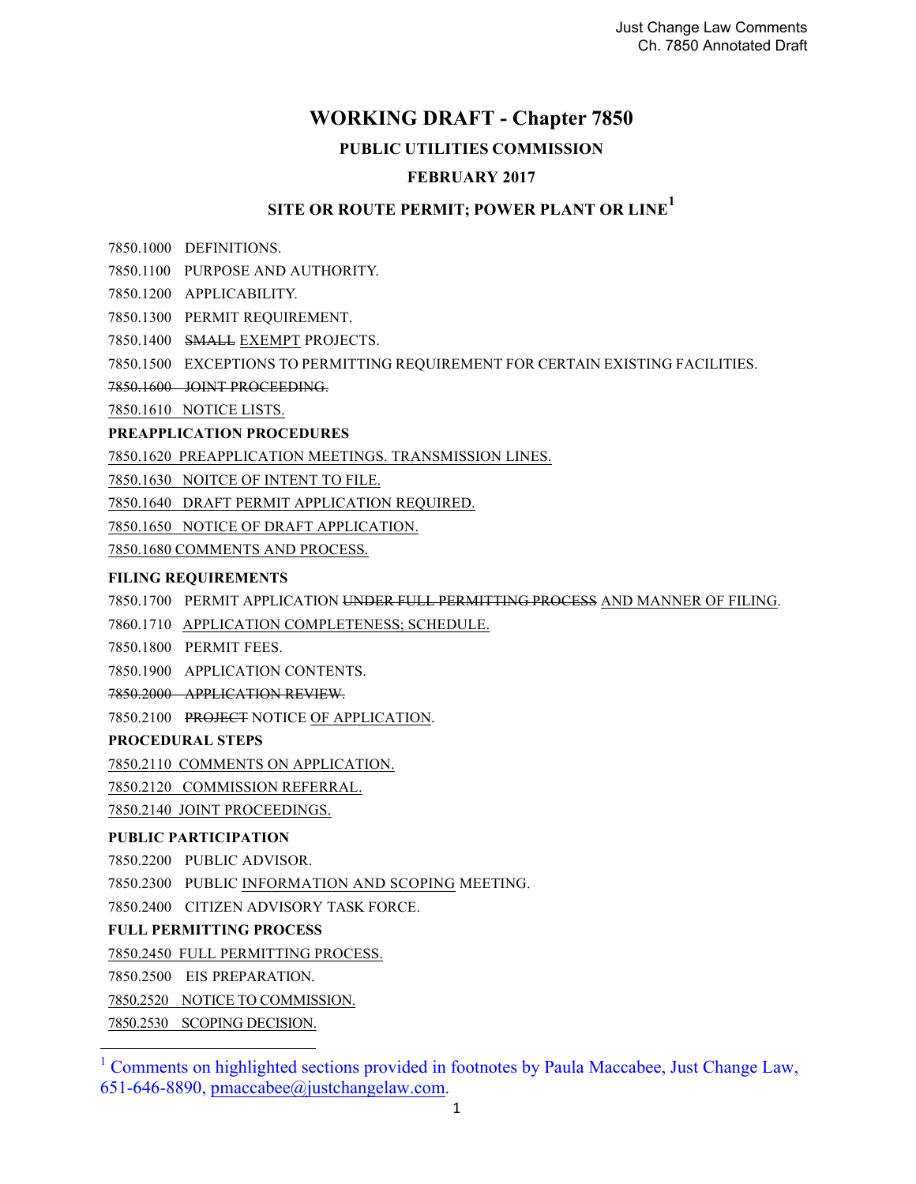# WORKING DRAFT - Chapter 7850

## PUBLIC UTILITIES COMMISSION

## FEBRUARY 2017

## SITE OR ROUTE PERMIT; POWER PLANT OR LINE[1]

7850.1000 DEFINITIONS.

7850.1100 PURPOSE AND AUTHORITY.

7850.1200 APPLICABILITY.

7850.1300 PERMIT REQUIREMENT.

7850.1400 ~~SMALL~~ <u>EXEMPT</u> PROJECTS.

7850.1500 EXCEPTIONS TO PERMITTING REQUIREMENT FOR CERTAIN EXISTING FACILITIES.

~~7850.1600 JOINT PROCEEDING.~~

<u>7850.1610 NOTICE LISTS.</u>

**PREAPPLICATION PROCEDURES**

<u>7850.1620 PREAPPLICATION MEETINGS. TRANSMISSION LINES.</u>

<u>7850.1630 NOITCE OF INTENT TO FILE.</u>

<u>7850.1640 DRAFT PERMIT APPLICATION REQUIRED.</u>

<u>7850.1650 NOTICE OF DRAFT APPLICATION.</u>

<u>7850.1680 COMMENTS AND PROCESS.</u>

**FILING REQUIREMENTS**

7850.1700 PERMIT APPLICATION ~~UNDER FULL PERMITTING PROCESS~~ <u>AND MANNER OF FILING</u>.

7860.1710 <u>APPLICATION COMPLETENESS; SCHEDULE.</u>

7850.1800 PERMIT FEES.

7850.1900 APPLICATION CONTENTS.

~~7850.2000 APPLICATION REVIEW.~~

7850.2100 ~~PROJECT~~ NOTICE <u>OF APPLICATION</u>.

**PROCEDURAL STEPS**

<u>7850.2110 COMMENTS ON APPLICATION.</u>

<u>7850.2120 COMMISSION REFERRAL.</u>

<u>7850.2140 JOINT PROCEEDINGS.</u>

**PUBLIC PARTICIPATION**

7850.2200 PUBLIC ADVISOR.

7850.2300 PUBLIC <u>INFORMATION AND SCOPING</u> MEETING.

7850.2400 CITIZEN ADVISORY TASK FORCE.

**FULL PERMITTING PROCESS**

<u>7850.2450 FULL PERMITTING PROCESS.</u>

7850.2500 EIS PREPARATION.

<u>7850.2520 NOTICE TO COMMISSION.</u>

<u>7850.2530 SCOPING DECISION.</u>

---

[1] Comments on highlighted sections provided in footnotes by Paula Maccabee, Just Change Law, 651-646-8890, pmaccabee@justchangelaw.com.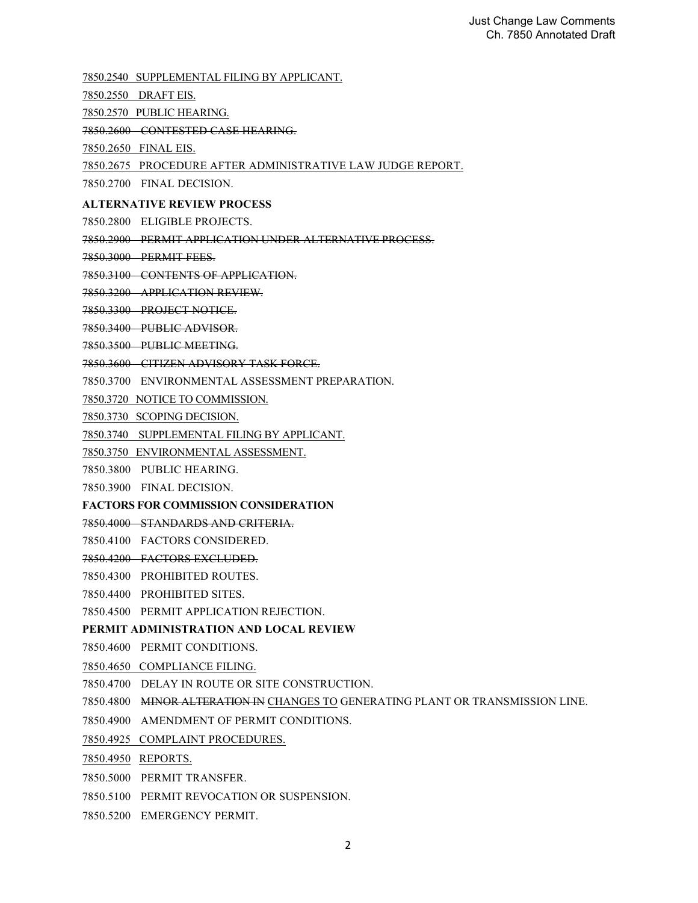<u>7850.2540 SUPPLEMENTAL FILING BY APPLICANT.</u>

<u>7850.2550 DRAFT EIS.</u>

<u>7850.2570 PUBLIC HEARING.</u>

~~7850.2600 CONTESTED CASE HEARING.~~

<u>7850.2650 FINAL EIS.</u>

<u>7850.2675 PROCEDURE AFTER ADMINISTRATIVE LAW JUDGE REPORT.</u>

7850.2700 FINAL DECISION.

**ALTERNATIVE REVIEW PROCESS**

7850.2800 ELIGIBLE PROJECTS.

~~7850.2900 PERMIT APPLICATION UNDER ALTERNATIVE PROCESS.~~

~~7850.3000 PERMIT FEES.~~

~~7850.3100 CONTENTS OF APPLICATION.~~

~~7850.3200 APPLICATION REVIEW.~~

~~7850.3300 PROJECT NOTICE.~~

~~7850.3400 PUBLIC ADVISOR.~~

~~7850.3500 PUBLIC MEETING.~~

~~7850.3600 CITIZEN ADVISORY TASK FORCE.~~

7850.3700 ENVIRONMENTAL ASSESSMENT PREPARATION.

<u>7850.3720 NOTICE TO COMMISSION.</u>

<u>7850.3730 SCOPING DECISION.</u>

<u>7850.3740 SUPPLEMENTAL FILING BY APPLICANT.</u>

<u>7850.3750 ENVIRONMENTAL ASSESSMENT.</u>

7850.3800 PUBLIC HEARING.

7850.3900 FINAL DECISION.

**FACTORS FOR COMMISSION CONSIDERATION**

~~7850.4000 STANDARDS AND CRITERIA.~~

7850.4100 FACTORS CONSIDERED.

~~7850.4200 FACTORS EXCLUDED.~~

7850.4300 PROHIBITED ROUTES.

7850.4400 PROHIBITED SITES.

7850.4500 PERMIT APPLICATION REJECTION.

**PERMIT ADMINISTRATION AND LOCAL REVIEW**

7850.4600 PERMIT CONDITIONS.

<u>7850.4650 COMPLIANCE FILING.</u>

7850.4700 DELAY IN ROUTE OR SITE CONSTRUCTION.

7850.4800 ~~MINOR ALTERATION IN~~ <u>CHANGES TO</u> GENERATING PLANT OR TRANSMISSION LINE.

7850.4900 AMENDMENT OF PERMIT CONDITIONS.

<u>7850.4925 COMPLAINT PROCEDURES.</u>

<u>7850.4950 REPORTS.</u>

7850.5000 PERMIT TRANSFER.

7850.5100 PERMIT REVOCATION OR SUSPENSION.

7850.5200 EMERGENCY PERMIT.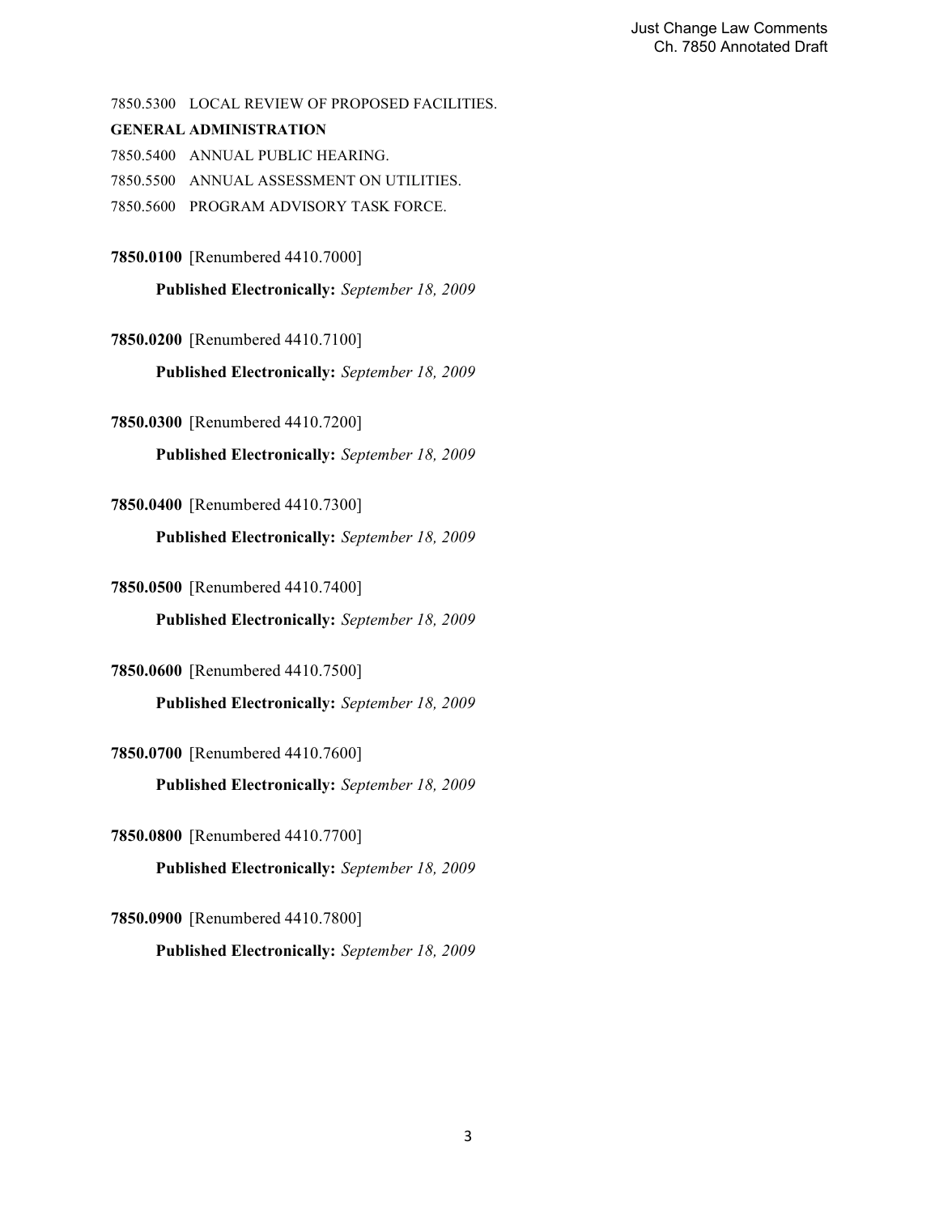7850.5300 LOCAL REVIEW OF PROPOSED FACILITIES.

**GENERAL ADMINISTRATION**

7850.5400 ANNUAL PUBLIC HEARING.

7850.5500 ANNUAL ASSESSMENT ON UTILITIES.

7850.5600 PROGRAM ADVISORY TASK FORCE.

**7850.0100** [Renumbered 4410.7000]

**Published Electronically:** *September 18, 2009*

**7850.0200** [Renumbered 4410.7100]

**Published Electronically:** *September 18, 2009*

**7850.0300** [Renumbered 4410.7200]

**Published Electronically:** *September 18, 2009*

**7850.0400** [Renumbered 4410.7300]

**Published Electronically:** *September 18, 2009*

**7850.0500** [Renumbered 4410.7400]

**Published Electronically:** *September 18, 2009*

**7850.0600** [Renumbered 4410.7500]

**Published Electronically:** *September 18, 2009*

**7850.0700** [Renumbered 4410.7600]

**Published Electronically:** *September 18, 2009*

**7850.0800** [Renumbered 4410.7700]

**Published Electronically:** *September 18, 2009*

**7850.0900** [Renumbered 4410.7800]

**Published Electronically:** *September 18, 2009*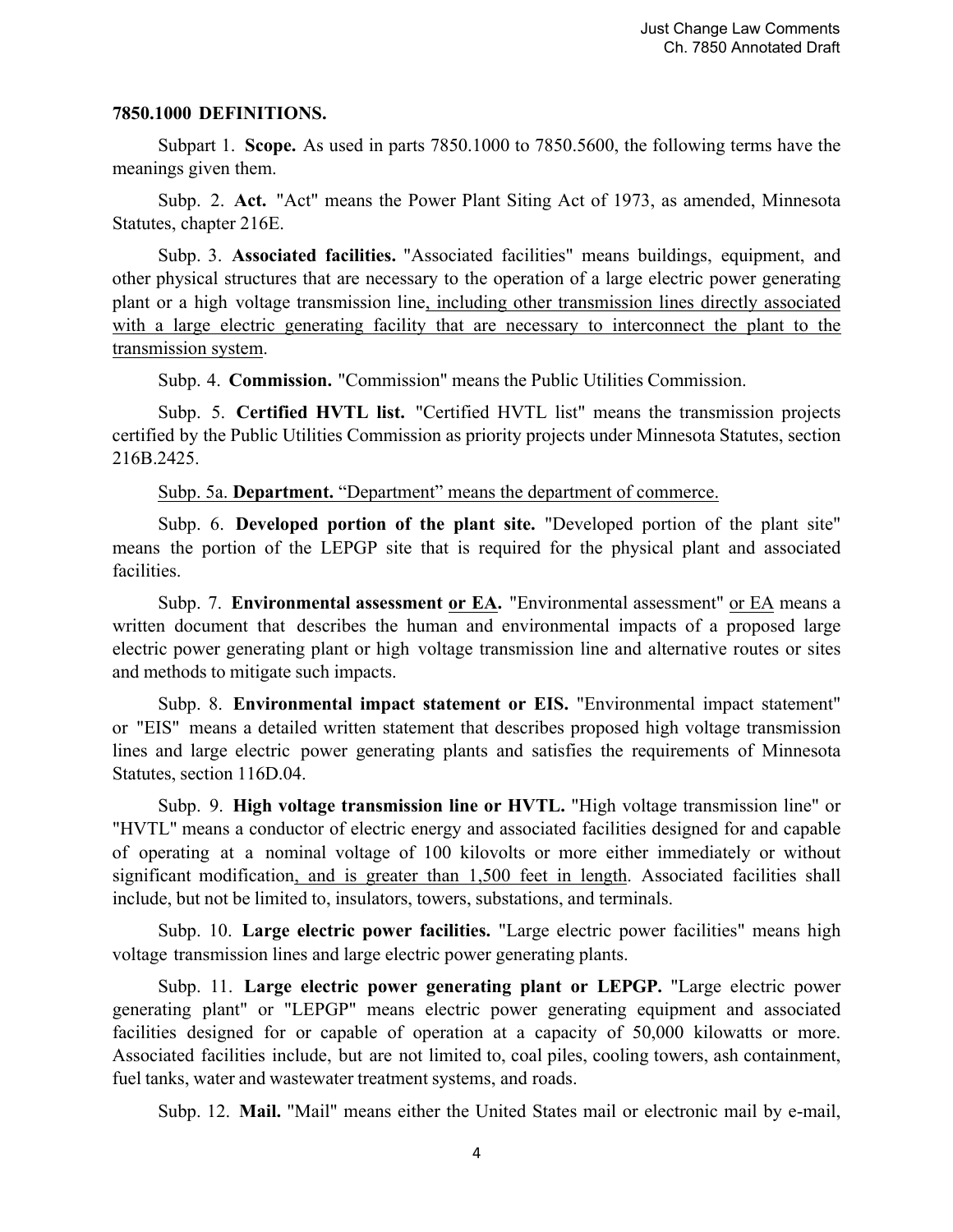**7850.1000 DEFINITIONS.**

Subpart 1. **Scope.** As used in parts 7850.1000 to 7850.5600, the following terms have the meanings given them.

Subp. 2. **Act.** "Act" means the Power Plant Siting Act of 1973, as amended, Minnesota Statutes, chapter 216E.

Subp. 3. **Associated facilities.** "Associated facilities" means buildings, equipment, and other physical structures that are necessary to the operation of a large electric power generating plant or a high voltage transmission line<u>, including other transmission lines directly associated with a large electric generating facility that are necessary to interconnect the plant to the transmission system</u>.

Subp. 4. **Commission.** "Commission" means the Public Utilities Commission.

Subp. 5. **Certified HVTL list.** "Certified HVTL list" means the transmission projects certified by the Public Utilities Commission as priority projects under Minnesota Statutes, section 216B.2425.

<u>Subp. 5a. **Department.** "Department" means the department of commerce.</u>

Subp. 6. **Developed portion of the plant site.** "Developed portion of the plant site" means the portion of the LEPGP site that is required for the physical plant and associated facilities.

Subp. 7. **Environmental assessment <u>or EA</u>.** "Environmental assessment" <u>or EA</u> means a written document that describes the human and environmental impacts of a proposed large electric power generating plant or high voltage transmission line and alternative routes or sites and methods to mitigate such impacts.

Subp. 8. **Environmental impact statement or EIS.** "Environmental impact statement" or "EIS" means a detailed written statement that describes proposed high voltage transmission lines and large electric power generating plants and satisfies the requirements of Minnesota Statutes, section 116D.04.

Subp. 9. **High voltage transmission line or HVTL.** "High voltage transmission line" or "HVTL" means a conductor of electric energy and associated facilities designed for and capable of operating at a nominal voltage of 100 kilovolts or more either immediately or without significant modification<u>, and is greater than 1,500 feet in length</u>. Associated facilities shall include, but not be limited to, insulators, towers, substations, and terminals.

Subp. 10. **Large electric power facilities.** "Large electric power facilities" means high voltage transmission lines and large electric power generating plants.

Subp. 11. **Large electric power generating plant or LEPGP.** "Large electric power generating plant" or "LEPGP" means electric power generating equipment and associated facilities designed for or capable of operation at a capacity of 50,000 kilowatts or more. Associated facilities include, but are not limited to, coal piles, cooling towers, ash containment, fuel tanks, water and wastewater treatment systems, and roads.

Subp. 12. **Mail.** "Mail" means either the United States mail or electronic mail by e-mail,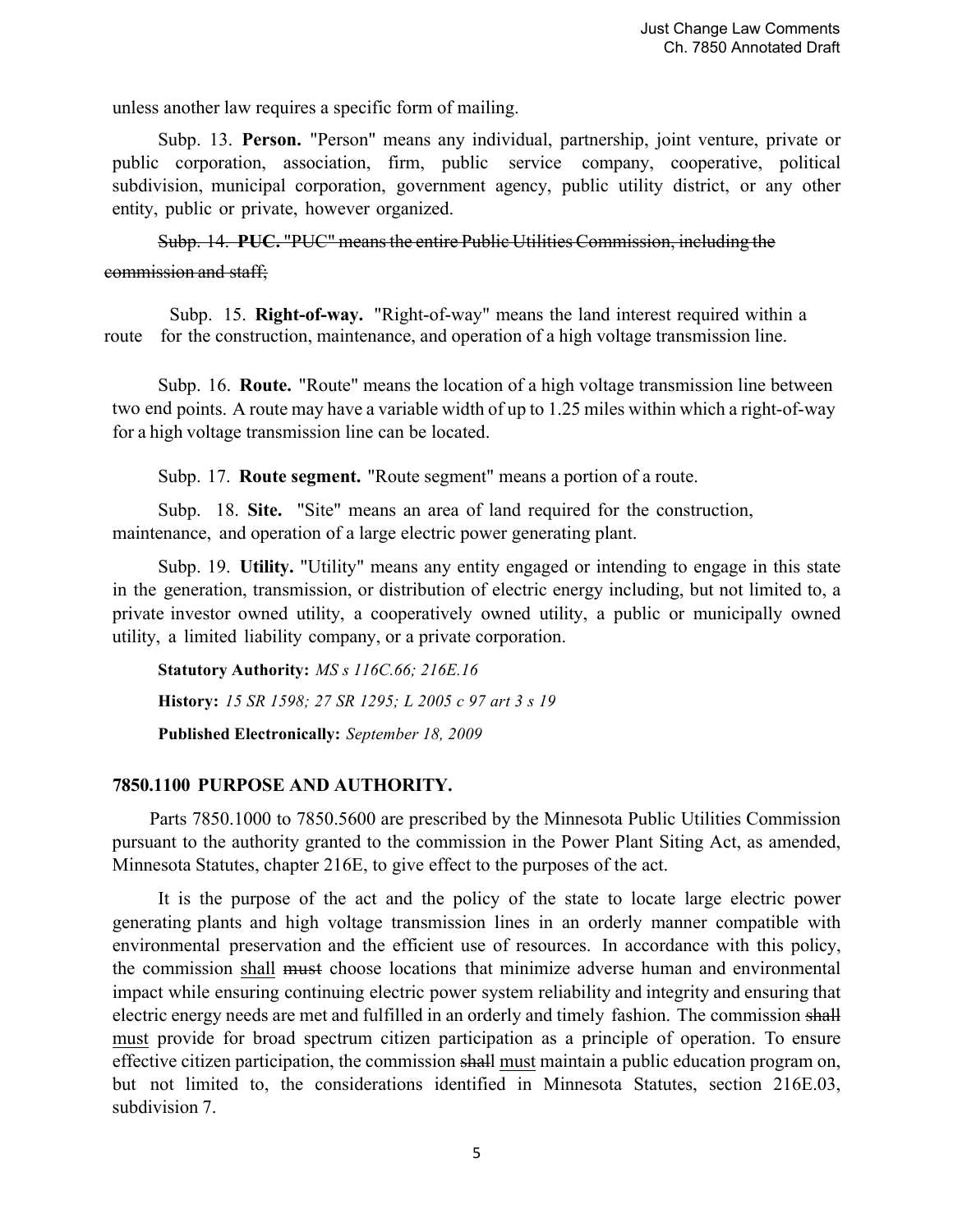unless another law requires a specific form of mailing.

Subp. 13. **Person.** "Person" means any individual, partnership, joint venture, private or public corporation, association, firm, public service company, cooperative, political subdivision, municipal corporation, government agency, public utility district, or any other entity, public or private, however organized.

~~Subp. 14. **PUC.** "PUC" means the entire Public Utilities Commission, including the commission and staff;~~

Subp. 15. **Right-of-way.** "Right-of-way" means the land interest required within a route for the construction, maintenance, and operation of a high voltage transmission line.

Subp. 16. **Route.** "Route" means the location of a high voltage transmission line between two end points. A route may have a variable width of up to 1.25 miles within which a right-of-way for a high voltage transmission line can be located.

Subp. 17. **Route segment.** "Route segment" means a portion of a route.

Subp. 18. **Site.** "Site" means an area of land required for the construction, maintenance, and operation of a large electric power generating plant.

Subp. 19. **Utility.** "Utility" means any entity engaged or intending to engage in this state in the generation, transmission, or distribution of electric energy including, but not limited to, a private investor owned utility, a cooperatively owned utility, a public or municipally owned utility, a limited liability company, or a private corporation.

**Statutory Authority:** *MS s 116C.66; 216E.16*

**History:** *15 SR 1598; 27 SR 1295; L 2005 c 97 art 3 s 19*

**Published Electronically:** *September 18, 2009*

## 7850.1100 PURPOSE AND AUTHORITY.

Parts 7850.1000 to 7850.5600 are prescribed by the Minnesota Public Utilities Commission pursuant to the authority granted to the commission in the Power Plant Siting Act, as amended, Minnesota Statutes, chapter 216E, to give effect to the purposes of the act.

It is the purpose of the act and the policy of the state to locate large electric power generating plants and high voltage transmission lines in an orderly manner compatible with environmental preservation and the efficient use of resources. In accordance with this policy, the commission <u>shall</u> ~~must~~ choose locations that minimize adverse human and environmental impact while ensuring continuing electric power system reliability and integrity and ensuring that electric energy needs are met and fulfilled in an orderly and timely fashion. The commission ~~shall~~ <u>must</u> provide for broad spectrum citizen participation as a principle of operation. To ensure effective citizen participation, the commission ~~shall~~ <u>must</u> maintain a public education program on, but not limited to, the considerations identified in Minnesota Statutes, section 216E.03, subdivision 7.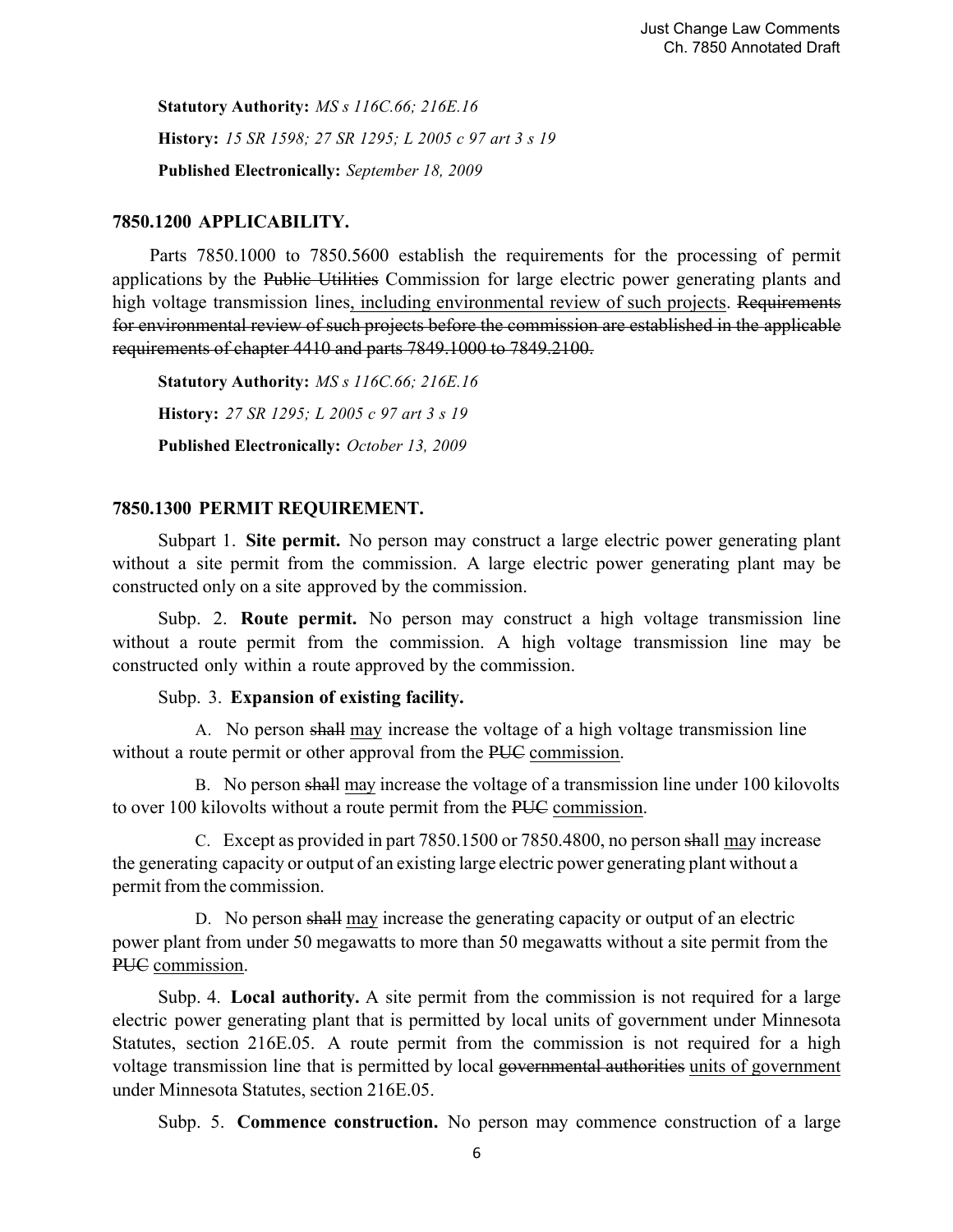**Statutory Authority:** *MS s 116C.66; 216E.16*

**History:** *15 SR 1598; 27 SR 1295; L 2005 c 97 art 3 s 19*

**Published Electronically:** *September 18, 2009*

## 7850.1200 APPLICABILITY.

Parts 7850.1000 to 7850.5600 establish the requirements for the processing of permit applications by the ~~Public Utilities~~ Commission for large electric power generating plants and high voltage transmission lines<u>, including environmental review of such projects</u>. ~~Requirements for environmental review of such projects before the commission are established in the applicable requirements of chapter 4410 and parts 7849.1000 to 7849.2100.~~

**Statutory Authority:** *MS s 116C.66; 216E.16*

**History:** *27 SR 1295; L 2005 c 97 art 3 s 19*

**Published Electronically:** *October 13, 2009*

## 7850.1300 PERMIT REQUIREMENT.

Subpart 1. **Site permit.** No person may construct a large electric power generating plant without a site permit from the commission. A large electric power generating plant may be constructed only on a site approved by the commission.

Subp. 2. **Route permit.** No person may construct a high voltage transmission line without a route permit from the commission. A high voltage transmission line may be constructed only within a route approved by the commission.

Subp. 3. **Expansion of existing facility.**

A. No person ~~shall~~ <u>may</u> increase the voltage of a high voltage transmission line without a route permit or other approval from the ~~PUC~~ <u>commission</u>.

B. No person ~~shall~~ <u>may</u> increase the voltage of a transmission line under 100 kilovolts to over 100 kilovolts without a route permit from the ~~PUC~~ <u>commission</u>.

C. Except as provided in part 7850.1500 or 7850.4800, no person ~~sh~~a~~ll~~ <u>ma</u>y increase the generating capacity or output of an existing large electric power generating plant without a permit from the commission.

D. No person ~~shall~~ <u>may</u> increase the generating capacity or output of an electric power plant from under 50 megawatts to more than 50 megawatts without a site permit from the ~~PUC~~ <u>commission</u>.

Subp. 4. **Local authority.** A site permit from the commission is not required for a large electric power generating plant that is permitted by local units of government under Minnesota Statutes, section 216E.05. A route permit from the commission is not required for a high voltage transmission line that is permitted by local ~~governmental authorities~~ <u>units of government</u> under Minnesota Statutes, section 216E.05.

Subp. 5. **Commence construction.** No person may commence construction of a large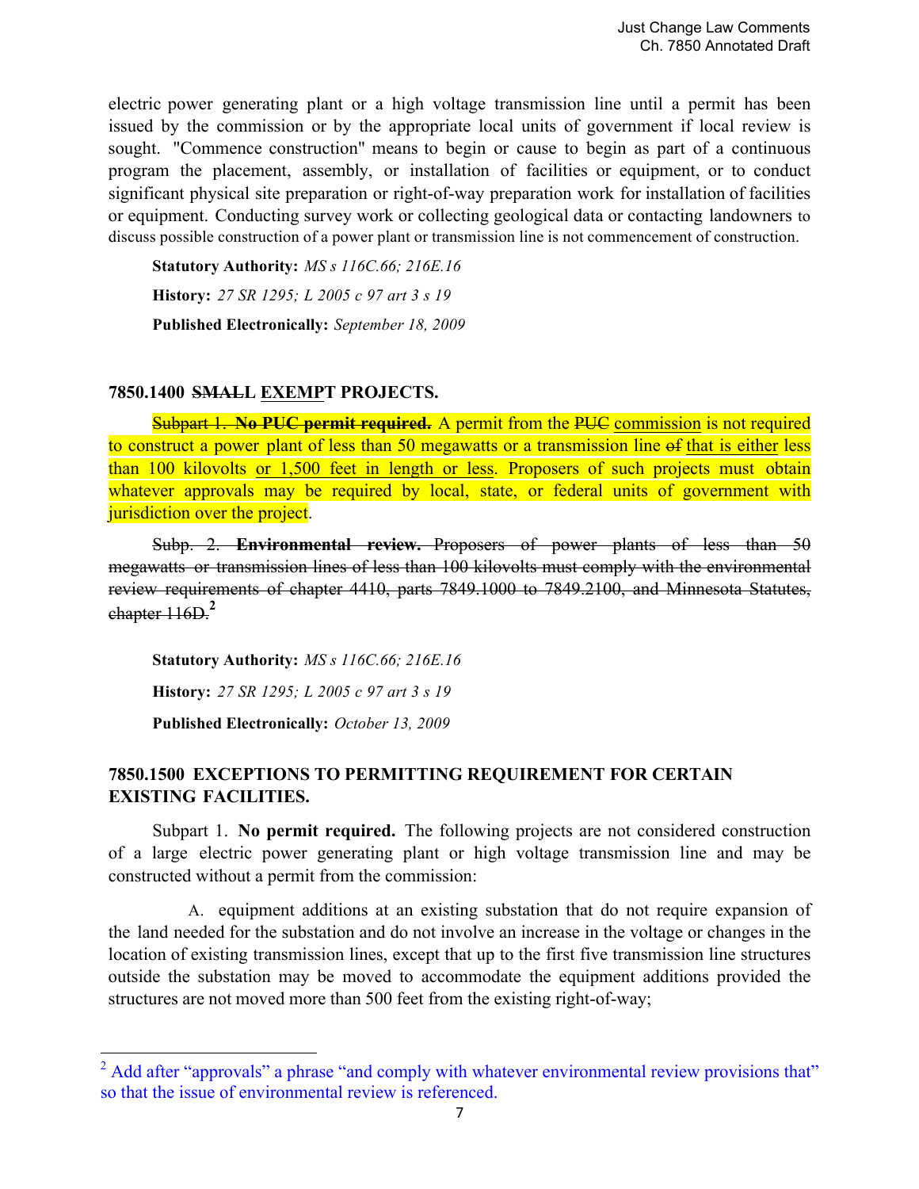electric power generating plant or a high voltage transmission line until a permit has been issued by the commission or by the appropriate local units of government if local review is sought. "Commence construction" means to begin or cause to begin as part of a continuous program the placement, assembly, or installation of facilities or equipment, or to conduct significant physical site preparation or right-of-way preparation work for installation of facilities or equipment. Conducting survey work or collecting geological data or contacting landowners to discuss possible construction of a power plant or transmission line is not commencement of construction.

**Statutory Authority:** *MS s 116C.66; 216E.16*

**History:** *27 SR 1295; L 2005 c 97 art 3 s 19*

**Published Electronically:** *September 18, 2009*

## 7850.1400 ~~SMALL~~ EXEMPT PROJECTS.

~~Subpart 1.~~ ~~**No PUC permit required.**~~ A permit from the ~~PUC~~ commission is not required to construct a power plant of less than 50 megawatts or a transmission line ~~of~~ that is either less than 100 kilovolts or 1,500 feet in length or less. Proposers of such projects must obtain whatever approvals may be required by local, state, or federal units of government with jurisdiction over the project.

~~Subp. 2. **Environmental review.** Proposers of power plants of less than 50 megawatts or transmission lines of less than 100 kilovolts must comply with the environmental review requirements of chapter 4410, parts 7849.1000 to 7849.2100, and Minnesota Statutes, chapter 116D.~~[2]

**Statutory Authority:** *MS s 116C.66; 216E.16*

**History:** *27 SR 1295; L 2005 c 97 art 3 s 19*

**Published Electronically:** *October 13, 2009*

## 7850.1500 EXCEPTIONS TO PERMITTING REQUIREMENT FOR CERTAIN EXISTING FACILITIES.

Subpart 1. **No permit required.** The following projects are not considered construction of a large electric power generating plant or high voltage transmission line and may be constructed without a permit from the commission:

A. equipment additions at an existing substation that do not require expansion of the land needed for the substation and do not involve an increase in the voltage or changes in the location of existing transmission lines, except that up to the first five transmission line structures outside the substation may be moved to accommodate the equipment additions provided the structures are not moved more than 500 feet from the existing right-of-way;

---

[2] Add after "approvals" a phrase "and comply with whatever environmental review provisions that" so that the issue of environmental review is referenced.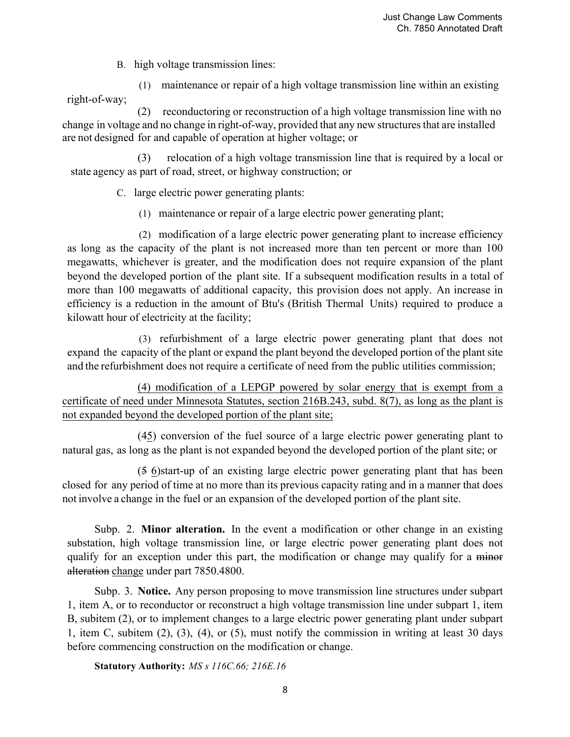B. high voltage transmission lines:

(1) maintenance or repair of a high voltage transmission line within an existing right-of-way;

(2) reconductoring or reconstruction of a high voltage transmission line with no change in voltage and no change in right-of-way, provided that any new structures that are installed are not designed for and capable of operation at higher voltage; or

(3) relocation of a high voltage transmission line that is required by a local or state agency as part of road, street, or highway construction; or

C. large electric power generating plants:

(1) maintenance or repair of a large electric power generating plant;

(2) modification of a large electric power generating plant to increase efficiency as long as the capacity of the plant is not increased more than ten percent or more than 100 megawatts, whichever is greater, and the modification does not require expansion of the plant beyond the developed portion of the plant site. If a subsequent modification results in a total of more than 100 megawatts of additional capacity, this provision does not apply. An increase in efficiency is a reduction in the amount of Btu's (British Thermal Units) required to produce a kilowatt hour of electricity at the facility;

(3) refurbishment of a large electric power generating plant that does not expand the capacity of the plant or expand the plant beyond the developed portion of the plant site and the refurbishment does not require a certificate of need from the public utilities commission;

<u>(4) modification of a LEPGP powered by solar energy that is exempt from a certificate of need under Minnesota Statutes, section 216B.243, subd. 8(7), as long as the plant is not expanded beyond the developed portion of the plant site;</u>

(4<u>5</u>) conversion of the fuel source of a large electric power generating plant to natural gas, as long as the plant is not expanded beyond the developed portion of the plant site; or

(~~5~~ <u>6</u>)start-up of an existing large electric power generating plant that has been closed for any period of time at no more than its previous capacity rating and in a manner that does not involve a change in the fuel or an expansion of the developed portion of the plant site.

Subp. 2. **Minor alteration.** In the event a modification or other change in an existing substation, high voltage transmission line, or large electric power generating plant does not qualify for an exception under this part, the modification or change may qualify for a ~~minor alteration~~ <u>change</u> under part 7850.4800.

Subp. 3. **Notice.** Any person proposing to move transmission line structures under subpart 1, item A, or to reconductor or reconstruct a high voltage transmission line under subpart 1, item B, subitem (2), or to implement changes to a large electric power generating plant under subpart 1, item C, subitem (2), (3), (4), or (5), must notify the commission in writing at least 30 days before commencing construction on the modification or change.

**Statutory Authority:** *MS s 116C.66; 216E.16*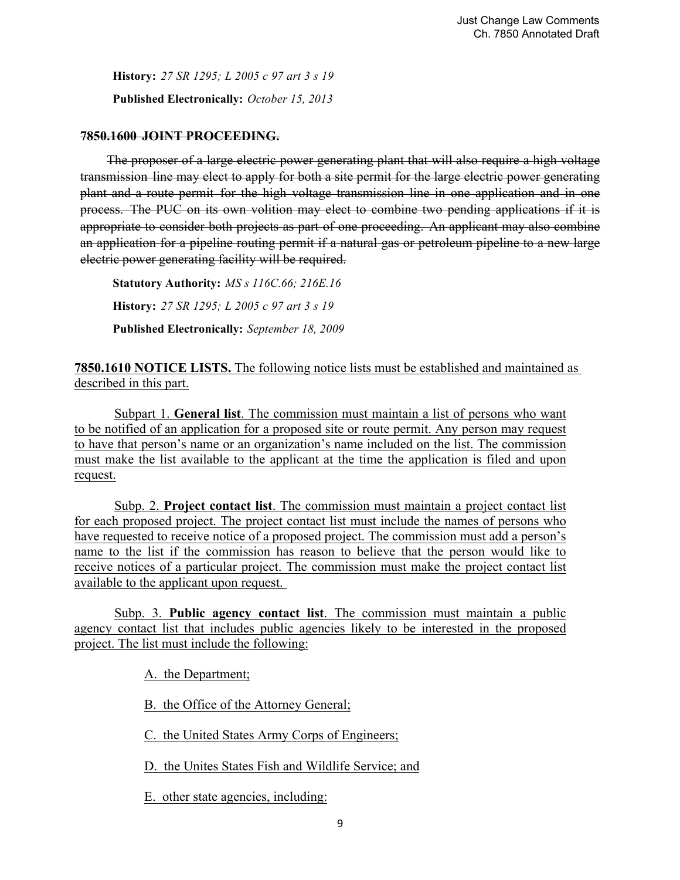**History:** *27 SR 1295; L 2005 c 97 art 3 s 19*

**Published Electronically:** *October 15, 2013*

~~**7850.1600 JOINT PROCEEDING.**~~

~~The proposer of a large electric power generating plant that will also require a high voltage transmission line may elect to apply for both a site permit for the large electric power generating plant and a route permit for the high voltage transmission line in one application and in one process. The PUC on its own volition may elect to combine two pending applications if it is appropriate to consider both projects as part of one proceeding. An applicant may also combine an application for a pipeline routing permit if a natural gas or petroleum pipeline to a new large electric power generating facility will be required.~~

**Statutory Authority:** *MS s 116C.66; 216E.16*

**History:** *27 SR 1295; L 2005 c 97 art 3 s 19*

**Published Electronically:** *September 18, 2009*

<u>**7850.1610 NOTICE LISTS.** The following notice lists must be established and maintained as described in this part.</u>

<u>Subpart 1. **General list**. The commission must maintain a list of persons who want to be notified of an application for a proposed site or route permit. Any person may request to have that person's name or an organization's name included on the list. The commission must make the list available to the applicant at the time the application is filed and upon request.</u>

<u>Subp. 2. **Project contact list**. The commission must maintain a project contact list for each proposed project. The project contact list must include the names of persons who have requested to receive notice of a proposed project. The commission must add a person's name to the list if the commission has reason to believe that the person would like to receive notices of a particular project. The commission must make the project contact list available to the applicant upon request.</u>

<u>Subp. 3. **Public agency contact list**. The commission must maintain a public agency contact list that includes public agencies likely to be interested in the proposed project. The list must include the following:</u>

<u>A. the Department;</u>

<u>B. the Office of the Attorney General;</u>

<u>C. the United States Army Corps of Engineers;</u>

<u>D. the Unites States Fish and Wildlife Service; and</u>

<u>E. other state agencies, including:</u>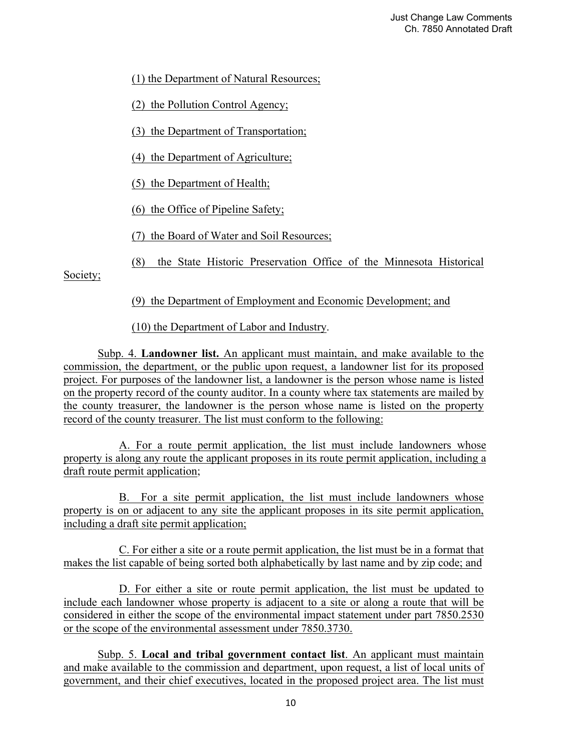(1) the Department of Natural Resources;

(2) the Pollution Control Agency;

(3) the Department of Transportation;

(4) the Department of Agriculture;

(5) the Department of Health;

(6) the Office of Pipeline Safety;

(7) the Board of Water and Soil Resources;

(8) the State Historic Preservation Office of the Minnesota Historical Society;

(9) the Department of Employment and Economic Development; and

(10) the Department of Labor and Industry.

Subp. 4. **Landowner list.** An applicant must maintain, and make available to the commission, the department, or the public upon request, a landowner list for its proposed project. For purposes of the landowner list, a landowner is the person whose name is listed on the property record of the county auditor. In a county where tax statements are mailed by the county treasurer, the landowner is the person whose name is listed on the property record of the county treasurer. The list must conform to the following:

A. For a route permit application, the list must include landowners whose property is along any route the applicant proposes in its route permit application, including a draft route permit application;

B. For a site permit application, the list must include landowners whose property is on or adjacent to any site the applicant proposes in its site permit application, including a draft site permit application;

C. For either a site or a route permit application, the list must be in a format that makes the list capable of being sorted both alphabetically by last name and by zip code; and

D. For either a site or route permit application, the list must be updated to include each landowner whose property is adjacent to a site or along a route that will be considered in either the scope of the environmental impact statement under part 7850.2530 or the scope of the environmental assessment under 7850.3730.

Subp. 5. **Local and tribal government contact list**. An applicant must maintain and make available to the commission and department, upon request, a list of local units of government, and their chief executives, located in the proposed project area. The list must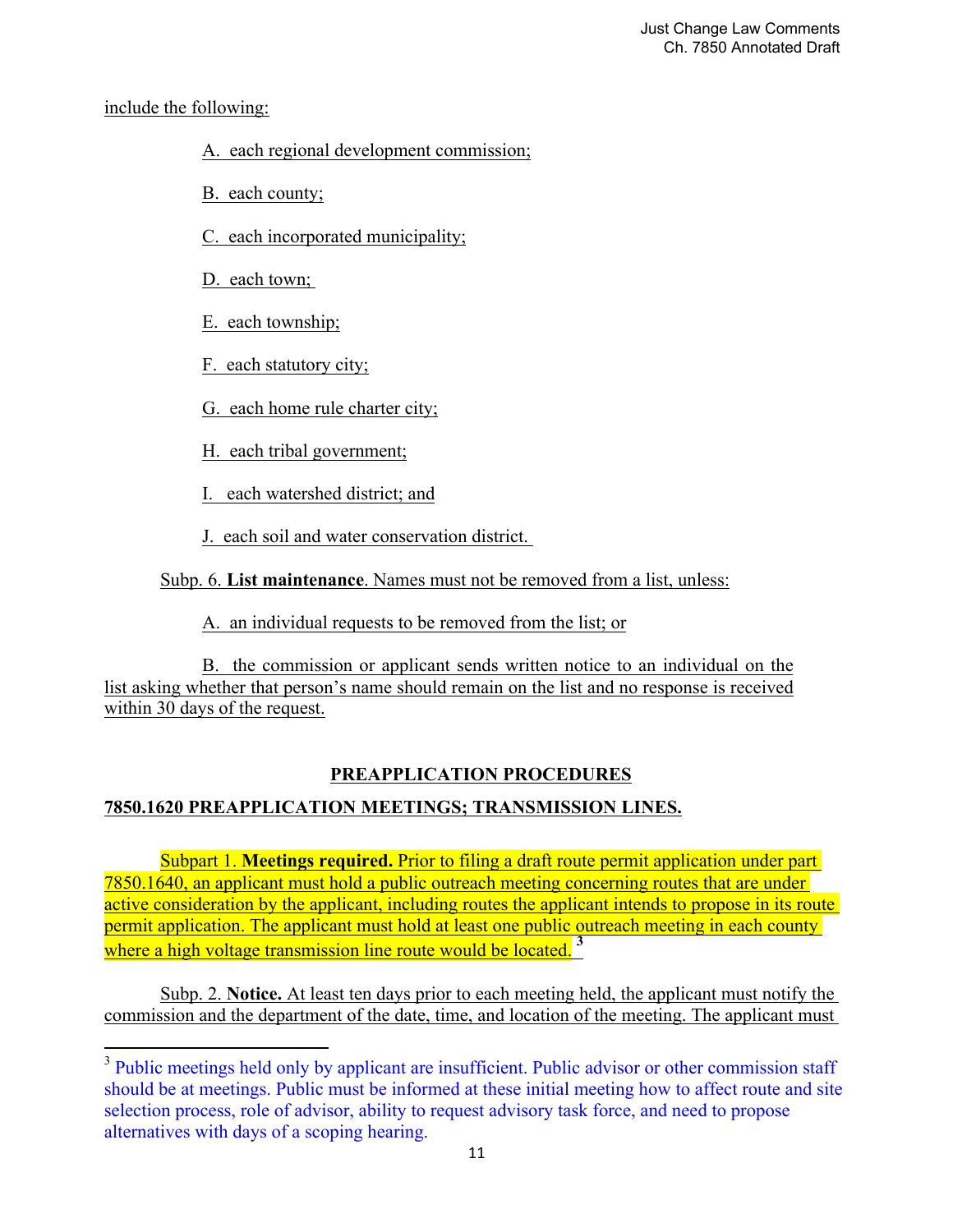include the following:

A. each regional development commission;

B. each county;

C. each incorporated municipality;

D. each town;

E. each township;

F. each statutory city;

G. each home rule charter city;

H. each tribal government;

I. each watershed district; and

J. each soil and water conservation district.

Subp. 6. **List maintenance**. Names must not be removed from a list, unless:

A. an individual requests to be removed from the list; or

B. the commission or applicant sends written notice to an individual on the list asking whether that person's name should remain on the list and no response is received within 30 days of the request.

## PREAPPLICATION PROCEDURES

### 7850.1620 PREAPPLICATION MEETINGS; TRANSMISSION LINES.

Subpart 1. **Meetings required.** Prior to filing a draft route permit application under part 7850.1640, an applicant must hold a public outreach meeting concerning routes that are under active consideration by the applicant, including routes the applicant intends to propose in its route permit application. The applicant must hold at least one public outreach meeting in each county where a high voltage transmission line route would be located. [3]

Subp. 2. **Notice.** At least ten days prior to each meeting held, the applicant must notify the commission and the department of the date, time, and location of the meeting. The applicant must

---

[3] Public meetings held only by applicant are insufficient. Public advisor or other commission staff should be at meetings. Public must be informed at these initial meeting how to affect route and site selection process, role of advisor, ability to request advisory task force, and need to propose alternatives with days of a scoping hearing.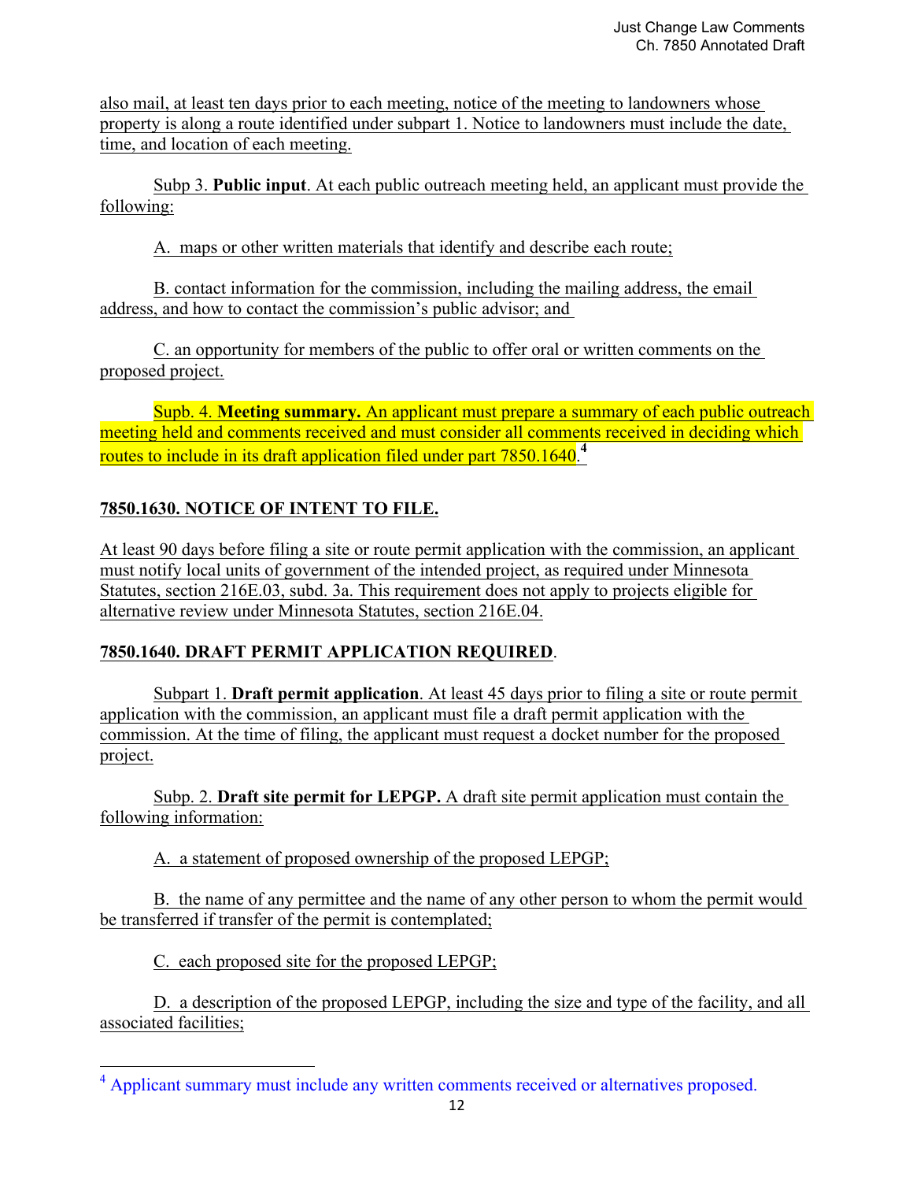also mail, at least ten days prior to each meeting, notice of the meeting to landowners whose property is along a route identified under subpart 1. Notice to landowners must include the date, time, and location of each meeting.

Subp 3. **Public input**. At each public outreach meeting held, an applicant must provide the following:

A. maps or other written materials that identify and describe each route;

B. contact information for the commission, including the mailing address, the email address, and how to contact the commission's public advisor; and

C. an opportunity for members of the public to offer oral or written comments on the proposed project.

Supb. 4. **Meeting summary.** An applicant must prepare a summary of each public outreach meeting held and comments received and must consider all comments received in deciding which routes to include in its draft application filed under part 7850.1640.[4]

**7850.1630. NOTICE OF INTENT TO FILE.**

At least 90 days before filing a site or route permit application with the commission, an applicant must notify local units of government of the intended project, as required under Minnesota Statutes, section 216E.03, subd. 3a. This requirement does not apply to projects eligible for alternative review under Minnesota Statutes, section 216E.04.

**7850.1640. DRAFT PERMIT APPLICATION REQUIRED**.

Subpart 1. **Draft permit application**. At least 45 days prior to filing a site or route permit application with the commission, an applicant must file a draft permit application with the commission. At the time of filing, the applicant must request a docket number for the proposed project.

Subp. 2. **Draft site permit for LEPGP.** A draft site permit application must contain the following information:

A. a statement of proposed ownership of the proposed LEPGP;

B. the name of any permittee and the name of any other person to whom the permit would be transferred if transfer of the permit is contemplated;

C. each proposed site for the proposed LEPGP;

D. a description of the proposed LEPGP, including the size and type of the facility, and all associated facilities;

[4] Applicant summary must include any written comments received or alternatives proposed.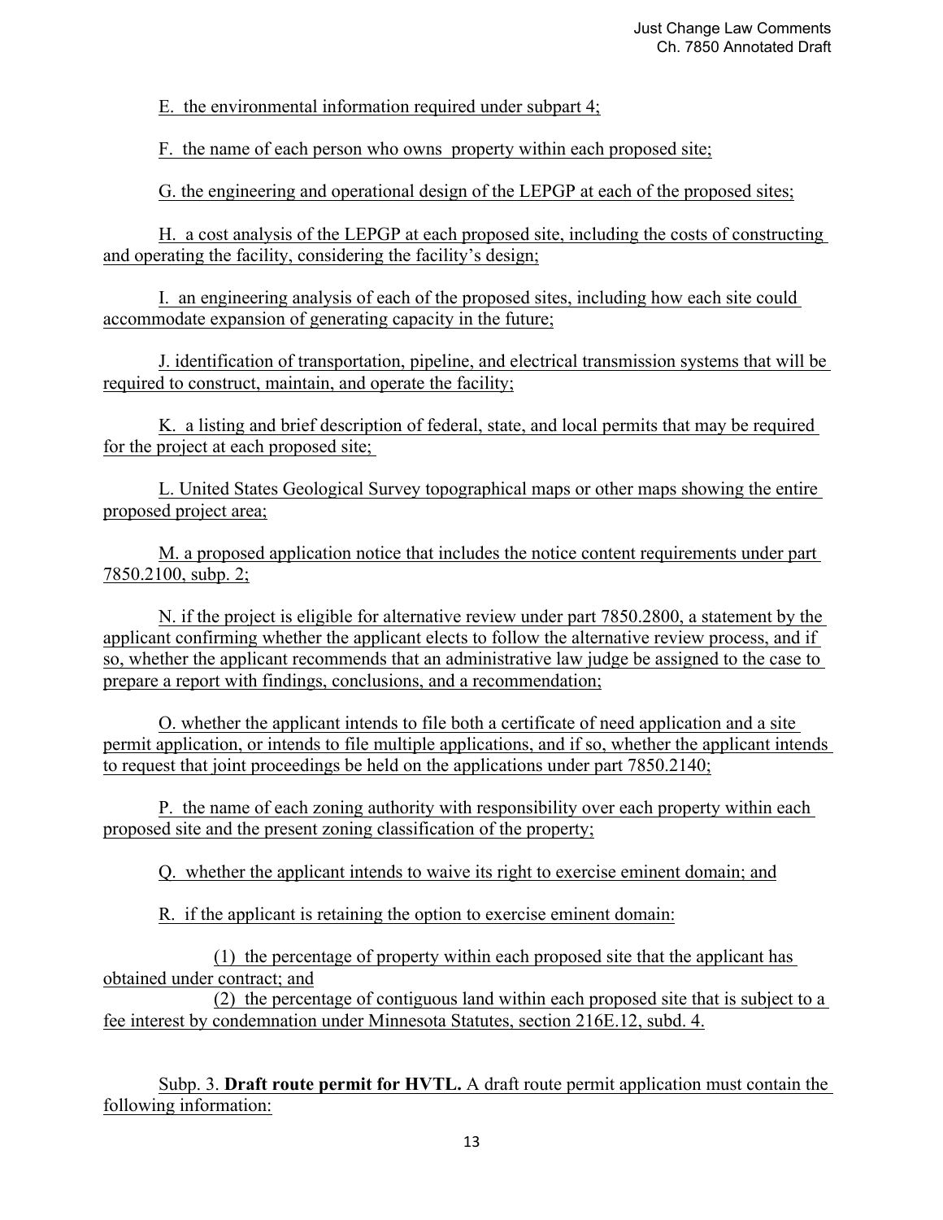E. the environmental information required under subpart 4;

F. the name of each person who owns property within each proposed site;

G. the engineering and operational design of the LEPGP at each of the proposed sites;

H. a cost analysis of the LEPGP at each proposed site, including the costs of constructing and operating the facility, considering the facility's design;

I. an engineering analysis of each of the proposed sites, including how each site could accommodate expansion of generating capacity in the future;

J. identification of transportation, pipeline, and electrical transmission systems that will be required to construct, maintain, and operate the facility;

K. a listing and brief description of federal, state, and local permits that may be required for the project at each proposed site;

L. United States Geological Survey topographical maps or other maps showing the entire proposed project area;

M. a proposed application notice that includes the notice content requirements under part 7850.2100, subp. 2;

N. if the project is eligible for alternative review under part 7850.2800, a statement by the applicant confirming whether the applicant elects to follow the alternative review process, and if so, whether the applicant recommends that an administrative law judge be assigned to the case to prepare a report with findings, conclusions, and a recommendation;

O. whether the applicant intends to file both a certificate of need application and a site permit application, or intends to file multiple applications, and if so, whether the applicant intends to request that joint proceedings be held on the applications under part 7850.2140;

P. the name of each zoning authority with responsibility over each property within each proposed site and the present zoning classification of the property;

Q. whether the applicant intends to waive its right to exercise eminent domain; and

R. if the applicant is retaining the option to exercise eminent domain:

(1) the percentage of property within each proposed site that the applicant has obtained under contract; and

(2) the percentage of contiguous land within each proposed site that is subject to a fee interest by condemnation under Minnesota Statutes, section 216E.12, subd. 4.

Subp. 3. **Draft route permit for HVTL.** A draft route permit application must contain the following information: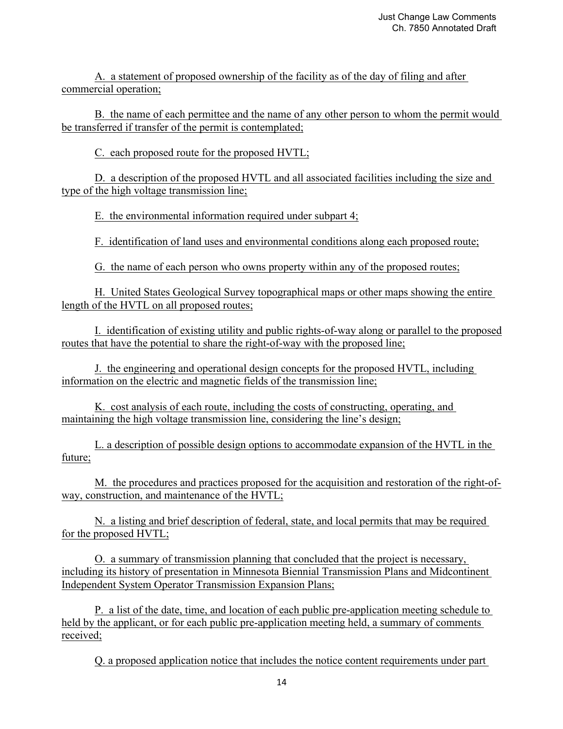A. a statement of proposed ownership of the facility as of the day of filing and after commercial operation;

B. the name of each permittee and the name of any other person to whom the permit would be transferred if transfer of the permit is contemplated;

C. each proposed route for the proposed HVTL;

D. a description of the proposed HVTL and all associated facilities including the size and type of the high voltage transmission line;

E. the environmental information required under subpart 4;

F. identification of land uses and environmental conditions along each proposed route;

G. the name of each person who owns property within any of the proposed routes;

H. United States Geological Survey topographical maps or other maps showing the entire length of the HVTL on all proposed routes;

I. identification of existing utility and public rights-of-way along or parallel to the proposed routes that have the potential to share the right-of-way with the proposed line;

J. the engineering and operational design concepts for the proposed HVTL, including information on the electric and magnetic fields of the transmission line;

K. cost analysis of each route, including the costs of constructing, operating, and maintaining the high voltage transmission line, considering the line's design;

L. a description of possible design options to accommodate expansion of the HVTL in the future;

M. the procedures and practices proposed for the acquisition and restoration of the right-of-way, construction, and maintenance of the HVTL;

N. a listing and brief description of federal, state, and local permits that may be required for the proposed HVTL;

O. a summary of transmission planning that concluded that the project is necessary, including its history of presentation in Minnesota Biennial Transmission Plans and Midcontinent Independent System Operator Transmission Expansion Plans;

P. a list of the date, time, and location of each public pre-application meeting schedule to held by the applicant, or for each public pre-application meeting held, a summary of comments received;

Q. a proposed application notice that includes the notice content requirements under part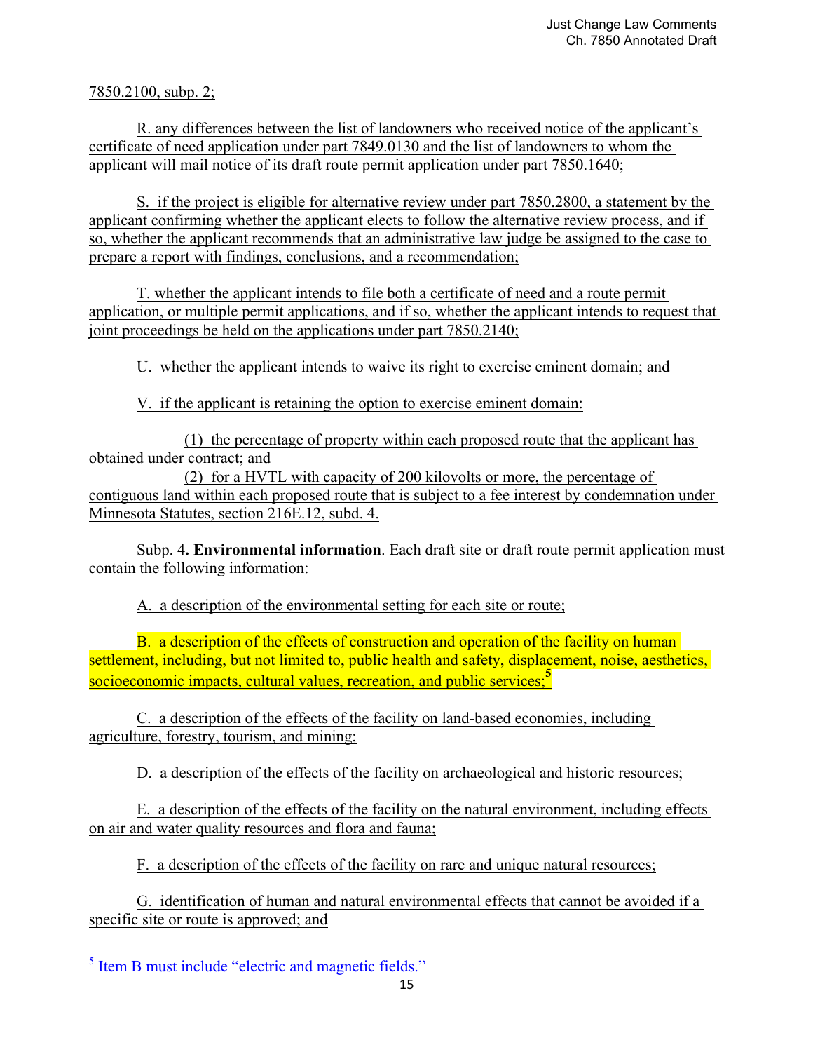7850.2100, subp. 2;

R. any differences between the list of landowners who received notice of the applicant's certificate of need application under part 7849.0130 and the list of landowners to whom the applicant will mail notice of its draft route permit application under part 7850.1640;

S. if the project is eligible for alternative review under part 7850.2800, a statement by the applicant confirming whether the applicant elects to follow the alternative review process, and if so, whether the applicant recommends that an administrative law judge be assigned to the case to prepare a report with findings, conclusions, and a recommendation;

T. whether the applicant intends to file both a certificate of need and a route permit application, or multiple permit applications, and if so, whether the applicant intends to request that joint proceedings be held on the applications under part 7850.2140;

U. whether the applicant intends to waive its right to exercise eminent domain; and

V. if the applicant is retaining the option to exercise eminent domain:

(1) the percentage of property within each proposed route that the applicant has obtained under contract; and

(2) for a HVTL with capacity of 200 kilovolts or more, the percentage of contiguous land within each proposed route that is subject to a fee interest by condemnation under Minnesota Statutes, section 216E.12, subd. 4.

Subp. 4**. Environmental information**. Each draft site or draft route permit application must contain the following information:

A. a description of the environmental setting for each site or route;

B. a description of the effects of construction and operation of the facility on human settlement, including, but not limited to, public health and safety, displacement, noise, aesthetics, socioeconomic impacts, cultural values, recreation, and public services;[5]

C. a description of the effects of the facility on land-based economies, including agriculture, forestry, tourism, and mining;

D. a description of the effects of the facility on archaeological and historic resources;

E. a description of the effects of the facility on the natural environment, including effects on air and water quality resources and flora and fauna;

F. a description of the effects of the facility on rare and unique natural resources;

G. identification of human and natural environmental effects that cannot be avoided if a specific site or route is approved; and

[5] Item B must include "electric and magnetic fields."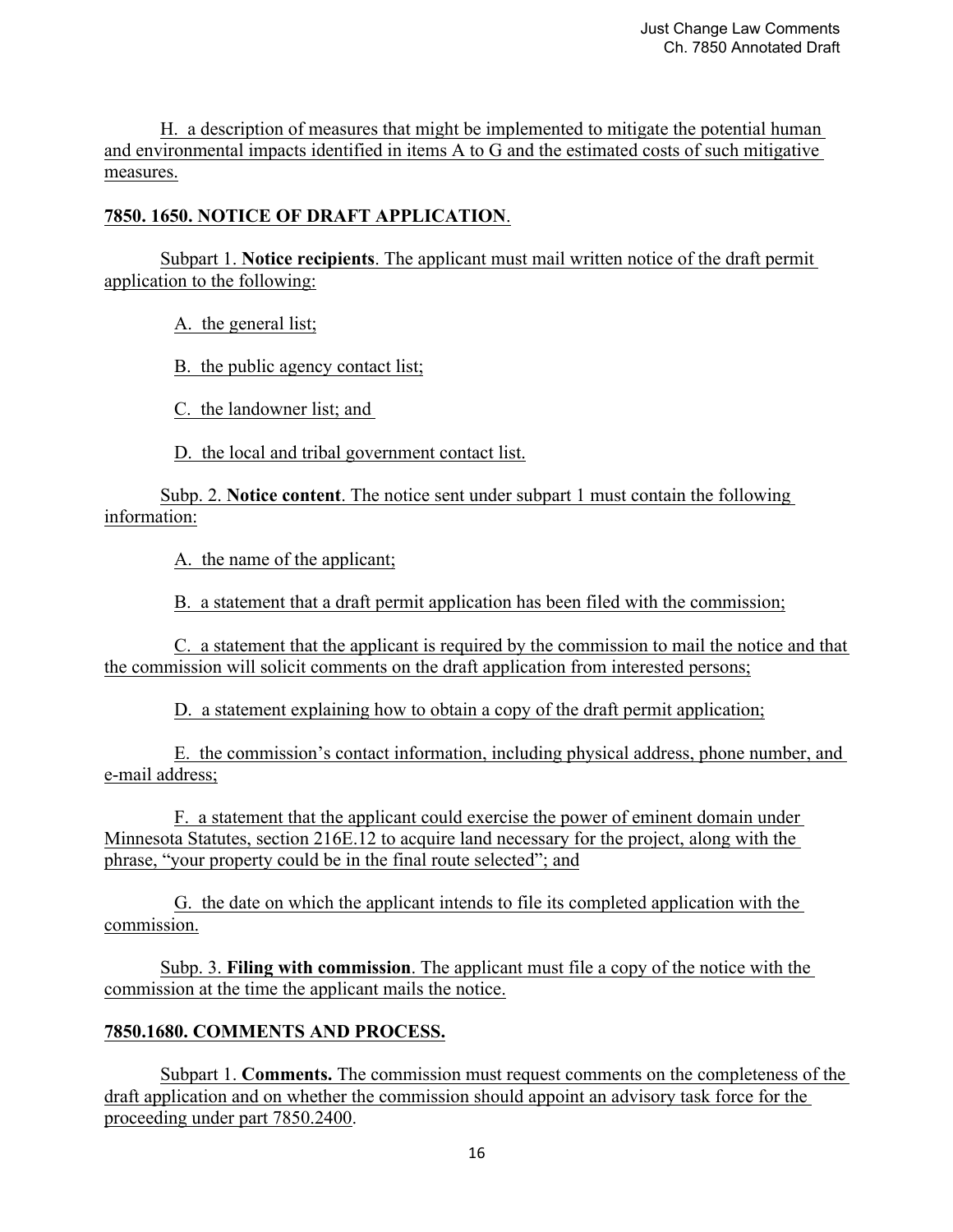H. a description of measures that might be implemented to mitigate the potential human and environmental impacts identified in items A to G and the estimated costs of such mitigative measures.

**7850. 1650. NOTICE OF DRAFT APPLICATION**.

Subpart 1. **Notice recipients**. The applicant must mail written notice of the draft permit application to the following:

A. the general list;

B. the public agency contact list;

C. the landowner list; and

D. the local and tribal government contact list.

Subp. 2. **Notice content**. The notice sent under subpart 1 must contain the following information:

A. the name of the applicant;

B. a statement that a draft permit application has been filed with the commission;

C. a statement that the applicant is required by the commission to mail the notice and that the commission will solicit comments on the draft application from interested persons;

D. a statement explaining how to obtain a copy of the draft permit application;

E. the commission's contact information, including physical address, phone number, and e-mail address;

F. a statement that the applicant could exercise the power of eminent domain under Minnesota Statutes, section 216E.12 to acquire land necessary for the project, along with the phrase, "your property could be in the final route selected"; and

G. the date on which the applicant intends to file its completed application with the commission.

Subp. 3. **Filing with commission**. The applicant must file a copy of the notice with the commission at the time the applicant mails the notice.

**7850.1680. COMMENTS AND PROCESS.**

Subpart 1. **Comments.** The commission must request comments on the completeness of the draft application and on whether the commission should appoint an advisory task force for the proceeding under part 7850.2400.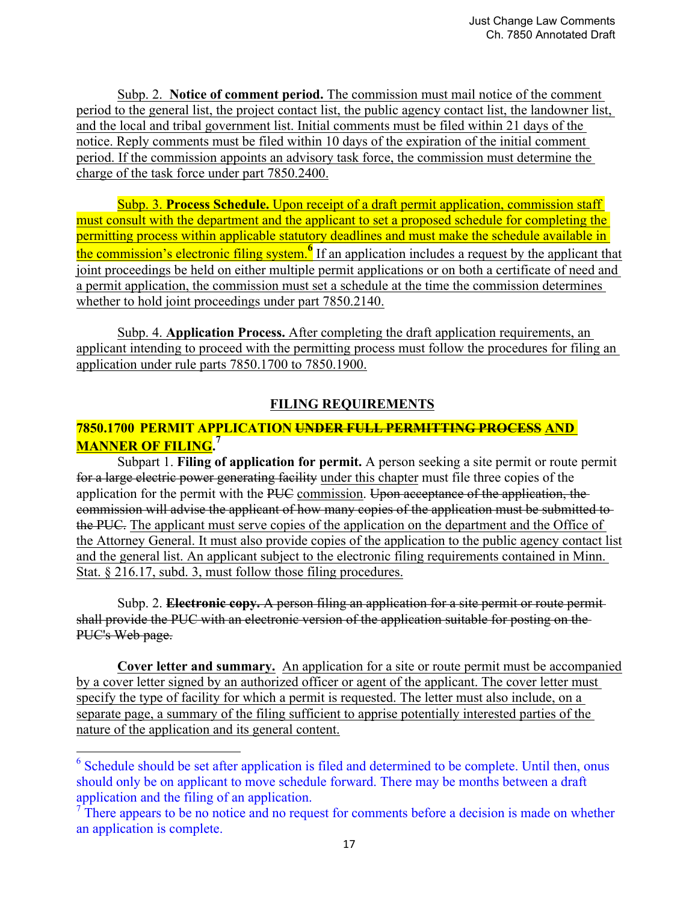Subp. 2. **Notice of comment period.** The commission must mail notice of the comment period to the general list, the project contact list, the public agency contact list, the landowner list, and the local and tribal government list. Initial comments must be filed within 21 days of the notice. Reply comments must be filed within 10 days of the expiration of the initial comment period. If the commission appoints an advisory task force, the commission must determine the charge of the task force under part 7850.2400.

Subp. 3. **Process Schedule.** Upon receipt of a draft permit application, commission staff must consult with the department and the applicant to set a proposed schedule for completing the permitting process within applicable statutory deadlines and must make the schedule available in the commission's electronic filing system.[6] If an application includes a request by the applicant that joint proceedings be held on either multiple permit applications or on both a certificate of need and a permit application, the commission must set a schedule at the time the commission determines whether to hold joint proceedings under part 7850.2140.

Subp. 4. **Application Process.** After completing the draft application requirements, an applicant intending to proceed with the permitting process must follow the procedures for filing an application under rule parts 7850.1700 to 7850.1900.

## FILING REQUIREMENTS

### 7850.1700 PERMIT APPLICATION ~~UNDER FULL PERMITTING PROCESS~~ AND MANNER OF FILING.[7]

Subpart 1. **Filing of application for permit.** A person seeking a site permit or route permit ~~for a large electric power generating facility~~ under this chapter must file three copies of the application for the permit with the ~~PUC~~ commission. ~~Upon acceptance of the application, the commission will advise the applicant of how many copies of the application must be submitted to the PUC.~~ The applicant must serve copies of the application on the department and the Office of the Attorney General. It must also provide copies of the application to the public agency contact list and the general list. An applicant subject to the electronic filing requirements contained in Minn. Stat. § 216.17, subd. 3, must follow those filing procedures.

Subp. 2. ~~**Electronic copy.** A person filing an application for a site permit or route permit shall provide the PUC with an electronic version of the application suitable for posting on the PUC's Web page.~~

**Cover letter and summary.** An application for a site or route permit must be accompanied by a cover letter signed by an authorized officer or agent of the applicant. The cover letter must specify the type of facility for which a permit is requested. The letter must also include, on a separate page, a summary of the filing sufficient to apprise potentially interested parties of the nature of the application and its general content.

---

[6] Schedule should be set after application is filed and determined to be complete. Until then, onus should only be on applicant to move schedule forward. There may be months between a draft application and the filing of an application.

[7] There appears to be no notice and no request for comments before a decision is made on whether an application is complete.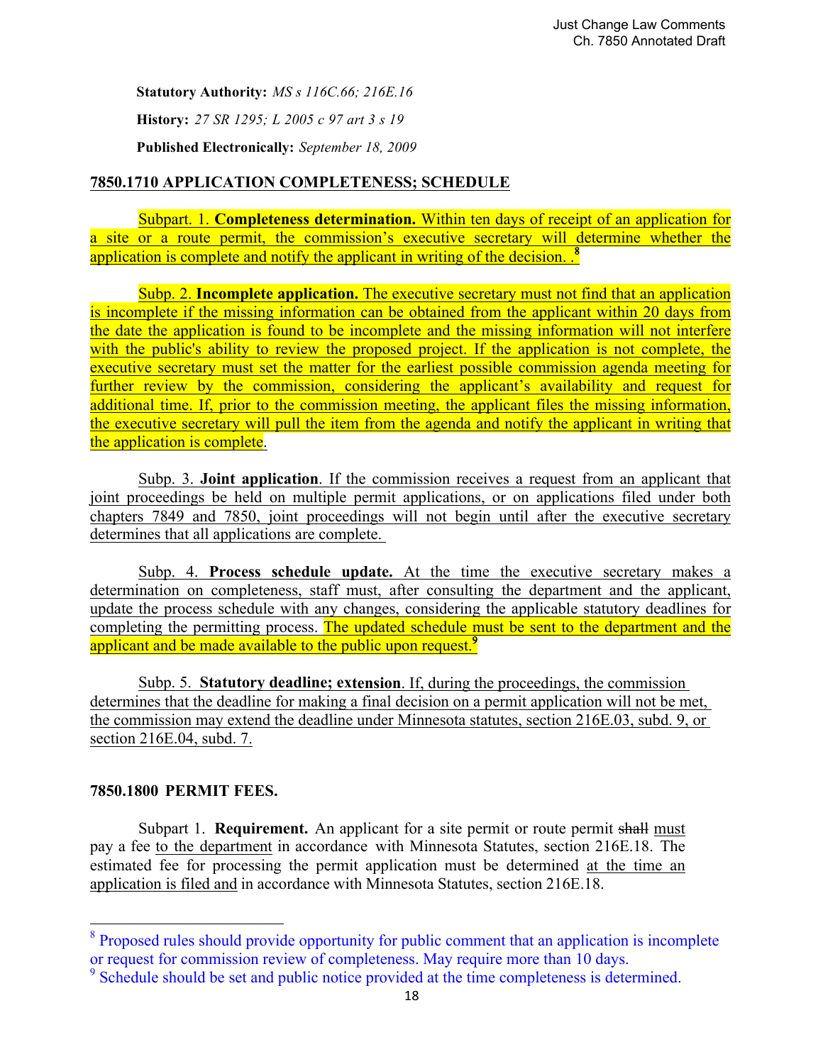**Statutory Authority:** *MS s 116C.66; 216E.16*

**History:** *27 SR 1295; L 2005 c 97 art 3 s 19*

**Published Electronically:** *September 18, 2009*

## 7850.1710 APPLICATION COMPLETENESS; SCHEDULE

Subpart. 1. **Completeness determination.** Within ten days of receipt of an application for a site or a route permit, the commission's executive secretary will determine whether the application is complete and notify the applicant in writing of the decision. .[8]

Subp. 2. **Incomplete application.** The executive secretary must not find that an application is incomplete if the missing information can be obtained from the applicant within 20 days from the date the application is found to be incomplete and the missing information will not interfere with the public's ability to review the proposed project. If the application is not complete, the executive secretary must set the matter for the earliest possible commission agenda meeting for further review by the commission, considering the applicant's availability and request for additional time. If, prior to the commission meeting, the applicant files the missing information, the executive secretary will pull the item from the agenda and notify the applicant in writing that the application is complete.

Subp. 3. **Joint application**. If the commission receives a request from an applicant that joint proceedings be held on multiple permit applications, or on applications filed under both chapters 7849 and 7850, joint proceedings will not begin until after the executive secretary determines that all applications are complete.

Subp. 4. **Process schedule update.** At the time the executive secretary makes a determination on completeness, staff must, after consulting the department and the applicant, update the process schedule with any changes, considering the applicable statutory deadlines for completing the permitting process. The updated schedule must be sent to the department and the applicant and be made available to the public upon request.[9]

Subp. 5. **Statutory deadline; extension**. If, during the proceedings, the commission determines that the deadline for making a final decision on a permit application will not be met, the commission may extend the deadline under Minnesota statutes, section 216E.03, subd. 9, or section 216E.04, subd. 7.

## 7850.1800 PERMIT FEES.

Subpart 1. **Requirement.** An applicant for a site permit or route permit ~~shall~~ must pay a fee to the department in accordance with Minnesota Statutes, section 216E.18. The estimated fee for processing the permit application must be determined at the time an application is filed and in accordance with Minnesota Statutes, section 216E.18.

---

[8] Proposed rules should provide opportunity for public comment that an application is incomplete or request for commission review of completeness. May require more than 10 days.

[9] Schedule should be set and public notice provided at the time completeness is determined.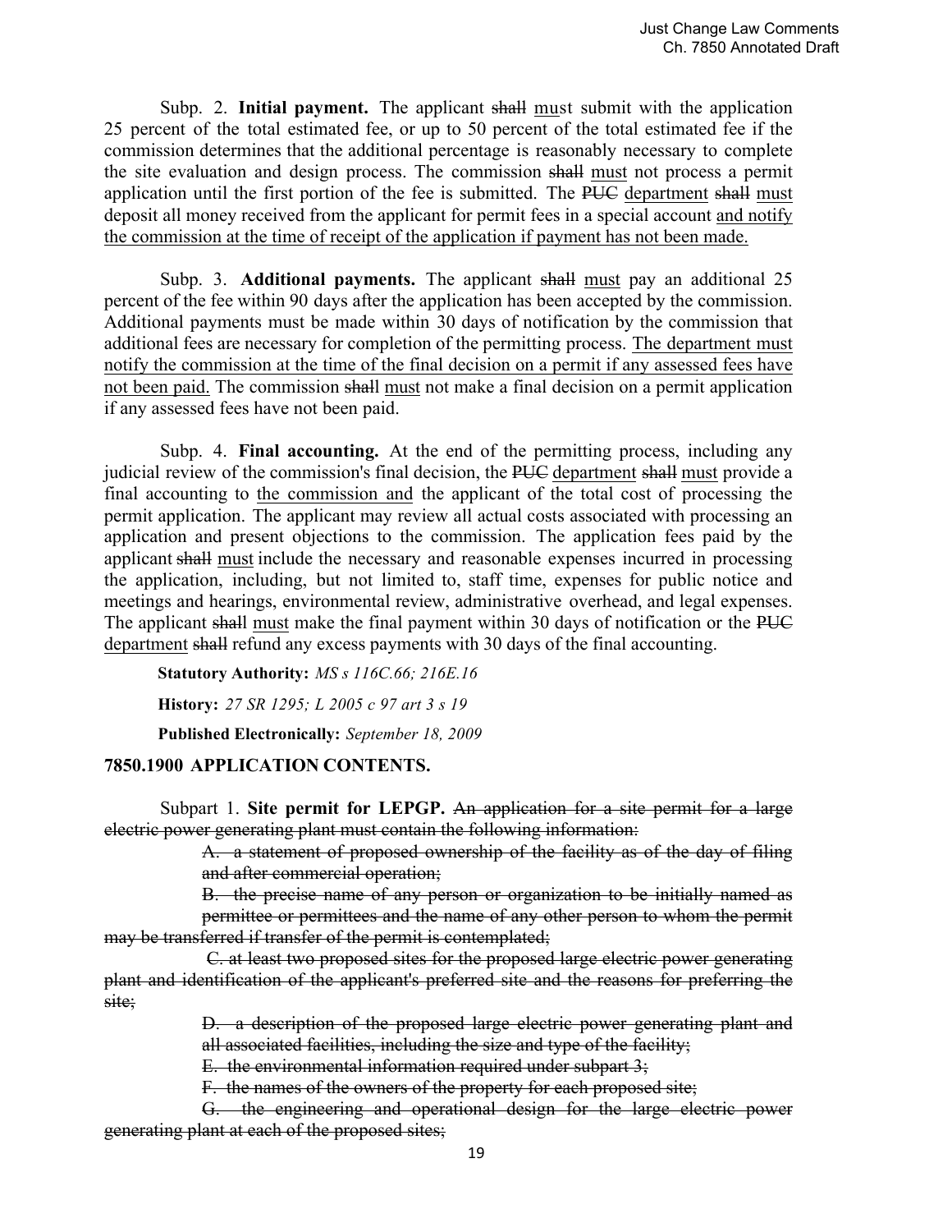Subp. 2. **Initial payment.** The applicant ~~shall~~ must submit with the application 25 percent of the total estimated fee, or up to 50 percent of the total estimated fee if the commission determines that the additional percentage is reasonably necessary to complete the site evaluation and design process. The commission ~~shall~~ must not process a permit application until the first portion of the fee is submitted. The ~~PUC~~ department ~~shall~~ must deposit all money received from the applicant for permit fees in a special account <u>and notify the commission at the time of receipt of the application if payment has not been made.</u>

Subp. 3. **Additional payments.** The applicant ~~shall~~ must pay an additional 25 percent of the fee within 90 days after the application has been accepted by the commission. Additional payments must be made within 30 days of notification by the commission that additional fees are necessary for completion of the permitting process. <u>The department must notify the commission at the time of the final decision on a permit if any assessed fees have not been paid.</u> The commission ~~shall~~ must not make a final decision on a permit application if any assessed fees have not been paid.

Subp. 4. **Final accounting.** At the end of the permitting process, including any judicial review of the commission's final decision, the ~~PUC~~ department ~~shall~~ must provide a final accounting to <u>the commission and</u> the applicant of the total cost of processing the permit application. The applicant may review all actual costs associated with processing an application and present objections to the commission. The application fees paid by the applicant ~~shall~~ must include the necessary and reasonable expenses incurred in processing the application, including, but not limited to, staff time, expenses for public notice and meetings and hearings, environmental review, administrative overhead, and legal expenses. The applicant ~~shall~~ must make the final payment within 30 days of notification or the ~~PUC~~ department ~~shall~~ refund any excess payments with 30 days of the final accounting.

**Statutory Authority:** *MS s 116C.66; 216E.16*

**History:** *27 SR 1295; L 2005 c 97 art 3 s 19*

**Published Electronically:** *September 18, 2009*

### 7850.1900 APPLICATION CONTENTS.

Subpart 1. **Site permit for LEPGP.** ~~An application for a site permit for a large electric power generating plant must contain the following information:~~

~~A. a statement of proposed ownership of the facility as of the day of filing and after commercial operation;~~

~~B. the precise name of any person or organization to be initially named as permittee or permittees and the name of any other person to whom the permit may be transferred if transfer of the permit is contemplated;~~

~~C. at least two proposed sites for the proposed large electric power generating plant and identification of the applicant's preferred site and the reasons for preferring the site;~~

~~D. a description of the proposed large electric power generating plant and all associated facilities, including the size and type of the facility;~~

~~E. the environmental information required under subpart 3;~~

~~F. the names of the owners of the property for each proposed site;~~

~~G. the engineering and operational design for the large electric power generating plant at each of the proposed sites;~~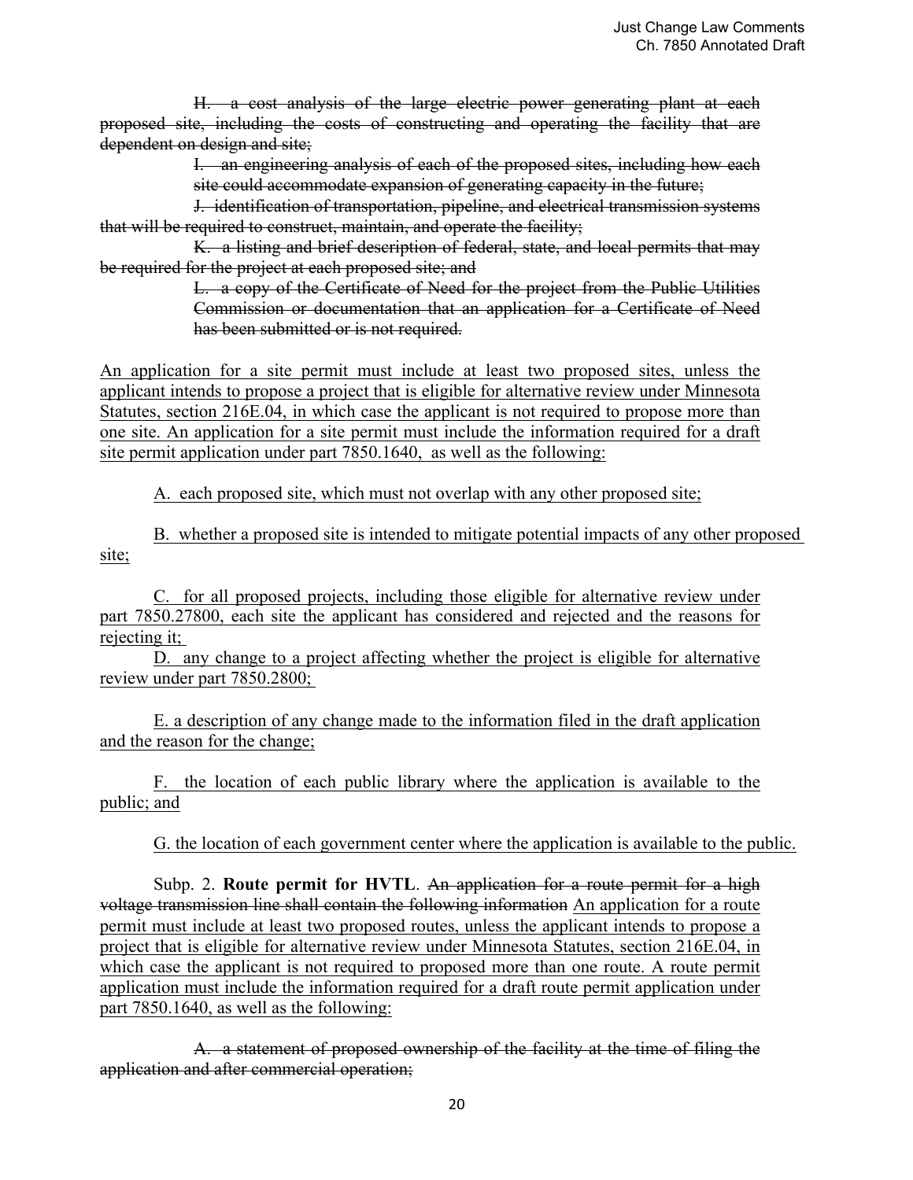~~H. a cost analysis of the large electric power generating plant at each proposed site, including the costs of constructing and operating the facility that are dependent on design and site;~~

~~I. an engineering analysis of each of the proposed sites, including how each site could accommodate expansion of generating capacity in the future;~~

~~J. identification of transportation, pipeline, and electrical transmission systems that will be required to construct, maintain, and operate the facility;~~

~~K. a listing and brief description of federal, state, and local permits that may be required for the project at each proposed site; and~~

~~L. a copy of the Certificate of Need for the project from the Public Utilities Commission or documentation that an application for a Certificate of Need has been submitted or is not required.~~

<u>An application for a site permit must include at least two proposed sites, unless the applicant intends to propose a project that is eligible for alternative review under Minnesota Statutes, section 216E.04, in which case the applicant is not required to propose more than one site. An application for a site permit must include the information required for a draft site permit application under part 7850.1640, as well as the following:</u>

<u>A. each proposed site, which must not overlap with any other proposed site;</u>

<u>B. whether a proposed site is intended to mitigate potential impacts of any other proposed site;</u>

<u>C. for all proposed projects, including those eligible for alternative review under part 7850.27800, each site the applicant has considered and rejected and the reasons for rejecting it;</u>

<u>D. any change to a project affecting whether the project is eligible for alternative review under part 7850.2800;</u>

<u>E. a description of any change made to the information filed in the draft application and the reason for the change;</u>

<u>F. the location of each public library where the application is available to the public; and</u>

<u>G. the location of each government center where the application is available to the public.</u>

Subp. 2. **Route permit for HVTL**. ~~An application for a route permit for a high voltage transmission line shall contain the following information~~ <u>An application for a route permit must include at least two proposed routes, unless the applicant intends to propose a project that is eligible for alternative review under Minnesota Statutes, section 216E.04, in which case the applicant is not required to proposed more than one route. A route permit application must include the information required for a draft route permit application under part 7850.1640, as well as the following:</u>

~~A. a statement of proposed ownership of the facility at the time of filing the application and after commercial operation;~~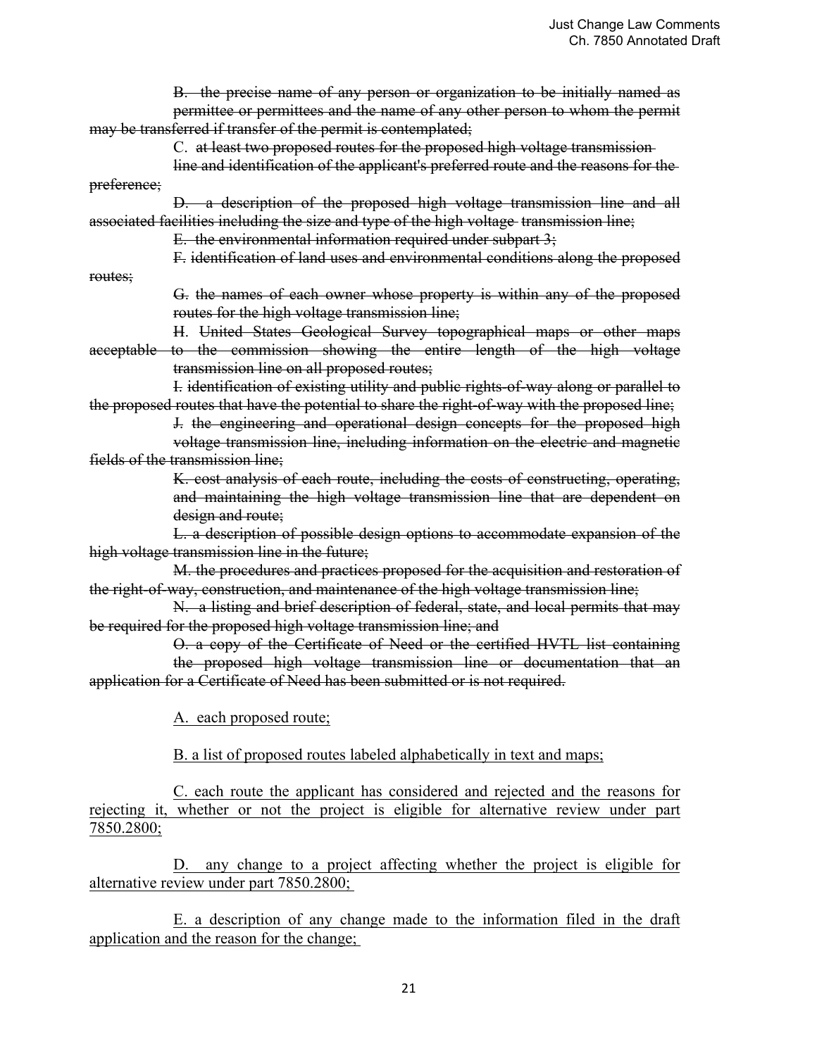~~B. the precise name of any person or organization to be initially named as permittee or permittees and the name of any other person to whom the permit may be transferred if transfer of the permit is contemplated;~~

C. ~~at least two proposed routes for the proposed high voltage transmission line and identification of the applicant's preferred route and the reasons for the preference;~~

~~D. a description of the proposed high voltage transmission line and all associated facilities including the size and type of the high voltage transmission line;~~

~~E. the environmental information required under subpart 3;~~

~~F. identification of land uses and environmental conditions along the proposed routes;~~

~~G. the names of each owner whose property is within any of the proposed routes for the high voltage transmission line;~~

~~H. United States Geological Survey topographical maps or other maps acceptable to the commission showing the entire length of the high voltage transmission line on all proposed routes;~~

~~I. identification of existing utility and public rights-of-way along or parallel to the proposed routes that have the potential to share the right-of-way with the proposed line;~~

~~J. the engineering and operational design concepts for the proposed high voltage transmission line, including information on the electric and magnetic fields of the transmission line;~~

~~K. cost analysis of each route, including the costs of constructing, operating, and maintaining the high voltage transmission line that are dependent on design and route;~~

~~L. a description of possible design options to accommodate expansion of the high voltage transmission line in the future;~~

~~M. the procedures and practices proposed for the acquisition and restoration of the right-of-way, construction, and maintenance of the high voltage transmission line;~~

~~N. a listing and brief description of federal, state, and local permits that may be required for the proposed high voltage transmission line; and~~

~~O. a copy of the Certificate of Need or the certified HVTL list containing the proposed high voltage transmission line or documentation that an application for a Certificate of Need has been submitted or is not required.~~

<u>A. each proposed route;</u>

<u>B. a list of proposed routes labeled alphabetically in text and maps;</u>

<u>C. each route the applicant has considered and rejected and the reasons for rejecting it, whether or not the project is eligible for alternative review under part 7850.2800;</u>

<u>D. any change to a project affecting whether the project is eligible for alternative review under part 7850.2800;</u>

<u>E. a description of any change made to the information filed in the draft application and the reason for the change;</u>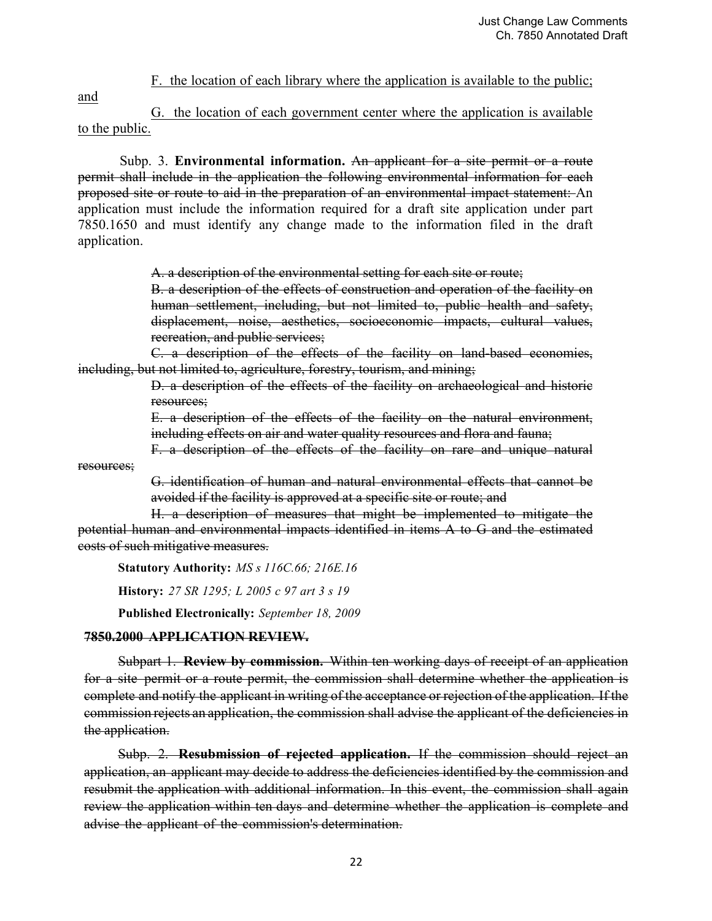F. the location of each library where the application is available to the public; and

G. the location of each government center where the application is available to the public.

Subp. 3. **Environmental information.** ~~An applicant for a site permit or a route permit shall include in the application the following environmental information for each proposed site or route to aid in the preparation of an environmental impact statement:~~ An application must include the information required for a draft site application under part 7850.1650 and must identify any change made to the information filed in the draft application.

~~A. a description of the environmental setting for each site or route;~~

~~B. a description of the effects of construction and operation of the facility on human settlement, including, but not limited to, public health and safety, displacement, noise, aesthetics, socioeconomic impacts, cultural values, recreation, and public services;~~

~~C. a description of the effects of the facility on land-based economies, including, but not limited to, agriculture, forestry, tourism, and mining;~~

~~D. a description of the effects of the facility on archaeological and historic resources;~~

~~E. a description of the effects of the facility on the natural environment, including effects on air and water quality resources and flora and fauna;~~

~~F. a description of the effects of the facility on rare and unique natural resources;~~

~~G. identification of human and natural environmental effects that cannot be avoided if the facility is approved at a specific site or route; and~~

~~H. a description of measures that might be implemented to mitigate the potential human and environmental impacts identified in items A to G and the estimated costs of such mitigative measures.~~

**Statutory Authority:** *MS s 116C.66; 216E.16*

**History:** *27 SR 1295; L 2005 c 97 art 3 s 19*

**Published Electronically:** *September 18, 2009*

~~**7850.2000 APPLICATION REVIEW.**~~

~~Subpart 1. **Review by commission.** Within ten working days of receipt of an application for a site permit or a route permit, the commission shall determine whether the application is complete and notify the applicant in writing of the acceptance or rejection of the application. If the commission rejects an application, the commission shall advise the applicant of the deficiencies in the application.~~

~~Subp. 2. **Resubmission of rejected application.** If the commission should reject an application, an applicant may decide to address the deficiencies identified by the commission and resubmit the application with additional information. In this event, the commission shall again review the application within ten days and determine whether the application is complete and advise the applicant of the commission's determination.~~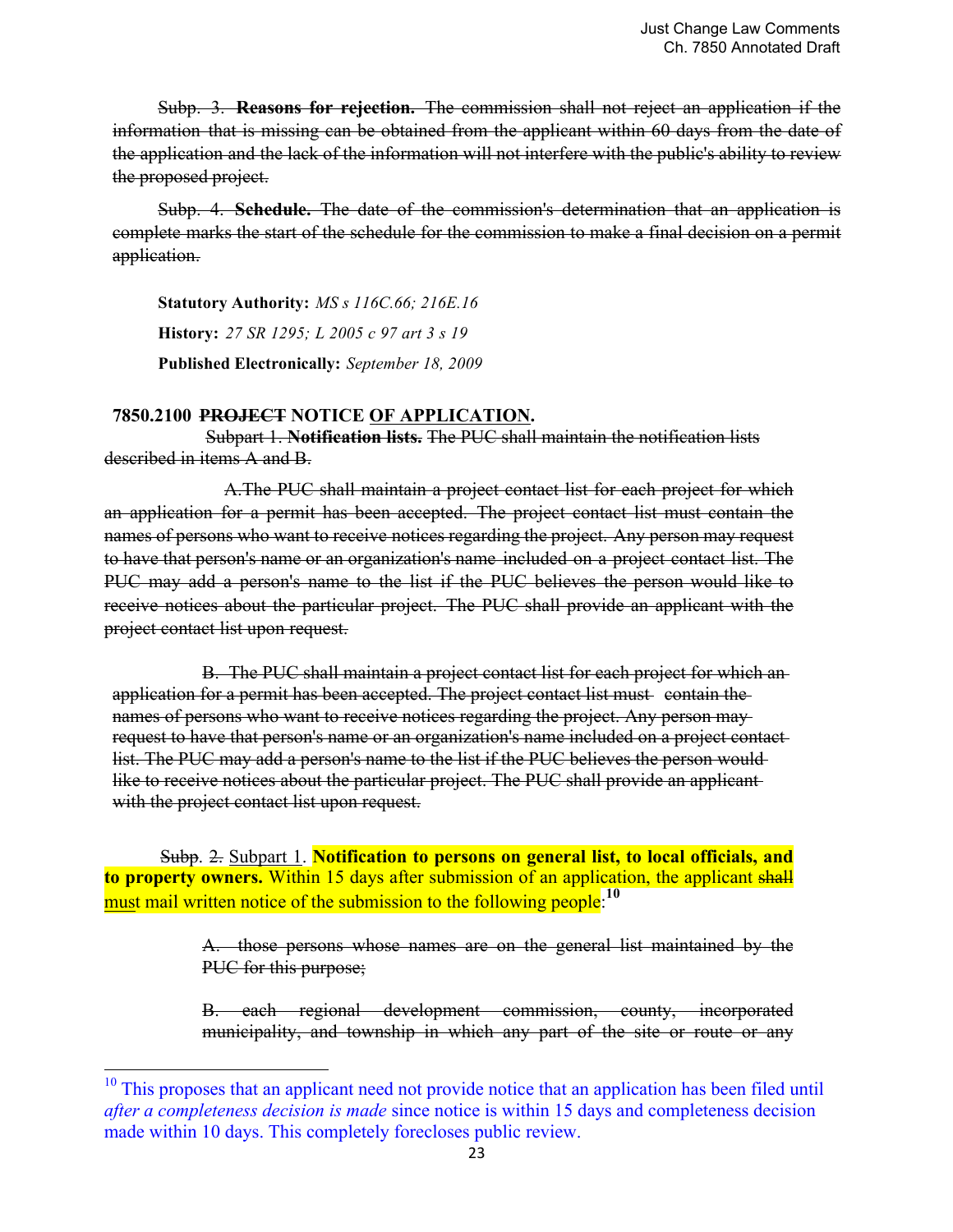~~Subp. 3. **Reasons for rejection.** The commission shall not reject an application if the information that is missing can be obtained from the applicant within 60 days from the date of the application and the lack of the information will not interfere with the public's ability to review the proposed project.~~

~~Subp. 4. **Schedule.** The date of the commission's determination that an application is complete marks the start of the schedule for the commission to make a final decision on a permit application.~~

**Statutory Authority:** *MS s 116C.66; 216E.16*

**History:** *27 SR 1295; L 2005 c 97 art 3 s 19*

**Published Electronically:** *September 18, 2009*

**7850.2100 ~~PROJECT~~ NOTICE <u>OF APPLICATION</u>.**

~~Subpart 1. **Notification lists.** The PUC shall maintain the notification lists described in items A and B.~~

~~A. The PUC shall maintain a project contact list for each project for which an application for a permit has been accepted. The project contact list must contain the names of persons who want to receive notices regarding the project. Any person may request to have that person's name or an organization's name included on a project contact list. The PUC may add a person's name to the list if the PUC believes the person would like to receive notices about the particular project. The PUC shall provide an applicant with the project contact list upon request.~~

~~B. The PUC shall maintain a project contact list for each project for which an application for a permit has been accepted. The project contact list must contain the names of persons who want to receive notices regarding the project. Any person may request to have that person's name or an organization's name included on a project contact list. The PUC may add a person's name to the list if the PUC believes the person would like to receive notices about the particular project. The PUC shall provide an applicant with the project contact list upon request.~~

~~Subp. 2.~~ <u>Subpart 1</u>. **Notification to persons on general list, to local officials, and to property owners.** Within 15 days after submission of an application, the applicant ~~shall~~ <u>must</u> mail written notice of the submission to the following people:[10]

~~A. those persons whose names are on the general list maintained by the PUC for this purpose;~~

~~B. each regional development commission, county, incorporated municipality, and township in which any part of the site or route or any~~

[10] This proposes that an applicant need not provide notice that an application has been filed until *after a completeness decision is made* since notice is within 15 days and completeness decision made within 10 days. This completely forecloses public review.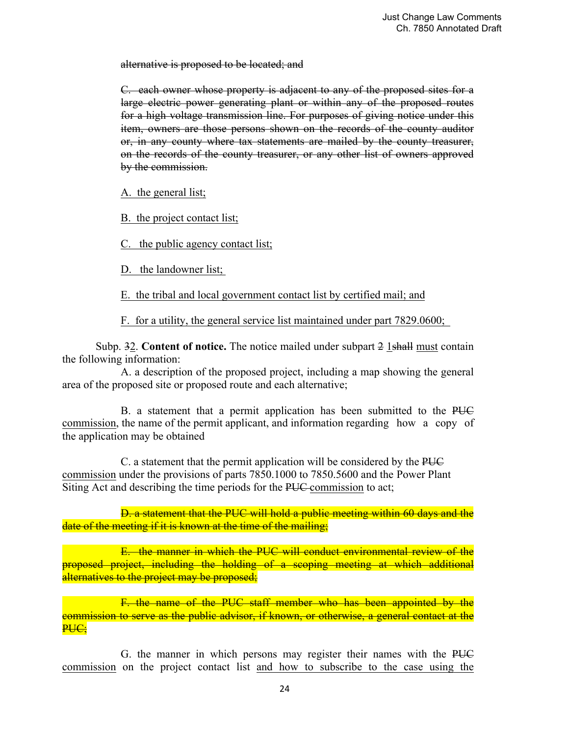~~alternative is proposed to be located; and~~

~~C. each owner whose property is adjacent to any of the proposed sites for a large electric power generating plant or within any of the proposed routes for a high voltage transmission line. For purposes of giving notice under this item, owners are those persons shown on the records of the county auditor or, in any county where tax statements are mailed by the county treasurer, on the records of the county treasurer, or any other list of owners approved by the commission.~~

<u>A. the general list;</u>

<u>B. the project contact list;</u>

<u>C. the public agency contact list;</u>

<u>D. the landowner list;</u>

<u>E. the tribal and local government contact list by certified mail; and</u>

<u>F. for a utility, the general service list maintained under part 7829.0600;</u>

Subp. ~~3~~2. **Content of notice.** The notice mailed under subpart ~~2~~ <u>1</u>~~shall~~ <u>must</u> contain the following information:

A. a description of the proposed project, including a map showing the general area of the proposed site or proposed route and each alternative;

B. a statement that a permit application has been submitted to the ~~PUC~~ <u>commission</u>, the name of the permit applicant, and information regarding how a copy of the application may be obtained

C. a statement that the permit application will be considered by the ~~PUC~~ <u>commission</u> under the provisions of parts 7850.1000 to 7850.5600 and the Power Plant Siting Act and describing the time periods for the ~~PUC~~ <u>commission</u> to act;

~~D. a statement that the PUC will hold a public meeting within 60 days and the date of the meeting if it is known at the time of the mailing;~~

~~E. the manner in which the PUC will conduct environmental review of the proposed project, including the holding of a scoping meeting at which additional alternatives to the project may be proposed;~~

~~F. the name of the PUC staff member who has been appointed by the commission to serve as the public advisor, if known, or otherwise, a general contact at the PUC;~~

G. the manner in which persons may register their names with the ~~PUC~~ <u>commission</u> on the project contact list <u>and how to subscribe to the case using the</u>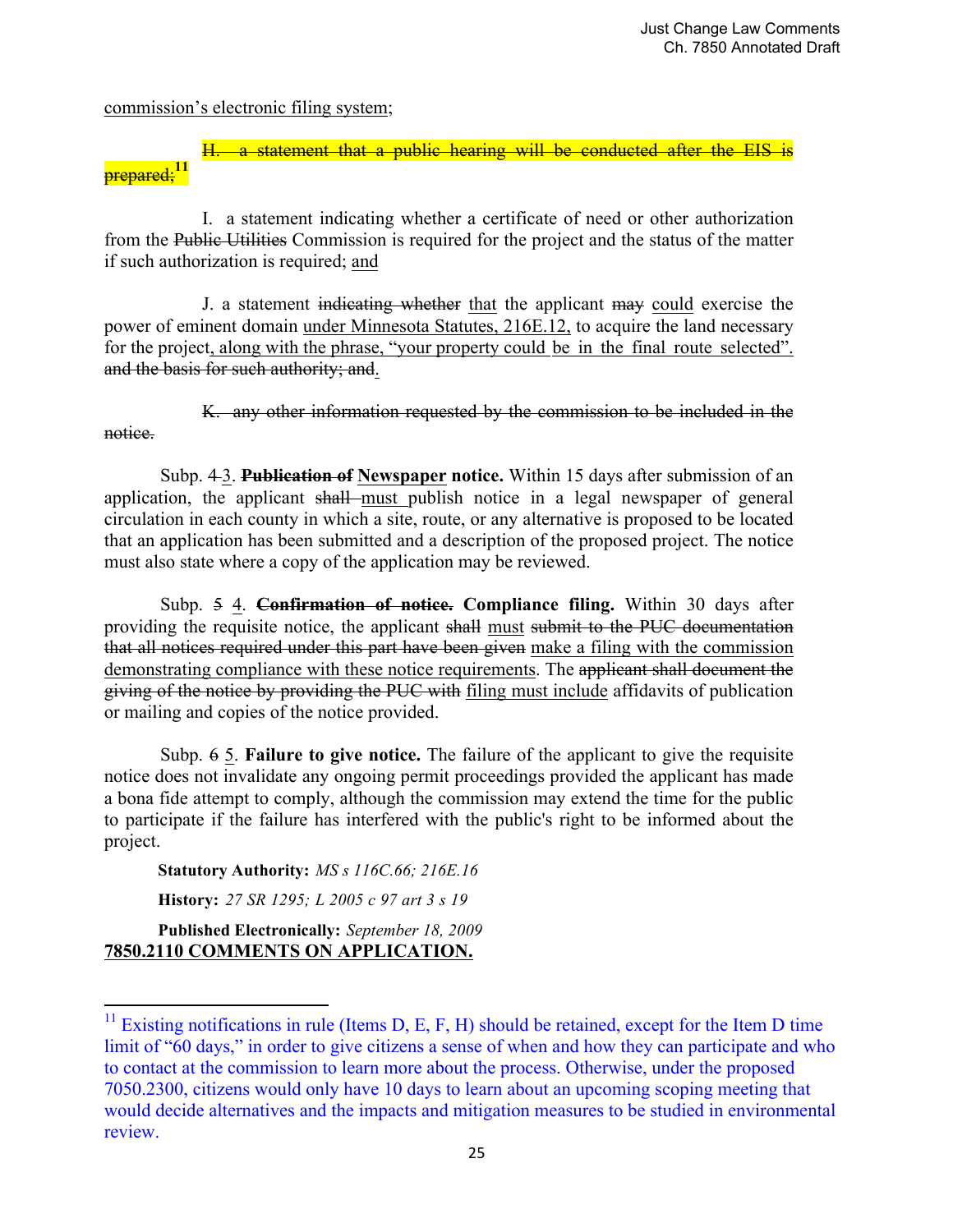commission's electronic filing system;

~~H. a statement that a public hearing will be conducted after the EIS is prepared;~~[11]

I. a statement indicating whether a certificate of need or other authorization from the ~~Public Utilities~~ Commission is required for the project and the status of the matter if such authorization is required; and

J. a statement ~~indicating whether~~ that the applicant ~~may~~ could exercise the power of eminent domain under Minnesota Statutes, 216E.12, to acquire the land necessary for the project, along with the phrase, "your property could be in the final route selected". ~~and the basis for such authority; and~~.

~~K. any other information requested by the commission to be included in the notice.~~

Subp. ~~4~~ 3. **~~Publication of~~ Newspaper notice.** Within 15 days after submission of an application, the applicant ~~shall~~ must publish notice in a legal newspaper of general circulation in each county in which a site, route, or any alternative is proposed to be located that an application has been submitted and a description of the proposed project. The notice must also state where a copy of the application may be reviewed.

Subp. ~~5~~ 4. **~~Confirmation of notice.~~ Compliance filing.** Within 30 days after providing the requisite notice, the applicant ~~shall~~ must ~~submit to the PUC documentation that all notices required under this part have been given~~ make a filing with the commission demonstrating compliance with these notice requirements. The ~~applicant shall document the giving of the notice by providing the PUC with~~ filing must include affidavits of publication or mailing and copies of the notice provided.

Subp. ~~6~~ 5. **Failure to give notice.** The failure of the applicant to give the requisite notice does not invalidate any ongoing permit proceedings provided the applicant has made a bona fide attempt to comply, although the commission may extend the time for the public to participate if the failure has interfered with the public's right to be informed about the project.

**Statutory Authority:** *MS s 116C.66; 216E.16*

**History:** *27 SR 1295; L 2005 c 97 art 3 s 19*

**Published Electronically:** *September 18, 2009*

**7850.2110 COMMENTS ON APPLICATION.**

[11] Existing notifications in rule (Items D, E, F, H) should be retained, except for the Item D time limit of "60 days," in order to give citizens a sense of when and how they can participate and who to contact at the commission to learn more about the process. Otherwise, under the proposed 7050.2300, citizens would only have 10 days to learn about an upcoming scoping meeting that would decide alternatives and the impacts and mitigation measures to be studied in environmental review.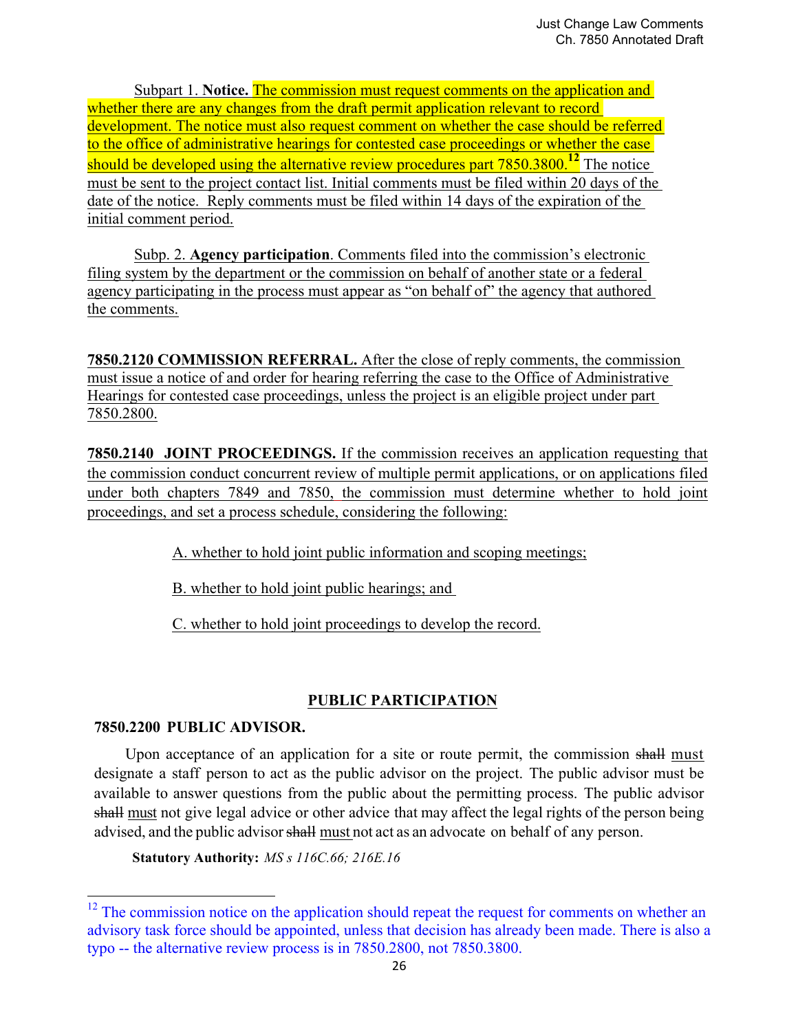Subpart 1. **Notice.** The commission must request comments on the application and whether there are any changes from the draft permit application relevant to record development. The notice must also request comment on whether the case should be referred to the office of administrative hearings for contested case proceedings or whether the case should be developed using the alternative review procedures part 7850.3800.[12] The notice must be sent to the project contact list. Initial comments must be filed within 20 days of the date of the notice. Reply comments must be filed within 14 days of the expiration of the initial comment period.

Subp. 2. **Agency participation**. Comments filed into the commission's electronic filing system by the department or the commission on behalf of another state or a federal agency participating in the process must appear as "on behalf of" the agency that authored the comments.

**7850.2120 COMMISSION REFERRAL.** After the close of reply comments, the commission must issue a notice of and order for hearing referring the case to the Office of Administrative Hearings for contested case proceedings, unless the project is an eligible project under part 7850.2800.

**7850.2140 JOINT PROCEEDINGS.** If the commission receives an application requesting that the commission conduct concurrent review of multiple permit applications, or on applications filed under both chapters 7849 and 7850, the commission must determine whether to hold joint proceedings, and set a process schedule, considering the following:

A. whether to hold joint public information and scoping meetings;

B. whether to hold joint public hearings; and

C. whether to hold joint proceedings to develop the record.

## PUBLIC PARTICIPATION

### 7850.2200 PUBLIC ADVISOR.

Upon acceptance of an application for a site or route permit, the commission ~~shall~~ must designate a staff person to act as the public advisor on the project. The public advisor must be available to answer questions from the public about the permitting process. The public advisor ~~shall~~ must not give legal advice or other advice that may affect the legal rights of the person being advised, and the public advisor ~~shall~~ must not act as an advocate on behalf of any person.

**Statutory Authority:** *MS s 116C.66; 216E.16*

---

[12] The commission notice on the application should repeat the request for comments on whether an advisory task force should be appointed, unless that decision has already been made. There is also a typo -- the alternative review process is in 7850.2800, not 7850.3800.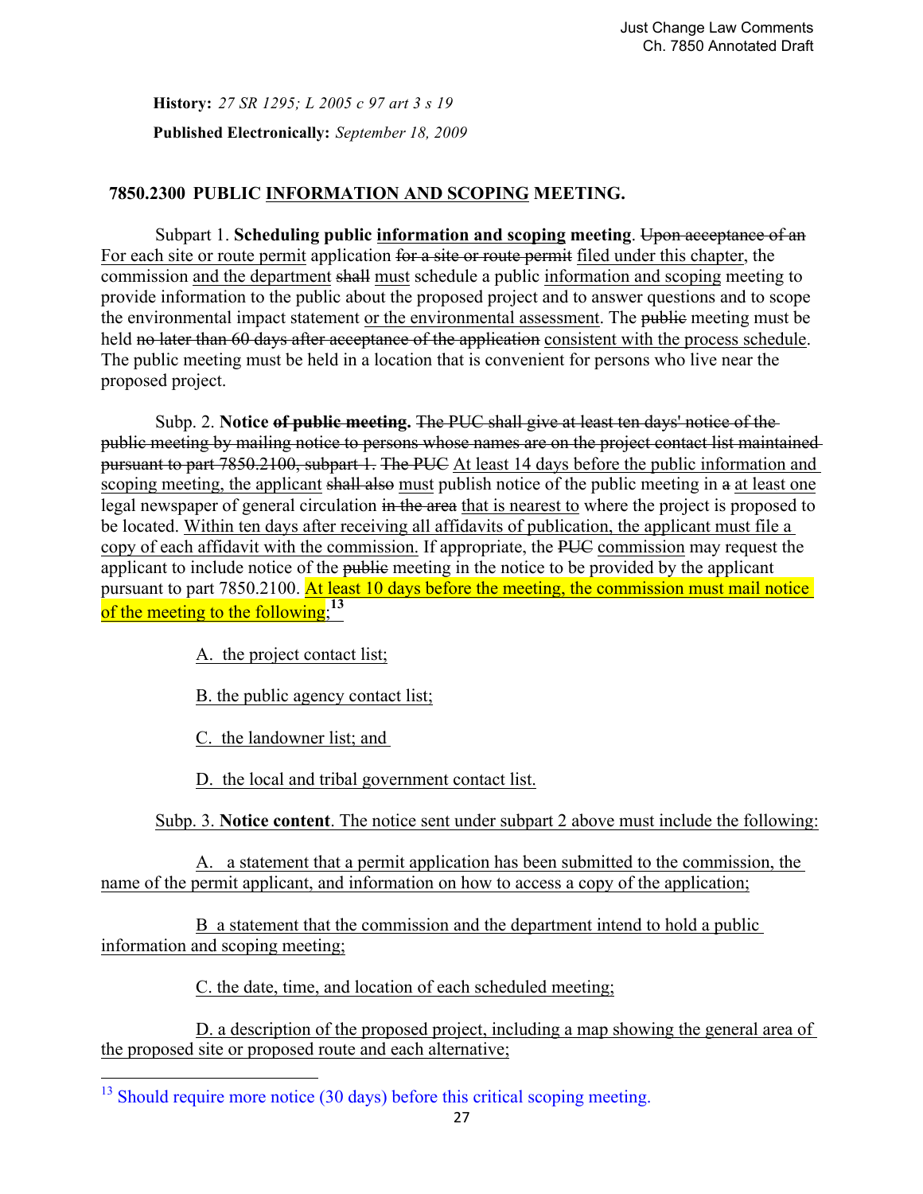**History:** *27 SR 1295; L 2005 c 97 art 3 s 19*

**Published Electronically:** *September 18, 2009*

## 7850.2300 PUBLIC INFORMATION AND SCOPING MEETING.

Subpart 1. **Scheduling public information and scoping meeting**. ~~Upon acceptance of an~~ For each site or route permit application ~~for a site or route permit~~ filed under this chapter, the commission and the department ~~shall~~ must schedule a public information and scoping meeting to provide information to the public about the proposed project and to answer questions and to scope the environmental impact statement or the environmental assessment. The ~~public~~ meeting must be held ~~no later than 60 days after acceptance of the application~~ consistent with the process schedule. The public meeting must be held in a location that is convenient for persons who live near the proposed project.

Subp. 2. **Notice ~~of public meeting~~.** ~~The PUC shall give at least ten days' notice of the public meeting by mailing notice to persons whose names are on the project contact list maintained pursuant to part 7850.2100, subpart 1. The PUC~~ At least 14 days before the public information and scoping meeting, the applicant ~~shall also~~ must publish notice of the public meeting in ~~a~~ at least one legal newspaper of general circulation ~~in the area~~ that is nearest to where the project is proposed to be located. Within ten days after receiving all affidavits of publication, the applicant must file a copy of each affidavit with the commission. If appropriate, the ~~PUC~~ commission may request the applicant to include notice of the ~~public~~ meeting in the notice to be provided by the applicant pursuant to part 7850.2100. At least 10 days before the meeting, the commission must mail notice of the meeting to the following;[13]

A. the project contact list;

B. the public agency contact list;

C. the landowner list; and

D. the local and tribal government contact list.

Subp. 3. **Notice content**. The notice sent under subpart 2 above must include the following:

A. a statement that a permit application has been submitted to the commission, the name of the permit applicant, and information on how to access a copy of the application;

B a statement that the commission and the department intend to hold a public information and scoping meeting;

C. the date, time, and location of each scheduled meeting;

D. a description of the proposed project, including a map showing the general area of the proposed site or proposed route and each alternative;

[13] Should require more notice (30 days) before this critical scoping meeting.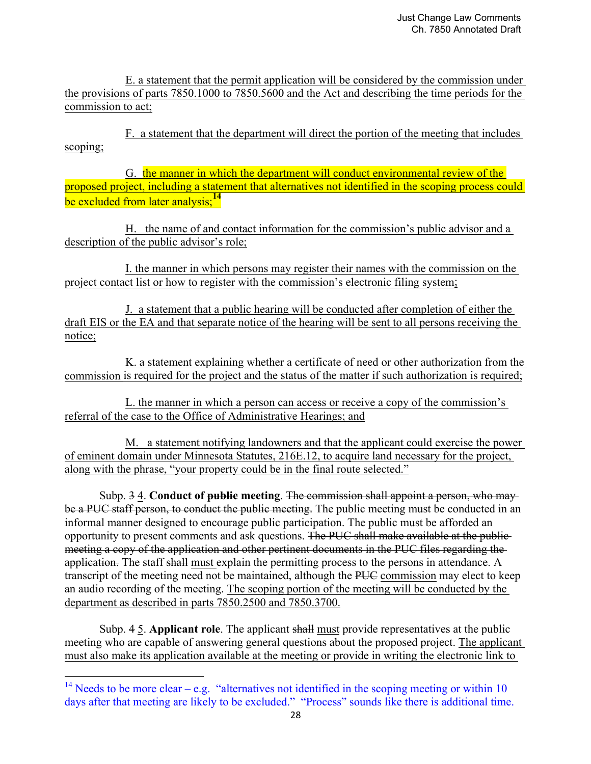E. a statement that the permit application will be considered by the commission under the provisions of parts 7850.1000 to 7850.5600 and the Act and describing the time periods for the commission to act;

F. a statement that the department will direct the portion of the meeting that includes scoping;

G. the manner in which the department will conduct environmental review of the proposed project, including a statement that alternatives not identified in the scoping process could be excluded from later analysis;[14]

H. the name of and contact information for the commission's public advisor and a description of the public advisor's role;

I. the manner in which persons may register their names with the commission on the project contact list or how to register with the commission's electronic filing system;

J. a statement that a public hearing will be conducted after completion of either the draft EIS or the EA and that separate notice of the hearing will be sent to all persons receiving the notice;

K. a statement explaining whether a certificate of need or other authorization from the commission is required for the project and the status of the matter if such authorization is required;

L. the manner in which a person can access or receive a copy of the commission's referral of the case to the Office of Administrative Hearings; and

M. a statement notifying landowners and that the applicant could exercise the power of eminent domain under Minnesota Statutes, 216E.12, to acquire land necessary for the project, along with the phrase, "your property could be in the final route selected."

Subp. ~~3~~ 4. **Conduct of ~~public~~ meeting**. ~~The commission shall appoint a person, who may be a PUC staff person, to conduct the public meeting.~~ The public meeting must be conducted in an informal manner designed to encourage public participation. The public must be afforded an opportunity to present comments and ask questions. ~~The PUC shall make available at the public meeting a copy of the application and other pertinent documents in the PUC files regarding the application.~~ The staff ~~shall~~ must explain the permitting process to the persons in attendance. A transcript of the meeting need not be maintained, although the ~~PUC~~ commission may elect to keep an audio recording of the meeting. The scoping portion of the meeting will be conducted by the department as described in parts 7850.2500 and 7850.3700.

Subp. ~~4~~ 5. **Applicant role**. The applicant ~~shall~~ must provide representatives at the public meeting who are capable of answering general questions about the proposed project. The applicant must also make its application available at the meeting or provide in writing the electronic link to

[14] Needs to be more clear – e.g. "alternatives not identified in the scoping meeting or within 10 days after that meeting are likely to be excluded." "Process" sounds like there is additional time.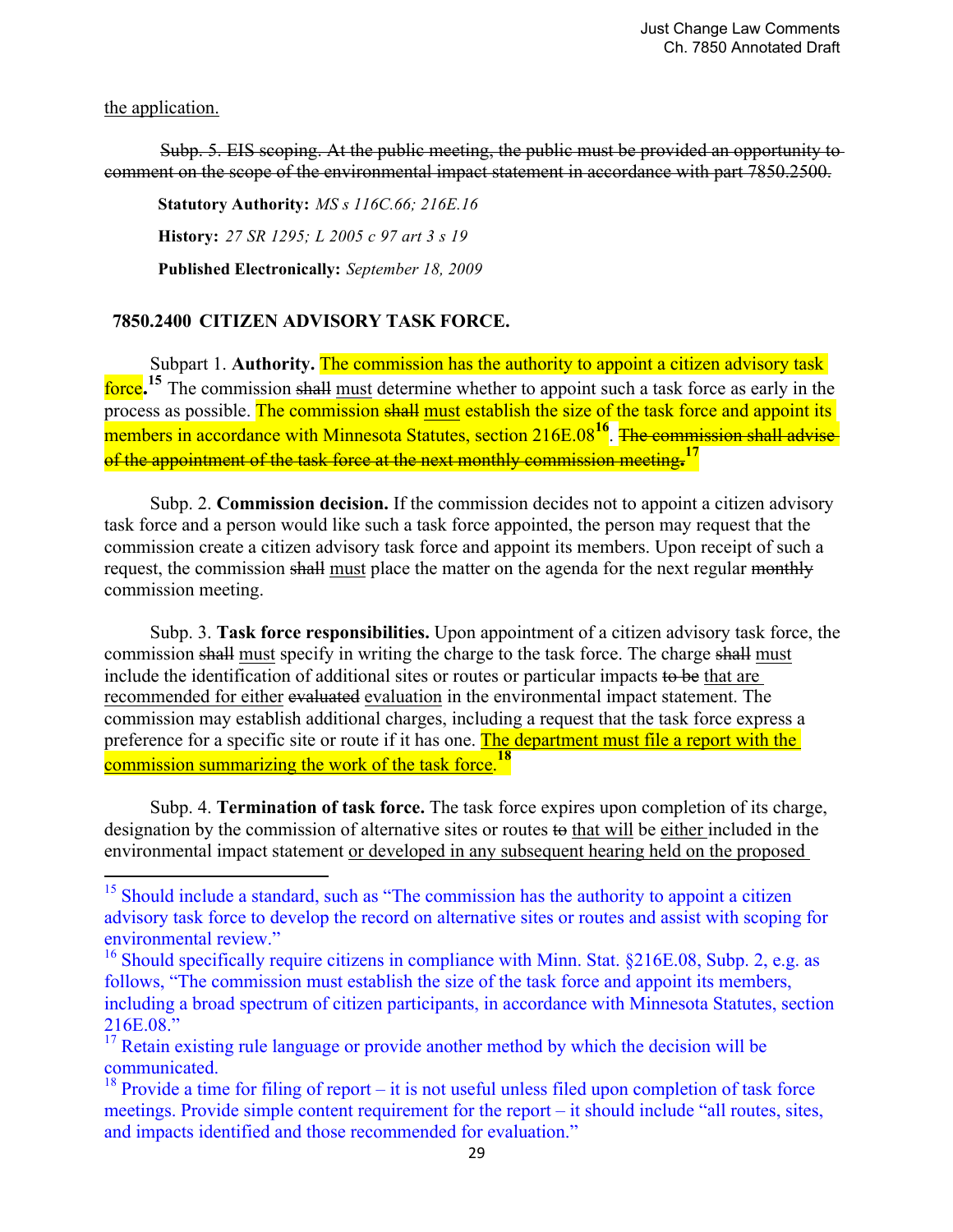the application.

~~Subp. 5. EIS scoping. At the public meeting, the public must be provided an opportunity to comment on the scope of the environmental impact statement in accordance with part 7850.2500.~~

**Statutory Authority:** *MS s 116C.66; 216E.16*

**History:** *27 SR 1295; L 2005 c 97 art 3 s 19*

**Published Electronically:** *September 18, 2009*

### 7850.2400 CITIZEN ADVISORY TASK FORCE.

Subpart 1. **Authority.** The commission has the authority to appoint a citizen advisory task force.[15] The commission ~~shall~~ must determine whether to appoint such a task force as early in the process as possible. The commission ~~shall~~ must establish the size of the task force and appoint its members in accordance with Minnesota Statutes, section 216E.08[16]. ~~The commission shall advise of the appointment of the task force at the next monthly commission meeting.~~[17]

Subp. 2. **Commission decision.** If the commission decides not to appoint a citizen advisory task force and a person would like such a task force appointed, the person may request that the commission create a citizen advisory task force and appoint its members. Upon receipt of such a request, the commission ~~shall~~ must place the matter on the agenda for the next regular ~~monthly~~ commission meeting.

Subp. 3. **Task force responsibilities.** Upon appointment of a citizen advisory task force, the commission ~~shall~~ must specify in writing the charge to the task force. The charge ~~shall~~ must include the identification of additional sites or routes or particular impacts ~~to be~~ that are recommended for either ~~evaluated~~ evaluation in the environmental impact statement. The commission may establish additional charges, including a request that the task force express a preference for a specific site or route if it has one. The department must file a report with the commission summarizing the work of the task force.[18]

Subp. 4. **Termination of task force.** The task force expires upon completion of its charge, designation by the commission of alternative sites or routes ~~to~~ that will be either included in the environmental impact statement or developed in any subsequent hearing held on the proposed

---

[15] Should include a standard, such as "The commission has the authority to appoint a citizen advisory task force to develop the record on alternative sites or routes and assist with scoping for environmental review."

[16] Should specifically require citizens in compliance with Minn. Stat. §216E.08, Subp. 2, e.g. as follows, "The commission must establish the size of the task force and appoint its members, including a broad spectrum of citizen participants, in accordance with Minnesota Statutes, section 216E.08."

[17] Retain existing rule language or provide another method by which the decision will be communicated.

[18] Provide a time for filing of report – it is not useful unless filed upon completion of task force meetings. Provide simple content requirement for the report – it should include "all routes, sites, and impacts identified and those recommended for evaluation."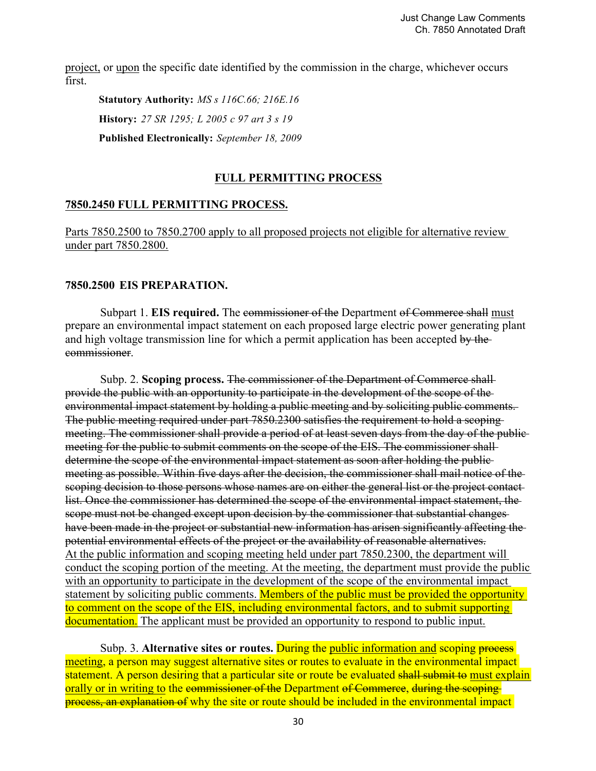project, or upon the specific date identified by the commission in the charge, whichever occurs first.

**Statutory Authority:** *MS s 116C.66; 216E.16*

**History:** *27 SR 1295; L 2005 c 97 art 3 s 19*

**Published Electronically:** *September 18, 2009*

## FULL PERMITTING PROCESS

### 7850.2450 FULL PERMITTING PROCESS.

Parts 7850.2500 to 7850.2700 apply to all proposed projects not eligible for alternative review under part 7850.2800.

### 7850.2500 EIS PREPARATION.

Subpart 1. **EIS required.** The ~~commissioner of the~~ Department ~~of Commerce shall~~ must prepare an environmental impact statement on each proposed large electric power generating plant and high voltage transmission line for which a permit application has been accepted ~~by the commissioner~~.

Subp. 2. **Scoping process.** ~~The commissioner of the Department of Commerce shall provide the public with an opportunity to participate in the development of the scope of the environmental impact statement by holding a public meeting and by soliciting public comments. The public meeting required under part 7850.2300 satisfies the requirement to hold a scoping meeting. The commissioner shall provide a period of at least seven days from the day of the public meeting for the public to submit comments on the scope of the EIS. The commissioner shall determine the scope of the environmental impact statement as soon after holding the public meeting as possible. Within five days after the decision, the commissioner shall mail notice of the scoping decision to those persons whose names are on either the general list or the project contact list. Once the commissioner has determined the scope of the environmental impact statement, the scope must not be changed except upon decision by the commissioner that substantial changes have been made in the project or substantial new information has arisen significantly affecting the potential environmental effects of the project or the availability of reasonable alternatives.~~ At the public information and scoping meeting held under part 7850.2300, the department will conduct the scoping portion of the meeting. At the meeting, the department must provide the public with an opportunity to participate in the development of the scope of the environmental impact statement by soliciting public comments. Members of the public must be provided the opportunity to comment on the scope of the EIS, including environmental factors, and to submit supporting documentation. The applicant must be provided an opportunity to respond to public input.

Subp. 3. **Alternative sites or routes.** During the public information and scoping ~~process~~ meeting, a person may suggest alternative sites or routes to evaluate in the environmental impact statement. A person desiring that a particular site or route be evaluated ~~shall submit to~~ must explain orally or in writing to the ~~commissioner of the~~ Department ~~of Commerce~~, ~~during the scoping process, an explanation of~~ why the site or route should be included in the environmental impact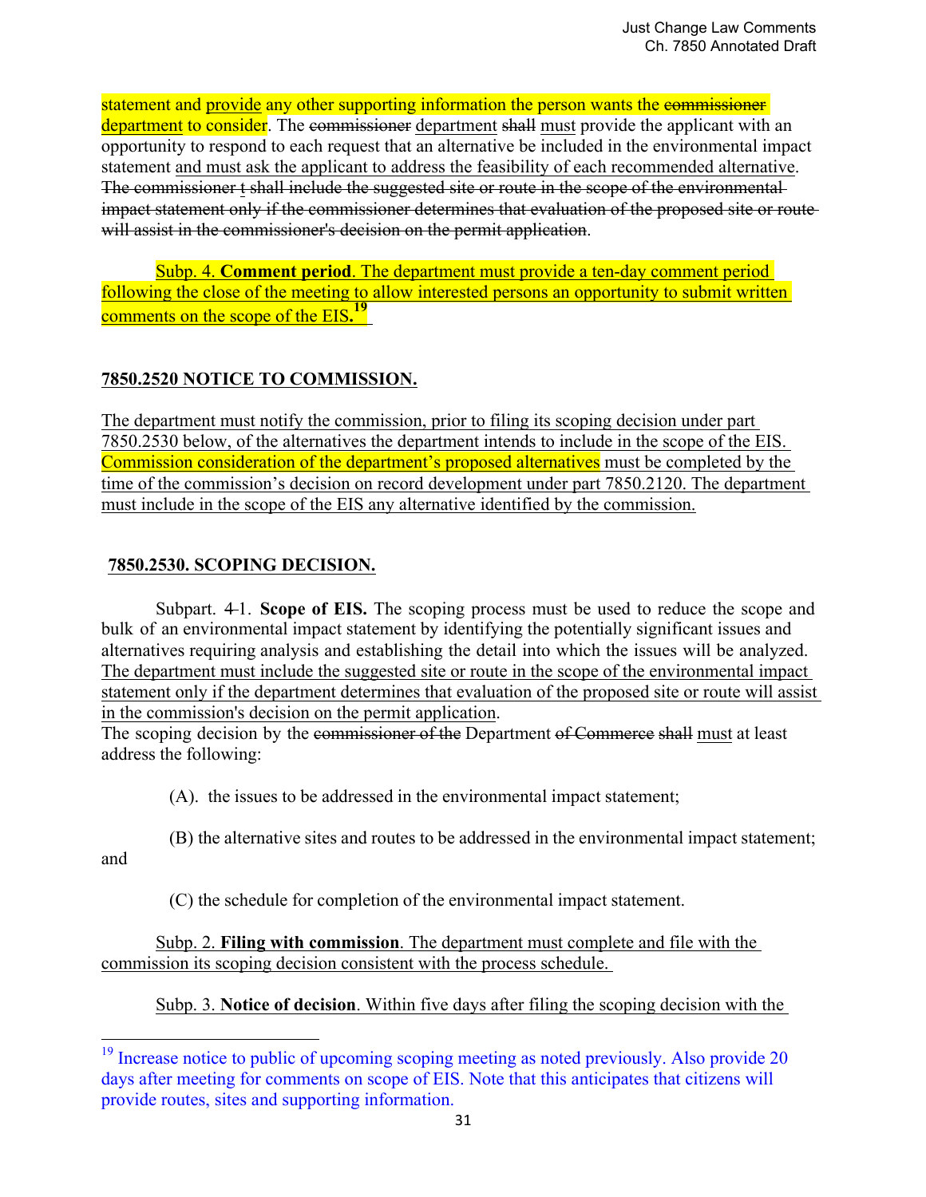statement and provide any other supporting information the person wants the ~~commissioner~~ department to consider. The ~~commissioner~~ department ~~shall~~ must provide the applicant with an opportunity to respond to each request that an alternative be included in the environmental impact statement and must ask the applicant to address the feasibility of each recommended alternative. ~~The commissioner t shall include the suggested site or route in the scope of the environmental impact statement only if the commissioner determines that evaluation of the proposed site or route will assist in the commissioner's decision on the permit application~~.

Subp. 4. **Comment period**. The department must provide a ten-day comment period following the close of the meeting to allow interested persons an opportunity to submit written comments on the scope of the EIS.[19]

## 7850.2520 NOTICE TO COMMISSION.

The department must notify the commission, prior to filing its scoping decision under part 7850.2530 below, of the alternatives the department intends to include in the scope of the EIS. Commission consideration of the department's proposed alternatives must be completed by the time of the commission's decision on record development under part 7850.2120. The department must include in the scope of the EIS any alternative identified by the commission.

## 7850.2530. SCOPING DECISION.

Subpart. ~~4~~1. **Scope of EIS.** The scoping process must be used to reduce the scope and bulk of an environmental impact statement by identifying the potentially significant issues and alternatives requiring analysis and establishing the detail into which the issues will be analyzed. The department must include the suggested site or route in the scope of the environmental impact statement only if the department determines that evaluation of the proposed site or route will assist in the commission's decision on the permit application.
The scoping decision by the ~~commissioner of the~~ Department ~~of Commerce~~ ~~shall~~ must at least address the following:

(A). the issues to be addressed in the environmental impact statement;

(B) the alternative sites and routes to be addressed in the environmental impact statement; and

(C) the schedule for completion of the environmental impact statement.

Subp. 2. **Filing with commission**. The department must complete and file with the commission its scoping decision consistent with the process schedule.

Subp. 3. **Notice of decision**. Within five days after filing the scoping decision with the

---

[19] Increase notice to public of upcoming scoping meeting as noted previously. Also provide 20 days after meeting for comments on scope of EIS. Note that this anticipates that citizens will provide routes, sites and supporting information.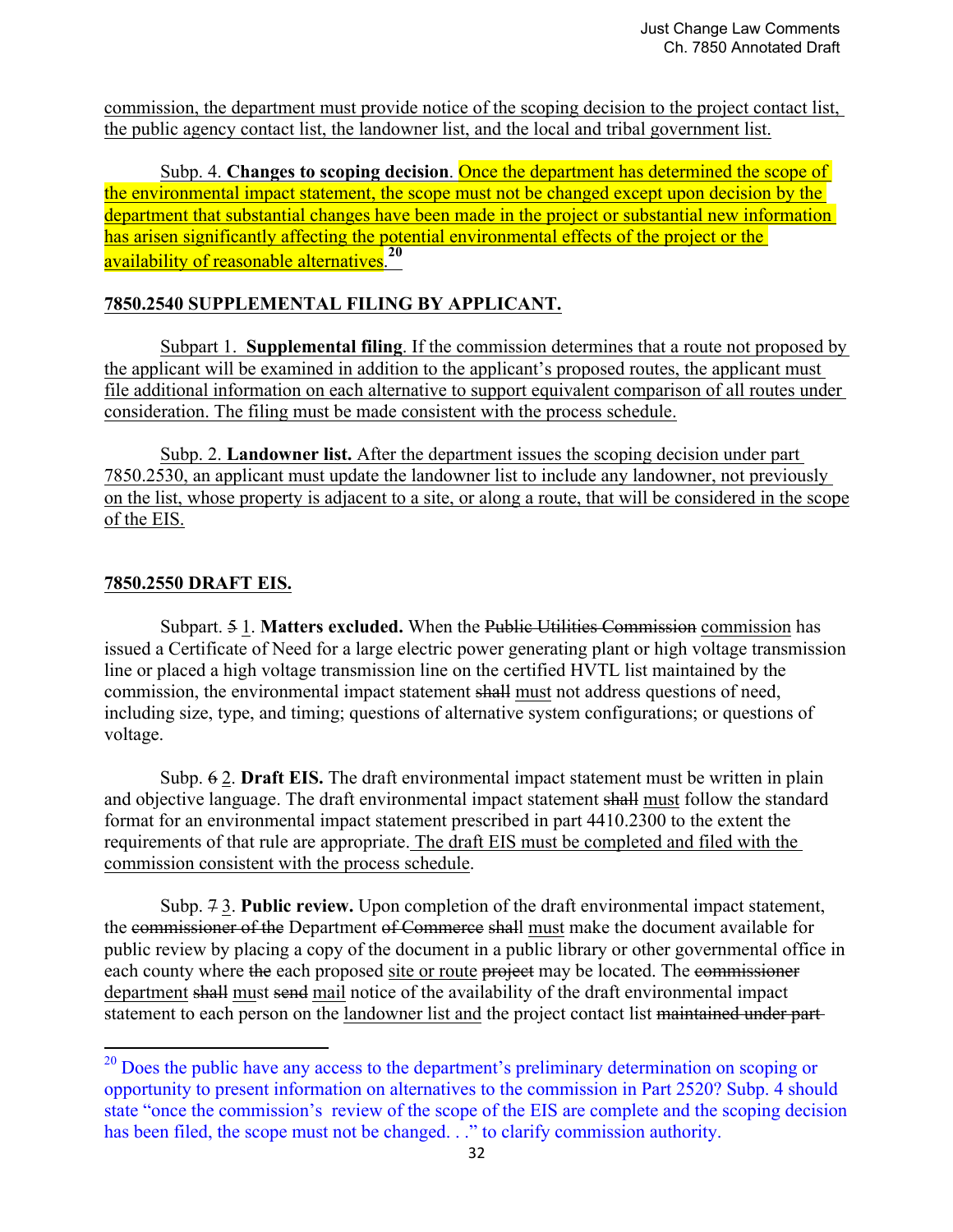commission, the department must provide notice of the scoping decision to the project contact list, the public agency contact list, the landowner list, and the local and tribal government list.

Subp. 4. **Changes to scoping decision**. Once the department has determined the scope of the environmental impact statement, the scope must not be changed except upon decision by the department that substantial changes have been made in the project or substantial new information has arisen significantly affecting the potential environmental effects of the project or the availability of reasonable alternatives.[20]

**7850.2540 SUPPLEMENTAL FILING BY APPLICANT.**

Subpart 1. **Supplemental filing**. If the commission determines that a route not proposed by the applicant will be examined in addition to the applicant's proposed routes, the applicant must file additional information on each alternative to support equivalent comparison of all routes under consideration. The filing must be made consistent with the process schedule.

Subp. 2. **Landowner list.** After the department issues the scoping decision under part 7850.2530, an applicant must update the landowner list to include any landowner, not previously on the list, whose property is adjacent to a site, or along a route, that will be considered in the scope of the EIS.

**7850.2550 DRAFT EIS.**

Subpart. ~~5~~ 1. **Matters excluded.** When the ~~Public Utilities Commission~~ commission has issued a Certificate of Need for a large electric power generating plant or high voltage transmission line or placed a high voltage transmission line on the certified HVTL list maintained by the commission, the environmental impact statement ~~shall~~ must not address questions of need, including size, type, and timing; questions of alternative system configurations; or questions of voltage.

Subp. ~~6~~ 2. **Draft EIS.** The draft environmental impact statement must be written in plain and objective language. The draft environmental impact statement ~~shall~~ must follow the standard format for an environmental impact statement prescribed in part 4410.2300 to the extent the requirements of that rule are appropriate. The draft EIS must be completed and filed with the commission consistent with the process schedule.

Subp. ~~7~~ 3. **Public review.** Upon completion of the draft environmental impact statement, the ~~commissioner of the~~ Department ~~of Commerce~~ ~~shall~~ must make the document available for public review by placing a copy of the document in a public library or other governmental office in each county where ~~the~~ each proposed site or route ~~project~~ may be located. The ~~commissioner~~ department ~~shall~~ must ~~send~~ mail notice of the availability of the draft environmental impact statement to each person on the landowner list and the project contact list ~~maintained under part~~

---

[20] Does the public have any access to the department's preliminary determination on scoping or opportunity to present information on alternatives to the commission in Part 2520? Subp. 4 should state "once the commission's review of the scope of the EIS are complete and the scoping decision has been filed, the scope must not be changed. . ." to clarify commission authority.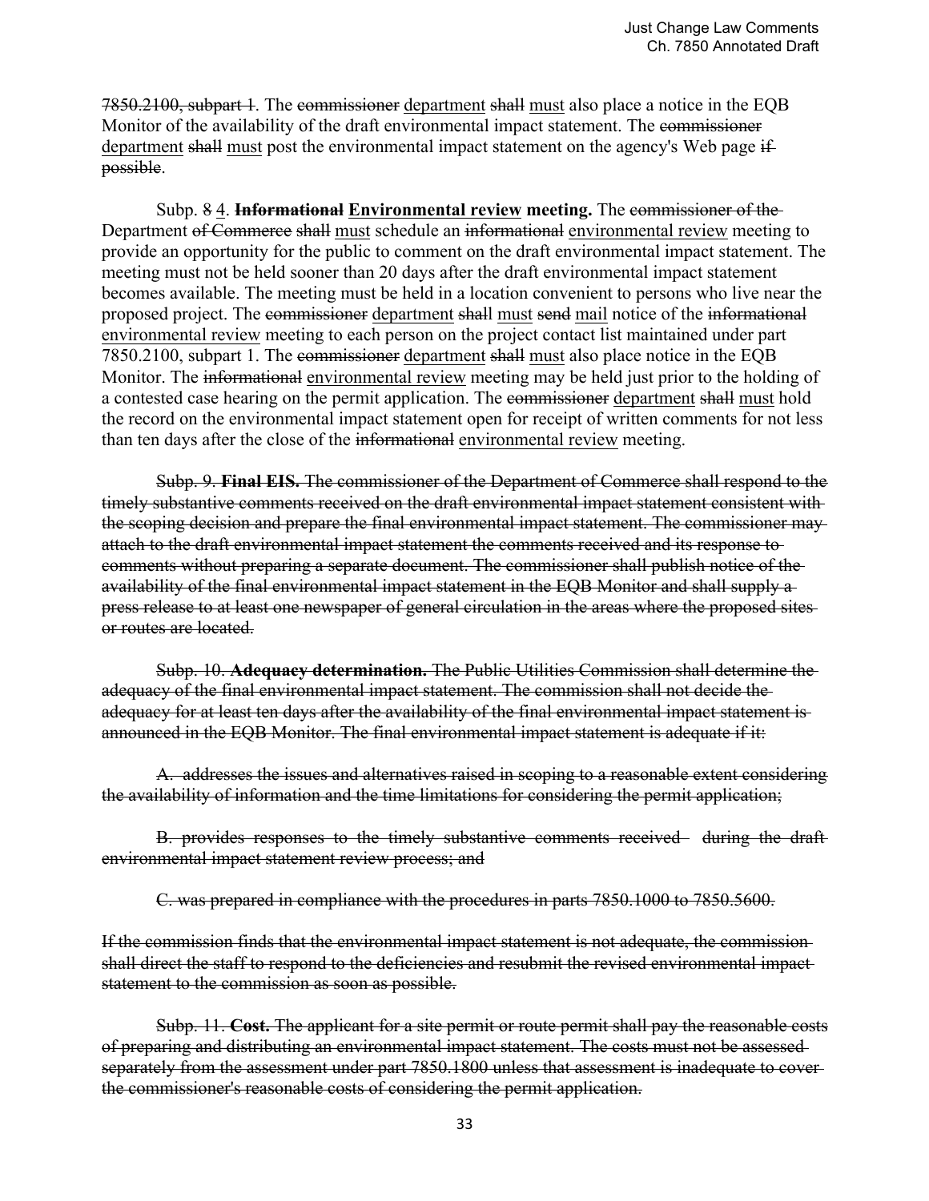~~7850.2100, subpart 1~~. The ~~commissioner~~ <u>department</u> ~~shall~~ <u>must</u> also place a notice in the EQB Monitor of the availability of the draft environmental impact statement. The ~~commissioner~~ <u>department</u> ~~shall~~ <u>must</u> post the environmental impact statement on the agency's Web page ~~if possible~~.

Subp. ~~8~~ <u>4</u>. **~~Informational~~** **<u>Environmental review</u> meeting.** The ~~commissioner of the~~ Department ~~of Commerce~~ ~~shall~~ <u>must</u> schedule an ~~informational~~ <u>environmental review</u> meeting to provide an opportunity for the public to comment on the draft environmental impact statement. The meeting must not be held sooner than 20 days after the draft environmental impact statement becomes available. The meeting must be held in a location convenient to persons who live near the proposed project. The ~~commissioner~~ <u>department</u> ~~shall~~ <u>must</u> ~~send~~ <u>mail</u> notice of the ~~informational~~ <u>environmental review</u> meeting to each person on the project contact list maintained under part 7850.2100, subpart 1. The ~~commissioner~~ <u>department</u> ~~shall~~ <u>must</u> also place notice in the EQB Monitor. The ~~informational~~ <u>environmental review</u> meeting may be held just prior to the holding of a contested case hearing on the permit application. The ~~commissioner~~ <u>department</u> ~~shall~~ <u>must</u> hold the record on the environmental impact statement open for receipt of written comments for not less than ten days after the close of the ~~informational~~ <u>environmental review</u> meeting.

~~Subp. 9. **Final EIS.** The commissioner of the Department of Commerce shall respond to the timely substantive comments received on the draft environmental impact statement consistent with the scoping decision and prepare the final environmental impact statement. The commissioner may attach to the draft environmental impact statement the comments received and its response to comments without preparing a separate document. The commissioner shall publish notice of the availability of the final environmental impact statement in the EQB Monitor and shall supply a press release to at least one newspaper of general circulation in the areas where the proposed sites or routes are located.~~

~~Subp. 10. **Adequacy determination.** The Public Utilities Commission shall determine the adequacy of the final environmental impact statement. The commission shall not decide the adequacy for at least ten days after the availability of the final environmental impact statement is announced in the EQB Monitor. The final environmental impact statement is adequate if it:~~

~~A. addresses the issues and alternatives raised in scoping to a reasonable extent considering the availability of information and the time limitations for considering the permit application;~~

~~B. provides responses to the timely substantive comments received during the draft environmental impact statement review process; and~~

~~C. was prepared in compliance with the procedures in parts 7850.1000 to 7850.5600.~~

~~If the commission finds that the environmental impact statement is not adequate, the commission shall direct the staff to respond to the deficiencies and resubmit the revised environmental impact statement to the commission as soon as possible.~~

~~Subp. 11. **Cost.** The applicant for a site permit or route permit shall pay the reasonable costs of preparing and distributing an environmental impact statement. The costs must not be assessed separately from the assessment under part 7850.1800 unless that assessment is inadequate to cover the commissioner's reasonable costs of considering the permit application.~~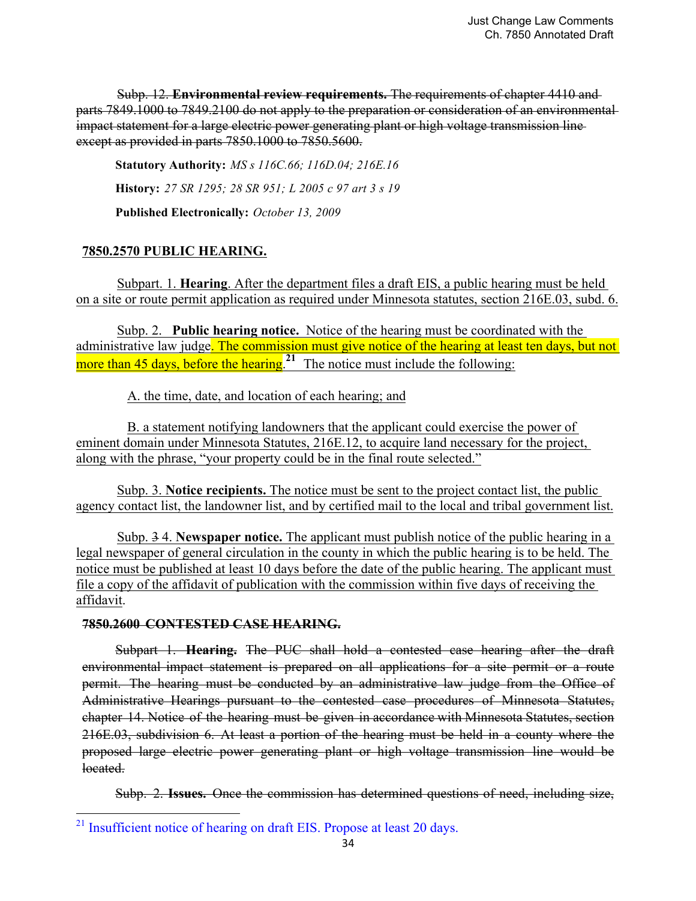Subp. 12. **Environmental review requirements.** ~~The requirements of chapter 4410 and parts 7849.1000 to 7849.2100 do not apply to the preparation or consideration of an environmental impact statement for a large electric power generating plant or high voltage transmission line except as provided in parts 7850.1000 to 7850.5600.~~

**Statutory Authority:** *MS s 116C.66; 116D.04; 216E.16*

**History:** *27 SR 1295; 28 SR 951; L 2005 c 97 art 3 s 19*

**Published Electronically:** *October 13, 2009*

**7850.2570 PUBLIC HEARING.**

Subpart. 1. **Hearing**. After the department files a draft EIS, a public hearing must be held on a site or route permit application as required under Minnesota statutes, section 216E.03, subd. 6.

Subp. 2. **Public hearing notice.** Notice of the hearing must be coordinated with the administrative law judge. The commission must give notice of the hearing at least ten days, but not more than 45 days, before the hearing.[21] The notice must include the following:

A. the time, date, and location of each hearing; and

B. a statement notifying landowners that the applicant could exercise the power of eminent domain under Minnesota Statutes, 216E.12, to acquire land necessary for the project, along with the phrase, "your property could be in the final route selected."

Subp. 3. **Notice recipients.** The notice must be sent to the project contact list, the public agency contact list, the landowner list, and by certified mail to the local and tribal government list.

Subp. ~~3~~ 4. **Newspaper notice.** The applicant must publish notice of the public hearing in a legal newspaper of general circulation in the county in which the public hearing is to be held. The notice must be published at least 10 days before the date of the public hearing. The applicant must file a copy of the affidavit of publication with the commission within five days of receiving the affidavit.

~~**7850.2600 CONTESTED CASE HEARING.**~~

Subpart 1. **Hearing.** ~~The PUC shall hold a contested case hearing after the draft environmental impact statement is prepared on all applications for a site permit or a route permit. The hearing must be conducted by an administrative law judge from the Office of Administrative Hearings pursuant to the contested case procedures of Minnesota Statutes, chapter 14. Notice of the hearing must be given in accordance with Minnesota Statutes, section 216E.03, subdivision 6. At least a portion of the hearing must be held in a county where the proposed large electric power generating plant or high voltage transmission line would be located.~~

Subp. 2. **Issues.** ~~Once the commission has determined questions of need, including size,~~

[21] Insufficient notice of hearing on draft EIS. Propose at least 20 days.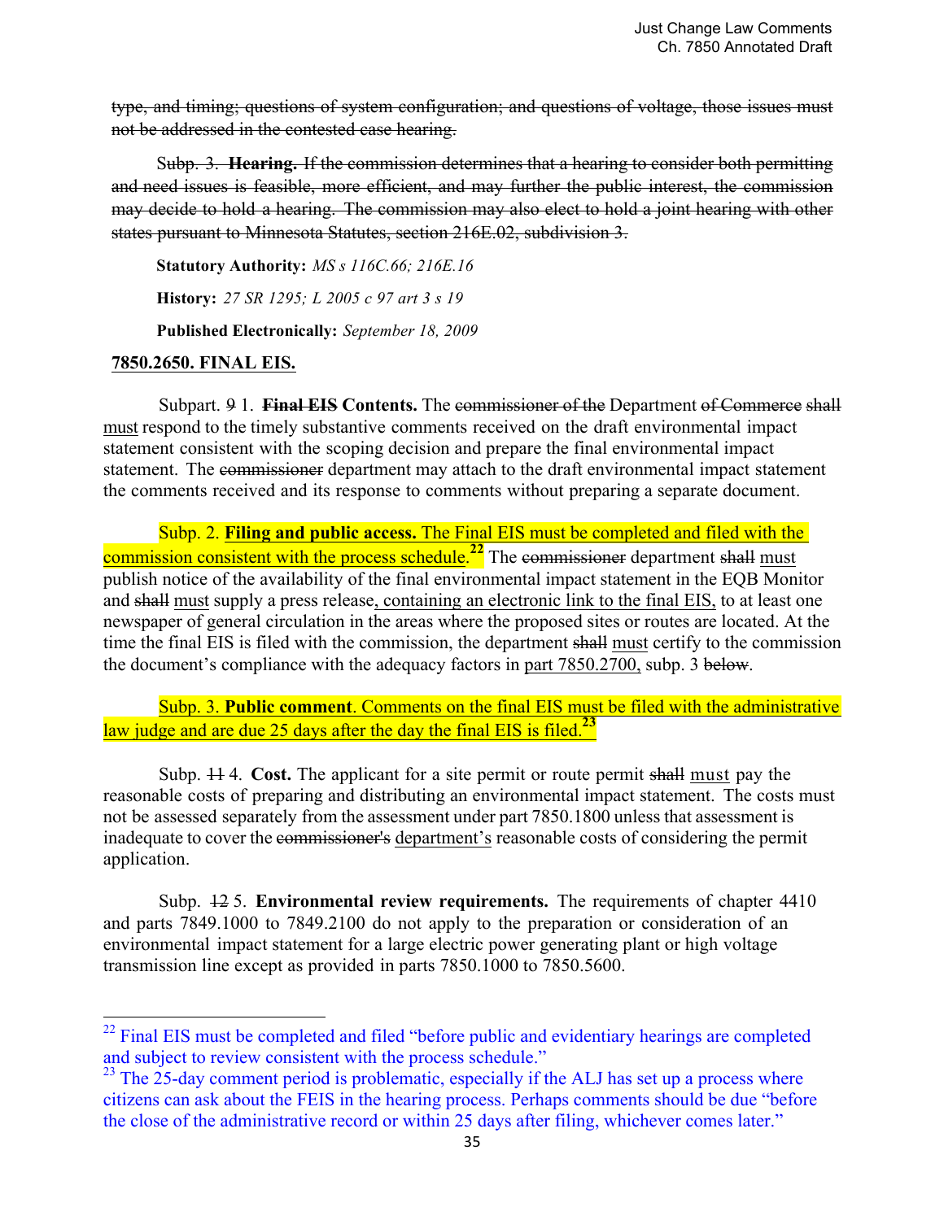~~type, and timing; questions of system configuration; and questions of voltage, those issues must not be addressed in the contested case hearing.~~

Subp. 3. **Hearing.** ~~If the commission determines that a hearing to consider both permitting and need issues is feasible, more efficient, and may further the public interest, the commission may decide to hold a hearing. The commission may also elect to hold a joint hearing with other states pursuant to Minnesota Statutes, section 216E.02, subdivision 3.~~

**Statutory Authority:** *MS s 116C.66; 216E.16*

**History:** *27 SR 1295; L 2005 c 97 art 3 s 19*

**Published Electronically:** *September 18, 2009*

**<u>7850.2650. FINAL EIS.</u>**

Subpart. ~~9~~ 1. **~~Final EIS~~ Contents.** The ~~commissioner of the~~ Department ~~of Commerce~~ ~~shall~~ <u>must</u> respond to the timely substantive comments received on the draft environmental impact statement consistent with the scoping decision and prepare the final environmental impact statement. The ~~commissioner~~ department may attach to the draft environmental impact statement the comments received and its response to comments without preparing a separate document.

Subp. 2. **<u>Filing and public access.</u>** <u>The Final EIS must be completed and filed with the commission consistent with the process schedule.</u>[22] The ~~commissioner~~ department ~~shall~~ <u>must</u> publish notice of the availability of the final environmental impact statement in the EQB Monitor and ~~shall~~ <u>must</u> supply a press release<u>, containing an electronic link to the final EIS,</u> to at least one newspaper of general circulation in the areas where the proposed sites or routes are located. At the time the final EIS is filed with the commission, the department ~~shall~~ <u>must</u> certify to the commission the document's compliance with the adequacy factors in <u>part 7850.2700,</u> subp. 3 ~~below~~.

<u>Subp. 3. **Public comment**. Comments on the final EIS must be filed with the administrative law judge and are due 25 days after the day the final EIS is filed.</u>[23]

Subp. ~~11~~ 4. **Cost.** The applicant for a site permit or route permit ~~shall~~ <u>must</u> pay the reasonable costs of preparing and distributing an environmental impact statement. The costs must not be assessed separately from the assessment under part 7850.1800 unless that assessment is inadequate to cover the ~~commissioner's~~ <u>department's</u> reasonable costs of considering the permit application.

Subp. ~~12~~ 5. **Environmental review requirements.** The requirements of chapter 4410 and parts 7849.1000 to 7849.2100 do not apply to the preparation or consideration of an environmental impact statement for a large electric power generating plant or high voltage transmission line except as provided in parts 7850.1000 to 7850.5600.

---

[22] Final EIS must be completed and filed "before public and evidentiary hearings are completed and subject to review consistent with the process schedule."

[23] The 25-day comment period is problematic, especially if the ALJ has set up a process where citizens can ask about the FEIS in the hearing process. Perhaps comments should be due "before the close of the administrative record or within 25 days after filing, whichever comes later."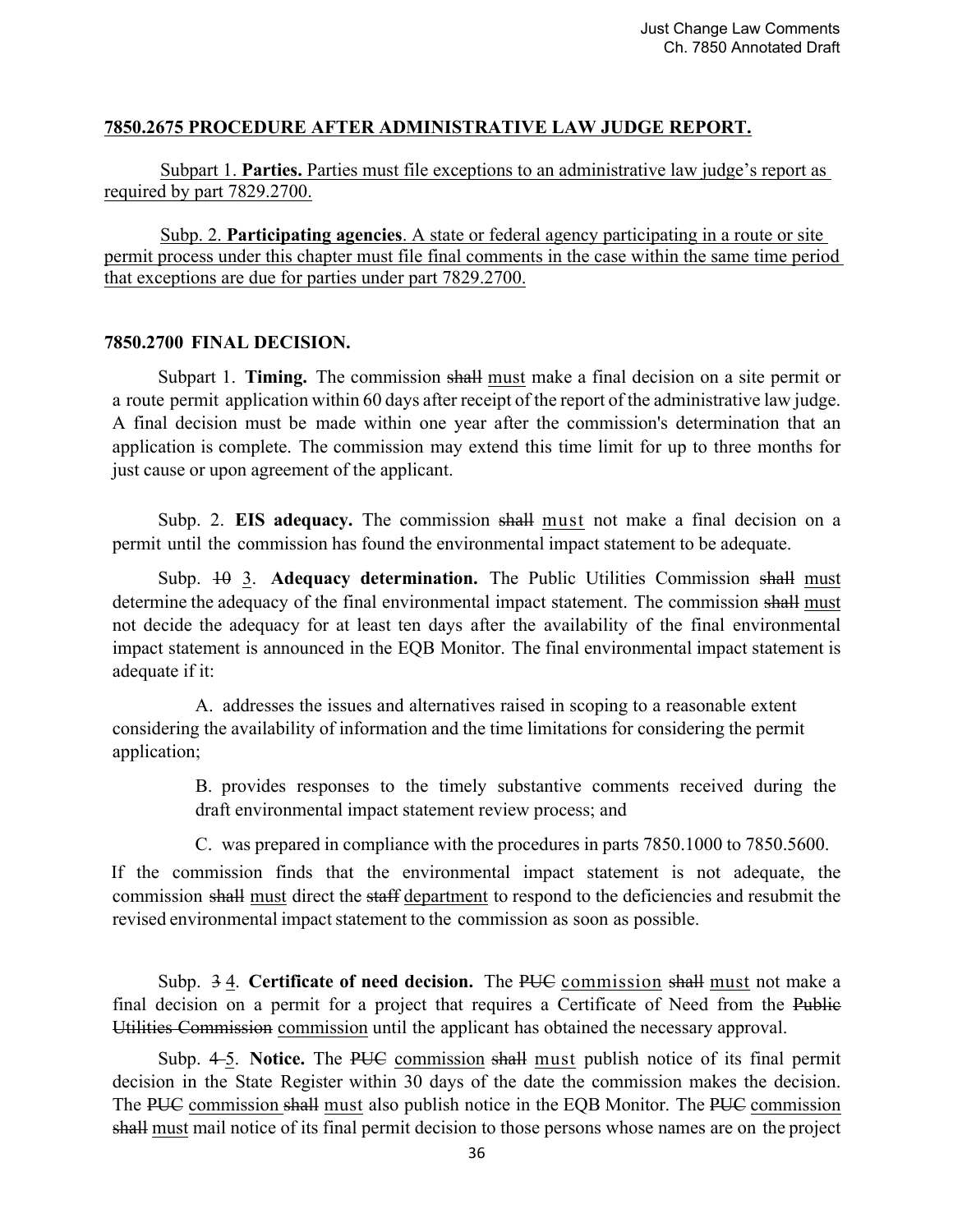**7850.2675 PROCEDURE AFTER ADMINISTRATIVE LAW JUDGE REPORT.**

Subpart 1. **Parties.** Parties must file exceptions to an administrative law judge's report as required by part 7829.2700.

Subp. 2. **Participating agencies**. A state or federal agency participating in a route or site permit process under this chapter must file final comments in the case within the same time period that exceptions are due for parties under part 7829.2700.

**7850.2700 FINAL DECISION.**

Subpart 1. **Timing.** The commission ~~shall~~ must make a final decision on a site permit or a route permit application within 60 days after receipt of the report of the administrative law judge. A final decision must be made within one year after the commission's determination that an application is complete. The commission may extend this time limit for up to three months for just cause or upon agreement of the applicant.

Subp. 2. **EIS adequacy.** The commission ~~shall~~ must not make a final decision on a permit until the commission has found the environmental impact statement to be adequate.

Subp. ~~10~~ 3. **Adequacy determination.** The Public Utilities Commission ~~shall~~ must determine the adequacy of the final environmental impact statement. The commission ~~shall~~ must not decide the adequacy for at least ten days after the availability of the final environmental impact statement is announced in the EQB Monitor. The final environmental impact statement is adequate if it:

A. addresses the issues and alternatives raised in scoping to a reasonable extent considering the availability of information and the time limitations for considering the permit application;

B. provides responses to the timely substantive comments received during the draft environmental impact statement review process; and

C. was prepared in compliance with the procedures in parts 7850.1000 to 7850.5600.

If the commission finds that the environmental impact statement is not adequate, the commission ~~shall~~ must direct the ~~staff~~ department to respond to the deficiencies and resubmit the revised environmental impact statement to the commission as soon as possible.

Subp. ~~3~~ 4. **Certificate of need decision.** The ~~PUC~~ commission ~~shall~~ must not make a final decision on a permit for a project that requires a Certificate of Need from the ~~Public Utilities Commission~~ commission until the applicant has obtained the necessary approval.

Subp. ~~4~~ 5. **Notice.** The ~~PUC~~ commission ~~shall~~ must publish notice of its final permit decision in the State Register within 30 days of the date the commission makes the decision. The ~~PUC~~ commission ~~shall~~ must also publish notice in the EQB Monitor. The ~~PUC~~ commission ~~shall~~ must mail notice of its final permit decision to those persons whose names are on the project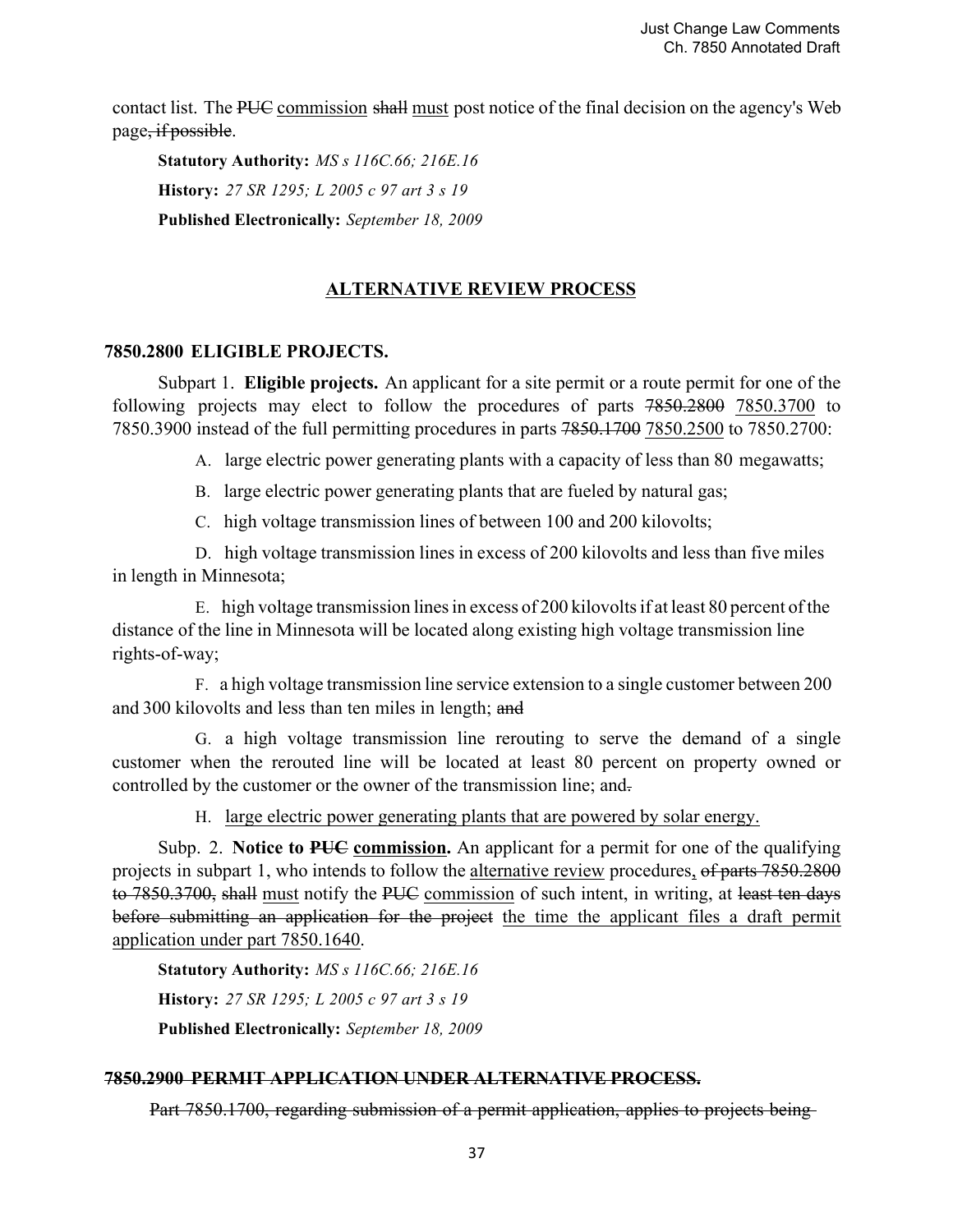contact list. The ~~PUC~~ <u>commission</u> ~~shall~~ <u>must</u> post notice of the final decision on the agency's Web page~~, if possible~~.

**Statutory Authority:** *MS s 116C.66; 216E.16*

**History:** *27 SR 1295; L 2005 c 97 art 3 s 19*

**Published Electronically:** *September 18, 2009*

## <u>ALTERNATIVE REVIEW PROCESS</u>

### 7850.2800 ELIGIBLE PROJECTS.

Subpart 1. **Eligible projects.** An applicant for a site permit or a route permit for one of the following projects may elect to follow the procedures of parts ~~7850.2800~~ <u>7850.3700</u> to 7850.3900 instead of the full permitting procedures in parts ~~7850.1700~~ <u>7850.2500</u> to 7850.2700:

A. large electric power generating plants with a capacity of less than 80 megawatts;

B. large electric power generating plants that are fueled by natural gas;

C. high voltage transmission lines of between 100 and 200 kilovolts;

D. high voltage transmission lines in excess of 200 kilovolts and less than five miles in length in Minnesota;

E. high voltage transmission lines in excess of 200 kilovolts if at least 80 percent of the distance of the line in Minnesota will be located along existing high voltage transmission line rights-of-way;

F. a high voltage transmission line service extension to a single customer between 200 and 300 kilovolts and less than ten miles in length; ~~and~~

G. a high voltage transmission line rerouting to serve the demand of a single customer when the rerouted line will be located at least 80 percent on property owned or controlled by the customer or the owner of the transmission line; and~~.~~

H. <u>large electric power generating plants that are powered by solar energy.</u>

Subp. 2. **Notice to ~~PUC~~ <u>commission</u>.** An applicant for a permit for one of the qualifying projects in subpart 1, who intends to follow the <u>alternative review</u> procedures~~, of parts 7850.2800 to 7850.3700,~~ ~~shall~~ <u>must</u> notify the ~~PUC~~ <u>commission</u> of such intent, in writing, at ~~least ten days before submitting an application for the project~~ <u>the time the applicant files a draft permit application under part 7850.1640</u>.

**Statutory Authority:** *MS s 116C.66; 216E.16*

**History:** *27 SR 1295; L 2005 c 97 art 3 s 19*

**Published Electronically:** *September 18, 2009*

### ~~7850.2900 PERMIT APPLICATION UNDER ALTERNATIVE PROCESS.~~

~~Part 7850.1700, regarding submission of a permit application, applies to projects being~~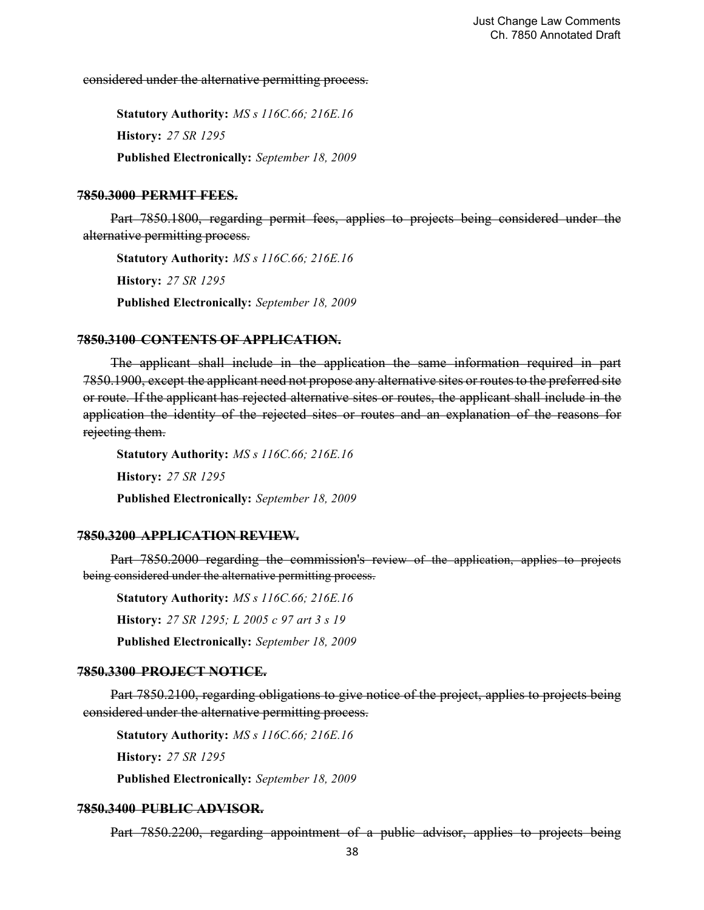~~considered under the alternative permitting process.~~

**Statutory Authority:** *MS s 116C.66; 216E.16*

**History:** *27 SR 1295*

**Published Electronically:** *September 18, 2009*

### ~~7850.3000 PERMIT FEES.~~

~~Part 7850.1800, regarding permit fees, applies to projects being considered under the alternative permitting process.~~

**Statutory Authority:** *MS s 116C.66; 216E.16*

**History:** *27 SR 1295*

**Published Electronically:** *September 18, 2009*

### ~~7850.3100 CONTENTS OF APPLICATION.~~

~~The applicant shall include in the application the same information required in part 7850.1900, except the applicant need not propose any alternative sites or routes to the preferred site or route. If the applicant has rejected alternative sites or routes, the applicant shall include in the application the identity of the rejected sites or routes and an explanation of the reasons for rejecting them.~~

**Statutory Authority:** *MS s 116C.66; 216E.16*

**History:** *27 SR 1295*

**Published Electronically:** *September 18, 2009*

### ~~7850.3200 APPLICATION REVIEW.~~

~~Part 7850.2000 regarding the commission's review of the application, applies to projects being considered under the alternative permitting process.~~

**Statutory Authority:** *MS s 116C.66; 216E.16*

**History:** *27 SR 1295; L 2005 c 97 art 3 s 19*

**Published Electronically:** *September 18, 2009*

### ~~7850.3300 PROJECT NOTICE.~~

~~Part 7850.2100, regarding obligations to give notice of the project, applies to projects being considered under the alternative permitting process.~~

**Statutory Authority:** *MS s 116C.66; 216E.16*

**History:** *27 SR 1295*

**Published Electronically:** *September 18, 2009*

### ~~7850.3400 PUBLIC ADVISOR.~~

~~Part 7850.2200, regarding appointment of a public advisor, applies to projects being~~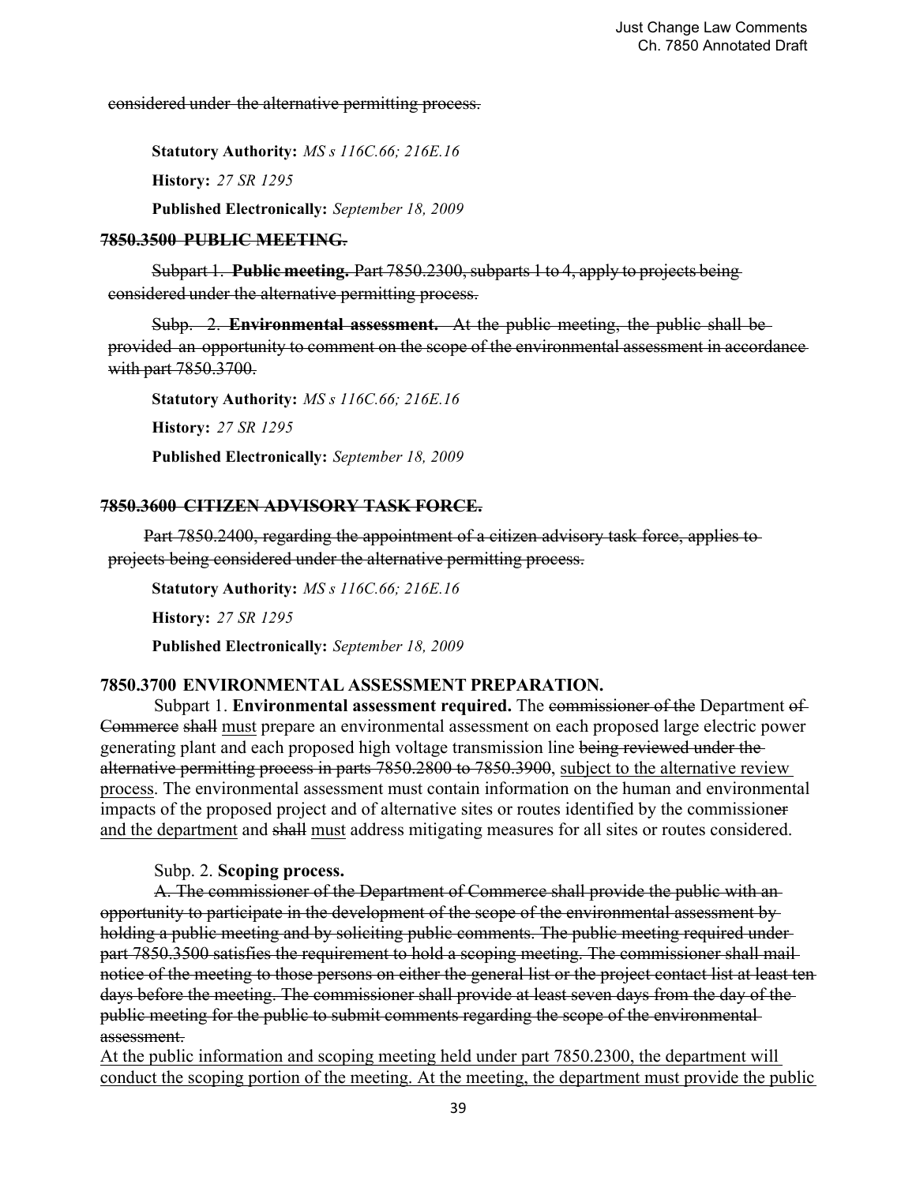~~considered under the alternative permitting process.~~

**Statutory Authority:** *MS s 116C.66; 216E.16*

**History:** *27 SR 1295*

**Published Electronically:** *September 18, 2009*

**~~7850.3500 PUBLIC MEETING.~~**

~~Subpart 1. **Public meeting.** Part 7850.2300, subparts 1 to 4, apply to projects being considered under the alternative permitting process.~~

~~Subp. 2. **Environmental assessment.** At the public meeting, the public shall be provided an opportunity to comment on the scope of the environmental assessment in accordance with part 7850.3700.~~

**Statutory Authority:** *MS s 116C.66; 216E.16*

**History:** *27 SR 1295*

**Published Electronically:** *September 18, 2009*

**~~7850.3600 CITIZEN ADVISORY TASK FORCE.~~**

~~Part 7850.2400, regarding the appointment of a citizen advisory task force, applies to projects being considered under the alternative permitting process.~~

**Statutory Authority:** *MS s 116C.66; 216E.16*

**History:** *27 SR 1295*

**Published Electronically:** *September 18, 2009*

**7850.3700 ENVIRONMENTAL ASSESSMENT PREPARATION.**

Subpart 1. **Environmental assessment required.** The ~~commissioner of the~~ Department ~~of Commerce~~ ~~shall~~ <u>must</u> prepare an environmental assessment on each proposed large electric power generating plant and each proposed high voltage transmission line ~~being reviewed under the alternative permitting process in parts 7850.2800 to 7850.3900~~, <u>subject to the alternative review process</u>. The environmental assessment must contain information on the human and environmental impacts of the proposed project and of alternative sites or routes identified by the commission~~er~~ <u>and the department</u> and ~~shall~~ <u>must</u> address mitigating measures for all sites or routes considered.

Subp. 2. **Scoping process.**

~~A. The commissioner of the Department of Commerce shall provide the public with an opportunity to participate in the development of the scope of the environmental assessment by holding a public meeting and by soliciting public comments. The public meeting required under part 7850.3500 satisfies the requirement to hold a scoping meeting. The commissioner shall mail notice of the meeting to those persons on either the general list or the project contact list at least ten days before the meeting. The commissioner shall provide at least seven days from the day of the public meeting for the public to submit comments regarding the scope of the environmental assessment.~~

<u>At the public information and scoping meeting held under part 7850.2300, the department will conduct the scoping portion of the meeting. At the meeting, the department must provide the public</u>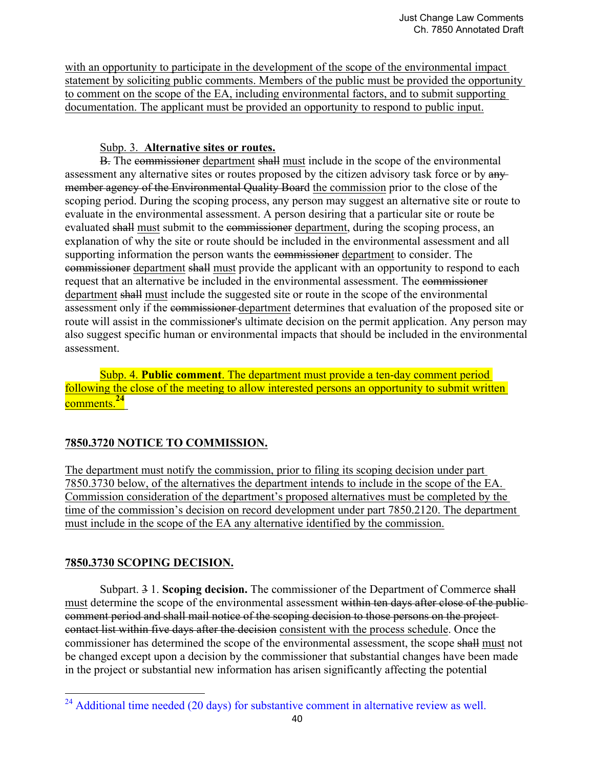with an opportunity to participate in the development of the scope of the environmental impact statement by soliciting public comments. Members of the public must be provided the opportunity to comment on the scope of the EA, including environmental factors, and to submit supporting documentation. The applicant must be provided an opportunity to respond to public input.

Subp. 3. **Alternative sites or routes.**

~~B.~~ The ~~commissioner~~ department ~~shall~~ must include in the scope of the environmental assessment any alternative sites or routes proposed by the citizen advisory task force or by ~~any member agency of the Environmental Quality Board~~ the commission prior to the close of the scoping period. During the scoping process, any person may suggest an alternative site or route to evaluate in the environmental assessment. A person desiring that a particular site or route be evaluated ~~shall~~ must submit to the ~~commissioner~~ department, during the scoping process, an explanation of why the site or route should be included in the environmental assessment and all supporting information the person wants the ~~commissioner~~ department to consider. The ~~commissioner~~ department ~~shall~~ must provide the applicant with an opportunity to respond to each request that an alternative be included in the environmental assessment. The ~~commissioner~~ department ~~shall~~ must include the suggested site or route in the scope of the environmental assessment only if the ~~commissioner~~ department determines that evaluation of the proposed site or route will assist in the commission~~er~~'s ultimate decision on the permit application. Any person may also suggest specific human or environmental impacts that should be included in the environmental assessment.

Subp. 4. **Public comment**. The department must provide a ten-day comment period following the close of the meeting to allow interested persons an opportunity to submit written comments.[24]

## 7850.3720 NOTICE TO COMMISSION.

The department must notify the commission, prior to filing its scoping decision under part 7850.3730 below, of the alternatives the department intends to include in the scope of the EA. Commission consideration of the department's proposed alternatives must be completed by the time of the commission's decision on record development under part 7850.2120. The department must include in the scope of the EA any alternative identified by the commission.

## 7850.3730 SCOPING DECISION.

Subpart. ~~3~~ 1. **Scoping decision.** The commissioner of the Department of Commerce ~~shall~~ must determine the scope of the environmental assessment ~~within ten days after close of the public comment period and shall mail notice of the scoping decision to those persons on the project contact list within five days after the decision~~ consistent with the process schedule. Once the commissioner has determined the scope of the environmental assessment, the scope ~~shall~~ must not be changed except upon a decision by the commissioner that substantial changes have been made in the project or substantial new information has arisen significantly affecting the potential

---

[24] Additional time needed (20 days) for substantive comment in alternative review as well.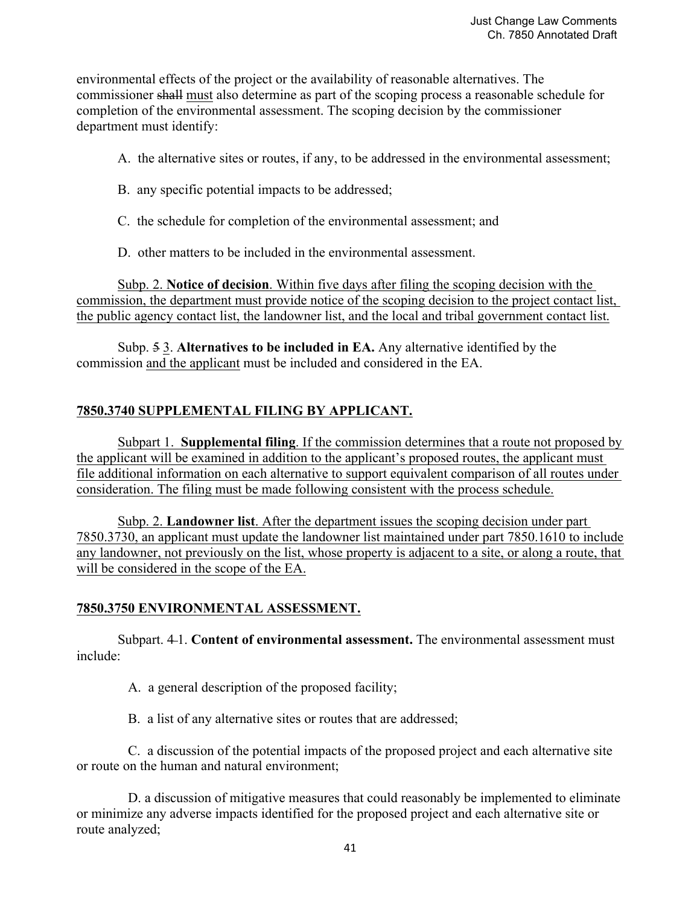environmental effects of the project or the availability of reasonable alternatives. The commissioner ~~shall~~ <u>must</u> also determine as part of the scoping process a reasonable schedule for completion of the environmental assessment. The scoping decision by the commissioner department must identify:

A. the alternative sites or routes, if any, to be addressed in the environmental assessment;

B. any specific potential impacts to be addressed;

C. the schedule for completion of the environmental assessment; and

D. other matters to be included in the environmental assessment.

<u>Subp. 2. **Notice of decision**. Within five days after filing the scoping decision with the commission, the department must provide notice of the scoping decision to the project contact list, the public agency contact list, the landowner list, and the local and tribal government contact list.</u>

Subp. ~~5~~ <u>3</u>. **Alternatives to be included in EA.** Any alternative identified by the commission <u>and the applicant</u> must be included and considered in the EA.

## <u>7850.3740 SUPPLEMENTAL FILING BY APPLICANT.</u>

<u>Subpart 1. **Supplemental filing**. If the commission determines that a route not proposed by the applicant will be examined in addition to the applicant's proposed routes, the applicant must file additional information on each alternative to support equivalent comparison of all routes under consideration. The filing must be made following consistent with the process schedule.</u>

<u>Subp. 2. **Landowner list**. After the department issues the scoping decision under part 7850.3730, an applicant must update the landowner list maintained under part 7850.1610 to include any landowner, not previously on the list, whose property is adjacent to a site, or along a route, that will be considered in the scope of the EA.</u>

## <u>7850.3750 ENVIRONMENTAL ASSESSMENT.</u>

Subpart. ~~4~~<u>1</u>. **Content of environmental assessment.** The environmental assessment must include:

A. a general description of the proposed facility;

B. a list of any alternative sites or routes that are addressed;

C. a discussion of the potential impacts of the proposed project and each alternative site or route on the human and natural environment;

D. a discussion of mitigative measures that could reasonably be implemented to eliminate or minimize any adverse impacts identified for the proposed project and each alternative site or route analyzed;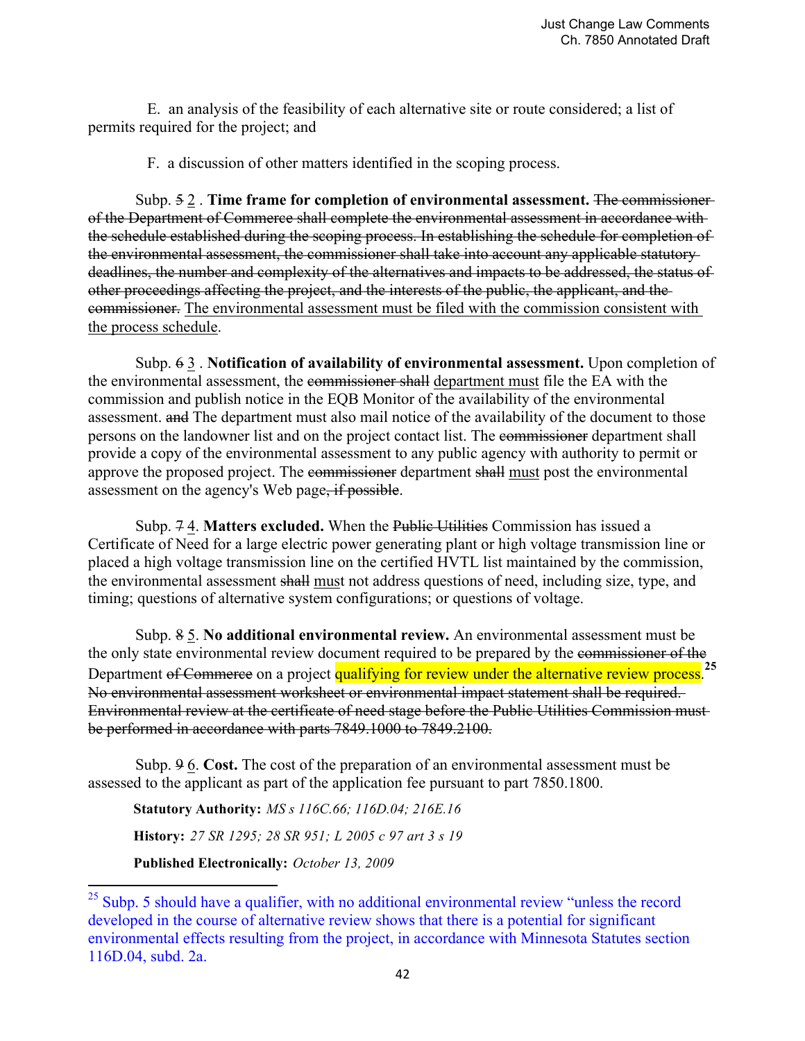E. an analysis of the feasibility of each alternative site or route considered; a list of permits required for the project; and

F. a discussion of other matters identified in the scoping process.

Subp. ~~5~~ 2 . **Time frame for completion of environmental assessment.** ~~The commissioner of the Department of Commerce shall complete the environmental assessment in accordance with the schedule established during the scoping process. In establishing the schedule for completion of the environmental assessment, the commissioner shall take into account any applicable statutory deadlines, the number and complexity of the alternatives and impacts to be addressed, the status of other proceedings affecting the project, and the interests of the public, the applicant, and the commissioner.~~ The environmental assessment must be filed with the commission consistent with the process schedule.

Subp. ~~6~~ 3 . **Notification of availability of environmental assessment.** Upon completion of the environmental assessment, the ~~commissioner shall~~ department must file the EA with the commission and publish notice in the EQB Monitor of the availability of the environmental assessment. ~~and~~ The department must also mail notice of the availability of the document to those persons on the landowner list and on the project contact list. The ~~commissioner~~ department shall provide a copy of the environmental assessment to any public agency with authority to permit or approve the proposed project. The ~~commissioner~~ department ~~shall~~ must post the environmental assessment on the agency's Web page~~, if possible~~.

Subp. ~~7~~ 4. **Matters excluded.** When the ~~Public Utilities~~ Commission has issued a Certificate of Need for a large electric power generating plant or high voltage transmission line or placed a high voltage transmission line on the certified HVTL list maintained by the commission, the environmental assessment ~~shall~~ must not address questions of need, including size, type, and timing; questions of alternative system configurations; or questions of voltage.

Subp. ~~8~~ 5. **No additional environmental review.** An environmental assessment must be the only state environmental review document required to be prepared by the ~~commissioner of the~~ Department ~~of Commerce~~ on a project qualifying for review under the alternative review process.[25] ~~No environmental assessment worksheet or environmental impact statement shall be required. Environmental review at the certificate of need stage before the Public Utilities Commission must be performed in accordance with parts 7849.1000 to 7849.2100.~~

Subp. ~~9~~ 6. **Cost.** The cost of the preparation of an environmental assessment must be assessed to the applicant as part of the application fee pursuant to part 7850.1800.

**Statutory Authority:** *MS s 116C.66; 116D.04; 216E.16*

**History:** *27 SR 1295; 28 SR 951; L 2005 c 97 art 3 s 19*

**Published Electronically:** *October 13, 2009*

---

[25] Subp. 5 should have a qualifier, with no additional environmental review "unless the record developed in the course of alternative review shows that there is a potential for significant environmental effects resulting from the project, in accordance with Minnesota Statutes section 116D.04, subd. 2a.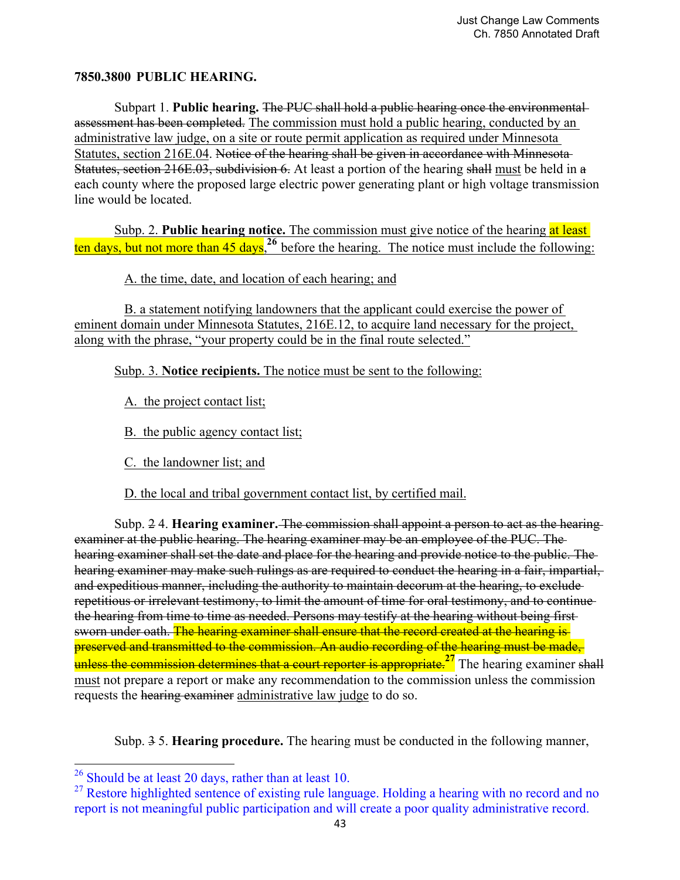**7850.3800 PUBLIC HEARING.**

Subpart 1. **Public hearing.** ~~The PUC shall hold a public hearing once the environmental assessment has been completed.~~ <u>The commission must hold a public hearing, conducted by an administrative law judge, on a site or route permit application as required under Minnesota Statutes, section 216E.04</u>. ~~Notice of the hearing shall be given in accordance with Minnesota Statutes, section 216E.03, subdivision 6.~~ At least a portion of the hearing ~~shall~~ <u>must</u> be held in ~~a~~ each county where the proposed large electric power generating plant or high voltage transmission line would be located.

<u>Subp. 2.</u> **<u>Public hearing notice.</u>** <u>The commission must give notice of the hearing</u> <mark><u>at least ten days, but not more than 45 days</u></mark><u>,</u>[26] <u>before the hearing. The notice must include the following:</u>

<u>A. the time, date, and location of each hearing; and</u>

<u>B. a statement notifying landowners that the applicant could exercise the power of eminent domain under Minnesota Statutes, 216E.12, to acquire land necessary for the project, along with the phrase, "your property could be in the final route selected."</u>

<u>Subp. 3.</u> **<u>Notice recipients.</u>** <u>The notice must be sent to the following:</u>

<u>A. the project contact list;</u>

<u>B. the public agency contact list;</u>

<u>C. the landowner list; and</u>

<u>D. the local and tribal government contact list, by certified mail.</u>

Subp. ~~2~~ 4. **Hearing examiner.** ~~The commission shall appoint a person to act as the hearing examiner at the public hearing. The hearing examiner may be an employee of the PUC. The hearing examiner shall set the date and place for the hearing and provide notice to the public. The hearing examiner may make such rulings as are required to conduct the hearing in a fair, impartial, and expeditious manner, including the authority to maintain decorum at the hearing, to exclude repetitious or irrelevant testimony, to limit the amount of time for oral testimony, and to continue the hearing from time to time as needed. Persons may testify at the hearing without being first sworn under oath.~~ <mark>~~The hearing examiner shall ensure that the record created at the hearing is preserved and transmitted to the commission. An audio recording of the hearing must be made, unless the commission determines that a court reporter is appropriate.~~</mark>[27] The hearing examiner ~~shall~~ <u>must</u> not prepare a report or make any recommendation to the commission unless the commission requests the ~~hearing examiner~~ <u>administrative law judge</u> to do so.

Subp. ~~3~~ 5. **Hearing procedure.** The hearing must be conducted in the following manner,

---

[26] Should be at least 20 days, rather than at least 10.

[27] Restore highlighted sentence of existing rule language. Holding a hearing with no record and no report is not meaningful public participation and will create a poor quality administrative record.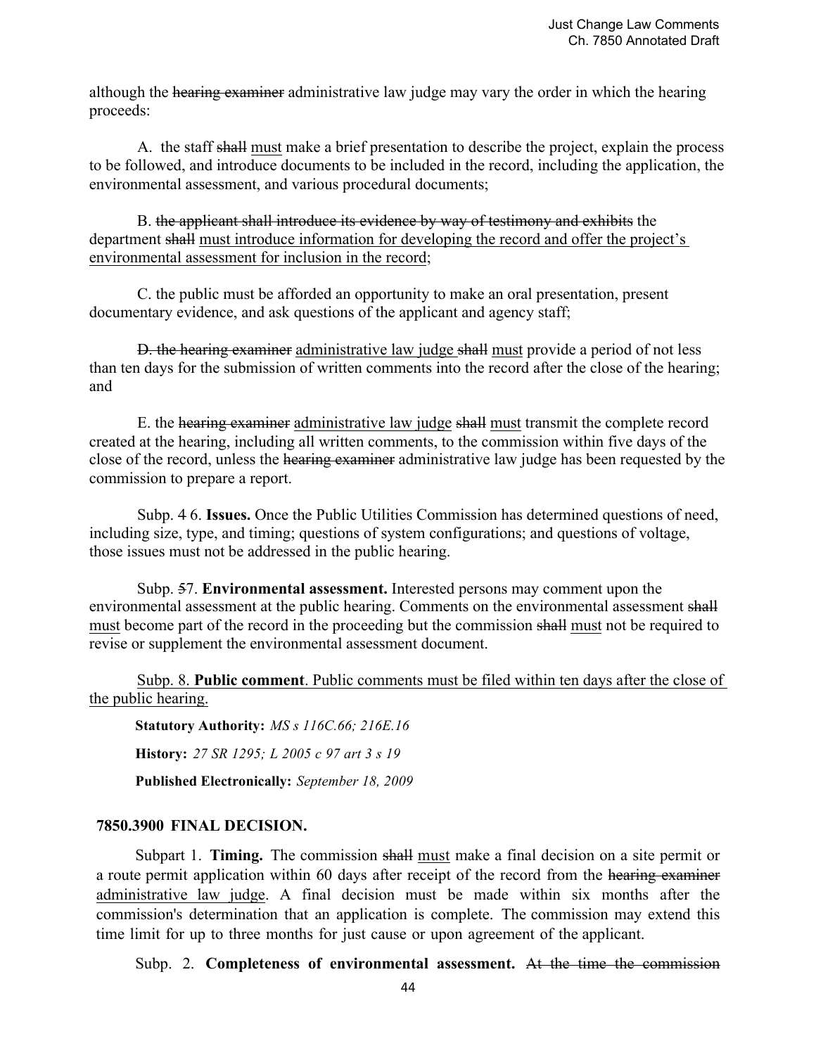although the ~~hearing examiner~~ administrative law judge may vary the order in which the hearing proceeds:

A. the staff ~~shall~~ <u>must</u> make a brief presentation to describe the project, explain the process to be followed, and introduce documents to be included in the record, including the application, the environmental assessment, and various procedural documents;

B. ~~the applicant shall introduce its evidence by way of testimony and exhibits~~ the department ~~shall~~ <u>must introduce information for developing the record and offer the project's environmental assessment for inclusion in the record</u>;

C. the public must be afforded an opportunity to make an oral presentation, present documentary evidence, and ask questions of the applicant and agency staff;

~~D. the hearing examiner~~ <u>administrative law judge</u> ~~shall~~ <u>must</u> provide a period of not less than ten days for the submission of written comments into the record after the close of the hearing; and

E. the ~~hearing examiner~~ <u>administrative law judge</u> ~~shall~~ <u>must</u> transmit the complete record created at the hearing, including all written comments, to the commission within five days of the close of the record, unless the ~~hearing examiner~~ administrative law judge has been requested by the commission to prepare a report.

Subp. 4 6. **Issues.** Once the Public Utilities Commission has determined questions of need, including size, type, and timing; questions of system configurations; and questions of voltage, those issues must not be addressed in the public hearing.

Subp. ~~5~~7. **Environmental assessment.** Interested persons may comment upon the environmental assessment at the public hearing. Comments on the environmental assessment ~~shall~~ <u>must</u> become part of the record in the proceeding but the commission ~~shall~~ <u>must</u> not be required to revise or supplement the environmental assessment document.

<u>Subp. 8. **Public comment**. Public comments must be filed within ten days after the close of the public hearing.</u>

**Statutory Authority:** *MS s 116C.66; 216E.16*

**History:** *27 SR 1295; L 2005 c 97 art 3 s 19*

**Published Electronically:** *September 18, 2009*

### 7850.3900 FINAL DECISION.

Subpart 1. **Timing.** The commission ~~shall~~ <u>must</u> make a final decision on a site permit or a route permit application within 60 days after receipt of the record from the ~~hearing examiner~~ <u>administrative law judge</u>. A final decision must be made within six months after the commission's determination that an application is complete. The commission may extend this time limit for up to three months for just cause or upon agreement of the applicant.

Subp. 2. **Completeness of environmental assessment.** ~~At the time the commission~~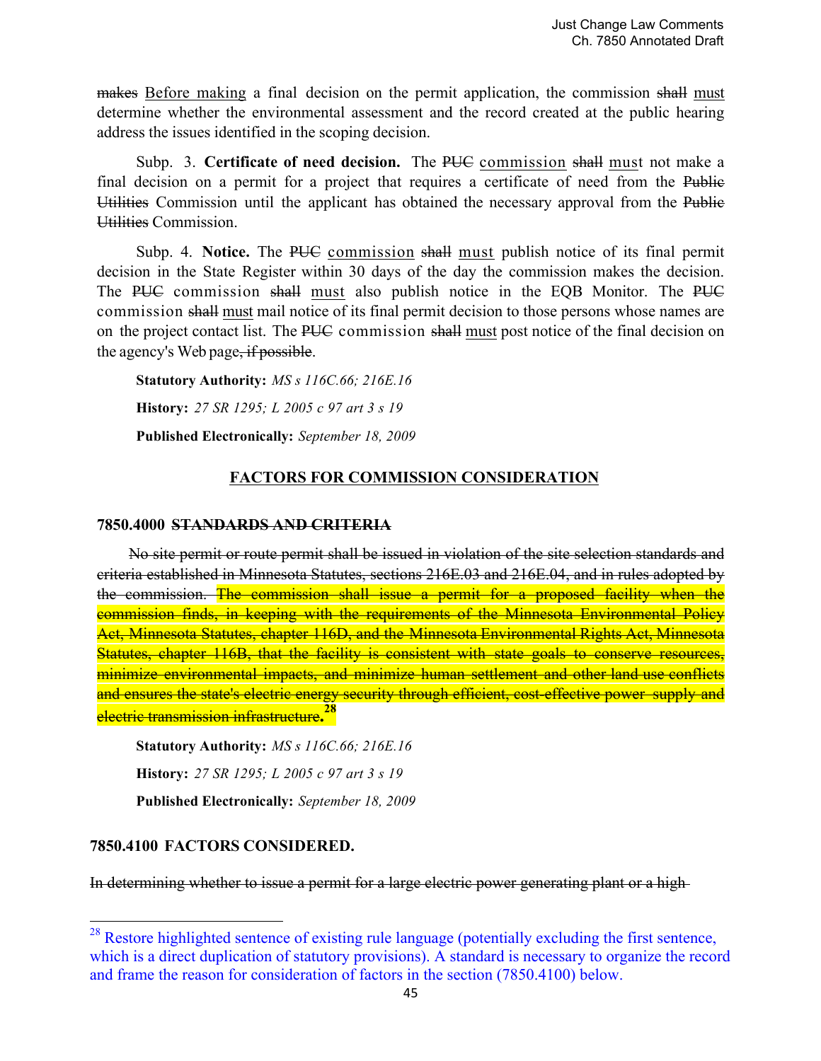~~makes~~ Before making a final decision on the permit application, the commission ~~shall~~ must determine whether the environmental assessment and the record created at the public hearing address the issues identified in the scoping decision.

Subp. 3. **Certificate of need decision.** The ~~PUC~~ commission ~~shall~~ must not make a final decision on a permit for a project that requires a certificate of need from the ~~Public Utilities~~ Commission until the applicant has obtained the necessary approval from the ~~Public Utilities~~ Commission.

Subp. 4. **Notice.** The ~~PUC~~ commission ~~shall~~ must publish notice of its final permit decision in the State Register within 30 days of the day the commission makes the decision. The ~~PUC~~ commission ~~shall~~ must also publish notice in the EQB Monitor. The ~~PUC~~ commission ~~shall~~ must mail notice of its final permit decision to those persons whose names are on the project contact list. The ~~PUC~~ commission ~~shall~~ must post notice of the final decision on the agency's Web page~~, if possible~~.

**Statutory Authority:** *MS s 116C.66; 216E.16*

**History:** *27 SR 1295; L 2005 c 97 art 3 s 19*

**Published Electronically:** *September 18, 2009*

## FACTORS FOR COMMISSION CONSIDERATION

### 7850.4000 ~~STANDARDS AND CRITERIA~~

~~No site permit or route permit shall be issued in violation of the site selection standards and criteria established in Minnesota Statutes, sections 216E.03 and 216E.04, and in rules adopted by the commission. The commission shall issue a permit for a proposed facility when the commission finds, in keeping with the requirements of the Minnesota Environmental Policy Act, Minnesota Statutes, chapter 116D, and the Minnesota Environmental Rights Act, Minnesota Statutes, chapter 116B, that the facility is consistent with state goals to conserve resources, minimize environmental impacts, and minimize human settlement and other land use conflicts and ensures the state's electric energy security through efficient, cost-effective power supply and electric transmission infrastructure.~~[28]

**Statutory Authority:** *MS s 116C.66; 216E.16*

**History:** *27 SR 1295; L 2005 c 97 art 3 s 19*

**Published Electronically:** *September 18, 2009*

### 7850.4100 FACTORS CONSIDERED.

~~In determining whether to issue a permit for a large electric power generating plant or a high~~

[28] Restore highlighted sentence of existing rule language (potentially excluding the first sentence, which is a direct duplication of statutory provisions). A standard is necessary to organize the record and frame the reason for consideration of factors in the section (7850.4100) below.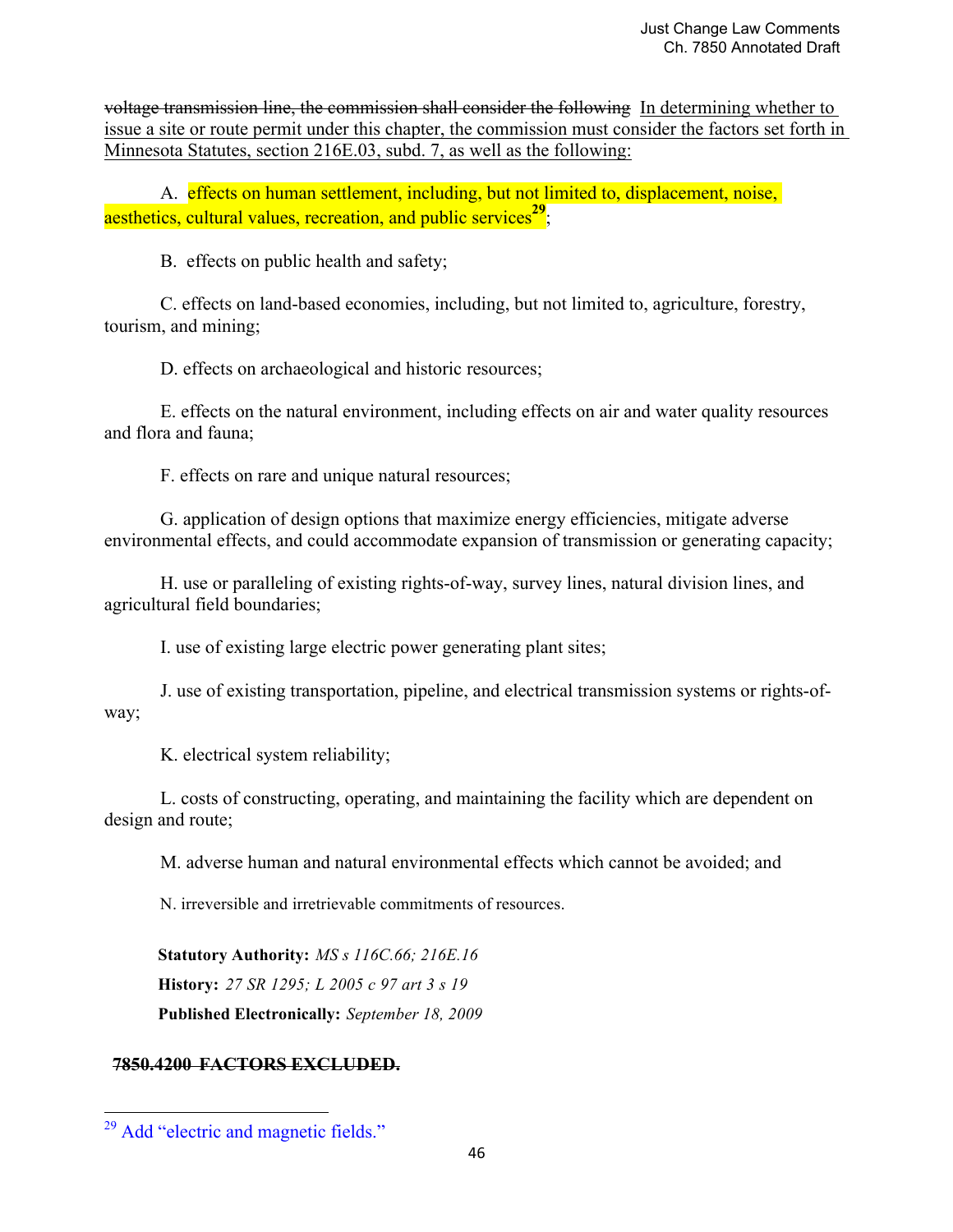~~voltage transmission line, the commission shall consider the following~~ <u>In determining whether to issue a site or route permit under this chapter, the commission must consider the factors set forth in Minnesota Statutes, section 216E.03, subd. 7, as well as the following:</u>

A. effects on human settlement, including, but not limited to, displacement, noise, aesthetics, cultural values, recreation, and public services[29];

B. effects on public health and safety;

C. effects on land-based economies, including, but not limited to, agriculture, forestry, tourism, and mining;

D. effects on archaeological and historic resources;

E. effects on the natural environment, including effects on air and water quality resources and flora and fauna;

F. effects on rare and unique natural resources;

G. application of design options that maximize energy efficiencies, mitigate adverse environmental effects, and could accommodate expansion of transmission or generating capacity;

H. use or paralleling of existing rights-of-way, survey lines, natural division lines, and agricultural field boundaries;

I. use of existing large electric power generating plant sites;

J. use of existing transportation, pipeline, and electrical transmission systems or rights-of-way;

K. electrical system reliability;

L. costs of constructing, operating, and maintaining the facility which are dependent on design and route;

M. adverse human and natural environmental effects which cannot be avoided; and

N. irreversible and irretrievable commitments of resources.

**Statutory Authority:** *MS s 116C.66; 216E.16*

**History:** *27 SR 1295; L 2005 c 97 art 3 s 19*

**Published Electronically:** *September 18, 2009*

**~~7850.4200 FACTORS EXCLUDED.~~**

---

[29] Add "electric and magnetic fields."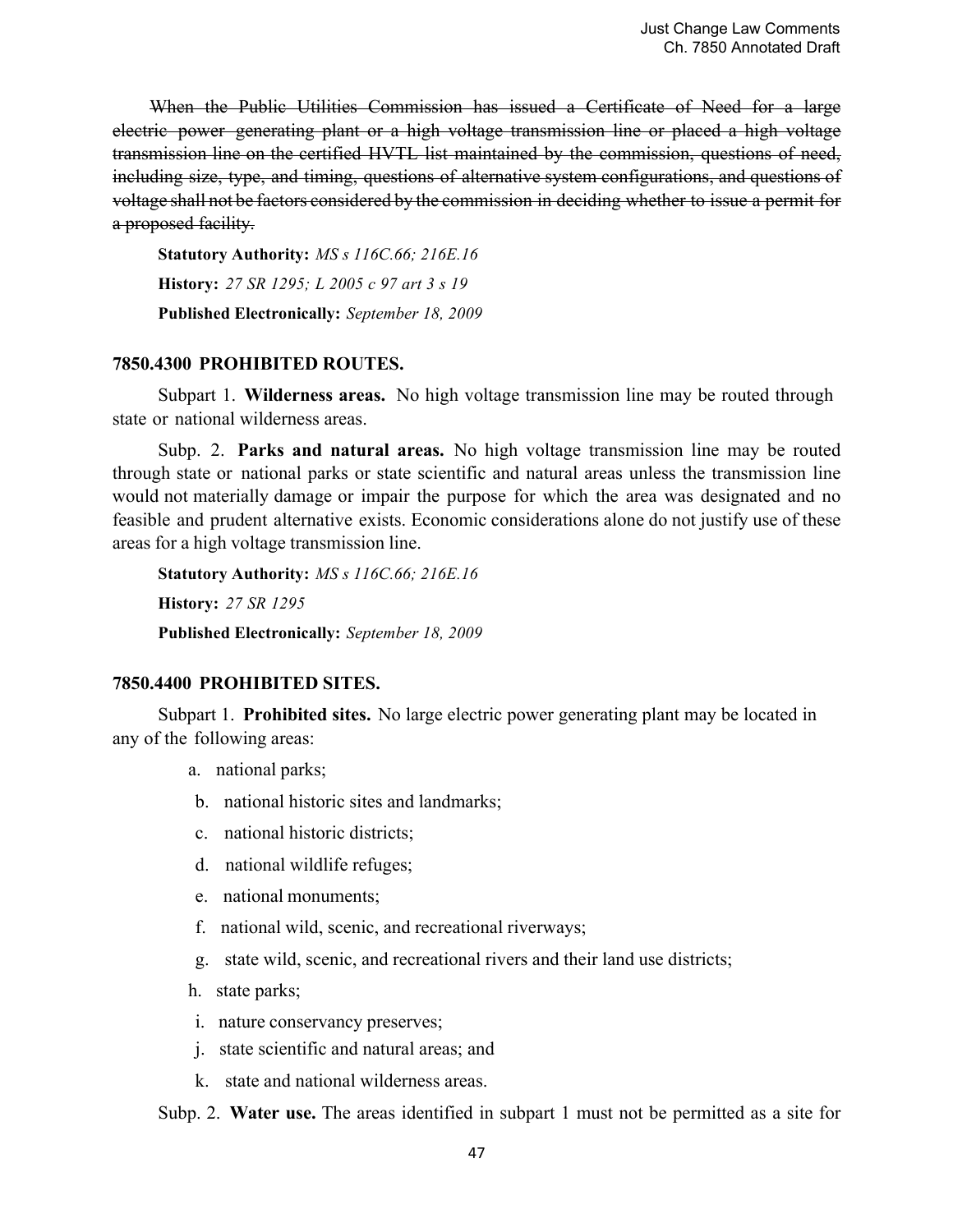~~When the Public Utilities Commission has issued a Certificate of Need for a large electric power generating plant or a high voltage transmission line or placed a high voltage transmission line on the certified HVTL list maintained by the commission, questions of need, including size, type, and timing, questions of alternative system configurations, and questions of voltage shall not be factors considered by the commission in deciding whether to issue a permit for a proposed facility.~~

**Statutory Authority:** *MS s 116C.66; 216E.16*

**History:** *27 SR 1295; L 2005 c 97 art 3 s 19*

**Published Electronically:** *September 18, 2009*

### 7850.4300 PROHIBITED ROUTES.

Subpart 1. **Wilderness areas.** No high voltage transmission line may be routed through state or national wilderness areas.

Subp. 2. **Parks and natural areas.** No high voltage transmission line may be routed through state or national parks or state scientific and natural areas unless the transmission line would not materially damage or impair the purpose for which the area was designated and no feasible and prudent alternative exists. Economic considerations alone do not justify use of these areas for a high voltage transmission line.

**Statutory Authority:** *MS s 116C.66; 216E.16*

**History:** *27 SR 1295*

**Published Electronically:** *September 18, 2009*

### 7850.4400 PROHIBITED SITES.

Subpart 1. **Prohibited sites.** No large electric power generating plant may be located in any of the following areas:

a. national parks;

b. national historic sites and landmarks;

c. national historic districts;

d. national wildlife refuges;

e. national monuments;

f. national wild, scenic, and recreational riverways;

g. state wild, scenic, and recreational rivers and their land use districts;

h. state parks;

i. nature conservancy preserves;

j. state scientific and natural areas; and

k. state and national wilderness areas.

Subp. 2. **Water use.** The areas identified in subpart 1 must not be permitted as a site for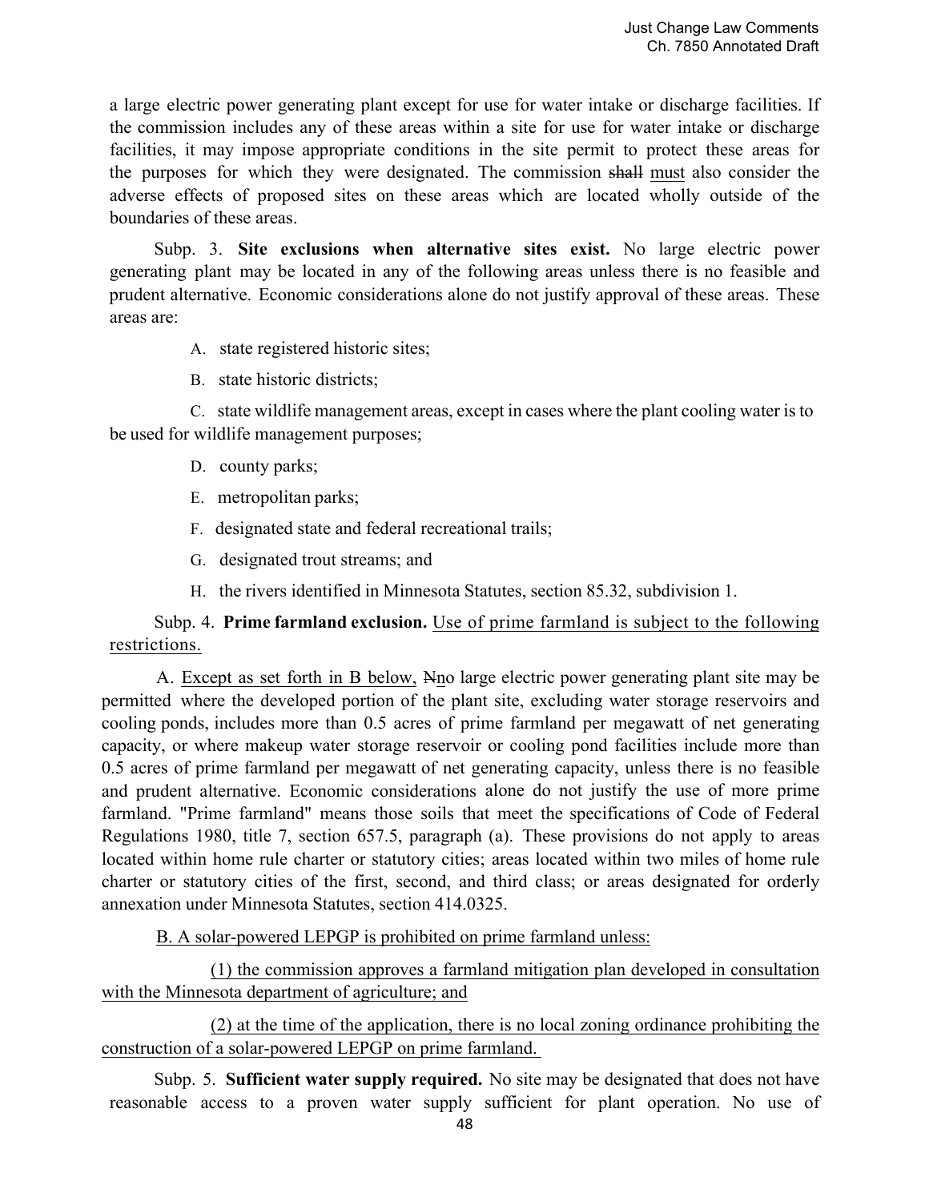a large electric power generating plant except for use for water intake or discharge facilities. If the commission includes any of these areas within a site for use for water intake or discharge facilities, it may impose appropriate conditions in the site permit to protect these areas for the purposes for which they were designated. The commission ~~shall~~ must also consider the adverse effects of proposed sites on these areas which are located wholly outside of the boundaries of these areas.

Subp. 3. **Site exclusions when alternative sites exist.** No large electric power generating plant may be located in any of the following areas unless there is no feasible and prudent alternative. Economic considerations alone do not justify approval of these areas. These areas are:

A. state registered historic sites;

B. state historic districts;

C. state wildlife management areas, except in cases where the plant cooling water is to be used for wildlife management purposes;

D. county parks;

E. metropolitan parks;

F. designated state and federal recreational trails;

G. designated trout streams; and

H. the rivers identified in Minnesota Statutes, section 85.32, subdivision 1.

Subp. 4. **Prime farmland exclusion.** Use of prime farmland is subject to the following restrictions.

A. Except as set forth in B below, ~~N~~no large electric power generating plant site may be permitted where the developed portion of the plant site, excluding water storage reservoirs and cooling ponds, includes more than 0.5 acres of prime farmland per megawatt of net generating capacity, or where makeup water storage reservoir or cooling pond facilities include more than 0.5 acres of prime farmland per megawatt of net generating capacity, unless there is no feasible and prudent alternative. Economic considerations alone do not justify the use of more prime farmland. "Prime farmland" means those soils that meet the specifications of Code of Federal Regulations 1980, title 7, section 657.5, paragraph (a). These provisions do not apply to areas located within home rule charter or statutory cities; areas located within two miles of home rule charter or statutory cities of the first, second, and third class; or areas designated for orderly annexation under Minnesota Statutes, section 414.0325.

B. A solar-powered LEPGP is prohibited on prime farmland unless:

(1) the commission approves a farmland mitigation plan developed in consultation with the Minnesota department of agriculture; and

(2) at the time of the application, there is no local zoning ordinance prohibiting the construction of a solar-powered LEPGP on prime farmland.

Subp. 5. **Sufficient water supply required.** No site may be designated that does not have reasonable access to a proven water supply sufficient for plant operation. No use of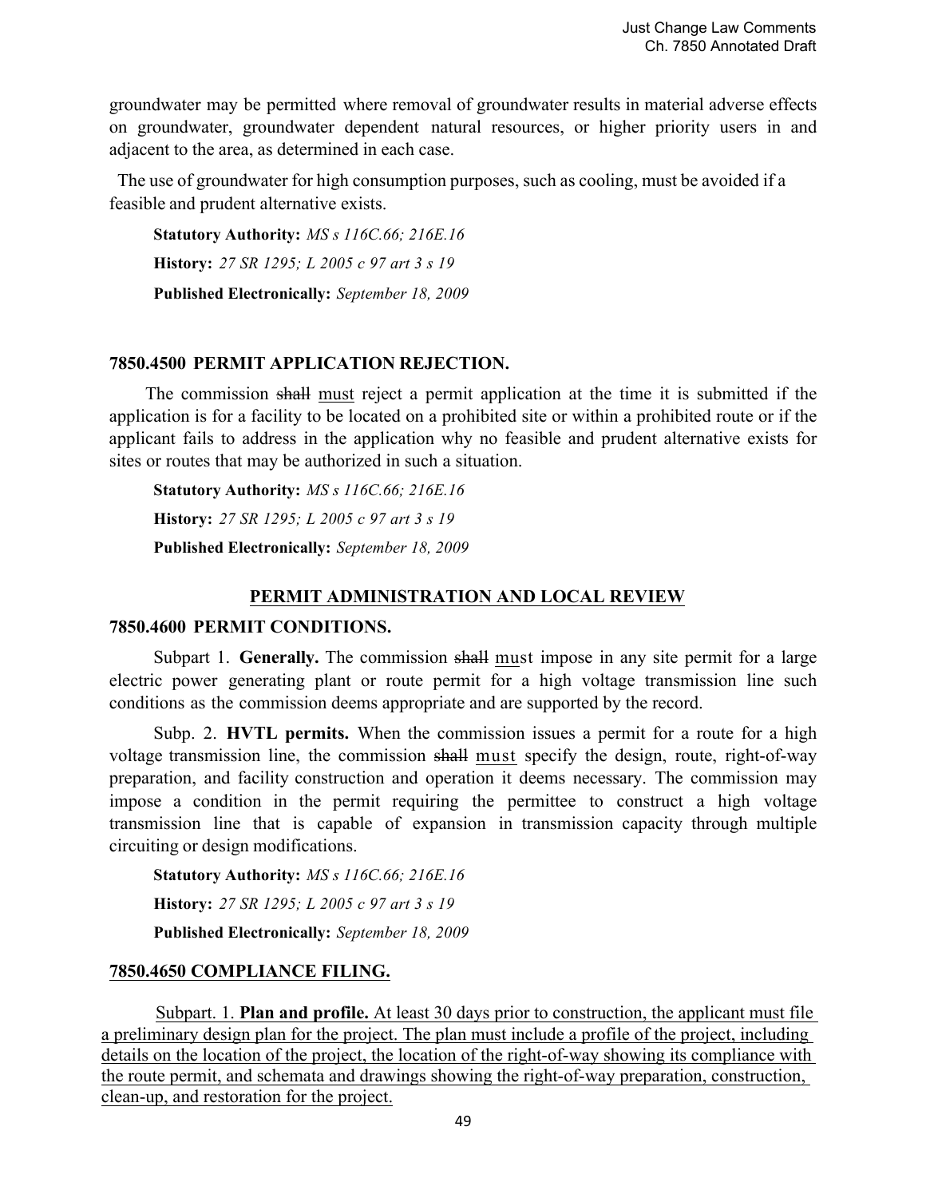groundwater may be permitted where removal of groundwater results in material adverse effects on groundwater, groundwater dependent natural resources, or higher priority users in and adjacent to the area, as determined in each case.

The use of groundwater for high consumption purposes, such as cooling, must be avoided if a feasible and prudent alternative exists.

**Statutory Authority:** *MS s 116C.66; 216E.16*

**History:** *27 SR 1295; L 2005 c 97 art 3 s 19*

**Published Electronically:** *September 18, 2009*

### 7850.4500 PERMIT APPLICATION REJECTION.

The commission ~~shall~~ <u>must</u> reject a permit application at the time it is submitted if the application is for a facility to be located on a prohibited site or within a prohibited route or if the applicant fails to address in the application why no feasible and prudent alternative exists for sites or routes that may be authorized in such a situation.

**Statutory Authority:** *MS s 116C.66; 216E.16*

**History:** *27 SR 1295; L 2005 c 97 art 3 s 19*

**Published Electronically:** *September 18, 2009*

## <u>PERMIT ADMINISTRATION AND LOCAL REVIEW</u>

### 7850.4600 PERMIT CONDITIONS.

Subpart 1. **Generally.** The commission ~~shall~~ <u>must</u> impose in any site permit for a large electric power generating plant or route permit for a high voltage transmission line such conditions as the commission deems appropriate and are supported by the record.

Subp. 2. **HVTL permits.** When the commission issues a permit for a route for a high voltage transmission line, the commission ~~shall~~ <u>must</u> specify the design, route, right-of-way preparation, and facility construction and operation it deems necessary. The commission may impose a condition in the permit requiring the permittee to construct a high voltage transmission line that is capable of expansion in transmission capacity through multiple circuiting or design modifications.

**Statutory Authority:** *MS s 116C.66; 216E.16*

**History:** *27 SR 1295; L 2005 c 97 art 3 s 19*

**Published Electronically:** *September 18, 2009*

### <u>7850.4650 COMPLIANCE FILING.</u>

<u>Subpart. 1. **Plan and profile.** At least 30 days prior to construction, the applicant must file a preliminary design plan for the project. The plan must include a profile of the project, including details on the location of the project, the location of the right-of-way showing its compliance with the route permit, and schemata and drawings showing the right-of-way preparation, construction, clean-up, and restoration for the project.</u>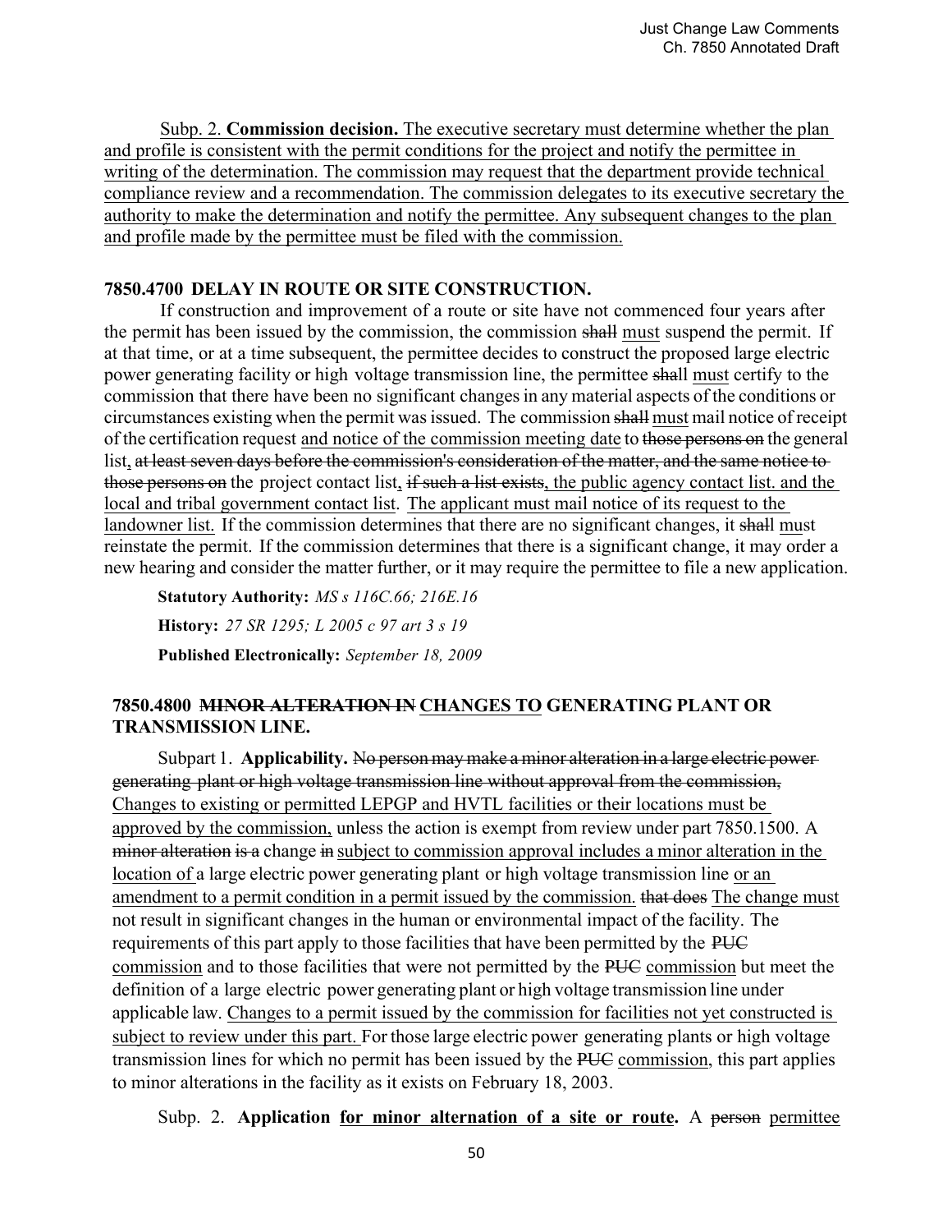<u>Subp. 2. **Commission decision.** The executive secretary must determine whether the plan and profile is consistent with the permit conditions for the project and notify the permittee in writing of the determination. The commission may request that the department provide technical compliance review and a recommendation. The commission delegates to its executive secretary the authority to make the determination and notify the permittee. Any subsequent changes to the plan and profile made by the permittee must be filed with the commission.</u>

### 7850.4700 DELAY IN ROUTE OR SITE CONSTRUCTION.

If construction and improvement of a route or site have not commenced four years after the permit has been issued by the commission, the commission ~~shall~~ <u>must</u> suspend the permit. If at that time, or at a time subsequent, the permittee decides to construct the proposed large electric power generating facility or high voltage transmission line, the permittee ~~shall~~ <u>must</u> certify to the commission that there have been no significant changes in any material aspects of the conditions or circumstances existing when the permit was issued. The commission ~~shall~~ <u>must</u> mail notice of receipt of the certification request <u>and notice of the commission meeting date</u> to ~~those persons on~~ the general list<u>,</u> ~~at least seven days before the commission's consideration of the matter, and the same notice to those persons on~~ the project contact list<u>,</u> ~~if such a list exists~~<u>, the public agency contact list. and the local and tribal government contact list</u>. <u>The applicant must mail notice of its request to the landowner list.</u> If the commission determines that there are no significant changes, it ~~shall~~ <u>must</u> reinstate the permit. If the commission determines that there is a significant change, it may order a new hearing and consider the matter further, or it may require the permittee to file a new application.

**Statutory Authority:** *MS s 116C.66; 216E.16*

**History:** *27 SR 1295; L 2005 c 97 art 3 s 19*

**Published Electronically:** *September 18, 2009*

### 7850.4800 ~~MINOR ALTERATION IN~~ <u>CHANGES TO</u> GENERATING PLANT OR TRANSMISSION LINE.

Subpart 1. **Applicability.** ~~No person may make a minor alteration in a large electric power generating plant or high voltage transmission line without approval from the commission,~~ <u>Changes to existing or permitted LEPGP and HVTL facilities or their locations must be approved by the commission,</u> unless the action is exempt from review under part 7850.1500. A ~~minor alteration is a~~ change ~~in~~ <u>subject to commission approval includes a minor alteration in the location of</u> a large electric power generating plant or high voltage transmission line <u>or an amendment to a permit condition in a permit issued by the commission.</u> ~~that does~~ <u>The change must</u> not result in significant changes in the human or environmental impact of the facility. The requirements of this part apply to those facilities that have been permitted by the ~~PUC~~ <u>commission</u> and to those facilities that were not permitted by the ~~PUC~~ <u>commission</u> but meet the definition of a large electric power generating plant or high voltage transmission line under applicable law. <u>Changes to a permit issued by the commission for facilities not yet constructed is subject to review under this part.</u> For those large electric power generating plants or high voltage transmission lines for which no permit has been issued by the ~~PUC~~ <u>commission</u>, this part applies to minor alterations in the facility as it exists on February 18, 2003.

Subp. 2. **Application <u>for minor alternation of a site or route</u>.** A ~~person~~ <u>permittee</u>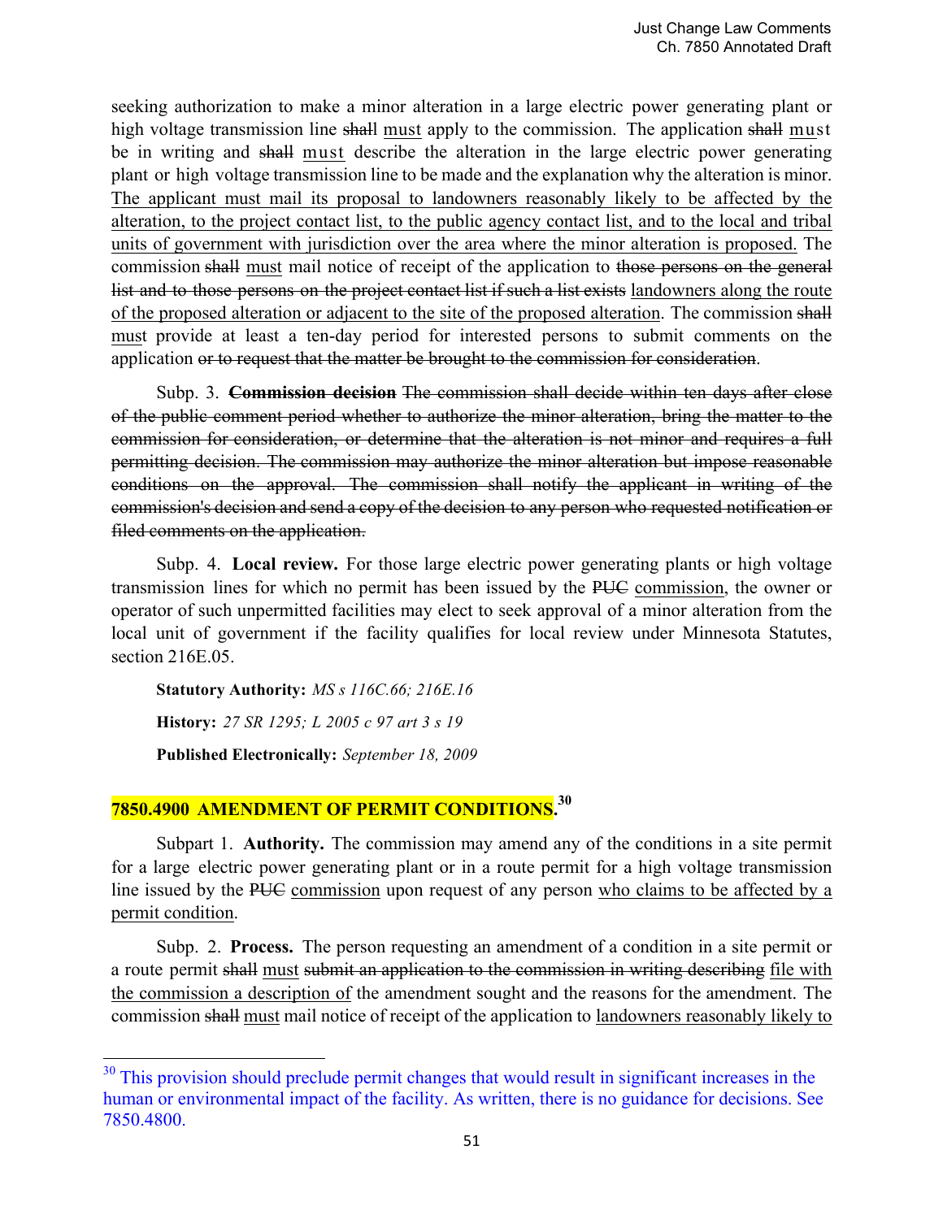seeking authorization to make a minor alteration in a large electric power generating plant or high voltage transmission line ~~shall~~ <u>must</u> apply to the commission. The application ~~shall~~ <u>must</u> be in writing and ~~shall~~ <u>must</u> describe the alteration in the large electric power generating plant or high voltage transmission line to be made and the explanation why the alteration is minor. <u>The applicant must mail its proposal to landowners reasonably likely to be affected by the alteration, to the project contact list, to the public agency contact list, and to the local and tribal units of government with jurisdiction over the area where the minor alteration is proposed.</u> The commission ~~shall~~ <u>must</u> mail notice of receipt of the application to ~~those persons on the general list and to those persons on the project contact list if such a list exists~~ <u>landowners along the route of the proposed alteration or adjacent to the site of the proposed alteration</u>. The commission ~~shall~~ <u>must</u> provide at least a ten-day period for interested persons to submit comments on the application ~~or to request that the matter be brought to the commission for consideration~~.

Subp. 3. ~~**Commission decision** The commission shall decide within ten days after close of the public comment period whether to authorize the minor alteration, bring the matter to the commission for consideration, or determine that the alteration is not minor and requires a full permitting decision. The commission may authorize the minor alteration but impose reasonable conditions on the approval. The commission shall notify the applicant in writing of the commission's decision and send a copy of the decision to any person who requested notification or filed comments on the application.~~

Subp. 4. **Local review.** For those large electric power generating plants or high voltage transmission lines for which no permit has been issued by the ~~PUC~~ <u>commission</u>, the owner or operator of such unpermitted facilities may elect to seek approval of a minor alteration from the local unit of government if the facility qualifies for local review under Minnesota Statutes, section 216E.05.

**Statutory Authority:** *MS s 116C.66; 216E.16*

**History:** *27 SR 1295; L 2005 c 97 art 3 s 19*

**Published Electronically:** *September 18, 2009*

## 7850.4900 AMENDMENT OF PERMIT CONDITIONS.[30]

Subpart 1. **Authority.** The commission may amend any of the conditions in a site permit for a large electric power generating plant or in a route permit for a high voltage transmission line issued by the ~~PUC~~ <u>commission</u> upon request of any person <u>who claims to be affected by a permit condition</u>.

Subp. 2. **Process.** The person requesting an amendment of a condition in a site permit or a route permit ~~shall~~ <u>must</u> ~~submit an application to the commission in writing describing~~ <u>file with the commission a description of</u> the amendment sought and the reasons for the amendment. The commission ~~shall~~ <u>must</u> mail notice of receipt of the application to <u>landowners reasonably likely to</u>

---

[30] This provision should preclude permit changes that would result in significant increases in the human or environmental impact of the facility. As written, there is no guidance for decisions. See 7850.4800.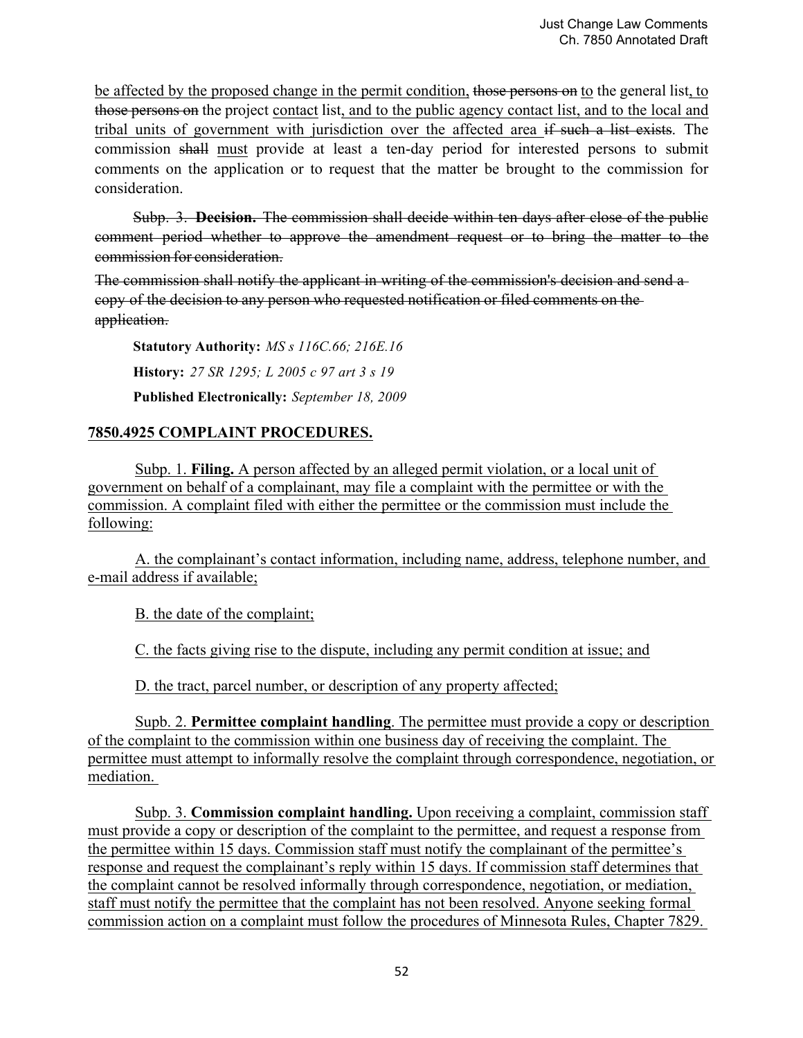be affected by the proposed change in the permit condition, ~~those persons on~~ to the general list, to ~~those persons on~~ the project contact list, and to the public agency contact list, and to the local and tribal units of government with jurisdiction over the affected area ~~if such a list exists~~. The commission ~~shall~~ must provide at least a ten-day period for interested persons to submit comments on the application or to request that the matter be brought to the commission for consideration.

~~Subp. 3. **Decision.** The commission shall decide within ten days after close of the public comment period whether to approve the amendment request or to bring the matter to the commission for consideration.~~

~~The commission shall notify the applicant in writing of the commission's decision and send a copy of the decision to any person who requested notification or filed comments on the application.~~

**Statutory Authority:** *MS s 116C.66; 216E.16*

**History:** *27 SR 1295; L 2005 c 97 art 3 s 19*

**Published Electronically:** *September 18, 2009*

## 7850.4925 COMPLAINT PROCEDURES.

Subp. 1. **Filing.** A person affected by an alleged permit violation, or a local unit of government on behalf of a complainant, may file a complaint with the permittee or with the commission. A complaint filed with either the permittee or the commission must include the following:

A. the complainant's contact information, including name, address, telephone number, and e-mail address if available;

B. the date of the complaint;

C. the facts giving rise to the dispute, including any permit condition at issue; and

D. the tract, parcel number, or description of any property affected;

Supb. 2. **Permittee complaint handling**. The permittee must provide a copy or description of the complaint to the commission within one business day of receiving the complaint. The permittee must attempt to informally resolve the complaint through correspondence, negotiation, or mediation.

Subp. 3. **Commission complaint handling.** Upon receiving a complaint, commission staff must provide a copy or description of the complaint to the permittee, and request a response from the permittee within 15 days. Commission staff must notify the complainant of the permittee's response and request the complainant's reply within 15 days. If commission staff determines that the complaint cannot be resolved informally through correspondence, negotiation, or mediation, staff must notify the permittee that the complaint has not been resolved. Anyone seeking formal commission action on a complaint must follow the procedures of Minnesota Rules, Chapter 7829.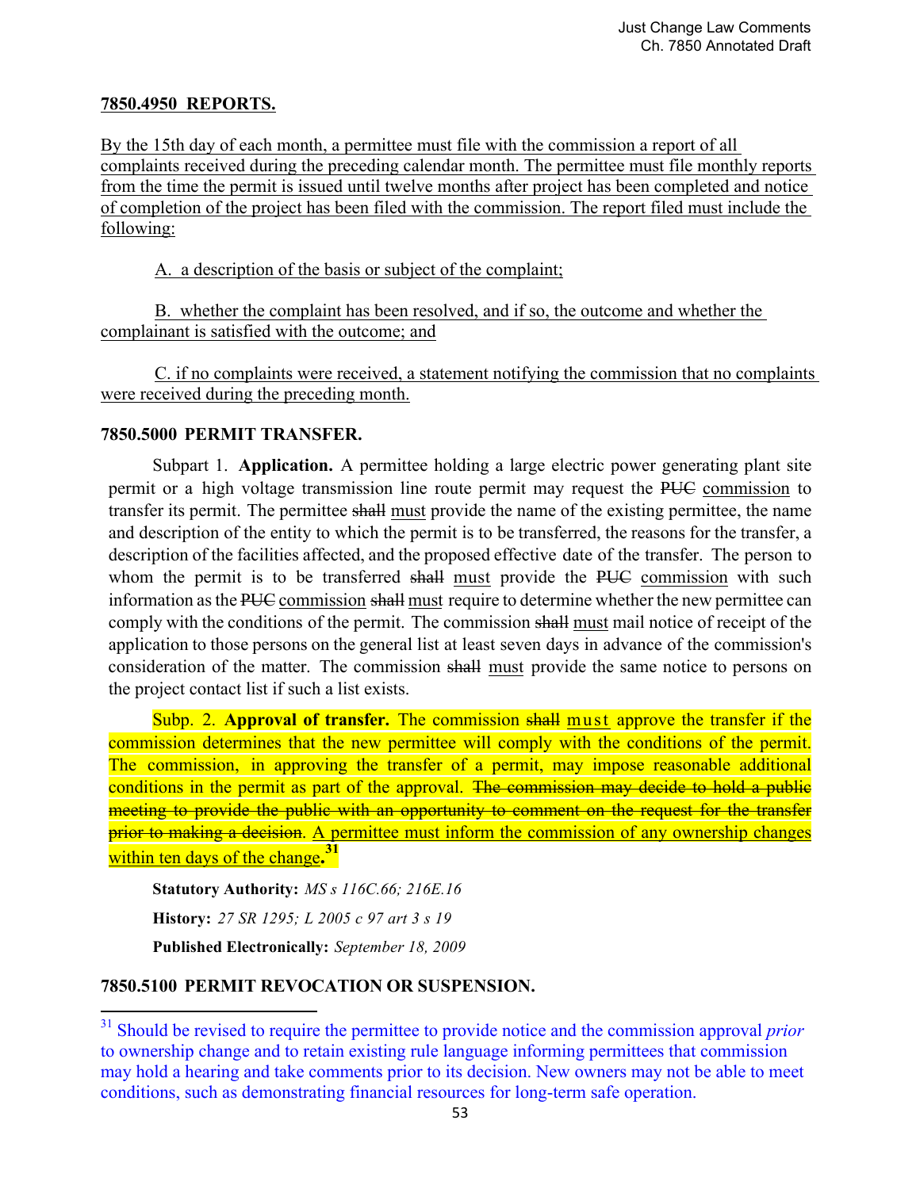**7850.4950 REPORTS.**

By the 15th day of each month, a permittee must file with the commission a report of all complaints received during the preceding calendar month. The permittee must file monthly reports from the time the permit is issued until twelve months after project has been completed and notice of completion of the project has been filed with the commission. The report filed must include the following:

A. a description of the basis or subject of the complaint;

B. whether the complaint has been resolved, and if so, the outcome and whether the complainant is satisfied with the outcome; and

C. if no complaints were received, a statement notifying the commission that no complaints were received during the preceding month.

**7850.5000 PERMIT TRANSFER.**

Subpart 1. **Application.** A permittee holding a large electric power generating plant site permit or a high voltage transmission line route permit may request the ~~PUC~~ commission to transfer its permit. The permittee ~~shall~~ must provide the name of the existing permittee, the name and description of the entity to which the permit is to be transferred, the reasons for the transfer, a description of the facilities affected, and the proposed effective date of the transfer. The person to whom the permit is to be transferred ~~shall~~ must provide the ~~PUC~~ commission with such information as the ~~PUC~~ commission ~~shall~~ must require to determine whether the new permittee can comply with the conditions of the permit. The commission ~~shall~~ must mail notice of receipt of the application to those persons on the general list at least seven days in advance of the commission's consideration of the matter. The commission ~~shall~~ must provide the same notice to persons on the project contact list if such a list exists.

Subp. 2. **Approval of transfer.** The commission ~~shall~~ must approve the transfer if the commission determines that the new permittee will comply with the conditions of the permit. The commission, in approving the transfer of a permit, may impose reasonable additional conditions in the permit as part of the approval. ~~The commission may decide to hold a public meeting to provide the public with an opportunity to comment on the request for the transfer prior to making a decision.~~ A permittee must inform the commission of any ownership changes within ten days of the change.[31]

**Statutory Authority:** *MS s 116C.66; 216E.16*

**History:** *27 SR 1295; L 2005 c 97 art 3 s 19*

**Published Electronically:** *September 18, 2009*

**7850.5100 PERMIT REVOCATION OR SUSPENSION.**

---

[31] Should be revised to require the permittee to provide notice and the commission approval *prior* to ownership change and to retain existing rule language informing permittees that commission may hold a hearing and take comments prior to its decision. New owners may not be able to meet conditions, such as demonstrating financial resources for long-term safe operation.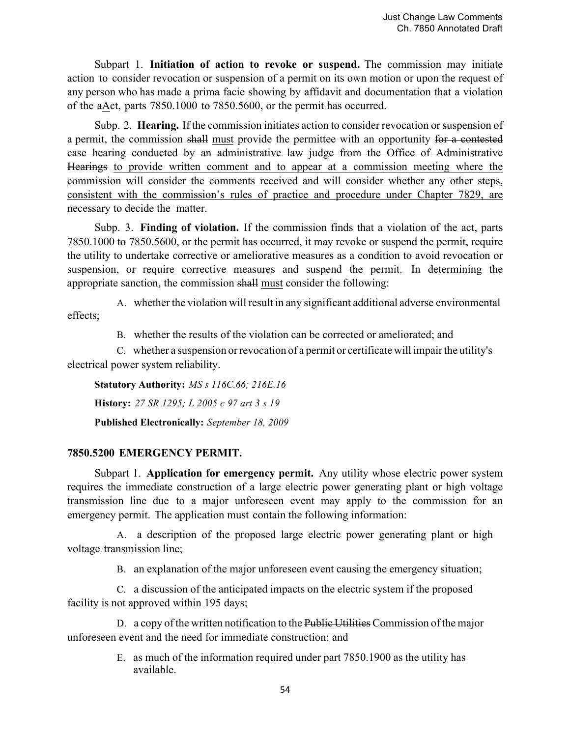Subpart 1. **Initiation of action to revoke or suspend.** The commission may initiate action to consider revocation or suspension of a permit on its own motion or upon the request of any person who has made a prima facie showing by affidavit and documentation that a violation of the ~~a~~<u>A</u>ct, parts 7850.1000 to 7850.5600, or the permit has occurred.

Subp. 2. **Hearing.** If the commission initiates action to consider revocation or suspension of a permit, the commission ~~shall~~ <u>must</u> provide the permittee with an opportunity ~~for a contested case hearing conducted by an administrative law judge from the Office of Administrative Hearings~~ <u>to provide written comment and to appear at a commission meeting where the commission will consider the comments received and will consider whether any other steps, consistent with the commission's rules of practice and procedure under Chapter 7829, are necessary to decide the matter.</u>

Subp. 3. **Finding of violation.** If the commission finds that a violation of the act, parts 7850.1000 to 7850.5600, or the permit has occurred, it may revoke or suspend the permit, require the utility to undertake corrective or ameliorative measures as a condition to avoid revocation or suspension, or require corrective measures and suspend the permit. In determining the appropriate sanction, the commission ~~shall~~ <u>must</u> consider the following:

A. whether the violation will result in any significant additional adverse environmental effects;

B. whether the results of the violation can be corrected or ameliorated; and

C. whether a suspension or revocation of a permit or certificate will impair the utility's electrical power system reliability.

**Statutory Authority:** *MS s 116C.66; 216E.16*

**History:** *27 SR 1295; L 2005 c 97 art 3 s 19*

**Published Electronically:** *September 18, 2009*

### 7850.5200 EMERGENCY PERMIT.

Subpart 1. **Application for emergency permit.** Any utility whose electric power system requires the immediate construction of a large electric power generating plant or high voltage transmission line due to a major unforeseen event may apply to the commission for an emergency permit. The application must contain the following information:

A. a description of the proposed large electric power generating plant or high voltage transmission line;

B. an explanation of the major unforeseen event causing the emergency situation;

C. a discussion of the anticipated impacts on the electric system if the proposed facility is not approved within 195 days;

D. a copy of the written notification to the ~~Public Utilities~~ Commission of the major unforeseen event and the need for immediate construction; and

E. as much of the information required under part 7850.1900 as the utility has available.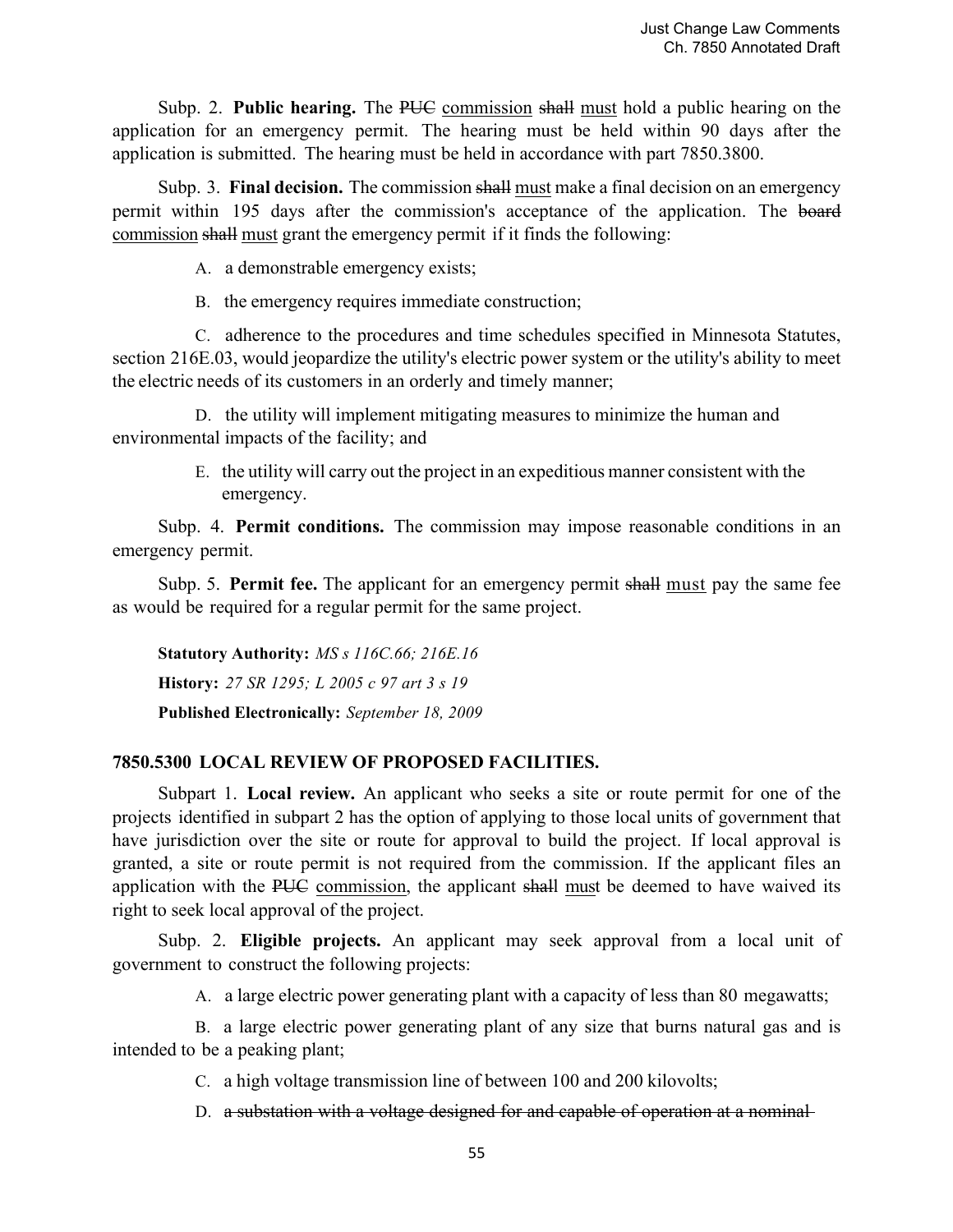Subp. 2. **Public hearing.** The ~~PUC~~ <u>commission</u> ~~shall~~ <u>must</u> hold a public hearing on the application for an emergency permit. The hearing must be held within 90 days after the application is submitted. The hearing must be held in accordance with part 7850.3800.

Subp. 3. **Final decision.** The commission ~~shall~~ <u>must</u> make a final decision on an emergency permit within 195 days after the commission's acceptance of the application. The ~~board~~ <u>commission</u> ~~shall~~ <u>must</u> grant the emergency permit if it finds the following:

A. a demonstrable emergency exists;

B. the emergency requires immediate construction;

C. adherence to the procedures and time schedules specified in Minnesota Statutes, section 216E.03, would jeopardize the utility's electric power system or the utility's ability to meet the electric needs of its customers in an orderly and timely manner;

D. the utility will implement mitigating measures to minimize the human and environmental impacts of the facility; and

E. the utility will carry out the project in an expeditious manner consistent with the emergency.

Subp. 4. **Permit conditions.** The commission may impose reasonable conditions in an emergency permit.

Subp. 5. **Permit fee.** The applicant for an emergency permit ~~shall~~ <u>must</u> pay the same fee as would be required for a regular permit for the same project.

**Statutory Authority:** *MS s 116C.66; 216E.16*

**History:** *27 SR 1295; L 2005 c 97 art 3 s 19*

**Published Electronically:** *September 18, 2009*

### 7850.5300 LOCAL REVIEW OF PROPOSED FACILITIES.

Subpart 1. **Local review.** An applicant who seeks a site or route permit for one of the projects identified in subpart 2 has the option of applying to those local units of government that have jurisdiction over the site or route for approval to build the project. If local approval is granted, a site or route permit is not required from the commission. If the applicant files an application with the ~~PUC~~ <u>commission</u>, the applicant ~~shall~~ <u>must</u> be deemed to have waived its right to seek local approval of the project.

Subp. 2. **Eligible projects.** An applicant may seek approval from a local unit of government to construct the following projects:

A. a large electric power generating plant with a capacity of less than 80 megawatts;

B. a large electric power generating plant of any size that burns natural gas and is intended to be a peaking plant;

C. a high voltage transmission line of between 100 and 200 kilovolts;

D. ~~a substation with a voltage designed for and capable of operation at a nominal~~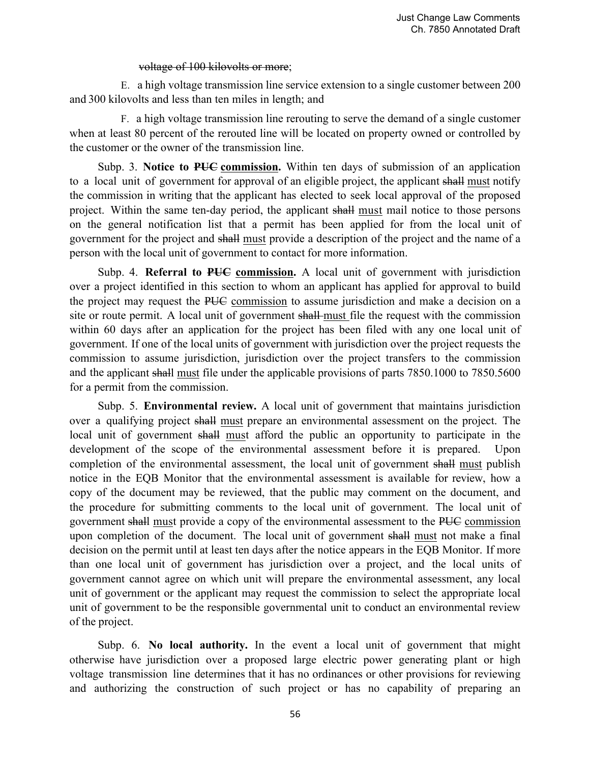~~voltage of 100 kilovolts or more~~;

E. a high voltage transmission line service extension to a single customer between 200 and 300 kilovolts and less than ten miles in length; and

F. a high voltage transmission line rerouting to serve the demand of a single customer when at least 80 percent of the rerouted line will be located on property owned or controlled by the customer or the owner of the transmission line.

Subp. 3. **Notice to ~~PUC~~ <u>commission</u>.** Within ten days of submission of an application to a local unit of government for approval of an eligible project, the applicant ~~shall~~ <u>must</u> notify the commission in writing that the applicant has elected to seek local approval of the proposed project. Within the same ten-day period, the applicant ~~shall~~ <u>must</u> mail notice to those persons on the general notification list that a permit has been applied for from the local unit of government for the project and ~~shall~~ <u>must</u> provide a description of the project and the name of a person with the local unit of government to contact for more information.

Subp. 4. **Referral to ~~PUC~~ <u>commission</u>.** A local unit of government with jurisdiction over a project identified in this section to whom an applicant has applied for approval to build the project may request the ~~PUC~~ <u>commission</u> to assume jurisdiction and make a decision on a site or route permit. A local unit of government ~~shall~~ <u>must</u> file the request with the commission within 60 days after an application for the project has been filed with any one local unit of government. If one of the local units of government with jurisdiction over the project requests the commission to assume jurisdiction, jurisdiction over the project transfers to the commission and the applicant ~~shall~~ <u>must</u> file under the applicable provisions of parts 7850.1000 to 7850.5600 for a permit from the commission.

Subp. 5. **Environmental review.** A local unit of government that maintains jurisdiction over a qualifying project ~~shall~~ <u>must</u> prepare an environmental assessment on the project. The local unit of government ~~shall~~ <u>must</u> afford the public an opportunity to participate in the development of the scope of the environmental assessment before it is prepared. Upon completion of the environmental assessment, the local unit of government ~~shall~~ <u>must</u> publish notice in the EQB Monitor that the environmental assessment is available for review, how a copy of the document may be reviewed, that the public may comment on the document, and the procedure for submitting comments to the local unit of government. The local unit of government ~~shall~~ <u>must</u> provide a copy of the environmental assessment to the ~~PUC~~ <u>commission</u> upon completion of the document. The local unit of government ~~shall~~ <u>must</u> not make a final decision on the permit until at least ten days after the notice appears in the EQB Monitor. If more than one local unit of government has jurisdiction over a project, and the local units of government cannot agree on which unit will prepare the environmental assessment, any local unit of government or the applicant may request the commission to select the appropriate local unit of government to be the responsible governmental unit to conduct an environmental review of the project.

Subp. 6. **No local authority.** In the event a local unit of government that might otherwise have jurisdiction over a proposed large electric power generating plant or high voltage transmission line determines that it has no ordinances or other provisions for reviewing and authorizing the construction of such project or has no capability of preparing an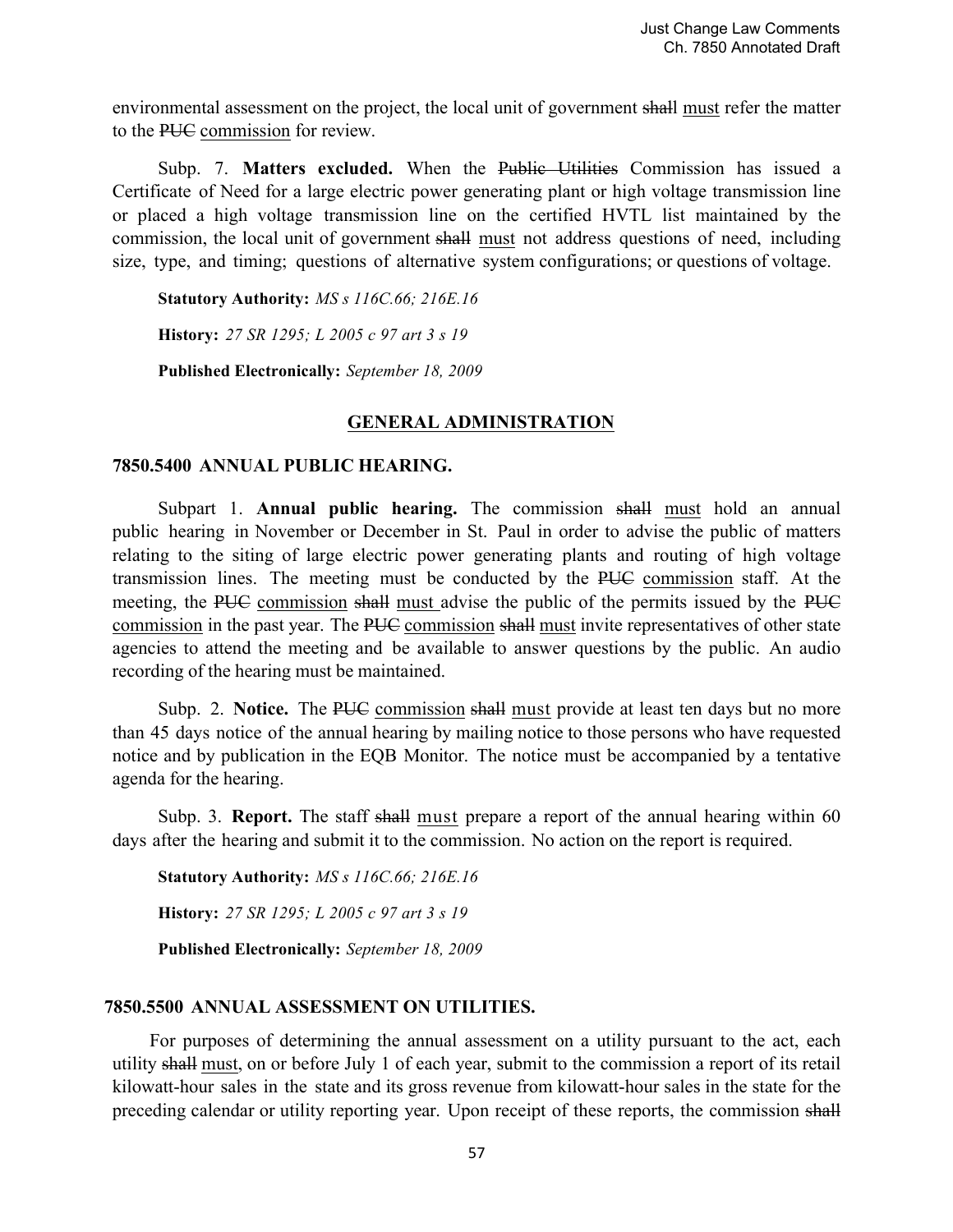environmental assessment on the project, the local unit of government ~~shall~~ <u>must</u> refer the matter to the ~~PUC~~ <u>commission</u> for review.

Subp. 7. **Matters excluded.** When the ~~Public Utilities~~ Commission has issued a Certificate of Need for a large electric power generating plant or high voltage transmission line or placed a high voltage transmission line on the certified HVTL list maintained by the commission, the local unit of government ~~shall~~ <u>must</u> not address questions of need, including size, type, and timing; questions of alternative system configurations; or questions of voltage.

**Statutory Authority:** *MS s 116C.66; 216E.16*

**History:** *27 SR 1295; L 2005 c 97 art 3 s 19*

**Published Electronically:** *September 18, 2009*

## <u>GENERAL ADMINISTRATION</u>

### 7850.5400 ANNUAL PUBLIC HEARING.

Subpart 1. **Annual public hearing.** The commission ~~shall~~ <u>must</u> hold an annual public hearing in November or December in St. Paul in order to advise the public of matters relating to the siting of large electric power generating plants and routing of high voltage transmission lines. The meeting must be conducted by the ~~PUC~~ <u>commission</u> staff. At the meeting, the ~~PUC~~ <u>commission</u> ~~shall~~ <u>must</u> advise the public of the permits issued by the ~~PUC~~ <u>commission</u> in the past year. The ~~PUC~~ <u>commission</u> ~~shall~~ <u>must</u> invite representatives of other state agencies to attend the meeting and be available to answer questions by the public. An audio recording of the hearing must be maintained.

Subp. 2. **Notice.** The ~~PUC~~ <u>commission</u> ~~shall~~ <u>must</u> provide at least ten days but no more than 45 days notice of the annual hearing by mailing notice to those persons who have requested notice and by publication in the EQB Monitor. The notice must be accompanied by a tentative agenda for the hearing.

Subp. 3. **Report.** The staff ~~shall~~ <u>must</u> prepare a report of the annual hearing within 60 days after the hearing and submit it to the commission. No action on the report is required.

**Statutory Authority:** *MS s 116C.66; 216E.16*

**History:** *27 SR 1295; L 2005 c 97 art 3 s 19*

**Published Electronically:** *September 18, 2009*

### 7850.5500 ANNUAL ASSESSMENT ON UTILITIES.

For purposes of determining the annual assessment on a utility pursuant to the act, each utility ~~shall~~ <u>must</u>, on or before July 1 of each year, submit to the commission a report of its retail kilowatt-hour sales in the state and its gross revenue from kilowatt-hour sales in the state for the preceding calendar or utility reporting year. Upon receipt of these reports, the commission ~~shall~~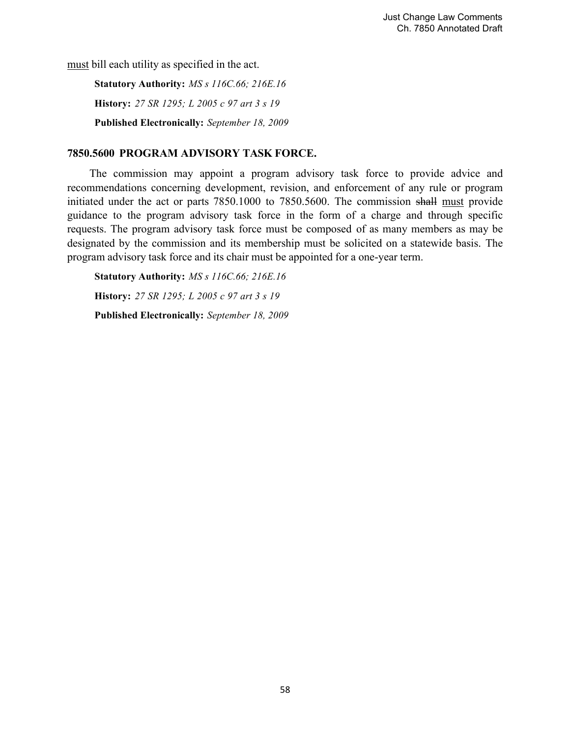<u>must</u> bill each utility as specified in the act.

**Statutory Authority:** *MS s 116C.66; 216E.16*

**History:** *27 SR 1295; L 2005 c 97 art 3 s 19*

**Published Electronically:** *September 18, 2009*

### 7850.5600 PROGRAM ADVISORY TASK FORCE.

The commission may appoint a program advisory task force to provide advice and recommendations concerning development, revision, and enforcement of any rule or program initiated under the act or parts 7850.1000 to 7850.5600. The commission ~~shall~~ <u>must</u> provide guidance to the program advisory task force in the form of a charge and through specific requests. The program advisory task force must be composed of as many members as may be designated by the commission and its membership must be solicited on a statewide basis. The program advisory task force and its chair must be appointed for a one-year term.

**Statutory Authority:** *MS s 116C.66; 216E.16*

**History:** *27 SR 1295; L 2005 c 97 art 3 s 19*

**Published Electronically:** *September 18, 2009*